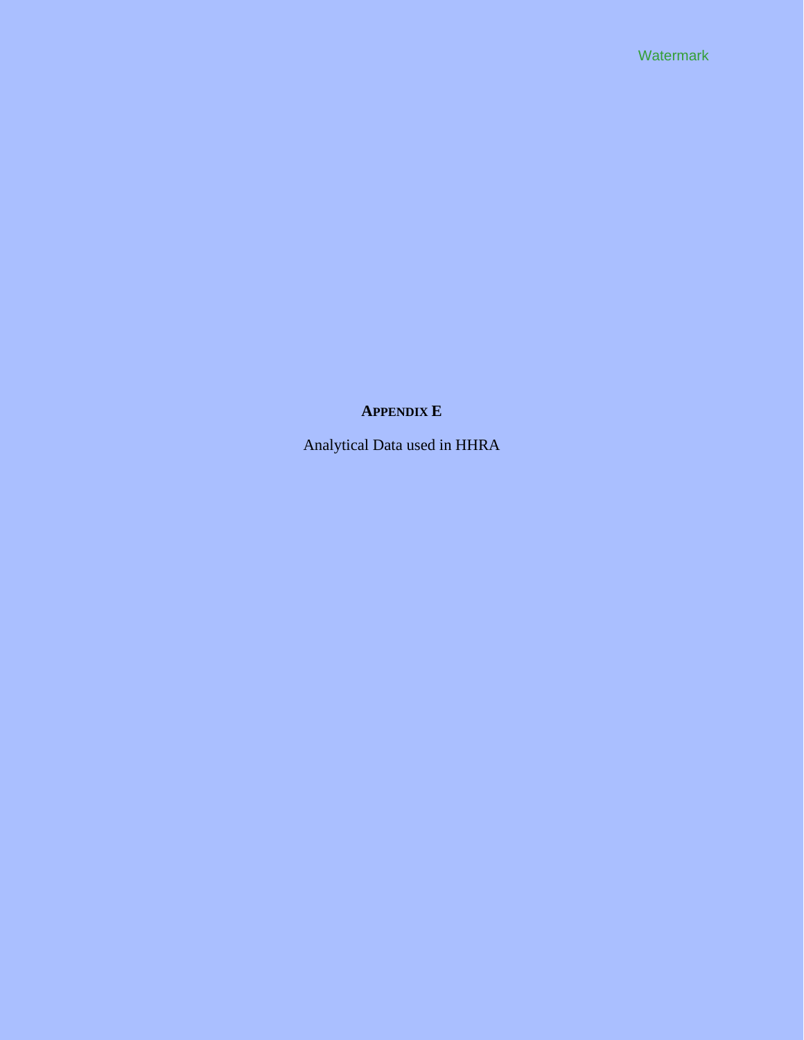# APPENDIX E

Analytical Data used in HHRA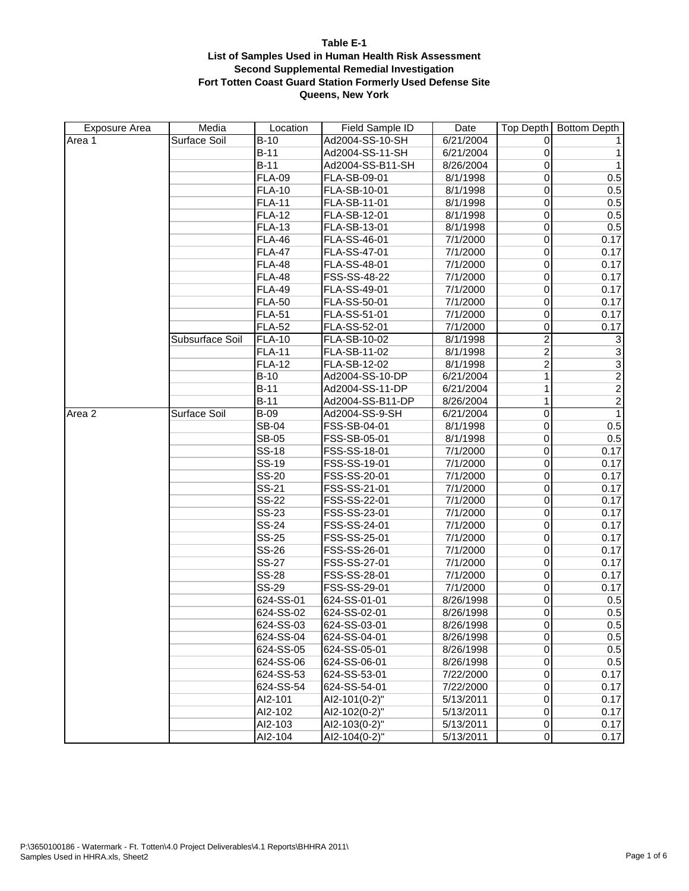**Table E-1**
**List of Samples Used in Human Health Risk Assessment**
**Second Supplemental Remedial Investigation**
**Fort Totten Coast Guard Station Formerly Used Defense Site**
**Queens, New York**

| Exposure Area | Media | Location | Field Sample ID | Date | Top Depth | Bottom Depth |
|---|---|---|---|---|---|---|
| Area 1 | Surface Soil | B-10 | Ad2004-SS-10-SH | 6/21/2004 | 0 | 1 |
| | | B-11 | Ad2004-SS-11-SH | 6/21/2004 | 0 | 1 |
| | | B-11 | Ad2004-SS-B11-SH | 8/26/2004 | 0 | 1 |
| | | FLA-09 | FLA-SB-09-01 | 8/1/1998 | 0 | 0.5 |
| | | FLA-10 | FLA-SB-10-01 | 8/1/1998 | 0 | 0.5 |
| | | FLA-11 | FLA-SB-11-01 | 8/1/1998 | 0 | 0.5 |
| | | FLA-12 | FLA-SB-12-01 | 8/1/1998 | 0 | 0.5 |
| | | FLA-13 | FLA-SB-13-01 | 8/1/1998 | 0 | 0.5 |
| | | FLA-46 | FLA-SS-46-01 | 7/1/2000 | 0 | 0.17 |
| | | FLA-47 | FLA-SS-47-01 | 7/1/2000 | 0 | 0.17 |
| | | FLA-48 | FLA-SS-48-01 | 7/1/2000 | 0 | 0.17 |
| | | FLA-48 | FSS-SS-48-22 | 7/1/2000 | 0 | 0.17 |
| | | FLA-49 | FLA-SS-49-01 | 7/1/2000 | 0 | 0.17 |
| | | FLA-50 | FLA-SS-50-01 | 7/1/2000 | 0 | 0.17 |
| | | FLA-51 | FLA-SS-51-01 | 7/1/2000 | 0 | 0.17 |
| | | FLA-52 | FLA-SS-52-01 | 7/1/2000 | 0 | 0.17 |
| | Subsurface Soil | FLA-10 | FLA-SB-10-02 | 8/1/1998 | 2 | 3 |
| | | FLA-11 | FLA-SB-11-02 | 8/1/1998 | 2 | 3 |
| | | FLA-12 | FLA-SB-12-02 | 8/1/1998 | 2 | 3 |
| | | B-10 | Ad2004-SS-10-DP | 6/21/2004 | 1 | 2 |
| | | B-11 | Ad2004-SS-11-DP | 6/21/2004 | 1 | 2 |
| | | B-11 | Ad2004-SS-B11-DP | 8/26/2004 | 1 | 2 |
| Area 2 | Surface Soil | B-09 | Ad2004-SS-9-SH | 6/21/2004 | 0 | 1 |
| | | SB-04 | FSS-SB-04-01 | 8/1/1998 | 0 | 0.5 |
| | | SB-05 | FSS-SB-05-01 | 8/1/1998 | 0 | 0.5 |
| | | SS-18 | FSS-SS-18-01 | 7/1/2000 | 0 | 0.17 |
| | | SS-19 | FSS-SS-19-01 | 7/1/2000 | 0 | 0.17 |
| | | SS-20 | FSS-SS-20-01 | 7/1/2000 | 0 | 0.17 |
| | | SS-21 | FSS-SS-21-01 | 7/1/2000 | 0 | 0.17 |
| | | SS-22 | FSS-SS-22-01 | 7/1/2000 | 0 | 0.17 |
| | | SS-23 | FSS-SS-23-01 | 7/1/2000 | 0 | 0.17 |
| | | SS-24 | FSS-SS-24-01 | 7/1/2000 | 0 | 0.17 |
| | | SS-25 | FSS-SS-25-01 | 7/1/2000 | 0 | 0.17 |
| | | SS-26 | FSS-SS-26-01 | 7/1/2000 | 0 | 0.17 |
| | | SS-27 | FSS-SS-27-01 | 7/1/2000 | 0 | 0.17 |
| | | SS-28 | FSS-SS-28-01 | 7/1/2000 | 0 | 0.17 |
| | | SS-29 | FSS-SS-29-01 | 7/1/2000 | 0 | 0.17 |
| | | 624-SS-01 | 624-SS-01-01 | 8/26/1998 | 0 | 0.5 |
| | | 624-SS-02 | 624-SS-02-01 | 8/26/1998 | 0 | 0.5 |
| | | 624-SS-03 | 624-SS-03-01 | 8/26/1998 | 0 | 0.5 |
| | | 624-SS-04 | 624-SS-04-01 | 8/26/1998 | 0 | 0.5 |
| | | 624-SS-05 | 624-SS-05-01 | 8/26/1998 | 0 | 0.5 |
| | | 624-SS-06 | 624-SS-06-01 | 8/26/1998 | 0 | 0.5 |
| | | 624-SS-53 | 624-SS-53-01 | 7/22/2000 | 0 | 0.17 |
| | | 624-SS-54 | 624-SS-54-01 | 7/22/2000 | 0 | 0.17 |
| | | AI2-101 | AI2-101(0-2)" | 5/13/2011 | 0 | 0.17 |
| | | AI2-102 | AI2-102(0-2)" | 5/13/2011 | 0 | 0.17 |
| | | AI2-103 | AI2-103(0-2)" | 5/13/2011 | 0 | 0.17 |
| | | AI2-104 | AI2-104(0-2)" | 5/13/2011 | 0 | 0.17 |

P:\3650100186 - Watermark - Ft. Totten\4.0 Project Deliverables\4.1 Reports\BHHRA 2011\
Samples Used in HHRA.xls, Sheet2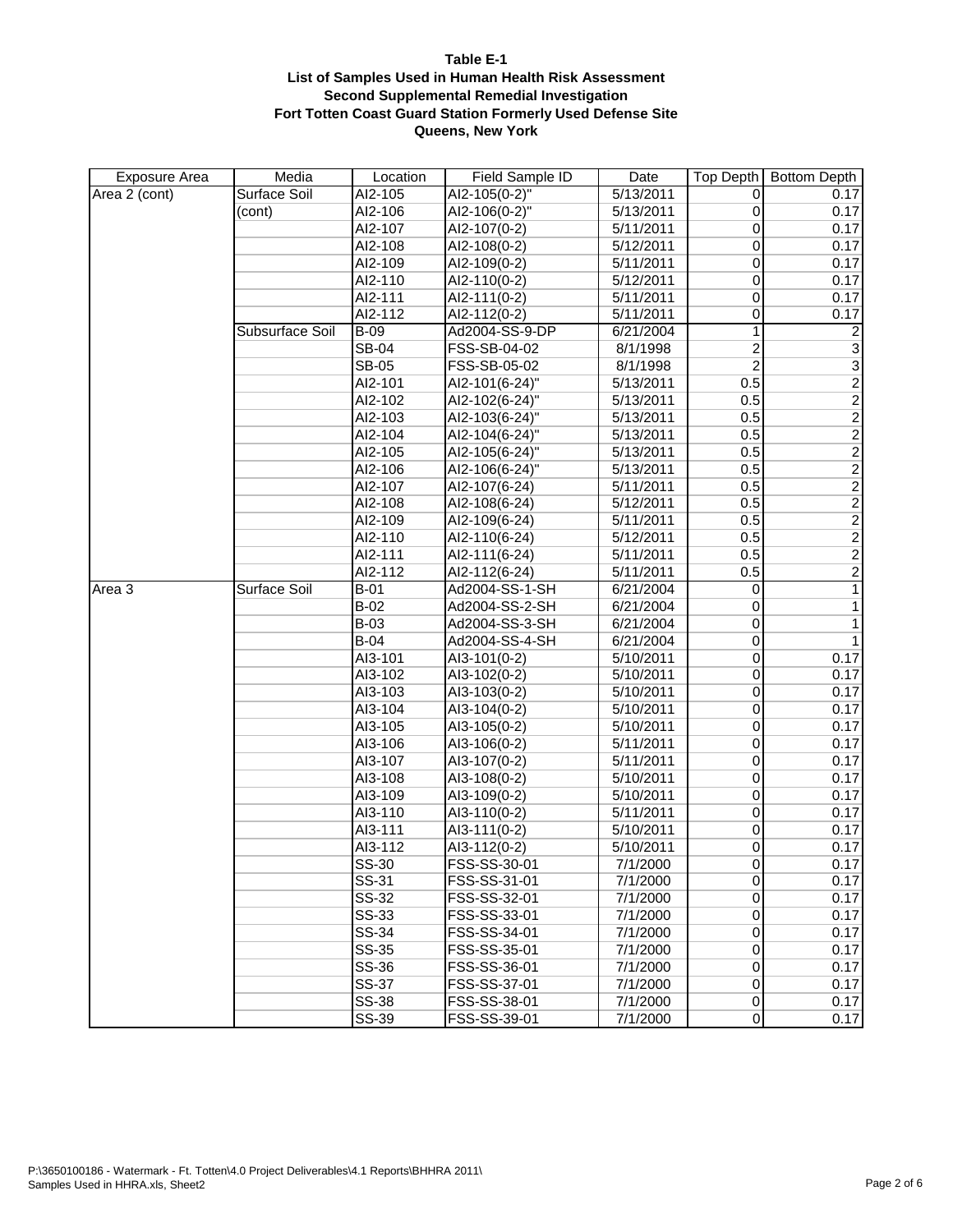**Table E-1**
**List of Samples Used in Human Health Risk Assessment**
**Second Supplemental Remedial Investigation**
**Fort Totten Coast Guard Station Formerly Used Defense Site**
**Queens, New York**

| Exposure Area | Media | Location | Field Sample ID | Date | Top Depth | Bottom Depth |
|---|---|---|---|---|---|---|
| Area 2 (cont) | Surface Soil | AI2-105 | AI2-105(0-2)" | 5/13/2011 | 0 | 0.17 |
| | (cont) | AI2-106 | AI2-106(0-2)" | 5/13/2011 | 0 | 0.17 |
| | | AI2-107 | AI2-107(0-2) | 5/11/2011 | 0 | 0.17 |
| | | AI2-108 | AI2-108(0-2) | 5/12/2011 | 0 | 0.17 |
| | | AI2-109 | AI2-109(0-2) | 5/11/2011 | 0 | 0.17 |
| | | AI2-110 | AI2-110(0-2) | 5/12/2011 | 0 | 0.17 |
| | | AI2-111 | AI2-111(0-2) | 5/11/2011 | 0 | 0.17 |
| | | AI2-112 | AI2-112(0-2) | 5/11/2011 | 0 | 0.17 |
| | Subsurface Soil | B-09 | Ad2004-SS-9-DP | 6/21/2004 | 1 | 2 |
| | | SB-04 | FSS-SB-04-02 | 8/1/1998 | 2 | 3 |
| | | SB-05 | FSS-SB-05-02 | 8/1/1998 | 2 | 3 |
| | | AI2-101 | AI2-101(6-24)" | 5/13/2011 | 0.5 | 2 |
| | | AI2-102 | AI2-102(6-24)" | 5/13/2011 | 0.5 | 2 |
| | | AI2-103 | AI2-103(6-24)" | 5/13/2011 | 0.5 | 2 |
| | | AI2-104 | AI2-104(6-24)" | 5/13/2011 | 0.5 | 2 |
| | | AI2-105 | AI2-105(6-24)" | 5/13/2011 | 0.5 | 2 |
| | | AI2-106 | AI2-106(6-24)" | 5/13/2011 | 0.5 | 2 |
| | | AI2-107 | AI2-107(6-24) | 5/11/2011 | 0.5 | 2 |
| | | AI2-108 | AI2-108(6-24) | 5/12/2011 | 0.5 | 2 |
| | | AI2-109 | AI2-109(6-24) | 5/11/2011 | 0.5 | 2 |
| | | AI2-110 | AI2-110(6-24) | 5/12/2011 | 0.5 | 2 |
| | | AI2-111 | AI2-111(6-24) | 5/11/2011 | 0.5 | 2 |
| | | AI2-112 | AI2-112(6-24) | 5/11/2011 | 0.5 | 2 |
| Area 3 | Surface Soil | B-01 | Ad2004-SS-1-SH | 6/21/2004 | 0 | 1 |
| | | B-02 | Ad2004-SS-2-SH | 6/21/2004 | 0 | 1 |
| | | B-03 | Ad2004-SS-3-SH | 6/21/2004 | 0 | 1 |
| | | B-04 | Ad2004-SS-4-SH | 6/21/2004 | 0 | 1 |
| | | AI3-101 | AI3-101(0-2) | 5/10/2011 | 0 | 0.17 |
| | | AI3-102 | AI3-102(0-2) | 5/10/2011 | 0 | 0.17 |
| | | AI3-103 | AI3-103(0-2) | 5/10/2011 | 0 | 0.17 |
| | | AI3-104 | AI3-104(0-2) | 5/10/2011 | 0 | 0.17 |
| | | AI3-105 | AI3-105(0-2) | 5/10/2011 | 0 | 0.17 |
| | | AI3-106 | AI3-106(0-2) | 5/11/2011 | 0 | 0.17 |
| | | AI3-107 | AI3-107(0-2) | 5/11/2011 | 0 | 0.17 |
| | | AI3-108 | AI3-108(0-2) | 5/10/2011 | 0 | 0.17 |
| | | AI3-109 | AI3-109(0-2) | 5/10/2011 | 0 | 0.17 |
| | | AI3-110 | AI3-110(0-2) | 5/11/2011 | 0 | 0.17 |
| | | AI3-111 | AI3-111(0-2) | 5/10/2011 | 0 | 0.17 |
| | | AI3-112 | AI3-112(0-2) | 5/10/2011 | 0 | 0.17 |
| | | SS-30 | FSS-SS-30-01 | 7/1/2000 | 0 | 0.17 |
| | | SS-31 | FSS-SS-31-01 | 7/1/2000 | 0 | 0.17 |
| | | SS-32 | FSS-SS-32-01 | 7/1/2000 | 0 | 0.17 |
| | | SS-33 | FSS-SS-33-01 | 7/1/2000 | 0 | 0.17 |
| | | SS-34 | FSS-SS-34-01 | 7/1/2000 | 0 | 0.17 |
| | | SS-35 | FSS-SS-35-01 | 7/1/2000 | 0 | 0.17 |
| | | SS-36 | FSS-SS-36-01 | 7/1/2000 | 0 | 0.17 |
| | | SS-37 | FSS-SS-37-01 | 7/1/2000 | 0 | 0.17 |
| | | SS-38 | FSS-SS-38-01 | 7/1/2000 | 0 | 0.17 |
| | | SS-39 | FSS-SS-39-01 | 7/1/2000 | 0 | 0.17 |

P:\3650100186 - Watermark - Ft. Totten\4.0 Project Deliverables\4.1 Reports\BHHRA 2011\
Samples Used in HHRA.xls, Sheet2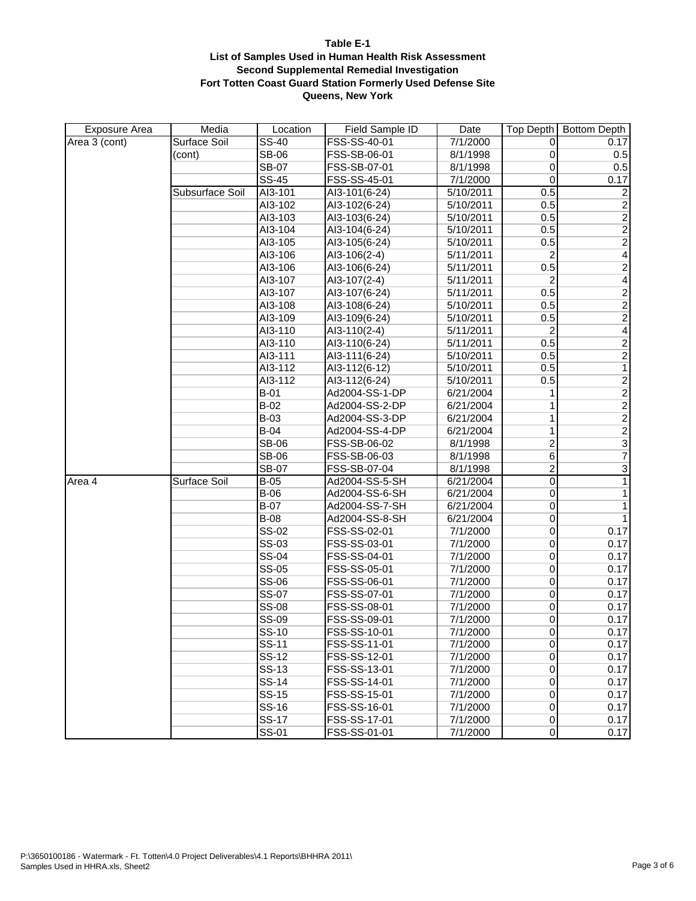**Table E-1**
**List of Samples Used in Human Health Risk Assessment**
**Second Supplemental Remedial Investigation**
**Fort Totten Coast Guard Station Formerly Used Defense Site**
**Queens, New York**

| Exposure Area | Media | Location | Field Sample ID | Date | Top Depth | Bottom Depth |
|---|---|---|---|---|---|---|
| Area 3 (cont) | Surface Soil | SS-40 | FSS-SS-40-01 | 7/1/2000 | 0 | 0.17 |
| | (cont) | SB-06 | FSS-SB-06-01 | 8/1/1998 | 0 | 0.5 |
| | | SB-07 | FSS-SB-07-01 | 8/1/1998 | 0 | 0.5 |
| | | SS-45 | FSS-SS-45-01 | 7/1/2000 | 0 | 0.17 |
| | Subsurface Soil | AI3-101 | AI3-101(6-24) | 5/10/2011 | 0.5 | 2 |
| | | AI3-102 | AI3-102(6-24) | 5/10/2011 | 0.5 | 2 |
| | | AI3-103 | AI3-103(6-24) | 5/10/2011 | 0.5 | 2 |
| | | AI3-104 | AI3-104(6-24) | 5/10/2011 | 0.5 | 2 |
| | | AI3-105 | AI3-105(6-24) | 5/10/2011 | 0.5 | 2 |
| | | AI3-106 | AI3-106(2-4) | 5/11/2011 | 2 | 4 |
| | | AI3-106 | AI3-106(6-24) | 5/11/2011 | 0.5 | 2 |
| | | AI3-107 | AI3-107(2-4) | 5/11/2011 | 2 | 4 |
| | | AI3-107 | AI3-107(6-24) | 5/11/2011 | 0.5 | 2 |
| | | AI3-108 | AI3-108(6-24) | 5/10/2011 | 0.5 | 2 |
| | | AI3-109 | AI3-109(6-24) | 5/10/2011 | 0.5 | 2 |
| | | AI3-110 | AI3-110(2-4) | 5/11/2011 | 2 | 4 |
| | | AI3-110 | AI3-110(6-24) | 5/11/2011 | 0.5 | 2 |
| | | AI3-111 | AI3-111(6-24) | 5/10/2011 | 0.5 | 2 |
| | | AI3-112 | AI3-112(6-12) | 5/10/2011 | 0.5 | 1 |
| | | AI3-112 | AI3-112(6-24) | 5/10/2011 | 0.5 | 2 |
| | | B-01 | Ad2004-SS-1-DP | 6/21/2004 | 1 | 2 |
| | | B-02 | Ad2004-SS-2-DP | 6/21/2004 | 1 | 2 |
| | | B-03 | Ad2004-SS-3-DP | 6/21/2004 | 1 | 2 |
| | | B-04 | Ad2004-SS-4-DP | 6/21/2004 | 1 | 2 |
| | | SB-06 | FSS-SB-06-02 | 8/1/1998 | 2 | 3 |
| | | SB-06 | FSS-SB-06-03 | 8/1/1998 | 6 | 7 |
| | | SB-07 | FSS-SB-07-04 | 8/1/1998 | 2 | 3 |
| Area 4 | Surface Soil | B-05 | Ad2004-SS-5-SH | 6/21/2004 | 0 | 1 |
| | | B-06 | Ad2004-SS-6-SH | 6/21/2004 | 0 | 1 |
| | | B-07 | Ad2004-SS-7-SH | 6/21/2004 | 0 | 1 |
| | | B-08 | Ad2004-SS-8-SH | 6/21/2004 | 0 | 1 |
| | | SS-02 | FSS-SS-02-01 | 7/1/2000 | 0 | 0.17 |
| | | SS-03 | FSS-SS-03-01 | 7/1/2000 | 0 | 0.17 |
| | | SS-04 | FSS-SS-04-01 | 7/1/2000 | 0 | 0.17 |
| | | SS-05 | FSS-SS-05-01 | 7/1/2000 | 0 | 0.17 |
| | | SS-06 | FSS-SS-06-01 | 7/1/2000 | 0 | 0.17 |
| | | SS-07 | FSS-SS-07-01 | 7/1/2000 | 0 | 0.17 |
| | | SS-08 | FSS-SS-08-01 | 7/1/2000 | 0 | 0.17 |
| | | SS-09 | FSS-SS-09-01 | 7/1/2000 | 0 | 0.17 |
| | | SS-10 | FSS-SS-10-01 | 7/1/2000 | 0 | 0.17 |
| | | SS-11 | FSS-SS-11-01 | 7/1/2000 | 0 | 0.17 |
| | | SS-12 | FSS-SS-12-01 | 7/1/2000 | 0 | 0.17 |
| | | SS-13 | FSS-SS-13-01 | 7/1/2000 | 0 | 0.17 |
| | | SS-14 | FSS-SS-14-01 | 7/1/2000 | 0 | 0.17 |
| | | SS-15 | FSS-SS-15-01 | 7/1/2000 | 0 | 0.17 |
| | | SS-16 | FSS-SS-16-01 | 7/1/2000 | 0 | 0.17 |
| | | SS-17 | FSS-SS-17-01 | 7/1/2000 | 0 | 0.17 |
| | | SS-01 | FSS-SS-01-01 | 7/1/2000 | 0 | 0.17 |

P:\3650100186 - Watermark - Ft. Totten\4.0 Project Deliverables\4.1 Reports\BHHRA 2011\
Samples Used in HHRA.xls, Sheet2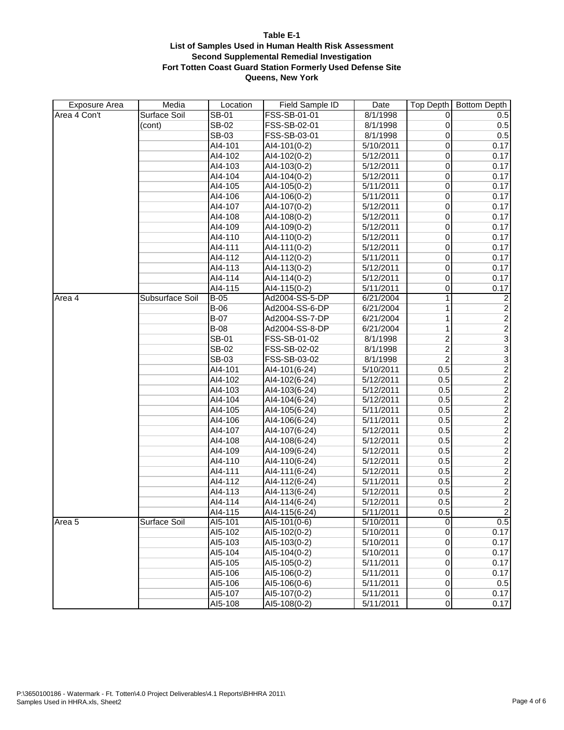**Table E-1**
**List of Samples Used in Human Health Risk Assessment**
**Second Supplemental Remedial Investigation**
**Fort Totten Coast Guard Station Formerly Used Defense Site**
**Queens, New York**

| Exposure Area | Media | Location | Field Sample ID | Date | Top Depth | Bottom Depth |
|---|---|---|---|---|---|---|
| Area 4 Con't | Surface Soil | SB-01 | FSS-SB-01-01 | 8/1/1998 | 0 | 0.5 |
| | (cont) | SB-02 | FSS-SB-02-01 | 8/1/1998 | 0 | 0.5 |
| | | SB-03 | FSS-SB-03-01 | 8/1/1998 | 0 | 0.5 |
| | | AI4-101 | AI4-101(0-2) | 5/10/2011 | 0 | 0.17 |
| | | AI4-102 | AI4-102(0-2) | 5/12/2011 | 0 | 0.17 |
| | | AI4-103 | AI4-103(0-2) | 5/12/2011 | 0 | 0.17 |
| | | AI4-104 | AI4-104(0-2) | 5/12/2011 | 0 | 0.17 |
| | | AI4-105 | AI4-105(0-2) | 5/11/2011 | 0 | 0.17 |
| | | AI4-106 | AI4-106(0-2) | 5/11/2011 | 0 | 0.17 |
| | | AI4-107 | AI4-107(0-2) | 5/12/2011 | 0 | 0.17 |
| | | AI4-108 | AI4-108(0-2) | 5/12/2011 | 0 | 0.17 |
| | | AI4-109 | AI4-109(0-2) | 5/12/2011 | 0 | 0.17 |
| | | AI4-110 | AI4-110(0-2) | 5/12/2011 | 0 | 0.17 |
| | | AI4-111 | AI4-111(0-2) | 5/12/2011 | 0 | 0.17 |
| | | AI4-112 | AI4-112(0-2) | 5/11/2011 | 0 | 0.17 |
| | | AI4-113 | AI4-113(0-2) | 5/12/2011 | 0 | 0.17 |
| | | AI4-114 | AI4-114(0-2) | 5/12/2011 | 0 | 0.17 |
| | | AI4-115 | AI4-115(0-2) | 5/11/2011 | 0 | 0.17 |
| Area 4 | Subsurface Soil | B-05 | Ad2004-SS-5-DP | 6/21/2004 | 1 | 2 |
| | | B-06 | Ad2004-SS-6-DP | 6/21/2004 | 1 | 2 |
| | | B-07 | Ad2004-SS-7-DP | 6/21/2004 | 1 | 2 |
| | | B-08 | Ad2004-SS-8-DP | 6/21/2004 | 1 | 2 |
| | | SB-01 | FSS-SB-01-02 | 8/1/1998 | 2 | 3 |
| | | SB-02 | FSS-SB-02-02 | 8/1/1998 | 2 | 3 |
| | | SB-03 | FSS-SB-03-02 | 8/1/1998 | 2 | 3 |
| | | AI4-101 | AI4-101(6-24) | 5/10/2011 | 0.5 | 2 |
| | | AI4-102 | AI4-102(6-24) | 5/12/2011 | 0.5 | 2 |
| | | AI4-103 | AI4-103(6-24) | 5/12/2011 | 0.5 | 2 |
| | | AI4-104 | AI4-104(6-24) | 5/12/2011 | 0.5 | 2 |
| | | AI4-105 | AI4-105(6-24) | 5/11/2011 | 0.5 | 2 |
| | | AI4-106 | AI4-106(6-24) | 5/11/2011 | 0.5 | 2 |
| | | AI4-107 | AI4-107(6-24) | 5/12/2011 | 0.5 | 2 |
| | | AI4-108 | AI4-108(6-24) | 5/12/2011 | 0.5 | 2 |
| | | AI4-109 | AI4-109(6-24) | 5/12/2011 | 0.5 | 2 |
| | | AI4-110 | AI4-110(6-24) | 5/12/2011 | 0.5 | 2 |
| | | AI4-111 | AI4-111(6-24) | 5/12/2011 | 0.5 | 2 |
| | | AI4-112 | AI4-112(6-24) | 5/11/2011 | 0.5 | 2 |
| | | AI4-113 | AI4-113(6-24) | 5/12/2011 | 0.5 | 2 |
| | | AI4-114 | AI4-114(6-24) | 5/12/2011 | 0.5 | 2 |
| | | AI4-115 | AI4-115(6-24) | 5/11/2011 | 0.5 | 2 |
| Area 5 | Surface Soil | AI5-101 | AI5-101(0-6) | 5/10/2011 | 0 | 0.5 |
| | | AI5-102 | AI5-102(0-2) | 5/10/2011 | 0 | 0.17 |
| | | AI5-103 | AI5-103(0-2) | 5/10/2011 | 0 | 0.17 |
| | | AI5-104 | AI5-104(0-2) | 5/10/2011 | 0 | 0.17 |
| | | AI5-105 | AI5-105(0-2) | 5/11/2011 | 0 | 0.17 |
| | | AI5-106 | AI5-106(0-2) | 5/11/2011 | 0 | 0.17 |
| | | AI5-106 | AI5-106(0-6) | 5/11/2011 | 0 | 0.5 |
| | | AI5-107 | AI5-107(0-2) | 5/11/2011 | 0 | 0.17 |
| | | AI5-108 | AI5-108(0-2) | 5/11/2011 | 0 | 0.17 |

P:\3650100186 - Watermark - Ft. Totten\4.0 Project Deliverables\4.1 Reports\BHHRA 2011\
Samples Used in HHRA.xls, Sheet2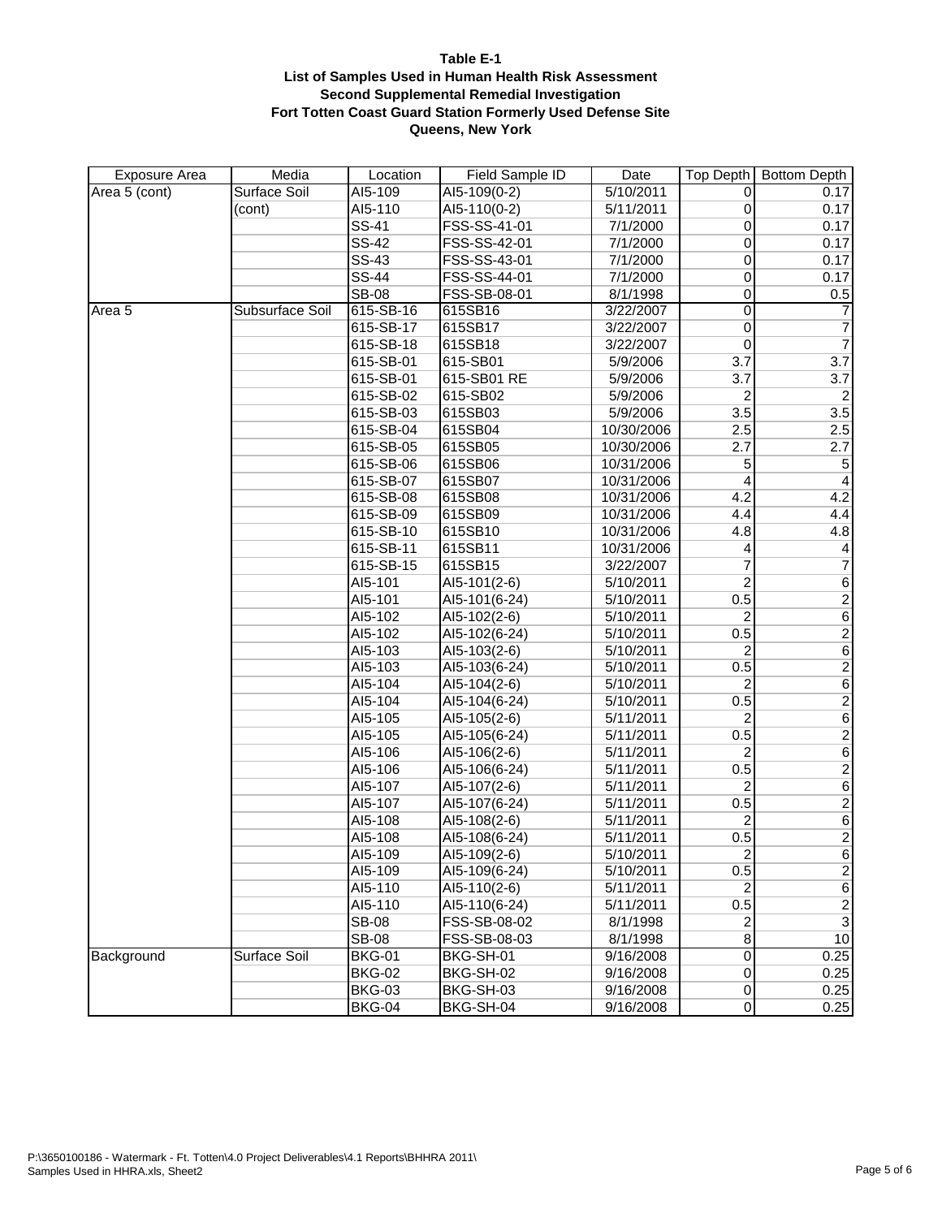**Table E-1**
**List of Samples Used in Human Health Risk Assessment**
**Second Supplemental Remedial Investigation**
**Fort Totten Coast Guard Station Formerly Used Defense Site**
**Queens, New York**

| Exposure Area | Media | Location | Field Sample ID | Date | Top Depth | Bottom Depth |
|---|---|---|---|---|---|---|
| Area 5 (cont) | Surface Soil | AI5-109 | AI5-109(0-2) | 5/10/2011 | 0 | 0.17 |
| | (cont) | AI5-110 | AI5-110(0-2) | 5/11/2011 | 0 | 0.17 |
| | | SS-41 | FSS-SS-41-01 | 7/1/2000 | 0 | 0.17 |
| | | SS-42 | FSS-SS-42-01 | 7/1/2000 | 0 | 0.17 |
| | | SS-43 | FSS-SS-43-01 | 7/1/2000 | 0 | 0.17 |
| | | SS-44 | FSS-SS-44-01 | 7/1/2000 | 0 | 0.17 |
| | | SB-08 | FSS-SB-08-01 | 8/1/1998 | 0 | 0.5 |
| Area 5 | Subsurface Soil | 615-SB-16 | 615SB16 | 3/22/2007 | 0 | 7 |
| | | 615-SB-17 | 615SB17 | 3/22/2007 | 0 | 7 |
| | | 615-SB-18 | 615SB18 | 3/22/2007 | 0 | 7 |
| | | 615-SB-01 | 615-SB01 | 5/9/2006 | 3.7 | 3.7 |
| | | 615-SB-01 | 615-SB01 RE | 5/9/2006 | 3.7 | 3.7 |
| | | 615-SB-02 | 615-SB02 | 5/9/2006 | 2 | 2 |
| | | 615-SB-03 | 615SB03 | 5/9/2006 | 3.5 | 3.5 |
| | | 615-SB-04 | 615SB04 | 10/30/2006 | 2.5 | 2.5 |
| | | 615-SB-05 | 615SB05 | 10/30/2006 | 2.7 | 2.7 |
| | | 615-SB-06 | 615SB06 | 10/31/2006 | 5 | 5 |
| | | 615-SB-07 | 615SB07 | 10/31/2006 | 4 | 4 |
| | | 615-SB-08 | 615SB08 | 10/31/2006 | 4.2 | 4.2 |
| | | 615-SB-09 | 615SB09 | 10/31/2006 | 4.4 | 4.4 |
| | | 615-SB-10 | 615SB10 | 10/31/2006 | 4.8 | 4.8 |
| | | 615-SB-11 | 615SB11 | 10/31/2006 | 4 | 4 |
| | | 615-SB-15 | 615SB15 | 3/22/2007 | 7 | 7 |
| | | AI5-101 | AI5-101(2-6) | 5/10/2011 | 2 | 6 |
| | | AI5-101 | AI5-101(6-24) | 5/10/2011 | 0.5 | 2 |
| | | AI5-102 | AI5-102(2-6) | 5/10/2011 | 2 | 6 |
| | | AI5-102 | AI5-102(6-24) | 5/10/2011 | 0.5 | 2 |
| | | AI5-103 | AI5-103(2-6) | 5/10/2011 | 2 | 6 |
| | | AI5-103 | AI5-103(6-24) | 5/10/2011 | 0.5 | 2 |
| | | AI5-104 | AI5-104(2-6) | 5/10/2011 | 2 | 6 |
| | | AI5-104 | AI5-104(6-24) | 5/10/2011 | 0.5 | 2 |
| | | AI5-105 | AI5-105(2-6) | 5/11/2011 | 2 | 6 |
| | | AI5-105 | AI5-105(6-24) | 5/11/2011 | 0.5 | 2 |
| | | AI5-106 | AI5-106(2-6) | 5/11/2011 | 2 | 6 |
| | | AI5-106 | AI5-106(6-24) | 5/11/2011 | 0.5 | 2 |
| | | AI5-107 | AI5-107(2-6) | 5/11/2011 | 2 | 6 |
| | | AI5-107 | AI5-107(6-24) | 5/11/2011 | 0.5 | 2 |
| | | AI5-108 | AI5-108(2-6) | 5/11/2011 | 2 | 6 |
| | | AI5-108 | AI5-108(6-24) | 5/11/2011 | 0.5 | 2 |
| | | AI5-109 | AI5-109(2-6) | 5/10/2011 | 2 | 6 |
| | | AI5-109 | AI5-109(6-24) | 5/10/2011 | 0.5 | 2 |
| | | AI5-110 | AI5-110(2-6) | 5/11/2011 | 2 | 6 |
| | | AI5-110 | AI5-110(6-24) | 5/11/2011 | 0.5 | 2 |
| | | SB-08 | FSS-SB-08-02 | 8/1/1998 | 2 | 3 |
| | | SB-08 | FSS-SB-08-03 | 8/1/1998 | 8 | 10 |
| Background | Surface Soil | BKG-01 | BKG-SH-01 | 9/16/2008 | 0 | 0.25 |
| | | BKG-02 | BKG-SH-02 | 9/16/2008 | 0 | 0.25 |
| | | BKG-03 | BKG-SH-03 | 9/16/2008 | 0 | 0.25 |
| | | BKG-04 | BKG-SH-04 | 9/16/2008 | 0 | 0.25 |

P:\3650100186 - Watermark - Ft. Totten\4.0 Project Deliverables\4.1 Reports\BHHRA 2011\
Samples Used in HHRA.xls, Sheet2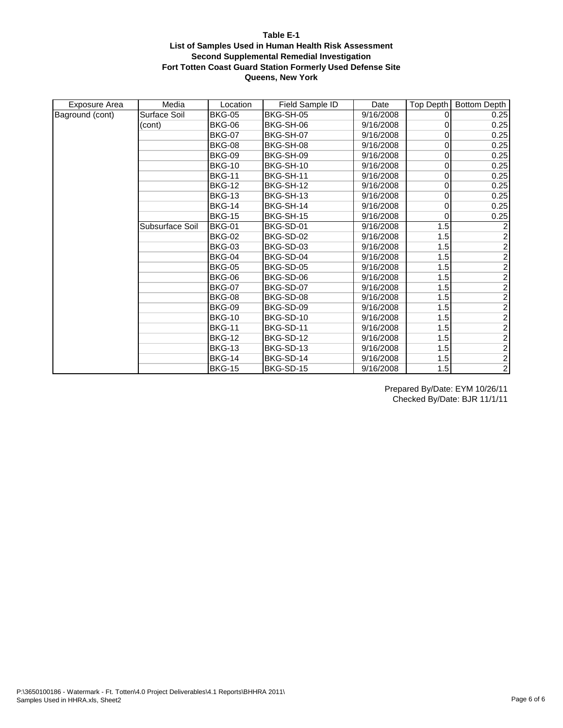**Table E-1**
**List of Samples Used in Human Health Risk Assessment**
**Second Supplemental Remedial Investigation**
**Fort Totten Coast Guard Station Formerly Used Defense Site**
**Queens, New York**

| Exposure Area | Media | Location | Field Sample ID | Date | Top Depth | Bottom Depth |
|---|---|---|---|---|---|---|
| Baground (cont) | Surface Soil | BKG-05 | BKG-SH-05 | 9/16/2008 | 0 | 0.25 |
| | (cont) | BKG-06 | BKG-SH-06 | 9/16/2008 | 0 | 0.25 |
| | | BKG-07 | BKG-SH-07 | 9/16/2008 | 0 | 0.25 |
| | | BKG-08 | BKG-SH-08 | 9/16/2008 | 0 | 0.25 |
| | | BKG-09 | BKG-SH-09 | 9/16/2008 | 0 | 0.25 |
| | | BKG-10 | BKG-SH-10 | 9/16/2008 | 0 | 0.25 |
| | | BKG-11 | BKG-SH-11 | 9/16/2008 | 0 | 0.25 |
| | | BKG-12 | BKG-SH-12 | 9/16/2008 | 0 | 0.25 |
| | | BKG-13 | BKG-SH-13 | 9/16/2008 | 0 | 0.25 |
| | | BKG-14 | BKG-SH-14 | 9/16/2008 | 0 | 0.25 |
| | | BKG-15 | BKG-SH-15 | 9/16/2008 | 0 | 0.25 |
| | Subsurface Soil | BKG-01 | BKG-SD-01 | 9/16/2008 | 1.5 | 2 |
| | | BKG-02 | BKG-SD-02 | 9/16/2008 | 1.5 | 2 |
| | | BKG-03 | BKG-SD-03 | 9/16/2008 | 1.5 | 2 |
| | | BKG-04 | BKG-SD-04 | 9/16/2008 | 1.5 | 2 |
| | | BKG-05 | BKG-SD-05 | 9/16/2008 | 1.5 | 2 |
| | | BKG-06 | BKG-SD-06 | 9/16/2008 | 1.5 | 2 |
| | | BKG-07 | BKG-SD-07 | 9/16/2008 | 1.5 | 2 |
| | | BKG-08 | BKG-SD-08 | 9/16/2008 | 1.5 | 2 |
| | | BKG-09 | BKG-SD-09 | 9/16/2008 | 1.5 | 2 |
| | | BKG-10 | BKG-SD-10 | 9/16/2008 | 1.5 | 2 |
| | | BKG-11 | BKG-SD-11 | 9/16/2008 | 1.5 | 2 |
| | | BKG-12 | BKG-SD-12 | 9/16/2008 | 1.5 | 2 |
| | | BKG-13 | BKG-SD-13 | 9/16/2008 | 1.5 | 2 |
| | | BKG-14 | BKG-SD-14 | 9/16/2008 | 1.5 | 2 |
| | | BKG-15 | BKG-SD-15 | 9/16/2008 | 1.5 | 2 |

Prepared By/Date: EYM 10/26/11
Checked By/Date: BJR 11/1/11

P:\3650100186 - Watermark - Ft. Totten\4.0 Project Deliverables\4.1 Reports\BHHRA 2011\
Samples Used in HHRA.xls, Sheet2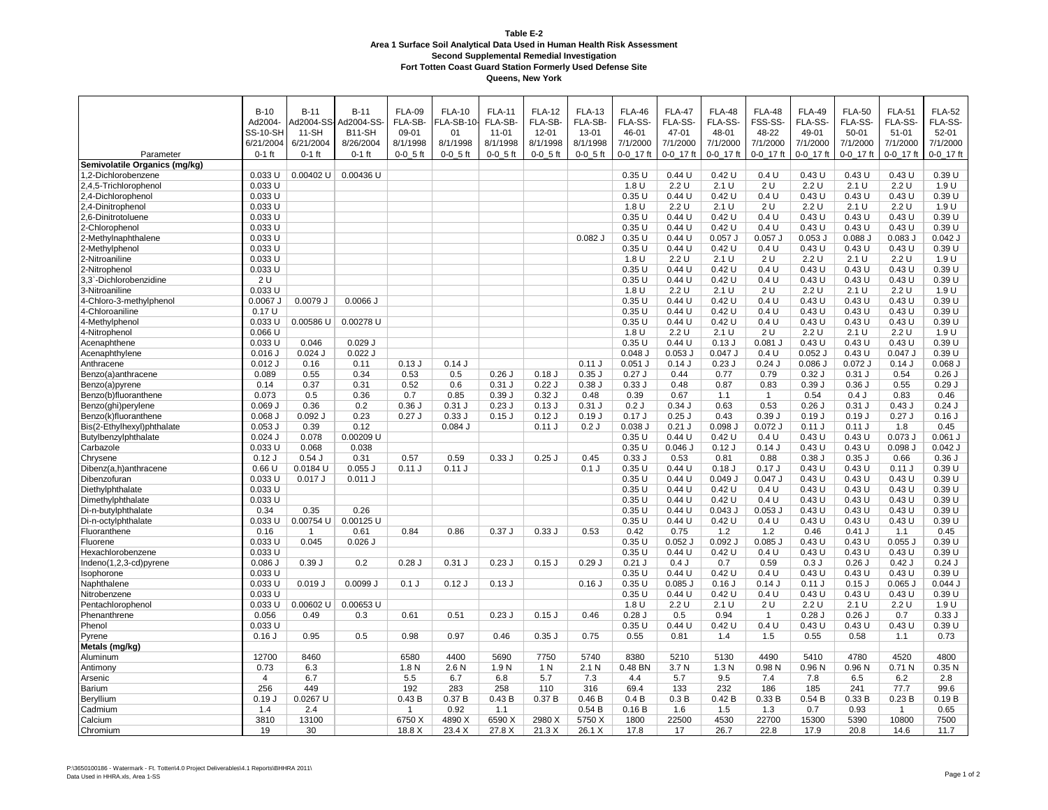**Table E-2**
**Area 1 Surface Soil Analytical Data Used in Human Health Risk Assessment**
**Second Supplemental Remedial Investigation**
**Fort Totten Coast Guard Station Formerly Used Defense Site**
**Queens, New York**

| Parameter | B-10 | B-11 | B-11 | FLA-09 | FLA-10 | FLA-11 | FLA-12 | FLA-13 | FLA-46 | FLA-47 | FLA-48 | FLA-48 | FLA-49 | FLA-50 | FLA-51 | FLA-52 |
|---|---|---|---|---|---|---|---|---|---|---|---|---|---|---|---|---|
| | Ad2004-SS-10-SH | Ad2004-SS-11-SH | Ad2004-SS-B11-SH | FLA-SB-09-01 | FLA-SB-10-01 | FLA-SB-11-01 | FLA-SB-12-01 | FLA-SB-13-01 | FLA-SS-46-01 | FLA-SS-47-01 | FLA-SS-48-01 | FSS-SS-48-22 | FLA-SS-49-01 | FLA-SS-50-01 | FLA-SS-51-01 | FLA-SS-52-01 |
| | 6/21/2004 | 6/21/2004 | 8/26/2004 | 8/1/1998 | 8/1/1998 | 8/1/1998 | 8/1/1998 | 8/1/1998 | 7/1/2000 | 7/1/2000 | 7/1/2000 | 7/1/2000 | 7/1/2000 | 7/1/2000 | 7/1/2000 | 7/1/2000 |
| | 0-1 ft | 0-1 ft | 0-1 ft | 0-0_5 ft | 0-0_5 ft | 0-0_5 ft | 0-0_5 ft | 0-0_5 ft | 0-0_17 ft | 0-0_17 ft | 0-0_17 ft | 0-0_17 ft | 0-0_17 ft | 0-0_17 ft | 0-0_17 ft | 0-0_17 ft |
| **Semivolatile Organics (mg/kg)** | | | | | | | | | | | | | | | | |
| 1,2-Dichlorobenzene | 0.033 U | 0.00402 U | 0.00436 U | | | | | | 0.35 U | 0.44 U | 0.42 U | 0.4 U | 0.43 U | 0.43 U | 0.43 U | 0.39 U |
| 2,4,5-Trichlorophenol | 0.033 U | | | | | | | | 1.8 U | 2.2 U | 2.1 U | 2 U | 2.2 U | 2.1 U | 2.2 U | 1.9 U |
| 2,4-Dichlorophenol | 0.033 U | | | | | | | | 0.35 U | 0.44 U | 0.42 U | 0.4 U | 0.43 U | 0.43 U | 0.43 U | 0.39 U |
| 2,4-Dinitrophenol | 0.033 U | | | | | | | | 1.8 U | 2.2 U | 2.1 U | 2 U | 2.2 U | 2.1 U | 2.2 U | 1.9 U |
| 2,6-Dinitrotoluene | 0.033 U | | | | | | | | 0.35 U | 0.44 U | 0.42 U | 0.4 U | 0.43 U | 0.43 U | 0.43 U | 0.39 U |
| 2-Chlorophenol | 0.033 U | | | | | | | | 0.35 U | 0.44 U | 0.42 U | 0.4 U | 0.43 U | 0.43 U | 0.43 U | 0.39 U |
| 2-Methylnaphthalene | 0.033 U | | | | | | | 0.082 J | 0.35 U | 0.44 U | 0.057 J | 0.057 J | 0.053 J | 0.088 J | 0.083 J | 0.042 J |
| 2-Methylphenol | 0.033 U | | | | | | | | 0.35 U | 0.44 U | 0.42 U | 0.4 U | 0.43 U | 0.43 U | 0.43 U | 0.39 U |
| 2-Nitroaniline | 0.033 U | | | | | | | | 1.8 U | 2.2 U | 2.1 U | 2 U | 2.2 U | 2.1 U | 2.2 U | 1.9 U |
| 2-Nitrophenol | 0.033 U | | | | | | | | 0.35 U | 0.44 U | 0.42 U | 0.4 U | 0.43 U | 0.43 U | 0.43 U | 0.39 U |
| 3,3`-Dichlorobenzidine | 2 U | | | | | | | | 0.35 U | 0.44 U | 0.42 U | 0.4 U | 0.43 U | 0.43 U | 0.43 U | 0.39 U |
| 3-Nitroaniline | 0.033 U | | | | | | | | 1.8 U | 2.2 U | 2.1 U | 2 U | 2.2 U | 2.1 U | 2.2 U | 1.9 U |
| 4-Chloro-3-methylphenol | 0.0067 J | 0.0079 J | 0.0066 J | | | | | | 0.35 U | 0.44 U | 0.42 U | 0.4 U | 0.43 U | 0.43 U | 0.43 U | 0.39 U |
| 4-Chloroaniline | 0.17 U | | | | | | | | 0.35 U | 0.44 U | 0.42 U | 0.4 U | 0.43 U | 0.43 U | 0.43 U | 0.39 U |
| 4-Methylphenol | 0.033 U | 0.00586 U | 0.00278 U | | | | | | 0.35 U | 0.44 U | 0.42 U | 0.4 U | 0.43 U | 0.43 U | 0.43 U | 0.39 U |
| 4-Nitrophenol | 0.066 U | | | | | | | | 1.8 U | 2.2 U | 2.1 U | 2 U | 2.2 U | 2.1 U | 2.2 U | 1.9 U |
| Acenaphthene | 0.033 U | 0.046 | 0.029 J | | | | | | 0.35 U | 0.44 U | 0.13 J | 0.081 J | 0.43 U | 0.43 U | 0.43 U | 0.39 U |
| Acenaphthylene | 0.016 J | 0.024 J | 0.022 J | | | | | | 0.048 J | 0.053 J | 0.047 J | 0.4 U | 0.052 J | 0.43 U | 0.047 J | 0.39 U |
| Anthracene | 0.012 J | 0.16 | 0.11 | 0.13 J | 0.14 J | | | 0.11 J | 0.051 J | 0.14 J | 0.23 J | 0.24 J | 0.086 J | 0.072 J | 0.14 J | 0.068 J |
| Benzo(a)anthracene | 0.089 | 0.55 | 0.34 | 0.53 | 0.5 | 0.26 J | 0.18 J | 0.35 J | 0.27 J | 0.44 | 0.77 | 0.79 | 0.32 J | 0.31 J | 0.54 | 0.26 J |
| Benzo(a)pyrene | 0.14 | 0.37 | 0.31 | 0.52 | 0.6 | 0.31 J | 0.22 J | 0.38 J | 0.33 J | 0.48 | 0.87 | 0.83 | 0.39 J | 0.36 J | 0.55 | 0.29 J |
| Benzo(b)fluoranthene | 0.073 | 0.5 | 0.36 | 0.7 | 0.85 | 0.39 J | 0.32 J | 0.48 | 0.39 | 0.67 | 1.1 | 1 | 0.54 | 0.4 J | 0.83 | 0.46 |
| Benzo(ghi)perylene | 0.069 J | 0.36 | 0.2 | 0.36 J | 0.31 J | 0.23 J | 0.13 J | 0.31 J | 0.2 J | 0.34 J | 0.63 | 0.53 | 0.26 J | 0.31 J | 0.43 J | 0.24 J |
| Benzo(k)fluoranthene | 0.068 J | 0.092 J | 0.23 | 0.27 J | 0.33 J | 0.15 J | 0.12 J | 0.19 J | 0.17 J | 0.25 J | 0.43 | 0.39 J | 0.19 J | 0.19 J | 0.27 J | 0.16 J |
| Bis(2-Ethylhexyl)phthalate | 0.053 J | 0.39 | 0.12 | | 0.084 J | | 0.11 J | 0.2 J | 0.038 J | 0.21 J | 0.098 J | 0.072 J | 0.11 J | 0.11 J | 1.8 | 0.45 |
| Butylbenzylphthalate | 0.024 J | 0.078 | 0.00209 U | | | | | | 0.35 U | 0.44 U | 0.42 U | 0.4 U | 0.43 U | 0.43 U | 0.073 J | 0.061 J |
| Carbazole | 0.033 U | 0.068 | 0.038 | | | | | | 0.35 U | 0.046 J | 0.12 J | 0.14 J | 0.43 U | 0.43 U | 0.098 J | 0.042 J |
| Chrysene | 0.12 J | 0.54 J | 0.31 | 0.57 | 0.59 | 0.33 J | 0.25 J | 0.45 | 0.33 J | 0.53 | 0.81 | 0.88 | 0.38 J | 0.35 J | 0.66 | 0.36 J |
| Dibenz(a,h)anthracene | 0.66 U | 0.0184 U | 0.055 J | 0.11 J | 0.11 J | | | 0.1 J | 0.35 U | 0.44 U | 0.18 J | 0.17 J | 0.43 U | 0.43 U | 0.11 J | 0.39 U |
| Dibenzofuran | 0.033 U | 0.017 J | 0.011 J | | | | | | 0.35 U | 0.44 U | 0.049 J | 0.047 J | 0.43 U | 0.43 U | 0.43 U | 0.39 U |
| Diethylphthalate | 0.033 U | | | | | | | | 0.35 U | 0.44 U | 0.42 U | 0.4 U | 0.43 U | 0.43 U | 0.43 U | 0.39 U |
| Dimethylphthalate | 0.033 U | | | | | | | | 0.35 U | 0.44 U | 0.42 U | 0.4 U | 0.43 U | 0.43 U | 0.43 U | 0.39 U |
| Di-n-butylphthalate | 0.34 | 0.35 | 0.26 | | | | | | 0.35 U | 0.44 U | 0.043 J | 0.053 J | 0.43 U | 0.43 U | 0.43 U | 0.39 U |
| Di-n-octylphthalate | 0.033 U | 0.00754 U | 0.00125 U | | | | | | 0.35 U | 0.44 U | 0.42 U | 0.4 U | 0.43 U | 0.43 U | 0.43 U | 0.39 U |
| Fluoranthene | 0.16 | 1 | 0.61 | 0.84 | 0.86 | 0.37 J | 0.33 J | 0.53 | 0.42 | 0.75 | 1.2 | 1.2 | 0.46 | 0.41 J | 1.1 | 0.45 |
| Fluorene | 0.033 U | 0.045 | 0.026 J | | | | | | 0.35 U | 0.052 J | 0.092 J | 0.085 J | 0.43 U | 0.43 U | 0.055 J | 0.39 U |
| Hexachlorobenzene | 0.033 U | | | | | | | | 0.35 U | 0.44 U | 0.42 U | 0.4 U | 0.43 U | 0.43 U | 0.43 U | 0.39 U |
| Indeno(1,2,3-cd)pyrene | 0.086 J | 0.39 J | 0.2 | 0.28 J | 0.31 J | 0.23 J | 0.15 J | 0.29 J | 0.21 J | 0.4 J | 0.7 | 0.59 | 0.3 J | 0.26 J | 0.42 J | 0.24 J |
| Isophorone | 0.033 U | | | | | | | | 0.35 U | 0.44 U | 0.42 U | 0.4 U | 0.43 U | 0.43 U | 0.43 U | 0.39 U |
| Naphthalene | 0.033 U | 0.019 J | 0.0099 J | 0.1 J | 0.12 J | 0.13 J | | 0.16 J | 0.35 U | 0.085 J | 0.16 J | 0.14 J | 0.11 J | 0.15 J | 0.065 J | 0.044 J |
| Nitrobenzene | 0.033 U | | | | | | | | 0.35 U | 0.44 U | 0.42 U | 0.4 U | 0.43 U | 0.43 U | 0.43 U | 0.39 U |
| Pentachlorophenol | 0.033 U | 0.00602 U | 0.00653 U | | | | | | 1.8 U | 2.2 U | 2.1 U | 2 U | 2.2 U | 2.1 U | 2.2 U | 1.9 U |
| Phenanthrene | 0.056 | 0.49 | 0.3 | 0.61 | 0.51 | 0.23 J | 0.15 J | 0.46 | 0.28 J | 0.5 | 0.94 | 1 | 0.28 J | 0.26 J | 0.7 | 0.33 J |
| Phenol | 0.033 U | | | | | | | | 0.35 U | 0.44 U | 0.42 U | 0.4 U | 0.43 U | 0.43 U | 0.43 U | 0.39 U |
| Pyrene | 0.16 J | 0.95 | 0.5 | 0.98 | 0.97 | 0.46 | 0.35 J | 0.75 | 0.55 | 0.81 | 1.4 | 1.5 | 0.55 | 0.58 | 1.1 | 0.73 |
| **Metals (mg/kg)** | | | | | | | | | | | | | | | | |
| Aluminum | 12700 | 8460 | | 6580 | 4400 | 5690 | 7750 | 5740 | 8380 | 5210 | 5130 | 4490 | 5410 | 4780 | 4520 | 4800 |
| Antimony | 0.73 | 6.3 | | 1.8 N | 2.6 N | 1.9 N | 1 N | 2.1 N | 0.48 BN | 3.7 N | 1.3 N | 0.98 N | 0.96 N | 0.96 N | 0.71 N | 0.35 N |
| Arsenic | 4 | 6.7 | | 5.5 | 6.7 | 6.8 | 5.7 | 7.3 | 4.4 | 5.7 | 9.5 | 7.4 | 7.8 | 6.5 | 6.2 | 2.8 |
| Barium | 256 | 449 | | 192 | 283 | 258 | 110 | 316 | 69.4 | 133 | 232 | 186 | 185 | 241 | 77.7 | 99.6 |
| Beryllium | 0.19 J | 0.0267 U | | 0.43 B | 0.37 B | 0.43 B | 0.37 B | 0.46 B | 0.4 B | 0.3 B | 0.42 B | 0.33 B | 0.54 B | 0.33 B | 0.23 B | 0.19 B |
| Cadmium | 1.4 | 2.4 | | 1 | 0.92 | 1.1 | | 0.54 B | 0.16 B | 1.6 | 1.5 | 1.3 | 0.7 | 0.93 | 1 | 0.65 |
| Calcium | 3810 | 13100 | | 6750 X | 4890 X | 6590 X | 2980 X | 5750 X | 1800 | 22500 | 4530 | 22700 | 15300 | 5390 | 10800 | 7500 |
| Chromium | 19 | 30 | | 18.8 X | 23.4 X | 27.8 X | 21.3 X | 26.1 X | 17.8 | 17 | 26.7 | 22.8 | 17.9 | 20.8 | 14.6 | 11.7 |

P:\3650100186 - Watermark - Ft. Totten\4.0 Project Deliverables\4.1 Reports\BHHRA 2011\
Data Used in HHRA.xls, Area 1-SS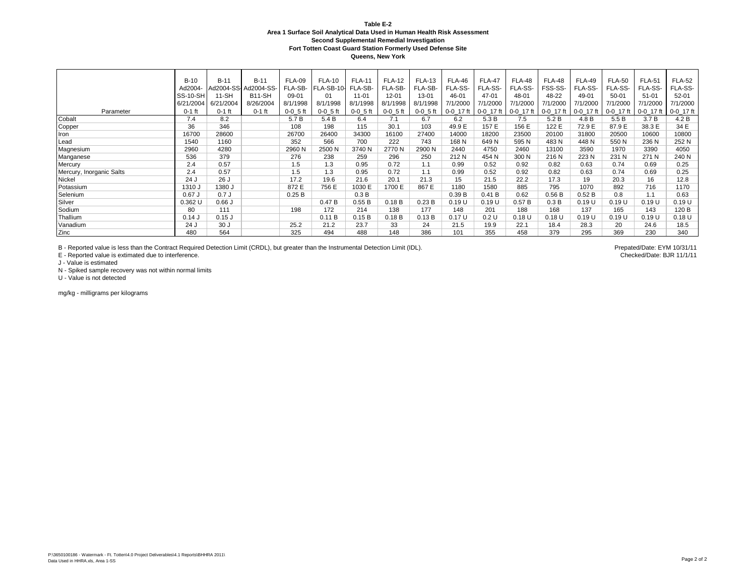**Table E-2**
**Area 1 Surface Soil Analytical Data Used in Human Health Risk Assessment**
**Second Supplemental Remedial Investigation**
**Fort Totten Coast Guard Station Formerly Used Defense Site**
**Queens, New York**

| Parameter | B-10<br>Ad2004-SS-10-SH<br>6/21/2004<br>0-1 ft | B-11<br>Ad2004-SS-11-SH<br>6/21/2004<br>0-1 ft | B-11<br>Ad2004-SS-B11-SH<br>8/26/2004<br>0-1 ft | FLA-09<br>FLA-SB-09-01<br>8/1/1998<br>0-0_5 ft | FLA-10<br>FLA-SB-10-01<br>8/1/1998<br>0-0_5 ft | FLA-11<br>FLA-SB-11-01<br>8/1/1998<br>0-0_5 ft | FLA-12<br>FLA-SB-12-01<br>8/1/1998<br>0-0_5 ft | FLA-13<br>FLA-SB-13-01<br>8/1/1998<br>0-0_5 ft | FLA-46<br>FLA-SS-46-01<br>7/1/2000<br>0-0_17 ft | FLA-47<br>FLA-SS-47-01<br>7/1/2000<br>0-0_17 ft | FLA-48<br>FLA-SS-48-01<br>7/1/2000<br>0-0_17 ft | FLA-48<br>FSS-SS-48-22<br>7/1/2000<br>0-0_17 ft | FLA-49<br>FLA-SS-49-01<br>7/1/2000<br>0-0_17 ft | FLA-50<br>FLA-SS-50-01<br>7/1/2000<br>0-0_17 ft | FLA-51<br>FLA-SS-51-01<br>7/1/2000<br>0-0_17 ft | FLA-52<br>FLA-SS-52-01<br>7/1/2000<br>0-0_17 ft |
|---|---|---|---|---|---|---|---|---|---|---|---|---|---|---|---|---|
| Cobalt | 7.4 | 8.2 | | 5.7 B | 5.4 B | 6.4 | 7.1 | 6.7 | 6.2 | 5.3 B | 7.5 | 5.2 B | 4.8 B | 5.5 B | 3.7 B | 4.2 B |
| Copper | 36 | 346 | | 108 | 198 | 115 | 30.1 | 103 | 49.9 E | 157 E | 156 E | 122 E | 72.9 E | 87.9 E | 38.3 E | 34 E |
| Iron | 16700 | 28600 | | 26700 | 26400 | 34300 | 16100 | 27400 | 14000 | 18200 | 23500 | 20100 | 31800 | 20500 | 10600 | 10800 |
| Lead | 1540 | 1160 | | 352 | 566 | 700 | 222 | 743 | 168 N | 649 N | 595 N | 483 N | 448 N | 550 N | 236 N | 252 N |
| Magnesium | 2960 | 4280 | | 2960 N | 2500 N | 3740 N | 2770 N | 2900 N | 2440 | 4750 | 2460 | 13100 | 3590 | 1970 | 3390 | 4050 |
| Manganese | 536 | 379 | | 276 | 238 | 259 | 296 | 250 | 212 N | 454 N | 300 N | 216 N | 223 N | 231 N | 271 N | 240 N |
| Mercury | 2.4 | 0.57 | | 1.5 | 1.3 | 0.95 | 0.72 | 1.1 | 0.99 | 0.52 | 0.92 | 0.82 | 0.63 | 0.74 | 0.69 | 0.25 |
| Mercury, Inorganic Salts | 2.4 | 0.57 | | 1.5 | 1.3 | 0.95 | 0.72 | 1.1 | 0.99 | 0.52 | 0.92 | 0.82 | 0.63 | 0.74 | 0.69 | 0.25 |
| Nickel | 24 J | 26 J | | 17.2 | 19.6 | 21.6 | 20.1 | 21.3 | 15 | 21.5 | 22.2 | 17.3 | 19 | 20.3 | 16 | 12.8 |
| Potassium | 1310 J | 1380 J | | 872 E | 756 E | 1030 E | 1700 E | 867 E | 1180 | 1580 | 885 | 795 | 1070 | 892 | 716 | 1170 |
| Selenium | 0.67 J | 0.7 J | | 0.25 B | | 0.3 B | | | 0.39 B | 0.41 B | 0.62 | 0.56 B | 0.52 B | 0.8 | 1.1 | 0.63 |
| Silver | 0.362 U | 0.66 J | | | 0.47 B | 0.55 B | 0.18 B | 0.23 B | 0.19 U | 0.19 U | 0.57 B | 0.3 B | 0.19 U | 0.19 U | 0.19 U | 0.19 U |
| Sodium | 80 | 111 | | 198 | 172 | 214 | 138 | 177 | 148 | 201 | 188 | 168 | 137 | 165 | 143 | 120 B |
| Thallium | 0.14 J | 0.15 J | | | 0.11 B | 0.15 B | 0.18 B | 0.13 B | 0.17 U | 0.2 U | 0.18 U | 0.18 U | 0.19 U | 0.19 U | 0.19 U | 0.18 U |
| Vanadium | 24 J | 30 J | | 25.2 | 21.2 | 23.7 | 33 | 24 | 21.5 | 19.9 | 22.1 | 18.4 | 28.3 | 20 | 24.6 | 18.5 |
| Zinc | 480 | 564 | | 325 | 494 | 488 | 148 | 386 | 101 | 355 | 458 | 379 | 295 | 369 | 230 | 340 |

B - Reported value is less than the Contract Required Detection Limit (CRDL), but greater than the Instrumental Detection Limit (IDL).
E - Reported value is extimated due to interference.
J - Value is estimated
N - Spiked sample recovery was not within normal limits
U - Value is not detected

mg/kg - milligrams per kilograms

Prepated/Date: EYM 10/31/11
Checked/Date: BJR 11/1/11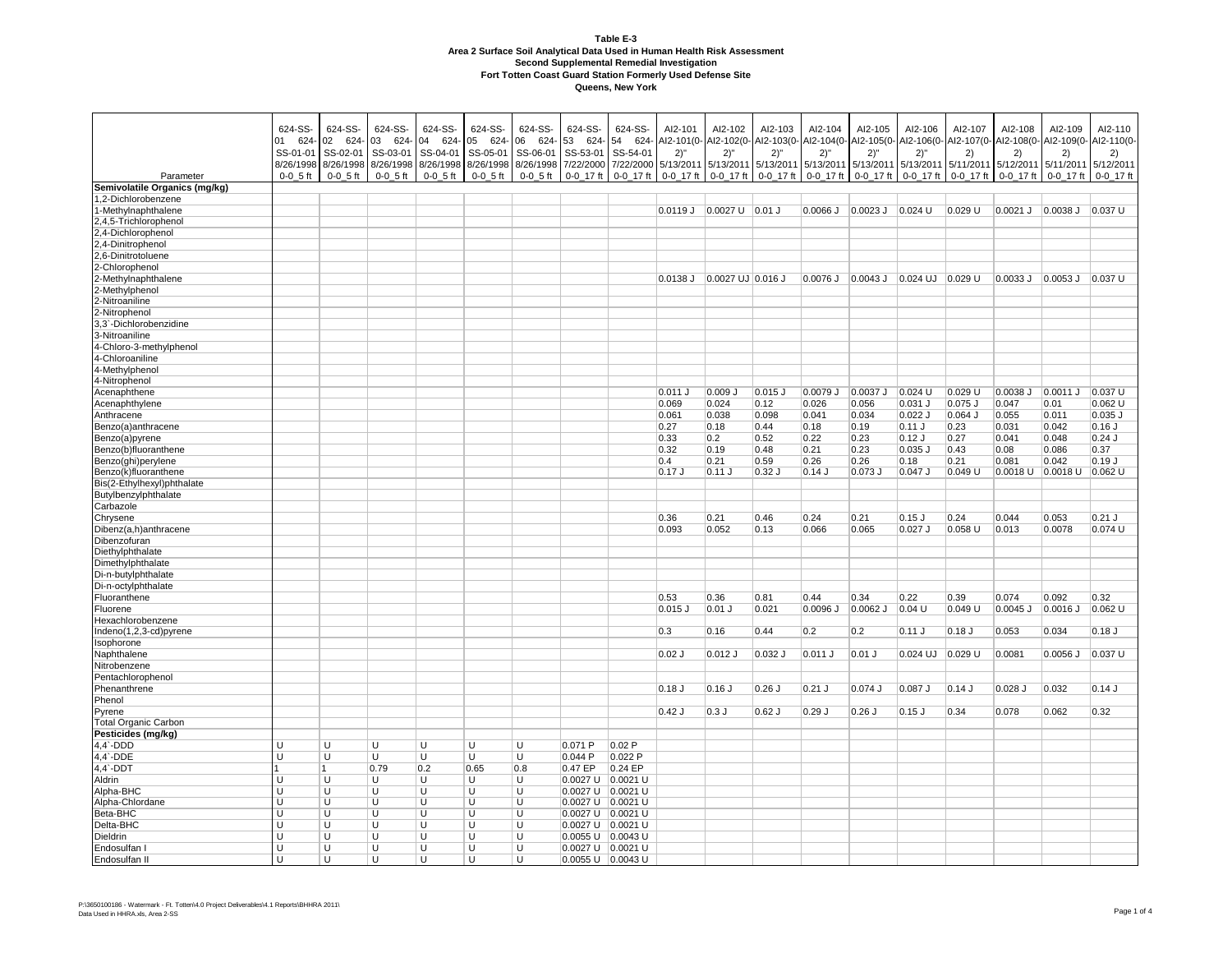**Table E-3**
**Area 2 Surface Soil Analytical Data Used in Human Health Risk Assessment**
**Second Supplemental Remedial Investigation**
**Fort Totten Coast Guard Station Formerly Used Defense Site**
**Queens, New York**

| Parameter | 624-SS-01 624-SS-01-01 8/26/1998 0-0_5 ft | 624-SS-02 624-SS-02-01 8/26/1998 0-0_5 ft | 624-SS-03 624-SS-03-01 8/26/1998 0-0_5 ft | 624-SS-04 624-SS-04-01 8/26/1998 0-0_5 ft | 624-SS-05 624-SS-05-01 8/26/1998 0-0_5 ft | 624-SS-06 624-SS-06-01 8/26/1998 0-0_5 ft | 624-SS-53 624-SS-53-01 7/22/2000 0-0_17 ft | 624-SS-54 624-SS-54-01 7/22/2000 0-0_17 ft | AI2-101 AI2-101(0-2)" 5/13/2011 0-0_17 ft | AI2-102 AI2-102(0-2)" 5/13/2011 0-0_17 ft | AI2-103 AI2-103(0-2)" 5/13/2011 0-0_17 ft | AI2-104 AI2-104(0-2)" 5/13/2011 0-0_17 ft | AI2-105 AI2-105(0-2)" 5/13/2011 0-0_17 ft | AI2-106 AI2-106(0-2)" 5/13/2011 0-0_17 ft | AI2-107 AI2-107(0-2) 5/11/2011 0-0_17 ft | AI2-108 AI2-108(0-2) 5/12/2011 0-0_17 ft | AI2-109 AI2-109(0-2) 5/11/2011 0-0_17 ft | AI2-110 AI2-110(0-2) 5/12/2011 0-0_17 ft |
|---|---|---|---|---|---|---|---|---|---|---|---|---|---|---|---|---|---|---|
| **Semivolatile Organics (mg/kg)** | | | | | | | | | | | | | | | | | | |
| 1,2-Dichlorobenzene | | | | | | | | | | | | | | | | | | |
| 1-Methylnaphthalene | | | | | | | | | 0.0119 J | 0.0027 U | 0.01 J | 0.0066 J | 0.0023 J | 0.024 U | 0.029 U | 0.0021 J | 0.0038 J | 0.037 U |
| 2,4,5-Trichlorophenol | | | | | | | | | | | | | | | | | | |
| 2,4-Dichlorophenol | | | | | | | | | | | | | | | | | | |
| 2,4-Dinitrophenol | | | | | | | | | | | | | | | | | | |
| 2,6-Dinitrotoluene | | | | | | | | | | | | | | | | | | |
| 2-Chlorophenol | | | | | | | | | | | | | | | | | | |
| 2-Methylnaphthalene | | | | | | | | | 0.0138 J | 0.0027 UJ | 0.016 J | 0.0076 J | 0.0043 J | 0.024 UJ | 0.029 U | 0.0033 J | 0.0053 J | 0.037 U |
| 2-Methylphenol | | | | | | | | | | | | | | | | | | |
| 2-Nitroaniline | | | | | | | | | | | | | | | | | | |
| 2-Nitrophenol | | | | | | | | | | | | | | | | | | |
| 3,3`-Dichlorobenzidine | | | | | | | | | | | | | | | | | | |
| 3-Nitroaniline | | | | | | | | | | | | | | | | | | |
| 4-Chloro-3-methylphenol | | | | | | | | | | | | | | | | | | |
| 4-Chloroaniline | | | | | | | | | | | | | | | | | | |
| 4-Methylphenol | | | | | | | | | | | | | | | | | | |
| 4-Nitrophenol | | | | | | | | | | | | | | | | | | |
| Acenaphthene | | | | | | | | | 0.011 J | 0.009 J | 0.015 J | 0.0079 J | 0.0037 J | 0.024 U | 0.029 U | 0.0038 J | 0.0011 J | 0.037 U |
| Acenaphthylene | | | | | | | | | 0.069 | 0.024 | 0.12 | 0.026 | 0.056 | 0.031 J | 0.075 J | 0.047 | 0.01 | 0.062 U |
| Anthracene | | | | | | | | | 0.061 | 0.038 | 0.098 | 0.041 | 0.034 | 0.022 J | 0.064 J | 0.055 | 0.011 | 0.035 J |
| Benzo(a)anthracene | | | | | | | | | 0.27 | 0.18 | 0.44 | 0.18 | 0.19 | 0.11 J | 0.23 | 0.031 | 0.042 | 0.16 J |
| Benzo(a)pyrene | | | | | | | | | 0.33 | 0.2 | 0.52 | 0.22 | 0.23 | 0.12 J | 0.27 | 0.041 | 0.048 | 0.24 J |
| Benzo(b)fluoranthene | | | | | | | | | 0.32 | 0.19 | 0.48 | 0.21 | 0.23 | 0.035 J | 0.43 | 0.08 | 0.086 | 0.37 |
| Benzo(ghi)perylene | | | | | | | | | 0.4 | 0.21 | 0.59 | 0.26 | 0.26 | 0.18 | 0.21 | 0.081 | 0.042 | 0.19 J |
| Benzo(k)fluoranthene | | | | | | | | | 0.17 J | 0.11 J | 0.32 J | 0.14 J | 0.073 J | 0.047 J | 0.049 U | 0.0018 U | 0.0018 U | 0.062 U |
| Bis(2-Ethylhexyl)phthalate | | | | | | | | | | | | | | | | | | |
| Butylbenzylphthalate | | | | | | | | | | | | | | | | | | |
| Carbazole | | | | | | | | | | | | | | | | | | |
| Chrysene | | | | | | | | | 0.36 | 0.21 | 0.46 | 0.24 | 0.21 | 0.15 J | 0.24 | 0.044 | 0.053 | 0.21 J |
| Dibenz(a,h)anthracene | | | | | | | | | 0.093 | 0.052 | 0.13 | 0.066 | 0.065 | 0.027 J | 0.058 U | 0.013 | 0.0078 | 0.074 U |
| Dibenzofuran | | | | | | | | | | | | | | | | | | |
| Diethylphthalate | | | | | | | | | | | | | | | | | | |
| Dimethylphthalate | | | | | | | | | | | | | | | | | | |
| Di-n-butylphthalate | | | | | | | | | | | | | | | | | | |
| Di-n-octylphthalate | | | | | | | | | | | | | | | | | | |
| Fluoranthene | | | | | | | | | 0.53 | 0.36 | 0.81 | 0.44 | 0.34 | 0.22 | 0.39 | 0.074 | 0.092 | 0.32 |
| Fluorene | | | | | | | | | 0.015 J | 0.01 J | 0.021 | 0.0096 J | 0.0062 J | 0.04 U | 0.049 U | 0.0045 J | 0.0016 J | 0.062 U |
| Hexachlorobenzene | | | | | | | | | | | | | | | | | | |
| Indeno(1,2,3-cd)pyrene | | | | | | | | | 0.3 | 0.16 | 0.44 | 0.2 | 0.2 | 0.11 J | 0.18 J | 0.053 | 0.034 | 0.18 J |
| Isophorone | | | | | | | | | | | | | | | | | | |
| Naphthalene | | | | | | | | | 0.02 J | 0.012 J | 0.032 J | 0.011 J | 0.01 J | 0.024 UJ | 0.029 U | 0.0081 | 0.0056 J | 0.037 U |
| Nitrobenzene | | | | | | | | | | | | | | | | | | |
| Pentachlorophenol | | | | | | | | | | | | | | | | | | |
| Phenanthrene | | | | | | | | | 0.18 J | 0.16 J | 0.26 J | 0.21 J | 0.074 J | 0.087 J | 0.14 J | 0.028 J | 0.032 | 0.14 J |
| Phenol | | | | | | | | | | | | | | | | | | |
| Pyrene | | | | | | | | | 0.42 J | 0.3 J | 0.62 J | 0.29 J | 0.26 J | 0.15 J | 0.34 | 0.078 | 0.062 | 0.32 |
| Total Organic Carbon | | | | | | | | | | | | | | | | | | |
| **Pesticides (mg/kg)** | | | | | | | | | | | | | | | | | | |
| 4,4`-DDD | U | U | U | U | U | U | 0.071 P | 0.02 P | | | | | | | | | | |
| 4,4`-DDE | U | U | U | U | U | U | 0.044 P | 0.022 P | | | | | | | | | | |
| 4,4`-DDT | 1 | 1 | 0.79 | 0.2 | 0.65 | 0.8 | 0.47 EP | 0.24 EP | | | | | | | | | | |
| Aldrin | U | U | U | U | U | U | 0.0027 U | 0.0021 U | | | | | | | | | | |
| Alpha-BHC | U | U | U | U | U | U | 0.0027 U | 0.0021 U | | | | | | | | | | |
| Alpha-Chlordane | U | U | U | U | U | U | 0.0027 U | 0.0021 U | | | | | | | | | | |
| Beta-BHC | U | U | U | U | U | U | 0.0027 U | 0.0021 U | | | | | | | | | | |
| Delta-BHC | U | U | U | U | U | U | 0.0027 U | 0.0021 U | | | | | | | | | | |
| Dieldrin | U | U | U | U | U | U | 0.0055 U | 0.0043 U | | | | | | | | | | |
| Endosulfan I | U | U | U | U | U | U | 0.0027 U | 0.0021 U | | | | | | | | | | |
| Endosulfan II | U | U | U | U | U | U | 0.0055 U | 0.0043 U | | | | | | | | | | |

P:\3650100186 - Watermark - Ft. Totten\4.0 Project Deliverables\4.1 Reports\BHHRA 2011\
Data Used in HHRA.xls, Area 2-SS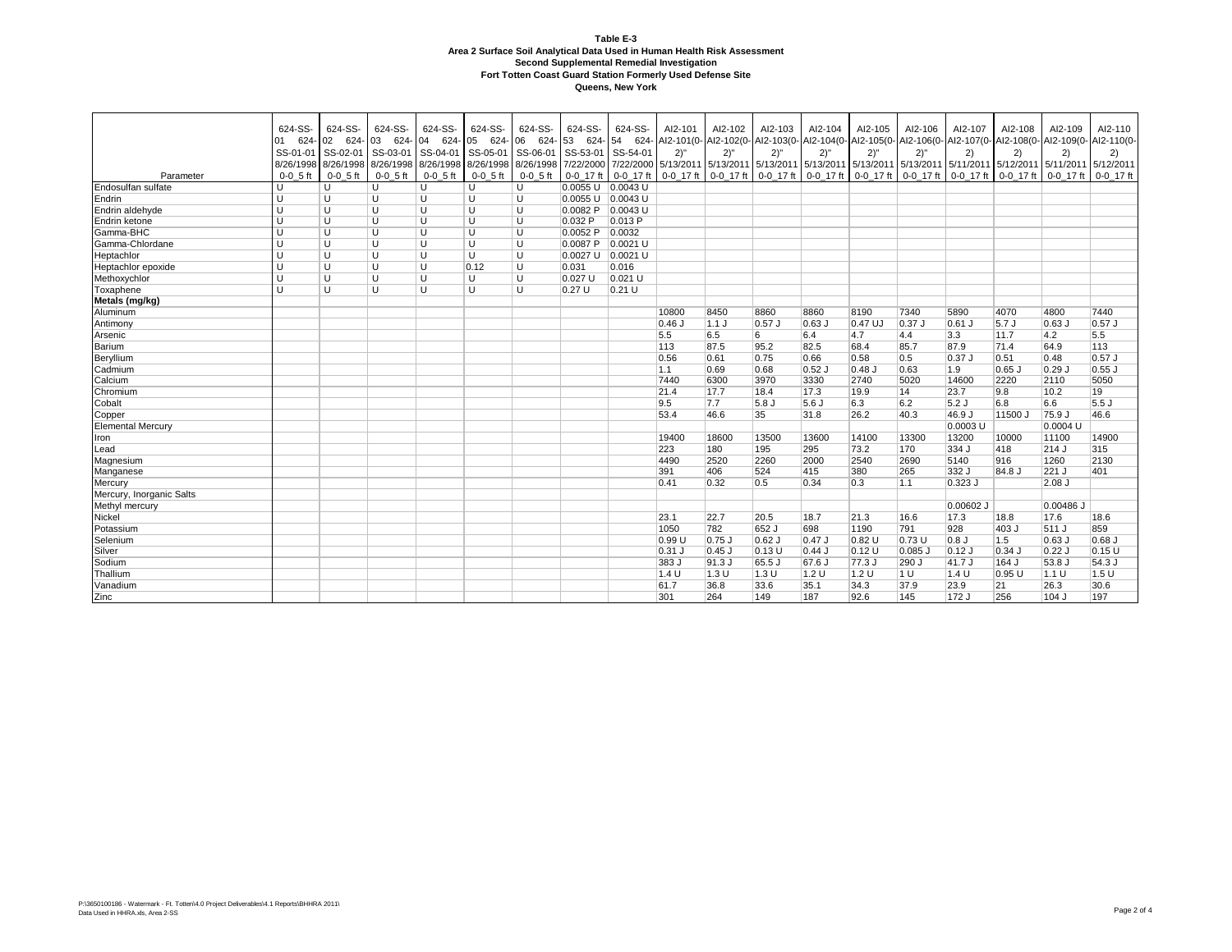**Table E-3**
**Area 2 Surface Soil Analytical Data Used in Human Health Risk Assessment**
**Second Supplemental Remedial Investigation**
**Fort Totten Coast Guard Station Formerly Used Defense Site**
**Queens, New York**

| Parameter | 624-SS-01 624-SS-01-01 8/26/1998 0-0_5 ft | 624-SS-02 624-SS-02-01 8/26/1998 0-0_5 ft | 624-SS-03 624-SS-03-01 8/26/1998 0-0_5 ft | 624-SS-04 624-SS-04-01 8/26/1998 0-0_5 ft | 624-SS-05 624-SS-05-01 8/26/1998 0-0_5 ft | 624-SS-06 624-SS-06-01 8/26/1998 0-0_5 ft | 624-SS-53 624-SS-53-01 7/22/2000 0-0_17 ft | 624-SS-54 624-SS-54-01 7/22/2000 0-0_17 ft | AI2-101 AI2-101(0-2)" 5/13/2011 0-0_17 ft | AI2-102 AI2-102(0-2)" 5/13/2011 0-0_17 ft | AI2-103 AI2-103(0-2)" 5/13/2011 0-0_17 ft | AI2-104 AI2-104(0-2)" 5/13/2011 0-0_17 ft | AI2-105 AI2-105(0-2)" 5/13/2011 0-0_17 ft | AI2-106 AI2-106(0-2)" 5/13/2011 0-0_17 ft | AI2-107 AI2-107(0-2) 5/11/2011 0-0_17 ft | AI2-108 AI2-108(0-2) 5/12/2011 0-0_17 ft | AI2-109 AI2-109(0-2) 5/11/2011 0-0_17 ft | AI2-110 AI2-110(0-2) 5/12/2011 0-0_17 ft |
|---|---|---|---|---|---|---|---|---|---|---|---|---|---|---|---|---|---|---|
| Endosulfan sulfate | U | U | U | U | U | U | 0.0055 U | 0.0043 U | | | | | | | | | | |
| Endrin | U | U | U | U | U | U | 0.0055 U | 0.0043 U | | | | | | | | | | |
| Endrin aldehyde | U | U | U | U | U | U | 0.0082 P | 0.0043 U | | | | | | | | | | |
| Endrin ketone | U | U | U | U | U | U | 0.032 P | 0.013 P | | | | | | | | | | |
| Gamma-BHC | U | U | U | U | U | U | 0.0052 P | 0.0032 | | | | | | | | | | |
| Gamma-Chlordane | U | U | U | U | U | U | 0.0087 P | 0.0021 U | | | | | | | | | | |
| Heptachlor | U | U | U | U | U | U | 0.0027 U | 0.0021 U | | | | | | | | | | |
| Heptachlor epoxide | U | U | U | U | 0.12 | U | 0.031 | 0.016 | | | | | | | | | | |
| Methoxychlor | U | U | U | U | U | U | 0.027 U | 0.021 U | | | | | | | | | | |
| Toxaphene | U | U | U | U | U | U | 0.27 U | 0.21 U | | | | | | | | | | |
| **Metals (mg/kg)** | | | | | | | | | | | | | | | | | | |
| Aluminum | | | | | | | | | 10800 | 8450 | 8860 | 8860 | 8190 | 7340 | 5890 | 4070 | 4800 | 7440 |
| Antimony | | | | | | | | | 0.46 J | 1.1 J | 0.57 J | 0.63 J | 0.47 UJ | 0.37 J | 0.61 J | 5.7 J | 0.63 J | 0.57 J |
| Arsenic | | | | | | | | | 5.5 | 6.5 | 6 | 6.4 | 4.7 | 4.4 | 3.3 | 11.7 | 4.2 | 5.5 |
| Barium | | | | | | | | | 113 | 87.5 | 95.2 | 82.5 | 68.4 | 85.7 | 87.9 | 71.4 | 64.9 | 113 |
| Beryllium | | | | | | | | | 0.56 | 0.61 | 0.75 | 0.66 | 0.58 | 0.5 | 0.37 J | 0.51 | 0.48 | 0.57 J |
| Cadmium | | | | | | | | | 1.1 | 0.69 | 0.68 | 0.52 J | 0.48 J | 0.63 | 1.9 | 0.65 J | 0.29 J | 0.55 J |
| Calcium | | | | | | | | | 7440 | 6300 | 3970 | 3330 | 2740 | 5020 | 14600 | 2220 | 2110 | 5050 |
| Chromium | | | | | | | | | 21.4 | 17.7 | 18.4 | 17.3 | 19.9 | 14 | 23.7 | 9.8 | 10.2 | 19 |
| Cobalt | | | | | | | | | 9.5 | 7.7 | 5.8 J | 5.6 J | 6.3 | 6.2 | 5.2 J | 6.8 | 6.6 | 5.5 J |
| Copper | | | | | | | | | 53.4 | 46.6 | 35 | 31.8 | 26.2 | 40.3 | 46.9 J | 11500 J | 75.9 J | 46.6 |
| Elemental Mercury | | | | | | | | | | | | | | | 0.0003 U | | 0.0004 U | |
| Iron | | | | | | | | | 19400 | 18600 | 13500 | 13600 | 14100 | 13300 | 13200 | 10000 | 11100 | 14900 |
| Lead | | | | | | | | | 223 | 180 | 195 | 295 | 73.2 | 170 | 334 J | 418 | 214 J | 315 |
| Magnesium | | | | | | | | | 4490 | 2520 | 2260 | 2000 | 2540 | 2690 | 5140 | 916 | 1260 | 2130 |
| Manganese | | | | | | | | | 391 | 406 | 524 | 415 | 380 | 265 | 332 J | 84.8 J | 221 J | 401 |
| Mercury | | | | | | | | | 0.41 | 0.32 | 0.5 | 0.34 | 0.3 | 1.1 | 0.323 J | | 2.08 J | |
| Mercury, Inorganic Salts | | | | | | | | | | | | | | | | | | |
| Methyl mercury | | | | | | | | | | | | | | | 0.00602 J | | 0.00486 J | |
| Nickel | | | | | | | | | 23.1 | 22.7 | 20.5 | 18.7 | 21.3 | 16.6 | 17.3 | 18.8 | 17.6 | 18.6 |
| Potassium | | | | | | | | | 1050 | 782 | 652 J | 698 | 1190 | 791 | 928 | 403 J | 511 J | 859 |
| Selenium | | | | | | | | | 0.99 U | 0.75 J | 0.62 J | 0.47 J | 0.82 U | 0.73 U | 0.8 J | 1.5 | 0.63 J | 0.68 J |
| Silver | | | | | | | | | 0.31 J | 0.45 J | 0.13 U | 0.44 J | 0.12 U | 0.085 J | 0.12 J | 0.34 J | 0.22 J | 0.15 U |
| Sodium | | | | | | | | | 383 J | 91.3 J | 65.5 J | 67.6 J | 77.3 J | 290 J | 41.7 J | 164 J | 53.8 J | 54.3 J |
| Thallium | | | | | | | | | 1.4 U | 1.3 U | 1.3 U | 1.2 U | 1.2 U | 1 U | 1.4 U | 0.95 U | 1.1 U | 1.5 U |
| Vanadium | | | | | | | | | 61.7 | 36.8 | 33.6 | 35.1 | 34.3 | 37.9 | 23.9 | 21 | 26.3 | 30.6 |
| Zinc | | | | | | | | | 301 | 264 | 149 | 187 | 92.6 | 145 | 172 J | 256 | 104 J | 197 |

P:\3650100186 - Watermark - Ft. Totten\4.0 Project Deliverables\4.1 Reports\BHHRA 2011\
Data Used in HHRA.xls, Area 2-SS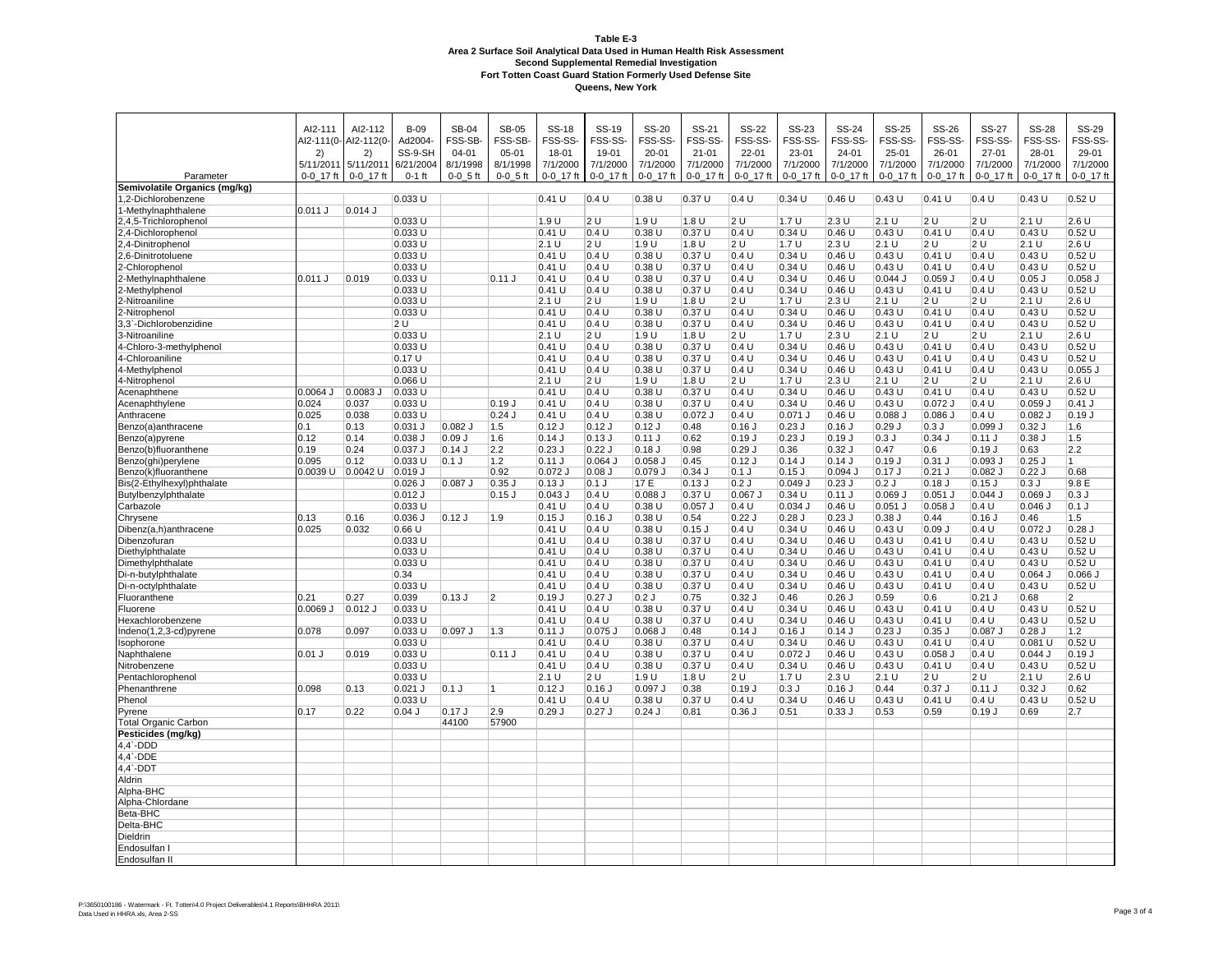**Table E-3**
**Area 2 Surface Soil Analytical Data Used in Human Health Risk Assessment**
**Second Supplemental Remedial Investigation**
**Fort Totten Coast Guard Station Formerly Used Defense Site**
**Queens, New York**

| Parameter | AI2-111 AI2-111(0-2) 5/11/2011 0-0_17 ft | AI2-112 AI2-112(0-2) 5/11/2011 0-0_17 ft | B-09 Ad2004-SS-9-SH 6/21/2004 0-1 ft | SB-04 FSS-SB-04-01 8/1/1998 0-0_5 ft | SB-05 FSS-SB-05-01 8/1/1998 0-0_5 ft | SS-18 FSS-SS-18-01 7/1/2000 0-0_17 ft | SS-19 FSS-SS-19-01 7/1/2000 0-0_17 ft | SS-20 FSS-SS-20-01 7/1/2000 0-0_17 ft | SS-21 FSS-SS-21-01 7/1/2000 0-0_17 ft | SS-22 FSS-SS-22-01 7/1/2000 0-0_17 ft | SS-23 FSS-SS-23-01 7/1/2000 0-0_17 ft | SS-24 FSS-SS-24-01 7/1/2000 0-0_17 ft | SS-25 FSS-SS-25-01 7/1/2000 0-0_17 ft | SS-26 FSS-SS-26-01 7/1/2000 0-0_17 ft | SS-27 FSS-SS-27-01 7/1/2000 0-0_17 ft | SS-28 FSS-SS-28-01 7/1/2000 0-0_17 ft | SS-29 FSS-SS-29-01 7/1/2000 0-0_17 ft |
|---|---|---|---|---|---|---|---|---|---|---|---|---|---|---|---|---|---|
| **Semivolatile Organics (mg/kg)** | | | | | | | | | | | | | | | | | |
| 1,2-Dichlorobenzene | | | 0.033 U | | | 0.41 U | 0.4 U | 0.38 U | 0.37 U | 0.4 U | 0.34 U | 0.46 U | 0.43 U | 0.41 U | 0.4 U | 0.43 U | 0.52 U |
| 1-Methylnaphthalene | 0.011 J | 0.014 J | | | | | | | | | | | | | | | |
| 2,4,5-Trichlorophenol | | | 0.033 U | | | 1.9 U | 2 U | 1.9 U | 1.8 U | 2 U | 1.7 U | 2.3 U | 2.1 U | 2 U | 2 U | 2.1 U | 2.6 U |
| 2,4-Dichlorophenol | | | 0.033 U | | | 0.41 U | 0.4 U | 0.38 U | 0.37 U | 0.4 U | 0.34 U | 0.46 U | 0.43 U | 0.41 U | 0.4 U | 0.43 U | 0.52 U |
| 2,4-Dinitrophenol | | | 0.033 U | | | 2.1 U | 2 U | 1.9 U | 1.8 U | 2 U | 1.7 U | 2.3 U | 2.1 U | 2 U | 2 U | 2.1 U | 2.6 U |
| 2,6-Dinitrotoluene | | | 0.033 U | | | 0.41 U | 0.4 U | 0.38 U | 0.37 U | 0.4 U | 0.34 U | 0.46 U | 0.43 U | 0.41 U | 0.4 U | 0.43 U | 0.52 U |
| 2-Chlorophenol | | | 0.033 U | | | 0.41 U | 0.4 U | 0.38 U | 0.37 U | 0.4 U | 0.34 U | 0.46 U | 0.43 U | 0.41 U | 0.4 U | 0.43 U | 0.52 U |
| 2-Methylnaphthalene | 0.011 J | 0.019 | 0.033 U | | 0.11 J | 0.41 U | 0.4 U | 0.38 U | 0.37 U | 0.4 U | 0.34 U | 0.46 U | 0.044 J | 0.059 J | 0.4 U | 0.05 J | 0.058 J |
| 2-Methylphenol | | | 0.033 U | | | 0.41 U | 0.4 U | 0.38 U | 0.37 U | 0.4 U | 0.34 U | 0.46 U | 0.43 U | 0.41 U | 0.4 U | 0.43 U | 0.52 U |
| 2-Nitroaniline | | | 0.033 U | | | 2.1 U | 2 U | 1.9 U | 1.8 U | 2 U | 1.7 U | 2.3 U | 2.1 U | 2 U | 2 U | 2.1 U | 2.6 U |
| 2-Nitrophenol | | | 0.033 U | | | 0.41 U | 0.4 U | 0.38 U | 0.37 U | 0.4 U | 0.34 U | 0.46 U | 0.43 U | 0.41 U | 0.4 U | 0.43 U | 0.52 U |
| 3,3`-Dichlorobenzidine | | | 2 U | | | 0.41 U | 0.4 U | 0.38 U | 0.37 U | 0.4 U | 0.34 U | 0.46 U | 0.43 U | 0.41 U | 0.4 U | 0.43 U | 0.52 U |
| 3-Nitroaniline | | | 0.033 U | | | 2.1 U | 2 U | 1.9 U | 1.8 U | 2 U | 1.7 U | 2.3 U | 2.1 U | 2 U | 2 U | 2.1 U | 2.6 U |
| 4-Chloro-3-methylphenol | | | 0.033 U | | | 0.41 U | 0.4 U | 0.38 U | 0.37 U | 0.4 U | 0.34 U | 0.46 U | 0.43 U | 0.41 U | 0.4 U | 0.43 U | 0.52 U |
| 4-Chloroaniline | | | 0.17 U | | | 0.41 U | 0.4 U | 0.38 U | 0.37 U | 0.4 U | 0.34 U | 0.46 U | 0.43 U | 0.41 U | 0.4 U | 0.43 U | 0.52 U |
| 4-Methylphenol | | | 0.033 U | | | 0.41 U | 0.4 U | 0.38 U | 0.37 U | 0.4 U | 0.34 U | 0.46 U | 0.43 U | 0.41 U | 0.4 U | 0.43 U | 0.055 J |
| 4-Nitrophenol | | | 0.066 U | | | 2.1 U | 2 U | 1.9 U | 1.8 U | 2 U | 1.7 U | 2.3 U | 2.1 U | 2 U | 2 U | 2.1 U | 2.6 U |
| Acenaphthene | 0.0064 J | 0.0083 J | 0.033 U | | | 0.41 U | 0.4 U | 0.38 U | 0.37 U | 0.4 U | 0.34 U | 0.46 U | 0.43 U | 0.41 U | 0.4 U | 0.43 U | 0.52 U |
| Acenaphthylene | 0.024 | 0.037 | 0.033 U | | 0.19 J | 0.41 U | 0.4 U | 0.38 U | 0.37 U | 0.4 U | 0.34 U | 0.46 U | 0.43 U | 0.072 J | 0.4 U | 0.059 J | 0.41 J |
| Anthracene | 0.025 | 0.038 | 0.033 U | | 0.24 J | 0.41 U | 0.4 U | 0.38 U | 0.072 J | 0.4 U | 0.071 J | 0.46 U | 0.088 J | 0.086 J | 0.4 U | 0.082 J | 0.19 J |
| Benzo(a)anthracene | 0.1 | 0.13 | 0.031 J | 0.082 J | 1.5 | 0.12 J | 0.12 J | 0.12 J | 0.48 | 0.16 J | 0.23 J | 0.16 J | 0.29 J | 0.3 J | 0.099 J | 0.32 J | 1.6 |
| Benzo(a)pyrene | 0.12 | 0.14 | 0.038 J | 0.09 J | 1.6 | 0.14 J | 0.13 J | 0.11 J | 0.62 | 0.19 J | 0.23 J | 0.19 J | 0.3 J | 0.34 J | 0.11 J | 0.38 J | 1.5 |
| Benzo(b)fluoranthene | 0.19 | 0.24 | 0.037 J | 0.14 J | 2.2 | 0.23 J | 0.22 J | 0.18 J | 0.98 | 0.29 J | 0.36 | 0.32 J | 0.47 | 0.6 | 0.19 J | 0.63 | 2.2 |
| Benzo(ghi)perylene | 0.095 | 0.12 | 0.033 U | 0.1 J | 1.2 | 0.11 J | 0.064 J | 0.058 J | 0.45 | 0.12 J | 0.14 J | 0.14 J | 0.19 J | 0.31 J | 0.093 J | 0.25 J | 1 |
| Benzo(k)fluoranthene | 0.0039 U | 0.0042 U | 0.019 J | | 0.92 | 0.072 J | 0.08 J | 0.079 J | 0.34 J | 0.1 J | 0.15 J | 0.094 J | 0.17 J | 0.21 J | 0.082 J | 0.22 J | 0.68 |
| Bis(2-Ethylhexyl)phthalate | | | 0.026 J | 0.087 J | 0.35 J | 0.13 J | 0.1 J | 17 E | 0.13 J | 0.2 J | 0.049 J | 0.23 J | 0.2 J | 0.18 J | 0.15 J | 0.3 J | 9.8 E |
| Butylbenzylphthalate | | | 0.012 J | | 0.15 J | 0.043 J | 0.4 U | 0.088 J | 0.37 U | 0.067 J | 0.34 U | 0.11 J | 0.069 J | 0.051 J | 0.044 J | 0.069 J | 0.3 J |
| Carbazole | | | 0.033 U | | | 0.41 U | 0.4 U | 0.38 U | 0.057 J | 0.4 U | 0.034 J | 0.46 U | 0.051 J | 0.058 J | 0.4 U | 0.046 J | 0.1 J |
| Chrysene | 0.13 | 0.16 | 0.036 J | 0.12 J | 1.9 | 0.15 J | 0.16 J | 0.38 U | 0.54 | 0.22 J | 0.28 J | 0.23 J | 0.38 J | 0.44 | 0.16 J | 0.46 | 1.5 |
| Dibenz(a,h)anthracene | 0.025 | 0.032 | 0.66 U | | | 0.41 U | 0.4 U | 0.38 U | 0.15 J | 0.4 U | 0.34 U | 0.46 U | 0.43 U | 0.09 J | 0.4 U | 0.072 J | 0.28 J |
| Dibenzofuran | | | 0.033 U | | | 0.41 U | 0.4 U | 0.38 U | 0.37 U | 0.4 U | 0.34 U | 0.46 U | 0.43 U | 0.41 U | 0.4 U | 0.43 U | 0.52 U |
| Diethylphthalate | | | 0.033 U | | | 0.41 U | 0.4 U | 0.38 U | 0.37 U | 0.4 U | 0.34 U | 0.46 U | 0.43 U | 0.41 U | 0.4 U | 0.43 U | 0.52 U |
| Dimethylphthalate | | | 0.033 U | | | 0.41 U | 0.4 U | 0.38 U | 0.37 U | 0.4 U | 0.34 U | 0.46 U | 0.43 U | 0.41 U | 0.4 U | 0.43 U | 0.52 U |
| Di-n-butylphthalate | | | 0.34 | | | 0.41 U | 0.4 U | 0.38 U | 0.37 U | 0.4 U | 0.34 U | 0.46 U | 0.43 U | 0.41 U | 0.4 U | 0.064 J | 0.066 J |
| Di-n-octylphthalate | | | 0.033 U | | | 0.41 U | 0.4 U | 0.38 U | 0.37 U | 0.4 U | 0.34 U | 0.46 U | 0.43 U | 0.41 U | 0.4 U | 0.43 U | 0.52 U |
| Fluoranthene | 0.21 | 0.27 | 0.039 | 0.13 J | 2 | 0.19 J | 0.27 J | 0.2 J | 0.75 | 0.32 J | 0.46 | 0.26 J | 0.59 | 0.6 | 0.21 J | 0.68 | 2 |
| Fluorene | 0.0069 J | 0.012 J | 0.033 U | | | 0.41 U | 0.4 U | 0.38 U | 0.37 U | 0.4 U | 0.34 U | 0.46 U | 0.43 U | 0.41 U | 0.4 U | 0.43 U | 0.52 U |
| Hexachlorobenzene | | | 0.033 U | | | 0.41 U | 0.4 U | 0.38 U | 0.37 U | 0.4 U | 0.34 U | 0.46 U | 0.43 U | 0.41 U | 0.4 U | 0.43 U | 0.52 U |
| Indeno(1,2,3-cd)pyrene | 0.078 | 0.097 | 0.033 U | 0.097 J | 1.3 | 0.11 J | 0.075 J | 0.068 J | 0.48 | 0.14 J | 0.16 J | 0.14 J | 0.23 J | 0.35 J | 0.087 J | 0.28 J | 1.2 |
| Isophorone | | | 0.033 U | | | 0.41 U | 0.4 U | 0.38 U | 0.37 U | 0.4 U | 0.34 U | 0.46 U | 0.43 U | 0.41 U | 0.4 U | 0.081 U | 0.52 U |
| Naphthalene | 0.01 J | 0.019 | 0.033 U | | 0.11 J | 0.41 U | 0.4 U | 0.38 U | 0.37 U | 0.4 U | 0.072 J | 0.46 U | 0.43 U | 0.058 J | 0.4 U | 0.044 J | 0.19 J |
| Nitrobenzene | | | 0.033 U | | | 0.41 U | 0.4 U | 0.38 U | 0.37 U | 0.4 U | 0.34 U | 0.46 U | 0.43 U | 0.41 U | 0.4 U | 0.43 U | 0.52 U |
| Pentachlorophenol | | | 0.033 U | | | 2.1 U | 2 U | 1.9 U | 1.8 U | 2 U | 1.7 U | 2.3 U | 2.1 U | 2 U | 2 U | 2.1 U | 2.6 U |
| Phenanthrene | 0.098 | 0.13 | 0.021 J | 0.1 J | 1 | 0.12 J | 0.16 J | 0.097 J | 0.38 | 0.19 J | 0.3 J | 0.16 J | 0.44 | 0.37 J | 0.11 J | 0.32 J | 0.62 |
| Phenol | | | 0.033 U | | | 0.41 U | 0.4 U | 0.38 U | 0.37 U | 0.4 U | 0.34 U | 0.46 U | 0.43 U | 0.41 U | 0.4 U | 0.43 U | 0.52 U |
| Pyrene | 0.17 | 0.22 | 0.04 J | 0.17 J | 2.9 | 0.29 J | 0.27 J | 0.24 J | 0.81 | 0.36 J | 0.51 | 0.33 J | 0.53 | 0.59 | 0.19 J | 0.69 | 2.7 |
| Total Organic Carbon | | | | 44100 | 57900 | | | | | | | | | | | | |
| **Pesticides (mg/kg)** | | | | | | | | | | | | | | | | | |
| 4,4`-DDD | | | | | | | | | | | | | | | | | |
| 4,4`-DDE | | | | | | | | | | | | | | | | | |
| 4,4`-DDT | | | | | | | | | | | | | | | | | |
| Aldrin | | | | | | | | | | | | | | | | | |
| Alpha-BHC | | | | | | | | | | | | | | | | | |
| Alpha-Chlordane | | | | | | | | | | | | | | | | | |
| Beta-BHC | | | | | | | | | | | | | | | | | |
| Delta-BHC | | | | | | | | | | | | | | | | | |
| Dieldrin | | | | | | | | | | | | | | | | | |
| Endosulfan I | | | | | | | | | | | | | | | | | |
| Endosulfan II | | | | | | | | | | | | | | | | | |

P:\3650100186 - Watermark - Ft. Totten\4.0 Project Deliverables\4.1 Reports\BHHRA 2011\
Data Used in HHRA.xls, Area 2-SS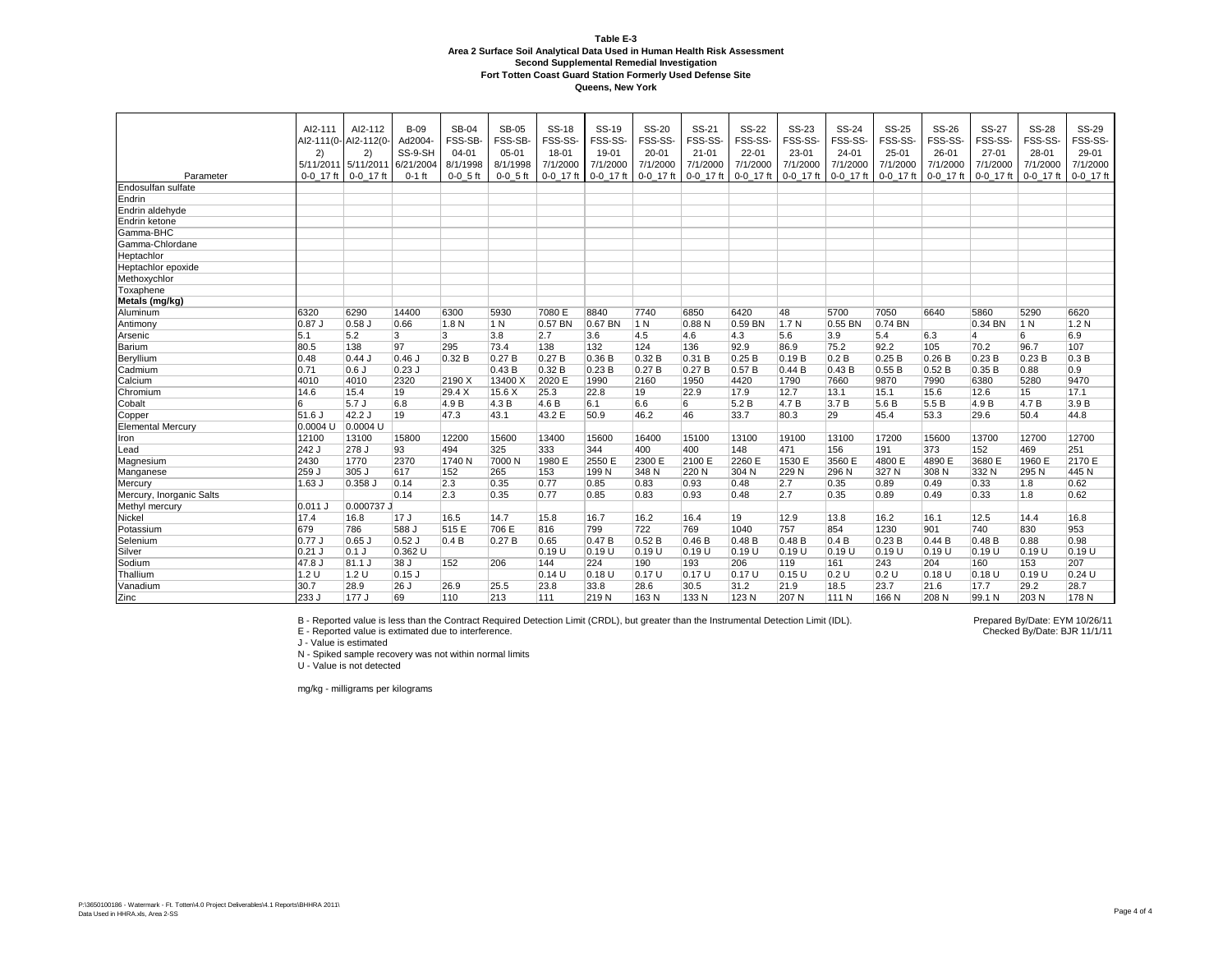**Table E-3**
**Area 2 Surface Soil Analytical Data Used in Human Health Risk Assessment**
**Second Supplemental Remedial Investigation**
**Fort Totten Coast Guard Station Formerly Used Defense Site**
**Queens, New York**

| Parameter | AI2-111<br>AI2-111(0-2)<br>5/11/2011<br>0-0_17 ft | AI2-112<br>AI2-112(0-2)<br>5/11/2011<br>0-0_17 ft | B-09<br>Ad2004-SS-9-SH<br>6/21/2004<br>0-1 ft | SB-04<br>FSS-SB-04-01<br>8/1/1998<br>0-0_5 ft | SB-05<br>FSS-SB-05-01<br>8/1/1998<br>0-0_5 ft | SS-18<br>FSS-SS-18-01<br>7/1/2000<br>0-0_17 ft | SS-19<br>FSS-SS-19-01<br>7/1/2000<br>0-0_17 ft | SS-20<br>FSS-SS-20-01<br>7/1/2000<br>0-0_17 ft | SS-21<br>FSS-SS-21-01<br>7/1/2000<br>0-0_17 ft | SS-22<br>FSS-SS-22-01<br>7/1/2000<br>0-0_17 ft | SS-23<br>FSS-SS-23-01<br>7/1/2000<br>0-0_17 ft | SS-24<br>FSS-SS-24-01<br>7/1/2000<br>0-0_17 ft | SS-25<br>FSS-SS-25-01<br>7/1/2000<br>0-0_17 ft | SS-26<br>FSS-SS-26-01<br>7/1/2000<br>0-0_17 ft | SS-27<br>FSS-SS-27-01<br>7/1/2000<br>0-0_17 ft | SS-28<br>FSS-SS-28-01<br>7/1/2000<br>0-0_17 ft | SS-29<br>FSS-SS-29-01<br>7/1/2000<br>0-0_17 ft |
|---|---|---|---|---|---|---|---|---|---|---|---|---|---|---|---|---|---|
| Endosulfan sulfate | | | | | | | | | | | | | | | | | |
| Endrin | | | | | | | | | | | | | | | | | |
| Endrin aldehyde | | | | | | | | | | | | | | | | | |
| Endrin ketone | | | | | | | | | | | | | | | | | |
| Gamma-BHC | | | | | | | | | | | | | | | | | |
| Gamma-Chlordane | | | | | | | | | | | | | | | | | |
| Heptachlor | | | | | | | | | | | | | | | | | |
| Heptachlor epoxide | | | | | | | | | | | | | | | | | |
| Methoxychlor | | | | | | | | | | | | | | | | | |
| Toxaphene | | | | | | | | | | | | | | | | | |
| **Metals (mg/kg)** | | | | | | | | | | | | | | | | | |
| Aluminum | 6320 | 6290 | 14400 | 6300 | 5930 | 7080 E | 8840 | 7740 | 6850 | 6420 | 48 | 5700 | 7050 | 6640 | 5860 | 5290 | 6620 |
| Antimony | 0.87 J | 0.58 J | 0.66 | 1.8 N | 1 N | 0.57 BN | 0.67 BN | 1 N | 0.88 N | 0.59 BN | 1.7 N | 0.55 BN | 0.74 BN | | 0.34 BN | 1 N | 1.2 N |
| Arsenic | 5.1 | 5.2 | 3 | 3 | 3.8 | 2.7 | 3.6 | 4.5 | 4.6 | 4.3 | 5.6 | 3.9 | 5.4 | 6.3 | 4 | 6 | 6.9 |
| Barium | 80.5 | 138 | 97 | 295 | 73.4 | 138 | 132 | 124 | 136 | 92.9 | 86.9 | 75.2 | 92.2 | 105 | 70.2 | 96.7 | 107 |
| Beryllium | 0.48 | 0.44 J | 0.46 J | 0.32 B | 0.27 B | 0.27 B | 0.36 B | 0.32 B | 0.31 B | 0.25 B | 0.19 B | 0.2 B | 0.25 B | 0.26 B | 0.23 B | 0.23 B | 0.3 B |
| Cadmium | 0.71 | 0.6 J | 0.23 J | | 0.43 B | 0.32 B | 0.23 B | 0.27 B | 0.27 B | 0.57 B | 0.44 B | 0.43 B | 0.55 B | 0.52 B | 0.35 B | 0.88 | 0.9 |
| Calcium | 4010 | 4010 | 2320 | 2190 X | 13400 X | 2020 E | 1990 | 2160 | 1950 | 4420 | 1790 | 7660 | 9870 | 7990 | 6380 | 5280 | 9470 |
| Chromium | 14.6 | 15.4 | 19 | 29.4 X | 15.6 X | 25.3 | 22.8 | 19 | 22.9 | 17.9 | 12.7 | 13.1 | 15.1 | 15.6 | 12.6 | 15 | 17.1 |
| Cobalt | 6 | 5.7 J | 6.8 | 4.9 B | 4.3 B | 4.6 B | 6.1 | 6.6 | 6 | 5.2 B | 4.7 B | 3.7 B | 5.6 B | 5.5 B | 4.9 B | 4.7 B | 3.9 B |
| Copper | 51.6 J | 42.2 J | 19 | 47.3 | 43.1 | 43.2 E | 50.9 | 46.2 | 46 | 33.7 | 80.3 | 29 | 45.4 | 53.3 | 29.6 | 50.4 | 44.8 |
| Elemental Mercury | 0.0004 U | 0.0004 U | | | | | | | | | | | | | | | |
| Iron | 12100 | 13100 | 15800 | 12200 | 15600 | 13400 | 15600 | 16400 | 15100 | 13100 | 19100 | 13100 | 17200 | 15600 | 13700 | 12700 | 12700 |
| Lead | 242 J | 278 J | 93 | 494 | 325 | 333 | 344 | 400 | 400 | 148 | 471 | 156 | 191 | 373 | 152 | 469 | 251 |
| Magnesium | 2430 | 1770 | 2370 | 1740 N | 7000 N | 1980 E | 2550 E | 2300 E | 2100 E | 2260 E | 1530 E | 3560 E | 4800 E | 4890 E | 3680 E | 1960 E | 2170 E |
| Manganese | 259 J | 305 J | 617 | 152 | 265 | 153 | 199 N | 348 N | 220 N | 304 N | 229 N | 296 N | 327 N | 308 N | 332 N | 295 N | 445 N |
| Mercury | 1.63 J | 0.358 J | 0.14 | 2.3 | 0.35 | 0.77 | 0.85 | 0.83 | 0.93 | 0.48 | 2.7 | 0.35 | 0.89 | 0.49 | 0.33 | 1.8 | 0.62 |
| Mercury, Inorganic Salts | | | 0.14 | 2.3 | 0.35 | 0.77 | 0.85 | 0.83 | 0.93 | 0.48 | 2.7 | 0.35 | 0.89 | 0.49 | 0.33 | 1.8 | 0.62 |
| Methyl mercury | 0.011 J | 0.000737 J | | | | | | | | | | | | | | | |
| Nickel | 17.4 | 16.8 | 17 J | 16.5 | 14.7 | 15.8 | 16.7 | 16.2 | 16.4 | 19 | 12.9 | 13.8 | 16.2 | 16.1 | 12.5 | 14.4 | 16.8 |
| Potassium | 679 | 786 | 588 J | 515 E | 706 E | 816 | 799 | 722 | 769 | 1040 | 757 | 854 | 1230 | 901 | 740 | 830 | 953 |
| Selenium | 0.77 J | 0.65 J | 0.52 J | 0.4 B | 0.27 B | 0.65 | 0.47 B | 0.52 B | 0.46 B | 0.48 B | 0.48 B | 0.4 B | 0.23 B | 0.44 B | 0.48 B | 0.88 | 0.98 |
| Silver | 0.21 J | 0.1 J | 0.362 U | | | 0.19 U | 0.19 U | 0.19 U | 0.19 U | 0.19 U | 0.19 U | 0.19 U | 0.19 U | 0.19 U | 0.19 U | 0.19 U | 0.19 U |
| Sodium | 47.8 J | 81.1 J | 38 J | 152 | 206 | 144 | 224 | 190 | 193 | 206 | 119 | 161 | 243 | 204 | 160 | 153 | 207 |
| Thallium | 1.2 U | 1.2 U | 0.15 J | | | 0.14 U | 0.18 U | 0.17 U | 0.17 U | 0.17 U | 0.15 U | 0.2 U | 0.2 U | 0.18 U | 0.18 U | 0.19 U | 0.24 U |
| Vanadium | 30.7 | 28.9 | 26 J | 26.9 | 25.5 | 23.8 | 33.8 | 28.6 | 30.5 | 31.2 | 21.9 | 18.5 | 23.7 | 21.6 | 17.7 | 29.2 | 28.7 |
| Zinc | 233 J | 177 J | 69 | 110 | 213 | 111 | 219 N | 163 N | 133 N | 123 N | 207 N | 111 N | 166 N | 208 N | 99.1 N | 203 N | 178 N |

B - Reported value is less than the Contract Required Detection Limit (CRDL), but greater than the Instrumental Detection Limit (IDL).
E - Reported value is extimated due to interference.
J - Value is estimated
N - Spiked sample recovery was not within normal limits
U - Value is not detected

mg/kg - milligrams per kilograms

Prepared By/Date: EYM 10/26/11
Checked By/Date: BJR 11/1/11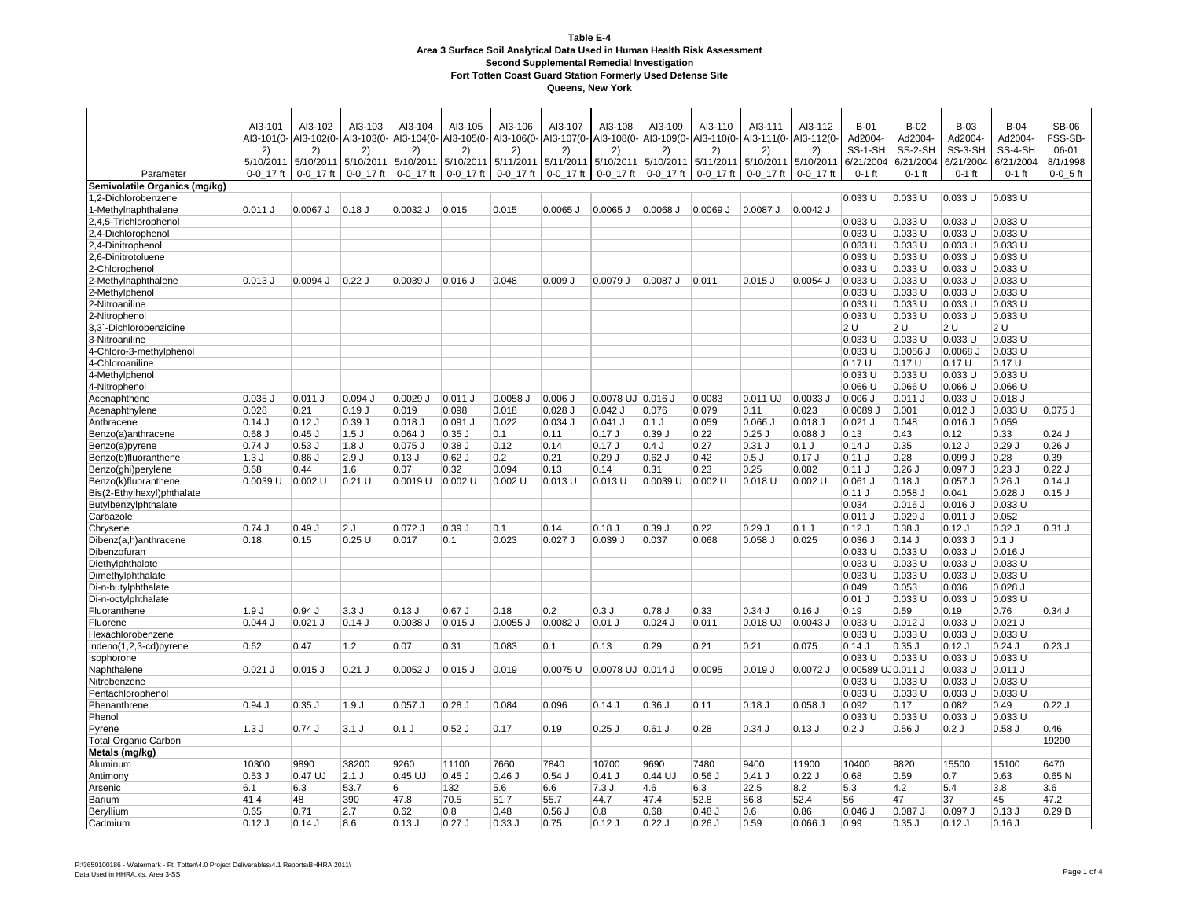**Table E-4**
**Area 3 Surface Soil Analytical Data Used in Human Health Risk Assessment**
**Second Supplemental Remedial Investigation**
**Fort Totten Coast Guard Station Formerly Used Defense Site**
**Queens, New York**

| Parameter | AI3-101<br>AI3-101(0-2)<br>5/10/2011<br>0-0_17 ft | AI3-102<br>AI3-102(0-2)<br>5/10/2011<br>0-0_17 ft | AI3-103<br>AI3-103(0-2)<br>5/10/2011<br>0-0_17 ft | AI3-104<br>AI3-104(0-2)<br>5/10/2011<br>0-0_17 ft | AI3-105<br>AI3-105(0-2)<br>5/10/2011<br>0-0_17 ft | AI3-106<br>AI3-106(0-2)<br>5/11/2011<br>0-0_17 ft | AI3-107<br>AI3-107(0-2)<br>5/11/2011<br>0-0_17 ft | AI3-108<br>AI3-108(0-2)<br>5/10/2011<br>0-0_17 ft | AI3-109<br>AI3-109(0-2)<br>5/10/2011<br>0-0_17 ft | AI3-110<br>AI3-110(0-2)<br>5/11/2011<br>0-0_17 ft | AI3-111<br>AI3-111(0-2)<br>5/10/2011<br>0-0_17 ft | AI3-112<br>AI3-112(0-2)<br>5/10/2011<br>0-0_17 ft | B-01<br>Ad2004-SS-1-SH<br>6/21/2004<br>0-1 ft | B-02<br>Ad2004-SS-2-SH<br>6/21/2004<br>0-1 ft | B-03<br>Ad2004-SS-3-SH<br>6/21/2004<br>0-1 ft | B-04<br>Ad2004-SS-4-SH<br>6/21/2004<br>0-1 ft | SB-06<br>FSS-SB-06-01<br>8/1/1998<br>0-0_5 ft |
|---|---|---|---|---|---|---|---|---|---|---|---|---|---|---|---|---|---|
| **Semivolatile Organics (mg/kg)** | | | | | | | | | | | | | | | | | |
| 1,2-Dichlorobenzene | | | | | | | | | | | | | 0.033 U | 0.033 U | 0.033 U | 0.033 U | |
| 1-Methylnaphthalene | 0.011 J | 0.0067 J | 0.18 J | 0.0032 J | 0.015 | 0.015 | 0.0065 J | 0.0065 J | 0.0068 J | 0.0069 J | 0.0087 J | 0.0042 J | | | | | |
| 2,4,5-Trichlorophenol | | | | | | | | | | | | | 0.033 U | 0.033 U | 0.033 U | 0.033 U | |
| 2,4-Dichlorophenol | | | | | | | | | | | | | 0.033 U | 0.033 U | 0.033 U | 0.033 U | |
| 2,4-Dinitrophenol | | | | | | | | | | | | | 0.033 U | 0.033 U | 0.033 U | 0.033 U | |
| 2,6-Dinitrotoluene | | | | | | | | | | | | | 0.033 U | 0.033 U | 0.033 U | 0.033 U | |
| 2-Chlorophenol | | | | | | | | | | | | | 0.033 U | 0.033 U | 0.033 U | 0.033 U | |
| 2-Methylnaphthalene | 0.013 J | 0.0094 J | 0.22 J | 0.0039 J | 0.016 J | 0.048 | 0.009 J | 0.0079 J | 0.0087 J | 0.011 | 0.015 J | 0.0054 J | 0.033 U | 0.033 U | 0.033 U | 0.033 U | |
| 2-Methylphenol | | | | | | | | | | | | | 0.033 U | 0.033 U | 0.033 U | 0.033 U | |
| 2-Nitroaniline | | | | | | | | | | | | | 0.033 U | 0.033 U | 0.033 U | 0.033 U | |
| 2-Nitrophenol | | | | | | | | | | | | | 0.033 U | 0.033 U | 0.033 U | 0.033 U | |
| 3,3`-Dichlorobenzidine | | | | | | | | | | | | | 2 U | 2 U | 2 U | 2 U | |
| 3-Nitroaniline | | | | | | | | | | | | | 0.033 U | 0.033 U | 0.033 U | 0.033 U | |
| 4-Chloro-3-methylphenol | | | | | | | | | | | | | 0.033 U | 0.0056 J | 0.0068 J | 0.033 U | |
| 4-Chloroaniline | | | | | | | | | | | | | 0.17 U | 0.17 U | 0.17 U | 0.17 U | |
| 4-Methylphenol | | | | | | | | | | | | | 0.033 U | 0.033 U | 0.033 U | 0.033 U | |
| 4-Nitrophenol | | | | | | | | | | | | | 0.066 U | 0.066 U | 0.066 U | 0.066 U | |
| Acenaphthene | 0.035 J | 0.011 J | 0.094 J | 0.0029 J | 0.011 J | 0.0058 J | 0.006 J | 0.0078 UJ | 0.016 J | 0.0083 | 0.011 UJ | 0.0033 J | 0.006 J | 0.011 J | 0.033 U | 0.018 J | |
| Acenaphthylene | 0.028 | 0.21 | 0.19 J | 0.019 | 0.098 | 0.018 | 0.028 J | 0.042 J | 0.076 | 0.079 | 0.11 | 0.023 | 0.0089 J | 0.001 | 0.012 J | 0.033 U | 0.075 J |
| Anthracene | 0.14 J | 0.12 J | 0.39 J | 0.018 J | 0.091 J | 0.022 | 0.034 J | 0.041 J | 0.1 J | 0.059 | 0.066 J | 0.018 J | 0.021 J | 0.048 | 0.016 J | 0.059 | |
| Benzo(a)anthracene | 0.68 J | 0.45 J | 1.5 J | 0.064 J | 0.35 J | 0.1 | 0.11 | 0.17 J | 0.39 J | 0.22 | 0.25 J | 0.088 J | 0.13 | 0.43 | 0.12 | 0.33 | 0.24 J |
| Benzo(a)pyrene | 0.74 J | 0.53 J | 1.8 J | 0.075 J | 0.38 J | 0.12 | 0.14 | 0.17 J | 0.4 J | 0.27 | 0.31 J | 0.1 J | 0.14 J | 0.35 | 0.12 J | 0.29 J | 0.26 J |
| Benzo(b)fluoranthene | 1.3 J | 0.86 J | 2.9 J | 0.13 J | 0.62 J | 0.2 | 0.21 | 0.29 J | 0.62 J | 0.42 | 0.5 J | 0.17 J | 0.11 J | 0.28 | 0.099 J | 0.28 | 0.39 |
| Benzo(ghi)perylene | 0.68 | 0.44 | 1.6 | 0.07 | 0.32 | 0.094 | 0.13 | 0.14 | 0.31 | 0.23 | 0.25 | 0.082 | 0.11 J | 0.26 J | 0.097 J | 0.23 J | 0.22 J |
| Benzo(k)fluoranthene | 0.0039 U | 0.002 U | 0.21 U | 0.0019 U | 0.002 U | 0.002 U | 0.013 U | 0.013 U | 0.0039 U | 0.002 U | 0.018 U | 0.002 U | 0.061 J | 0.18 J | 0.057 J | 0.26 J | 0.14 J |
| Bis(2-Ethylhexyl)phthalate | | | | | | | | | | | | | 0.11 J | 0.058 J | 0.041 | 0.028 J | 0.15 J |
| Butylbenzylphthalate | | | | | | | | | | | | | 0.034 | 0.016 J | 0.016 J | 0.033 U | |
| Carbazole | | | | | | | | | | | | | 0.011 J | 0.029 J | 0.011 J | 0.052 | |
| Chrysene | 0.74 J | 0.49 J | 2 J | 0.072 J | 0.39 J | 0.1 | 0.14 | 0.18 J | 0.39 J | 0.22 | 0.29 J | 0.1 J | 0.12 J | 0.38 J | 0.12 J | 0.32 J | 0.31 J |
| Dibenz(a,h)anthracene | 0.18 | 0.15 | 0.25 U | 0.017 | 0.1 | 0.023 | 0.027 J | 0.039 J | 0.037 | 0.068 | 0.058 J | 0.025 | 0.036 J | 0.14 J | 0.033 J | 0.1 J | |
| Dibenzofuran | | | | | | | | | | | | | 0.033 U | 0.033 U | 0.033 U | 0.016 J | |
| Diethylphthalate | | | | | | | | | | | | | 0.033 U | 0.033 U | 0.033 U | 0.033 U | |
| Dimethylphthalate | | | | | | | | | | | | | 0.033 U | 0.033 U | 0.033 U | 0.033 U | |
| Di-n-butylphthalate | | | | | | | | | | | | | 0.049 | 0.053 | 0.036 | 0.028 J | |
| Di-n-octylphthalate | | | | | | | | | | | | | 0.01 J | 0.033 U | 0.033 U | 0.033 U | |
| Fluoranthene | 1.9 J | 0.94 J | 3.3 J | 0.13 J | 0.67 J | 0.18 | 0.2 | 0.3 J | 0.78 J | 0.33 | 0.34 J | 0.16 J | 0.19 | 0.59 | 0.19 | 0.76 | 0.34 J |
| Fluorene | 0.044 J | 0.021 J | 0.14 J | 0.0038 J | 0.015 J | 0.0055 J | 0.0082 J | 0.01 J | 0.024 J | 0.011 | 0.018 UJ | 0.0043 J | 0.033 U | 0.012 J | 0.033 U | 0.021 J | |
| Hexachlorobenzene | | | | | | | | | | | | | 0.033 U | 0.033 U | 0.033 U | 0.033 U | |
| Indeno(1,2,3-cd)pyrene | 0.62 | 0.47 | 1.2 | 0.07 | 0.31 | 0.083 | 0.1 | 0.13 | 0.29 | 0.21 | 0.21 | 0.075 | 0.14 J | 0.35 J | 0.12 J | 0.24 J | 0.23 J |
| Isophorone | | | | | | | | | | | | | 0.033 U | 0.033 U | 0.033 U | 0.033 U | |
| Naphthalene | 0.021 J | 0.015 J | 0.21 J | 0.0052 J | 0.015 J | 0.019 | 0.0075 U | 0.0078 UJ | 0.014 J | 0.0095 | 0.019 J | 0.0072 J | 0.00589 UJ | 0.011 J | 0.033 U | 0.011 J | |
| Nitrobenzene | | | | | | | | | | | | | 0.033 U | 0.033 U | 0.033 U | 0.033 U | |
| Pentachlorophenol | | | | | | | | | | | | | 0.033 U | 0.033 U | 0.033 U | 0.033 U | |
| Phenanthrene | 0.94 J | 0.35 J | 1.9 J | 0.057 J | 0.28 J | 0.084 | 0.096 | 0.14 J | 0.36 J | 0.11 | 0.18 J | 0.058 J | 0.092 | 0.17 | 0.082 | 0.49 | 0.22 J |
| Phenol | | | | | | | | | | | | | 0.033 U | 0.033 U | 0.033 U | 0.033 U | |
| Pyrene | 1.3 J | 0.74 J | 3.1 J | 0.1 J | 0.52 J | 0.17 | 0.19 | 0.25 J | 0.61 J | 0.28 | 0.34 J | 0.13 J | 0.2 J | 0.56 J | 0.2 J | 0.58 J | 0.46 |
| Total Organic Carbon | | | | | | | | | | | | | | | | | 19200 |
| **Metals (mg/kg)** | | | | | | | | | | | | | | | | | |
| Aluminum | 10300 | 9890 | 38200 | 9260 | 11100 | 7660 | 7840 | 10700 | 9690 | 7480 | 9400 | 11900 | 10400 | 9820 | 15500 | 15100 | 6470 |
| Antimony | 0.53 J | 0.47 UJ | 2.1 J | 0.45 UJ | 0.45 J | 0.46 J | 0.54 J | 0.41 J | 0.44 UJ | 0.56 J | 0.41 J | 0.22 J | 0.68 | 0.59 | 0.7 | 0.63 | 0.65 N |
| Arsenic | 6.1 | 6.3 | 53.7 | 6 | 132 | 5.6 | 6.6 | 7.3 J | 4.6 | 6.3 | 22.5 | 8.2 | 5.3 | 4.2 | 5.4 | 3.8 | 3.6 |
| Barium | 41.4 | 48 | 390 | 47.8 | 70.5 | 51.7 | 55.7 | 44.7 | 47.4 | 52.8 | 56.8 | 52.4 | 56 | 47 | 37 | 45 | 47.2 |
| Beryllium | 0.65 | 0.71 | 2.7 | 0.62 | 0.8 | 0.48 | 0.56 J | 0.8 | 0.68 | 0.48 J | 0.6 | 0.86 | 0.046 J | 0.087 J | 0.097 J | 0.13 J | 0.29 B |
| Cadmium | 0.12 J | 0.14 J | 8.6 | 0.13 J | 0.27 J | 0.33 J | 0.75 | 0.12 J | 0.22 J | 0.26 J | 0.59 | 0.066 J | 0.99 | 0.35 J | 0.12 J | 0.16 J | |

P:\3650100186 - Watermark - Ft. Totten\4.0 Project Deliverables\4.1 Reports\BHHRA 2011\
Data Used in HHRA.xls, Area 3-SS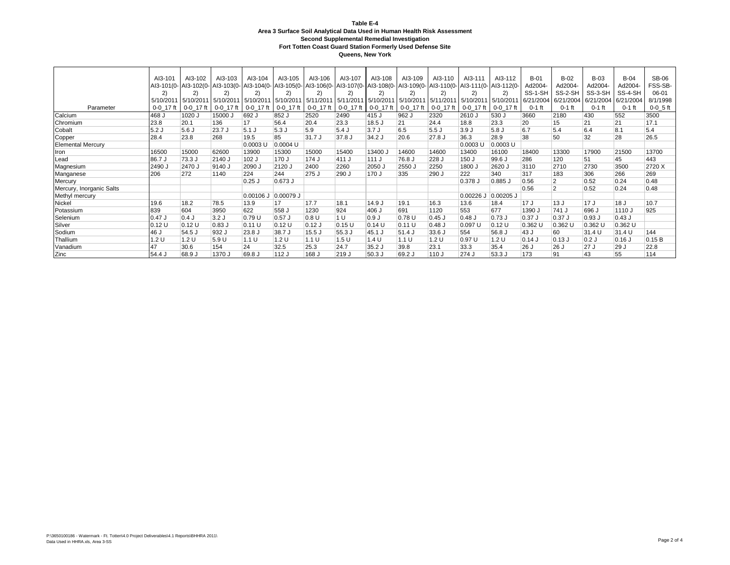**Table E-4**
**Area 3 Surface Soil Analytical Data Used in Human Health Risk Assessment**
**Second Supplemental Remedial Investigation**
**Fort Totten Coast Guard Station Formerly Used Defense Site**
**Queens, New York**

| Parameter | AI3-101 AI3-101(0-2) 5/10/2011 0-0_17 ft | AI3-102 AI3-102(0-2) 5/10/2011 0-0_17 ft | AI3-103 AI3-103(0-2) 5/10/2011 0-0_17 ft | AI3-104 AI3-104(0-2) 5/10/2011 0-0_17 ft | AI3-105 AI3-105(0-2) 5/10/2011 0-0_17 ft | AI3-106 AI3-106(0-2) 5/11/2011 0-0_17 ft | AI3-107 AI3-107(0-2) 5/11/2011 0-0_17 ft | AI3-108 AI3-108(0-2) 5/10/2011 0-0_17 ft | AI3-109 AI3-109(0-2) 5/10/2011 0-0_17 ft | AI3-110 AI3-110(0-2) 5/11/2011 0-0_17 ft | AI3-111 AI3-111(0-2) 5/10/2011 0-0_17 ft | AI3-112 AI3-112(0-2) 5/10/2011 0-0_17 ft | B-01 Ad2004-SS-1-SH 6/21/2004 0-1 ft | B-02 Ad2004-SS-2-SH 6/21/2004 0-1 ft | B-03 Ad2004-SS-3-SH 6/21/2004 0-1 ft | B-04 Ad2004-SS-4-SH 6/21/2004 0-1 ft | SB-06 FSS-SB-06-01 8/1/1998 0-0_5 ft |
|---|---|---|---|---|---|---|---|---|---|---|---|---|---|---|---|---|---|
| Calcium | 468 J | 1020 J | 15000 J | 692 J | 852 J | 2520 | 2490 | 415 J | 962 J | 2320 | 2610 J | 530 J | 3660 | 2180 | 430 | 552 | 3500 |
| Chromium | 23.8 | 20.1 | 136 | 17 | 56.4 | 20.4 | 23.3 | 18.5 J | 21 | 24.4 | 18.8 | 23.3 | 20 | 15 | 21 | 21 | 17.1 |
| Cobalt | 5.2 J | 5.6 J | 23.7 J | 5.1 J | 5.3 J | 5.9 | 5.4 J | 3.7 J | 6.5 | 5.5 J | 3.9 J | 5.8 J | 6.7 | 5.4 | 6.4 | 8.1 | 5.4 |
| Copper | 28.4 | 23.8 | 268 | 19.5 | 85 | 31.7 J | 37.8 J | 34.2 J | 20.6 | 27.8 J | 36.3 | 28.9 | 38 | 50 | 32 | 28 | 26.5 |
| Elemental Mercury | | | | 0.0003 U | 0.0004 U | | | | | | 0.0003 U | 0.0003 U | | | | | |
| Iron | 16500 | 15000 | 62600 | 13900 | 15300 | 15000 | 15400 | 13400 J | 14600 | 14600 | 13400 | 16100 | 18400 | 13300 | 17900 | 21500 | 13700 |
| Lead | 86.7 J | 73.3 J | 2140 J | 102 J | 170 J | 174 J | 411 J | 111 J | 76.8 J | 228 J | 150 J | 99.6 J | 286 | 120 | 51 | 45 | 443 |
| Magnesium | 2490 J | 2470 J | 9140 J | 2090 J | 2120 J | 2400 | 2260 | 2050 J | 2550 J | 2250 | 1800 J | 2620 J | 3110 | 2710 | 2730 | 3500 | 2720 X |
| Manganese | 206 | 272 | 1140 | 224 | 244 | 275 J | 290 J | 170 J | 335 | 290 J | 222 | 340 | 317 | 183 | 306 | 266 | 269 |
| Mercury | | | | 0.25 J | 0.673 J | | | | | | 0.378 J | 0.885 J | 0.56 | 2 | 0.52 | 0.24 | 0.48 |
| Mercury, Inorganic Salts | | | | | | | | | | | | | 0.56 | 2 | 0.52 | 0.24 | 0.48 |
| Methyl mercury | | | | 0.00106 J | 0.00079 J | | | | | | 0.00226 J | 0.00205 J | | | | | |
| Nickel | 19.6 | 18.2 | 78.5 | 13.9 | 17 | 17.7 | 18.1 | 14.9 J | 19.1 | 16.3 | 13.6 | 18.4 | 17 J | 13 J | 17 J | 18 J | 10.7 |
| Potassium | 839 | 604 | 3950 | 622 | 558 J | 1230 | 924 | 406 J | 691 | 1120 | 553 | 677 | 1390 J | 741 J | 696 J | 1110 J | 925 |
| Selenium | 0.47 J | 0.4 J | 3.2 J | 0.79 U | 0.57 J | 0.8 U | 1 U | 0.9 J | 0.78 U | 0.45 J | 0.48 J | 0.73 J | 0.37 J | 0.37 J | 0.93 J | 0.43 J | |
| Silver | 0.12 U | 0.12 U | 0.83 J | 0.11 U | 0.12 U | 0.12 J | 0.15 U | 0.14 U | 0.11 U | 0.48 J | 0.097 U | 0.12 U | 0.362 U | 0.362 U | 0.362 U | 0.362 U | |
| Sodium | 46 J | 54.5 J | 932 J | 23.8 J | 38.7 J | 15.5 J | 55.3 J | 45.1 J | 51.4 J | 33.6 J | 554 | 56.8 J | 43 J | 60 | 31.4 U | 31.4 U | 144 |
| Thallium | 1.2 U | 1.2 U | 5.9 U | 1.1 U | 1.2 U | 1.1 U | 1.5 U | 1.4 U | 1.1 U | 1.2 U | 0.97 U | 1.2 U | 0.14 J | 0.13 J | 0.2 J | 0.16 J | 0.15 B |
| Vanadium | 47 | 30.6 | 154 | 24 | 32.5 | 25.3 | 24.7 | 35.2 J | 39.8 | 23.1 | 33.3 | 35.4 | 26 J | 26 J | 27 J | 29 J | 22.8 |
| Zinc | 54.4 J | 68.9 J | 1370 J | 69.8 J | 112 J | 168 J | 219 J | 50.3 J | 69.2 J | 110 J | 274 J | 53.3 J | 173 | 91 | 43 | 55 | 114 |

P:\3650100186 - Watermark - Ft. Totten\4.0 Project Deliverables\4.1 Reports\BHHRA 2011\
Data Used in HHRA.xls, Area 3-SS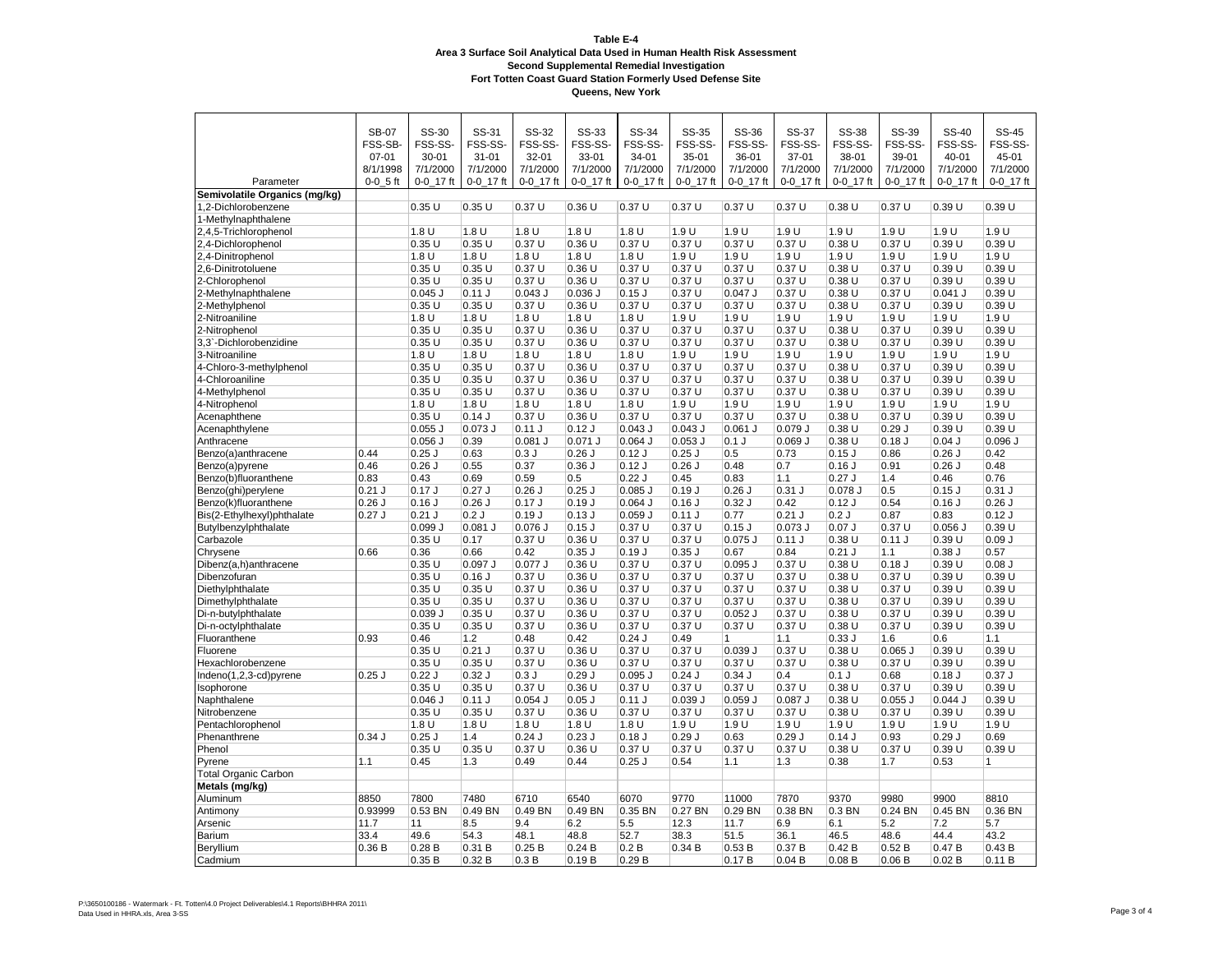**Table E-4**
**Area 3 Surface Soil Analytical Data Used in Human Health Risk Assessment**
**Second Supplemental Remedial Investigation**
**Fort Totten Coast Guard Station Formerly Used Defense Site**
**Queens, New York**

| Parameter | SB-07 FSS-SB-07-01 8/1/1998 0-0_5 ft | SS-30 FSS-SS-30-01 7/1/2000 0-0_17 ft | SS-31 FSS-SS-31-01 7/1/2000 0-0_17 ft | SS-32 FSS-SS-32-01 7/1/2000 0-0_17 ft | SS-33 FSS-SS-33-01 7/1/2000 0-0_17 ft | SS-34 FSS-SS-34-01 7/1/2000 0-0_17 ft | SS-35 FSS-SS-35-01 7/1/2000 0-0_17 ft | SS-36 FSS-SS-36-01 7/1/2000 0-0_17 ft | SS-37 FSS-SS-37-01 7/1/2000 0-0_17 ft | SS-38 FSS-SS-38-01 7/1/2000 0-0_17 ft | SS-39 FSS-SS-39-01 7/1/2000 0-0_17 ft | SS-40 FSS-SS-40-01 7/1/2000 0-0_17 ft | SS-45 FSS-SS-45-01 7/1/2000 0-0_17 ft |
|---|---|---|---|---|---|---|---|---|---|---|---|---|---|
| **Semivolatile Organics (mg/kg)** | | | | | | | | | | | | | |
| 1,2-Dichlorobenzene | | 0.35 U | 0.35 U | 0.37 U | 0.36 U | 0.37 U | 0.37 U | 0.37 U | 0.37 U | 0.38 U | 0.37 U | 0.39 U | 0.39 U |
| 1-Methylnaphthalene | | | | | | | | | | | | | |
| 2,4,5-Trichlorophenol | | 1.8 U | 1.8 U | 1.8 U | 1.8 U | 1.8 U | 1.9 U | 1.9 U | 1.9 U | 1.9 U | 1.9 U | 1.9 U | 1.9 U |
| 2,4-Dichlorophenol | | 0.35 U | 0.35 U | 0.37 U | 0.36 U | 0.37 U | 0.37 U | 0.37 U | 0.37 U | 0.38 U | 0.37 U | 0.39 U | 0.39 U |
| 2,4-Dinitrophenol | | 1.8 U | 1.8 U | 1.8 U | 1.8 U | 1.8 U | 1.9 U | 1.9 U | 1.9 U | 1.9 U | 1.9 U | 1.9 U | 1.9 U |
| 2,6-Dinitrotoluene | | 0.35 U | 0.35 U | 0.37 U | 0.36 U | 0.37 U | 0.37 U | 0.37 U | 0.37 U | 0.38 U | 0.37 U | 0.39 U | 0.39 U |
| 2-Chlorophenol | | 0.35 U | 0.35 U | 0.37 U | 0.36 U | 0.37 U | 0.37 U | 0.37 U | 0.37 U | 0.38 U | 0.37 U | 0.39 U | 0.39 U |
| 2-Methylnaphthalene | | 0.045 J | 0.11 J | 0.043 J | 0.036 J | 0.15 J | 0.37 U | 0.047 J | 0.37 U | 0.38 U | 0.37 U | 0.041 J | 0.39 U |
| 2-Methylphenol | | 0.35 U | 0.35 U | 0.37 U | 0.36 U | 0.37 U | 0.37 U | 0.37 U | 0.37 U | 0.38 U | 0.37 U | 0.39 U | 0.39 U |
| 2-Nitroaniline | | 1.8 U | 1.8 U | 1.8 U | 1.8 U | 1.8 U | 1.9 U | 1.9 U | 1.9 U | 1.9 U | 1.9 U | 1.9 U | 1.9 U |
| 2-Nitrophenol | | 0.35 U | 0.35 U | 0.37 U | 0.36 U | 0.37 U | 0.37 U | 0.37 U | 0.37 U | 0.38 U | 0.37 U | 0.39 U | 0.39 U |
| 3,3`-Dichlorobenzidine | | 0.35 U | 0.35 U | 0.37 U | 0.36 U | 0.37 U | 0.37 U | 0.37 U | 0.37 U | 0.38 U | 0.37 U | 0.39 U | 0.39 U |
| 3-Nitroaniline | | 1.8 U | 1.8 U | 1.8 U | 1.8 U | 1.8 U | 1.9 U | 1.9 U | 1.9 U | 1.9 U | 1.9 U | 1.9 U | 1.9 U |
| 4-Chloro-3-methylphenol | | 0.35 U | 0.35 U | 0.37 U | 0.36 U | 0.37 U | 0.37 U | 0.37 U | 0.37 U | 0.38 U | 0.37 U | 0.39 U | 0.39 U |
| 4-Chloroaniline | | 0.35 U | 0.35 U | 0.37 U | 0.36 U | 0.37 U | 0.37 U | 0.37 U | 0.37 U | 0.38 U | 0.37 U | 0.39 U | 0.39 U |
| 4-Methylphenol | | 0.35 U | 0.35 U | 0.37 U | 0.36 U | 0.37 U | 0.37 U | 0.37 U | 0.37 U | 0.38 U | 0.37 U | 0.39 U | 0.39 U |
| 4-Nitrophenol | | 1.8 U | 1.8 U | 1.8 U | 1.8 U | 1.8 U | 1.9 U | 1.9 U | 1.9 U | 1.9 U | 1.9 U | 1.9 U | 1.9 U |
| Acenaphthene | | 0.35 U | 0.14 J | 0.37 U | 0.36 U | 0.37 U | 0.37 U | 0.37 U | 0.37 U | 0.38 U | 0.37 U | 0.39 U | 0.39 U |
| Acenaphthylene | | 0.055 J | 0.073 J | 0.11 J | 0.12 J | 0.043 J | 0.043 J | 0.061 J | 0.079 J | 0.38 U | 0.29 J | 0.39 U | 0.39 U |
| Anthracene | | 0.056 J | 0.39 | 0.081 J | 0.071 J | 0.064 J | 0.053 J | 0.1 J | 0.069 J | 0.38 U | 0.18 J | 0.04 J | 0.096 J |
| Benzo(a)anthracene | 0.44 | 0.25 J | 0.63 | 0.3 J | 0.26 J | 0.12 J | 0.25 J | 0.5 | 0.73 | 0.15 J | 0.86 | 0.26 J | 0.42 |
| Benzo(a)pyrene | 0.46 | 0.26 J | 0.55 | 0.37 | 0.36 J | 0.12 J | 0.26 J | 0.48 | 0.7 | 0.16 J | 0.91 | 0.26 J | 0.48 |
| Benzo(b)fluoranthene | 0.83 | 0.43 | 0.69 | 0.59 | 0.5 | 0.22 J | 0.45 | 0.83 | 1.1 | 0.27 J | 1.4 | 0.46 | 0.76 |
| Benzo(ghi)perylene | 0.21 J | 0.17 J | 0.27 J | 0.26 J | 0.25 J | 0.085 J | 0.19 J | 0.26 J | 0.31 J | 0.078 J | 0.5 | 0.15 J | 0.31 J |
| Benzo(k)fluoranthene | 0.26 J | 0.16 J | 0.26 J | 0.17 J | 0.19 J | 0.064 J | 0.16 J | 0.32 J | 0.42 | 0.12 J | 0.54 | 0.16 J | 0.26 J |
| Bis(2-Ethylhexyl)phthalate | 0.27 J | 0.21 J | 0.2 J | 0.19 J | 0.13 J | 0.059 J | 0.11 J | 0.77 | 0.21 J | 0.2 J | 0.87 | 0.83 | 0.12 J |
| Butylbenzylphthalate | | 0.099 J | 0.081 J | 0.076 J | 0.15 J | 0.37 U | 0.37 U | 0.15 J | 0.073 J | 0.07 J | 0.37 U | 0.056 J | 0.39 U |
| Carbazole | | 0.35 U | 0.17 | 0.37 U | 0.36 U | 0.37 U | 0.37 U | 0.075 J | 0.11 J | 0.38 U | 0.11 J | 0.39 U | 0.09 J |
| Chrysene | 0.66 | 0.36 | 0.66 | 0.42 | 0.35 J | 0.19 J | 0.35 J | 0.67 | 0.84 | 0.21 J | 1.1 | 0.38 J | 0.57 |
| Dibenz(a,h)anthracene | | 0.35 U | 0.097 J | 0.077 J | 0.36 U | 0.37 U | 0.37 U | 0.095 J | 0.37 U | 0.38 U | 0.18 J | 0.39 U | 0.08 J |
| Dibenzofuran | | 0.35 U | 0.16 J | 0.37 U | 0.36 U | 0.37 U | 0.37 U | 0.37 U | 0.37 U | 0.38 U | 0.37 U | 0.39 U | 0.39 U |
| Diethylphthalate | | 0.35 U | 0.35 U | 0.37 U | 0.36 U | 0.37 U | 0.37 U | 0.37 U | 0.37 U | 0.38 U | 0.37 U | 0.39 U | 0.39 U |
| Dimethylphthalate | | 0.35 U | 0.35 U | 0.37 U | 0.36 U | 0.37 U | 0.37 U | 0.37 U | 0.37 U | 0.38 U | 0.37 U | 0.39 U | 0.39 U |
| Di-n-butylphthalate | | 0.039 J | 0.35 U | 0.37 U | 0.36 U | 0.37 U | 0.37 U | 0.052 J | 0.37 U | 0.38 U | 0.37 U | 0.39 U | 0.39 U |
| Di-n-octylphthalate | | 0.35 U | 0.35 U | 0.37 U | 0.36 U | 0.37 U | 0.37 U | 0.37 U | 0.37 U | 0.38 U | 0.37 U | 0.39 U | 0.39 U |
| Fluoranthene | 0.93 | 0.46 | 1.2 | 0.48 | 0.42 | 0.24 J | 0.49 | 1 | 1.1 | 0.33 J | 1.6 | 0.6 | 1.1 |
| Fluorene | | 0.35 U | 0.21 J | 0.37 U | 0.36 U | 0.37 U | 0.37 U | 0.039 J | 0.37 U | 0.38 U | 0.065 J | 0.39 U | 0.39 U |
| Hexachlorobenzene | | 0.35 U | 0.35 U | 0.37 U | 0.36 U | 0.37 U | 0.37 U | 0.37 U | 0.37 U | 0.38 U | 0.37 U | 0.39 U | 0.39 U |
| Indeno(1,2,3-cd)pyrene | 0.25 J | 0.22 J | 0.32 J | 0.3 J | 0.29 J | 0.095 J | 0.24 J | 0.34 J | 0.4 | 0.1 J | 0.68 | 0.18 J | 0.37 J |
| Isophorone | | 0.35 U | 0.35 U | 0.37 U | 0.36 U | 0.37 U | 0.37 U | 0.37 U | 0.37 U | 0.38 U | 0.37 U | 0.39 U | 0.39 U |
| Naphthalene | | 0.046 J | 0.11 J | 0.054 J | 0.05 J | 0.11 J | 0.039 J | 0.059 J | 0.087 J | 0.38 U | 0.055 J | 0.044 J | 0.39 U |
| Nitrobenzene | | 0.35 U | 0.35 U | 0.37 U | 0.36 U | 0.37 U | 0.37 U | 0.37 U | 0.37 U | 0.38 U | 0.37 U | 0.39 U | 0.39 U |
| Pentachlorophenol | | 1.8 U | 1.8 U | 1.8 U | 1.8 U | 1.8 U | 1.9 U | 1.9 U | 1.9 U | 1.9 U | 1.9 U | 1.9 U | 1.9 U |
| Phenanthrene | 0.34 J | 0.25 J | 1.4 | 0.24 J | 0.23 J | 0.18 J | 0.29 J | 0.63 | 0.29 J | 0.14 J | 0.93 | 0.29 J | 0.69 |
| Phenol | | 0.35 U | 0.35 U | 0.37 U | 0.36 U | 0.37 U | 0.37 U | 0.37 U | 0.37 U | 0.38 U | 0.37 U | 0.39 U | 0.39 U |
| Pyrene | 1.1 | 0.45 | 1.3 | 0.49 | 0.44 | 0.25 J | 0.54 | 1.1 | 1.3 | 0.38 | 1.7 | 0.53 | 1 |
| Total Organic Carbon | | | | | | | | | | | | | |
| **Metals (mg/kg)** | | | | | | | | | | | | | |
| Aluminum | 8850 | 7800 | 7480 | 6710 | 6540 | 6070 | 9770 | 11000 | 7870 | 9370 | 9980 | 9900 | 8810 |
| Antimony | 0.93999 | 0.53 BN | 0.49 BN | 0.49 BN | 0.49 BN | 0.35 BN | 0.27 BN | 0.29 BN | 0.38 BN | 0.3 BN | 0.24 BN | 0.45 BN | 0.36 BN |
| Arsenic | 11.7 | 11 | 8.5 | 9.4 | 6.2 | 5.5 | 12.3 | 11.7 | 6.9 | 6.1 | 5.2 | 7.2 | 5.7 |
| Barium | 33.4 | 49.6 | 54.3 | 48.1 | 48.8 | 52.7 | 38.3 | 51.5 | 36.1 | 46.5 | 48.6 | 44.4 | 43.2 |
| Beryllium | 0.36 B | 0.28 B | 0.31 B | 0.25 B | 0.24 B | 0.2 B | 0.34 B | 0.53 B | 0.37 B | 0.42 B | 0.52 B | 0.47 B | 0.43 B |
| Cadmium | | 0.35 B | 0.32 B | 0.3 B | 0.19 B | 0.29 B | | 0.17 B | 0.04 B | 0.08 B | 0.06 B | 0.02 B | 0.11 B |

P:\3650100186 - Watermark - Ft. Totten\4.0 Project Deliverables\4.1 Reports\BHHRA 2011\
Data Used in HHRA.xls, Area 3-SS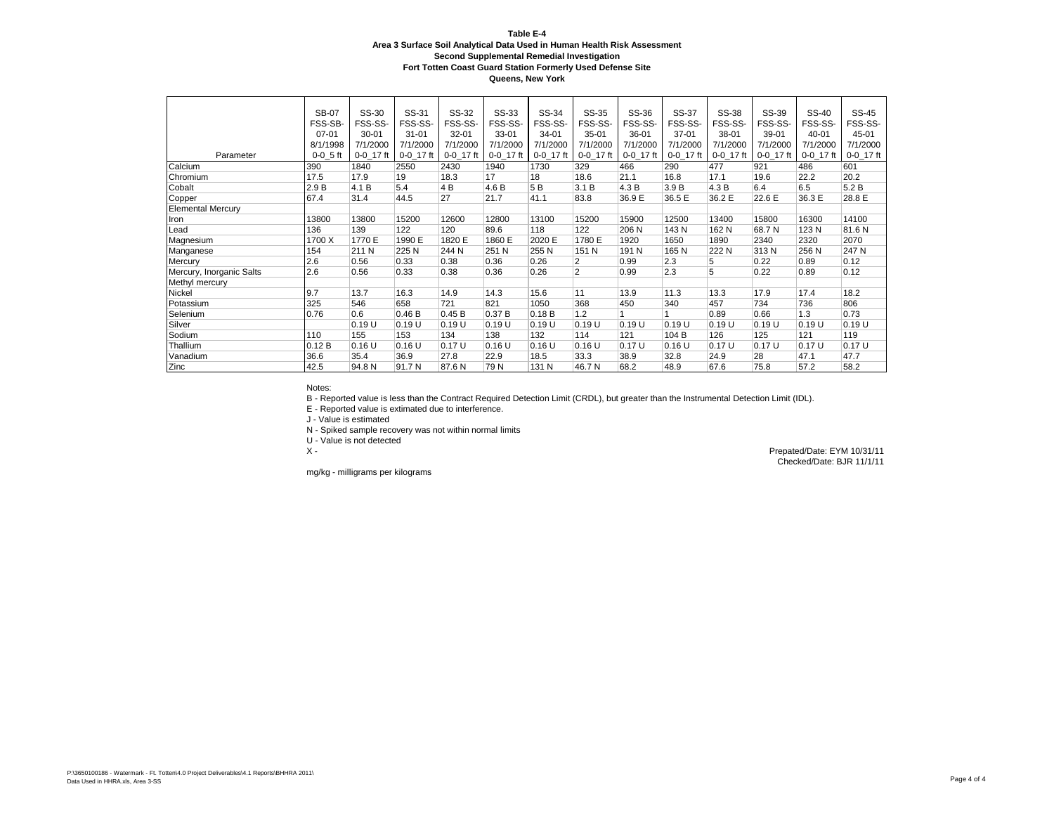**Table E-4**
**Area 3 Surface Soil Analytical Data Used in Human Health Risk Assessment**
**Second Supplemental Remedial Investigation**
**Fort Totten Coast Guard Station Formerly Used Defense Site**
**Queens, New York**

| Parameter | SB-07 FSS-SB-07-01 8/1/1998 0-0_5 ft | SS-30 FSS-SS-30-01 7/1/2000 0-0_17 ft | SS-31 FSS-SS-31-01 7/1/2000 0-0_17 ft | SS-32 FSS-SS-32-01 7/1/2000 0-0_17 ft | SS-33 FSS-SS-33-01 7/1/2000 0-0_17 ft | SS-34 FSS-SS-34-01 7/1/2000 0-0_17 ft | SS-35 FSS-SS-35-01 7/1/2000 0-0_17 ft | SS-36 FSS-SS-36-01 7/1/2000 0-0_17 ft | SS-37 FSS-SS-37-01 7/1/2000 0-0_17 ft | SS-38 FSS-SS-38-01 7/1/2000 0-0_17 ft | SS-39 FSS-SS-39-01 7/1/2000 0-0_17 ft | SS-40 FSS-SS-40-01 7/1/2000 0-0_17 ft | SS-45 FSS-SS-45-01 7/1/2000 0-0_17 ft |
|---|---|---|---|---|---|---|---|---|---|---|---|---|---|
| Calcium | 390 | 1840 | 2550 | 2430 | 1940 | 1730 | 329 | 466 | 290 | 477 | 921 | 486 | 601 |
| Chromium | 17.5 | 17.9 | 19 | 18.3 | 17 | 18 | 18.6 | 21.1 | 16.8 | 17.1 | 19.6 | 22.2 | 20.2 |
| Cobalt | 2.9 B | 4.1 B | 5.4 | 4 B | 4.6 B | 5 B | 3.1 B | 4.3 B | 3.9 B | 4.3 B | 6.4 | 6.5 | 5.2 B |
| Copper | 67.4 | 31.4 | 44.5 | 27 | 21.7 | 41.1 | 83.8 | 36.9 E | 36.5 E | 36.2 E | 22.6 E | 36.3 E | 28.8 E |
| Elemental Mercury | | | | | | | | | | | | | |
| Iron | 13800 | 13800 | 15200 | 12600 | 12800 | 13100 | 15200 | 15900 | 12500 | 13400 | 15800 | 16300 | 14100 |
| Lead | 136 | 139 | 122 | 120 | 89.6 | 118 | 122 | 206 N | 143 N | 162 N | 68.7 N | 123 N | 81.6 N |
| Magnesium | 1700 X | 1770 E | 1990 E | 1820 E | 1860 E | 2020 E | 1780 E | 1920 | 1650 | 1890 | 2340 | 2320 | 2070 |
| Manganese | 154 | 211 N | 225 N | 244 N | 251 N | 255 N | 151 N | 191 N | 165 N | 222 N | 313 N | 256 N | 247 N |
| Mercury | 2.6 | 0.56 | 0.33 | 0.38 | 0.36 | 0.26 | 2 | 0.99 | 2.3 | 5 | 0.22 | 0.89 | 0.12 |
| Mercury, Inorganic Salts | 2.6 | 0.56 | 0.33 | 0.38 | 0.36 | 0.26 | 2 | 0.99 | 2.3 | 5 | 0.22 | 0.89 | 0.12 |
| Methyl mercury | | | | | | | | | | | | | |
| Nickel | 9.7 | 13.7 | 16.3 | 14.9 | 14.3 | 15.6 | 11 | 13.9 | 11.3 | 13.3 | 17.9 | 17.4 | 18.2 |
| Potassium | 325 | 546 | 658 | 721 | 821 | 1050 | 368 | 450 | 340 | 457 | 734 | 736 | 806 |
| Selenium | 0.76 | 0.6 | 0.46 B | 0.45 B | 0.37 B | 0.18 B | 1.2 | 1 | 1 | 0.89 | 0.66 | 1.3 | 0.73 |
| Silver | | 0.19 U | 0.19 U | 0.19 U | 0.19 U | 0.19 U | 0.19 U | 0.19 U | 0.19 U | 0.19 U | 0.19 U | 0.19 U | 0.19 U |
| Sodium | 110 | 155 | 153 | 134 | 138 | 132 | 114 | 121 | 104 B | 126 | 125 | 121 | 119 |
| Thallium | 0.12 B | 0.16 U | 0.16 U | 0.17 U | 0.16 U | 0.16 U | 0.16 U | 0.17 U | 0.16 U | 0.17 U | 0.17 U | 0.17 U | 0.17 U |
| Vanadium | 36.6 | 35.4 | 36.9 | 27.8 | 22.9 | 18.5 | 33.3 | 38.9 | 32.8 | 24.9 | 28 | 47.1 | 47.7 |
| Zinc | 42.5 | 94.8 N | 91.7 N | 87.6 N | 79 N | 131 N | 46.7 N | 68.2 | 48.9 | 67.6 | 75.8 | 57.2 | 58.2 |

Notes:

B - Reported value is less than the Contract Required Detection Limit (CRDL), but greater than the Instrumental Detection Limit (IDL).

E - Reported value is extimated due to interference.

J - Value is estimated

N - Spiked sample recovery was not within normal limits

U - Value is not detected

X -

mg/kg - milligrams per kilograms

Prepated/Date: EYM 10/31/11
Checked/Date: BJR 11/1/11

P:\3650100186 - Watermark - Ft. Totten\4.0 Project Deliverables\4.1 Reports\BHHRA 2011\
Data Used in HHRA.xls, Area 3-SS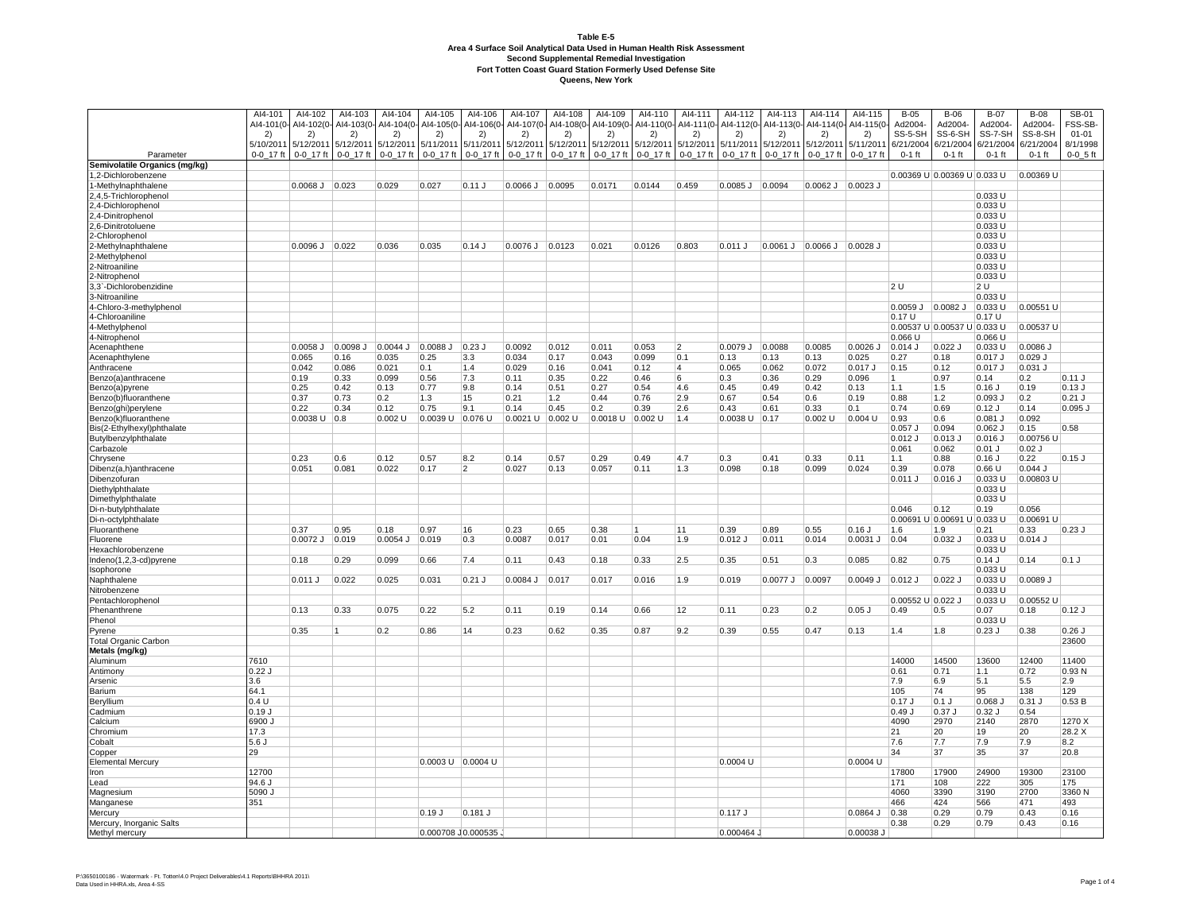**Table E-5**
**Area 4 Surface Soil Analytical Data Used in Human Health Risk Assessment**
**Second Supplemental Remedial Investigation**
**Fort Totten Coast Guard Station Formerly Used Defense Site**
**Queens, New York**

| Parameter | AI4-101 AI4-101(0-2) 5/10/2011 0-0_17 ft | AI4-102 AI4-102(0-2) 5/12/2011 0-0_17 ft | AI4-103 AI4-103(0-2) 5/12/2011 0-0_17 ft | AI4-104 AI4-104(0-2) 5/12/2011 0-0_17 ft | AI4-105 AI4-105(0-2) 5/11/2011 0-0_17 ft | AI4-106 AI4-106(0-2) 5/11/2011 0-0_17 ft | AI4-107 AI4-107(0-2) 5/12/2011 0-0_17 ft | AI4-108 AI4-108(0-2) 5/12/2011 0-0_17 ft | AI4-109 AI4-109(0-2) 5/12/2011 0-0_17 ft | AI4-110 AI4-110(0-2) 5/12/2011 0-0_17 ft | AI4-111 AI4-111(0-2) 5/12/2011 0-0_17 ft | AI4-112 AI4-112(0-2) 5/11/2011 0-0_17 ft | AI4-113 AI4-113(0-2) 5/12/2011 0-0_17 ft | AI4-114 AI4-114(0-2) 5/12/2011 0-0_17 ft | AI4-115 AI4-115(0-2) 5/11/2011 0-0_17 ft | B-05 Ad2004-SS-5-SH 6/21/2004 0-1 ft | B-06 Ad2004-SS-6-SH 6/21/2004 0-1 ft | B-07 Ad2004-SS-7-SH 6/21/2004 0-1 ft | B-08 Ad2004-SS-8-SH 6/21/2004 0-1 ft | SB-01 FSS-SB-01-01 8/1/1998 0-0_5 ft |
|---|---|---|---|---|---|---|---|---|---|---|---|---|---|---|---|---|---|---|---|---|
| **Semivolatile Organics (mg/kg)** | | | | | | | | | | | | | | | | | | | | |
| 1,2-Dichlorobenzene | | | | | | | | | | | | | | | | 0.00369 U | 0.00369 U | 0.033 U | 0.00369 U | |
| 1-Methylnaphthalene | | 0.0068 J | 0.023 | 0.029 | 0.027 | 0.11 J | 0.0066 J | 0.0095 | 0.0171 | 0.0144 | 0.459 | 0.0085 J | 0.0094 | 0.0062 J | 0.0023 J | | | | | |
| 2,4,5-Trichlorophenol | | | | | | | | | | | | | | | | | | 0.033 U | | |
| 2,4-Dichlorophenol | | | | | | | | | | | | | | | | | | 0.033 U | | |
| 2,4-Dinitrophenol | | | | | | | | | | | | | | | | | | 0.033 U | | |
| 2,6-Dinitrotoluene | | | | | | | | | | | | | | | | | | 0.033 U | | |
| 2-Chlorophenol | | | | | | | | | | | | | | | | | | 0.033 U | | |
| 2-Methylnaphthalene | | 0.0096 J | 0.022 | 0.036 | 0.035 | 0.14 J | 0.0076 J | 0.0123 | 0.021 | 0.0126 | 0.803 | 0.011 J | 0.0061 J | 0.0066 J | 0.0028 J | | | 0.033 U | | |
| 2-Methylphenol | | | | | | | | | | | | | | | | | | 0.033 U | | |
| 2-Nitroaniline | | | | | | | | | | | | | | | | | | 0.033 U | | |
| 2-Nitrophenol | | | | | | | | | | | | | | | | | | 0.033 U | | |
| 3,3`-Dichlorobenzidine | | | | | | | | | | | | | | | | 2 U | | 2 U | | |
| 3-Nitroaniline | | | | | | | | | | | | | | | | | | 0.033 U | | |
| 4-Chloro-3-methylphenol | | | | | | | | | | | | | | | | 0.0059 J | 0.0082 J | 0.033 U | 0.00551 U | |
| 4-Chloroaniline | | | | | | | | | | | | | | | | 0.17 U | | 0.17 U | | |
| 4-Methylphenol | | | | | | | | | | | | | | | | 0.00537 U | 0.00537 U | 0.033 U | 0.00537 U | |
| 4-Nitrophenol | | | | | | | | | | | | | | | | 0.066 U | | 0.066 U | | |
| Acenaphthene | | 0.0058 J | 0.0098 J | 0.0044 J | 0.0088 J | 0.23 J | 0.0092 | 0.012 | 0.011 | 0.053 | 2 | 0.0079 J | 0.0088 | 0.0085 | 0.0026 J | 0.014 J | 0.022 J | 0.033 U | 0.0086 J | |
| Acenaphthylene | | 0.065 | 0.16 | 0.035 | 0.25 | 3.3 | 0.034 | 0.17 | 0.043 | 0.099 | 0.1 | 0.13 | 0.13 | 0.13 | 0.025 | 0.27 | 0.18 | 0.017 J | 0.029 J | |
| Anthracene | | 0.042 | 0.086 | 0.021 | 0.1 | 1.4 | 0.029 | 0.16 | 0.041 | 0.12 | 4 | 0.065 | 0.062 | 0.072 | 0.017 J | 0.15 | 0.12 | 0.017 J | 0.031 J | |
| Benzo(a)anthracene | | 0.19 | 0.33 | 0.099 | 0.56 | 7.3 | 0.11 | 0.35 | 0.22 | 0.46 | 6 | 0.3 | 0.36 | 0.29 | 0.096 | 1 | 0.97 | 0.14 | 0.2 | 0.11 J |
| Benzo(a)pyrene | | 0.25 | 0.42 | 0.13 | 0.77 | 9.8 | 0.14 | 0.51 | 0.27 | 0.54 | 4.6 | 0.45 | 0.49 | 0.42 | 0.13 | 1.1 | 1.5 | 0.16 J | 0.19 | 0.13 J |
| Benzo(b)fluoranthene | | 0.37 | 0.73 | 0.2 | 1.3 | 15 | 0.21 | 1.2 | 0.44 | 0.76 | 2.9 | 0.67 | 0.54 | 0.6 | 0.19 | 0.88 | 1.2 | 0.093 J | 0.2 | 0.21 J |
| Benzo(ghi)perylene | | 0.22 | 0.34 | 0.12 | 0.75 | 9.1 | 0.14 | 0.45 | 0.2 | 0.39 | 2.6 | 0.43 | 0.61 | 0.33 | 0.1 | 0.74 | 0.69 | 0.12 J | 0.14 | 0.095 J |
| Benzo(k)fluoranthene | | 0.0038 U | 0.8 | 0.002 U | 0.0039 U | 0.076 U | 0.0021 U | 0.002 U | 0.0018 U | 0.002 U | 1.4 | 0.0038 U | 0.17 | 0.002 U | 0.004 U | 0.93 | 0.6 | 0.081 J | 0.092 | |
| Bis(2-Ethylhexyl)phthalate | | | | | | | | | | | | | | | | 0.057 J | 0.094 | 0.062 J | 0.15 | 0.58 |
| Butylbenzylphthalate | | | | | | | | | | | | | | | | 0.012 J | 0.013 J | 0.016 J | 0.00756 U | |
| Carbazole | | | | | | | | | | | | | | | | 0.061 | 0.062 | 0.01 J | 0.02 J | |
| Chrysene | | 0.23 | 0.6 | 0.12 | 0.57 | 8.2 | 0.14 | 0.57 | 0.29 | 0.49 | 4.7 | 0.3 | 0.41 | 0.33 | 0.11 | 1.1 | 0.88 | 0.16 J | 0.22 | 0.15 J |
| Dibenz(a,h)anthracene | | 0.051 | 0.081 | 0.022 | 0.17 | 2 | 0.027 | 0.13 | 0.057 | 0.11 | 1.3 | 0.098 | 0.18 | 0.099 | 0.024 | 0.39 | 0.078 | 0.66 U | 0.044 J | |
| Dibenzofuran | | | | | | | | | | | | | | | | 0.011 J | 0.016 J | 0.033 U | 0.00803 U | |
| Diethylphthalate | | | | | | | | | | | | | | | | | | 0.033 U | | |
| Dimethylphthalate | | | | | | | | | | | | | | | | | | 0.033 U | | |
| Di-n-butylphthalate | | | | | | | | | | | | | | | | 0.046 | 0.12 | 0.19 | 0.056 | |
| Di-n-octylphthalate | | | | | | | | | | | | | | | | 0.00691 U | 0.00691 U | 0.033 U | 0.00691 U | |
| Fluoranthene | | 0.37 | 0.95 | 0.18 | 0.97 | 16 | 0.23 | 0.65 | 0.38 | 1 | 11 | 0.39 | 0.89 | 0.55 | 0.16 J | 1.6 | 1.9 | 0.21 | 0.33 | 0.23 J |
| Fluorene | | 0.0072 J | 0.019 | 0.0054 J | 0.019 | 0.3 | 0.0087 | 0.017 | 0.01 | 0.04 | 1.9 | 0.012 J | 0.011 | 0.014 | 0.0031 J | 0.04 | 0.032 J | 0.033 U | 0.014 J | |
| Hexachlorobenzene | | | | | | | | | | | | | | | | | | 0.033 U | | |
| Indeno(1,2,3-cd)pyrene | | 0.18 | 0.29 | 0.099 | 0.66 | 7.4 | 0.11 | 0.43 | 0.18 | 0.33 | 2.5 | 0.35 | 0.51 | 0.3 | 0.085 | 0.82 | 0.75 | 0.14 J | 0.14 | 0.1 J |
| Isophorone | | | | | | | | | | | | | | | | | | 0.033 U | | |
| Naphthalene | | 0.011 J | 0.022 | 0.025 | 0.031 | 0.21 J | 0.0084 J | 0.017 | 0.017 | 0.016 | 1.9 | 0.019 | 0.0077 J | 0.0097 | 0.0049 J | 0.012 J | 0.022 J | 0.033 U | 0.0089 J | |
| Nitrobenzene | | | | | | | | | | | | | | | | | | 0.033 U | | |
| Pentachlorophenol | | | | | | | | | | | | | | | | 0.00552 U | 0.022 J | 0.033 U | 0.00552 U | |
| Phenanthrene | | 0.13 | 0.33 | 0.075 | 0.22 | 5.2 | 0.11 | 0.19 | 0.14 | 0.66 | 12 | 0.11 | 0.23 | 0.2 | 0.05 J | 0.49 | 0.5 | 0.07 | 0.18 | 0.12 J |
| Phenol | | | | | | | | | | | | | | | | | | 0.033 U | | |
| Pyrene | | 0.35 | 1 | 0.2 | 0.86 | 14 | 0.23 | 0.62 | 0.35 | 0.87 | 9.2 | 0.39 | 0.55 | 0.47 | 0.13 | 1.4 | 1.8 | 0.23 J | 0.38 | 0.26 J |
| Total Organic Carbon | | | | | | | | | | | | | | | | | | | | 23600 |
| **Metals (mg/kg)** | | | | | | | | | | | | | | | | | | | | |
| Aluminum | 7610 | | | | | | | | | | | | | | | 14000 | 14500 | 13600 | 12400 | 11400 |
| Antimony | 0.22 J | | | | | | | | | | | | | | | 0.61 | 0.71 | 1.1 | 0.72 | 0.93 N |
| Arsenic | 3.6 | | | | | | | | | | | | | | | 7.9 | 6.9 | 5.1 | 5.5 | 2.9 |
| Barium | 64.1 | | | | | | | | | | | | | | | 105 | 74 | 95 | 138 | 129 |
| Beryllium | 0.4 U | | | | | | | | | | | | | | | 0.17 J | 0.1 J | 0.068 J | 0.31 J | 0.53 B |
| Cadmium | 0.19 J | | | | | | | | | | | | | | | 0.49 J | 0.37 J | 0.32 J | 0.54 | |
| Calcium | 6900 J | | | | | | | | | | | | | | | 4090 | 2970 | 2140 | 2870 | 1270 X |
| Chromium | 17.3 | | | | | | | | | | | | | | | 21 | 20 | 19 | 20 | 28.2 X |
| Cobalt | 5.6 J | | | | | | | | | | | | | | | 7.6 | 7.7 | 7.9 | 7.9 | 8.2 |
| Copper | 29 | | | | | | | | | | | | | | | 34 | 37 | 35 | 37 | 20.8 |
| Elemental Mercury | | | | | 0.0003 U | 0.0004 U | | | | | | 0.0004 U | | | 0.0004 U | | | | | |
| Iron | 12700 | | | | | | | | | | | | | | | 17800 | 17900 | 24900 | 19300 | 23100 |
| Lead | 94.6 J | | | | | | | | | | | | | | | 171 | 108 | 222 | 305 | 175 |
| Magnesium | 5090 J | | | | | | | | | | | | | | | 4060 | 3390 | 3190 | 2700 | 3360 N |
| Manganese | 351 | | | | | | | | | | | | | | | 466 | 424 | 566 | 471 | 493 |
| Mercury | | | | | 0.19 J | 0.181 J | | | | | | 0.117 J | | | 0.0864 J | 0.38 | 0.29 | 0.79 | 0.43 | 0.16 |
| Mercury, Inorganic Salts | | | | | | | | | | | | | | | | 0.38 | 0.29 | 0.79 | 0.43 | 0.16 |
| Methyl mercury | | | | | 0.000708 J | 0.000535 J | | | | | | 0.000464 J | | | 0.00038 J | | | | | |

P:\3650100186 - Watermark - Ft. Totten\4.0 Project Deliverables\4.1 Reports\BHHRA 2011\
Data Used in HHRA.xls, Area 4-SS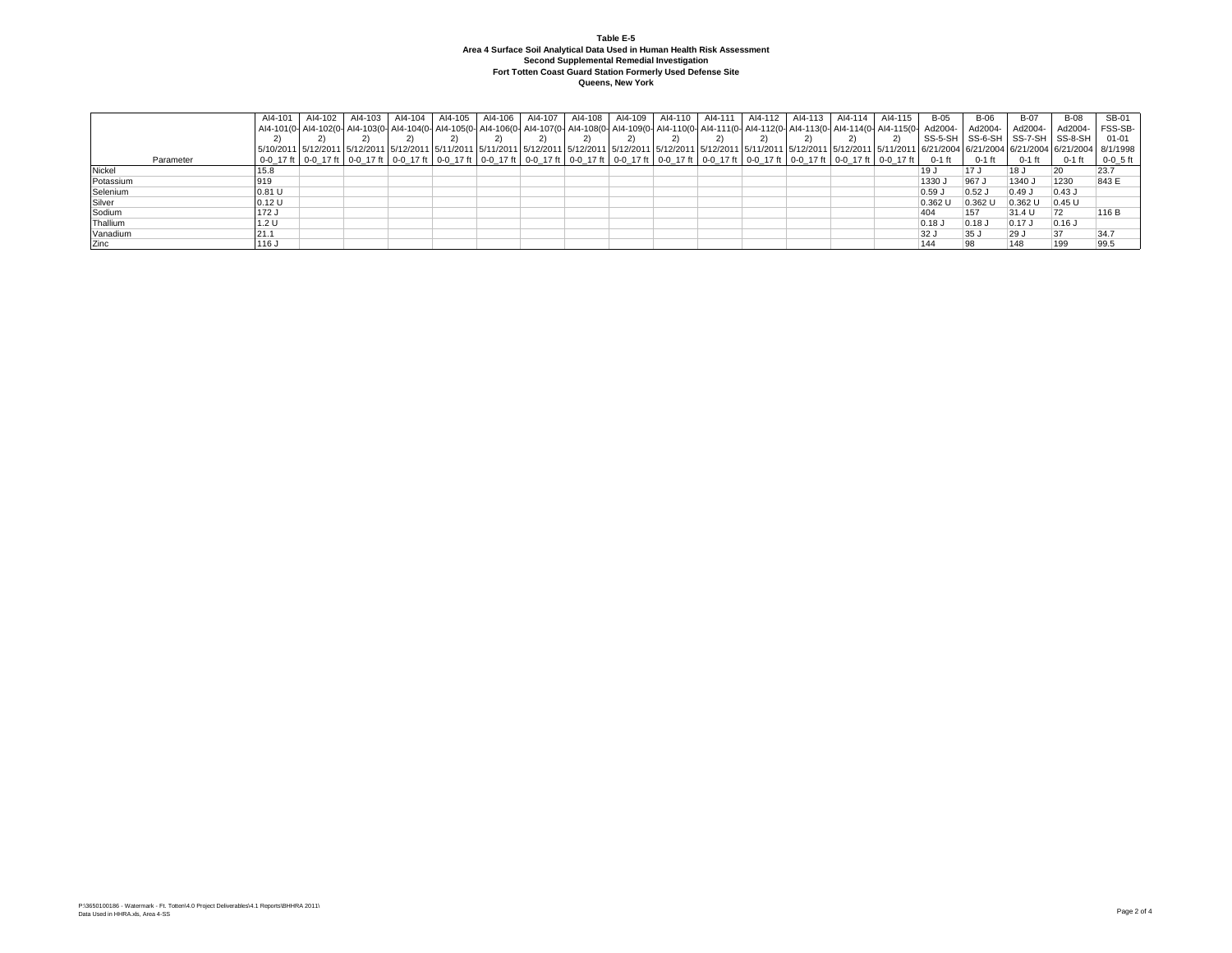**Table E-5**
**Area 4 Surface Soil Analytical Data Used in Human Health Risk Assessment**
**Second Supplemental Remedial Investigation**
**Fort Totten Coast Guard Station Formerly Used Defense Site**
**Queens, New York**

| Parameter | AI4-101 AI4-101(0-2) 5/10/2011 0-0_17 ft | AI4-102 AI4-102(0-2) 5/12/2011 0-0_17 ft | AI4-103 AI4-103(0-2) 5/12/2011 0-0_17 ft | AI4-104 AI4-104(0-2) 5/12/2011 0-0_17 ft | AI4-105 AI4-105(0-2) 5/11/2011 0-0_17 ft | AI4-106 AI4-106(0-2) 5/11/2011 0-0_17 ft | AI4-107 AI4-107(0-2) 5/12/2011 0-0_17 ft | AI4-108 AI4-108(0-2) 5/12/2011 0-0_17 ft | AI4-109 AI4-109(0-2) 5/12/2011 0-0_17 ft | AI4-110 AI4-110(0-2) 5/12/2011 0-0_17 ft | AI4-111 AI4-111(0-2) 5/12/2011 0-0_17 ft | AI4-112 AI4-112(0-2) 5/11/2011 0-0_17 ft | AI4-113 AI4-113(0-2) 5/12/2011 0-0_17 ft | AI4-114 AI4-114(0-2) 5/12/2011 0-0_17 ft | AI4-115 AI4-115(0-2) 5/11/2011 0-0_17 ft | B-05 Ad2004-SS-5-SH 6/21/2004 0-1 ft | B-06 Ad2004-SS-6-SH 6/21/2004 0-1 ft | B-07 Ad2004-SS-7-SH 6/21/2004 0-1 ft | B-08 Ad2004-SS-8-SH 6/21/2004 0-1 ft | SB-01 FSS-SB-01-01 8/1/1998 0-0_5 ft |
|---|---|---|---|---|---|---|---|---|---|---|---|---|---|---|---|---|---|---|---|---|
| Nickel | 15.8 | | | | | | | | | | | | | | | 19 J | 17 J | 18 J | 20 | 23.7 |
| Potassium | 919 | | | | | | | | | | | | | | | 1330 J | 967 J | 1340 J | 1230 | 843 E |
| Selenium | 0.81 U | | | | | | | | | | | | | | | 0.59 J | 0.52 J | 0.49 J | 0.43 J | |
| Silver | 0.12 U | | | | | | | | | | | | | | | 0.362 U | 0.362 U | 0.362 U | 0.45 U | |
| Sodium | 172 J | | | | | | | | | | | | | | | 404 | 157 | 31.4 U | 72 | 116 B |
| Thallium | 1.2 U | | | | | | | | | | | | | | | 0.18 J | 0.18 J | 0.17 J | 0.16 J | |
| Vanadium | 21.1 | | | | | | | | | | | | | | | 32 J | 35 J | 29 J | 37 | 34.7 |
| Zinc | 116 J | | | | | | | | | | | | | | | 144 | 98 | 148 | 199 | 99.5 |

P:\3650100186 - Watermark - Ft. Totten\4.0 Project Deliverables\4.1 Reports\BHHRA 2011\
Data Used in HHRA.xls, Area 4-SS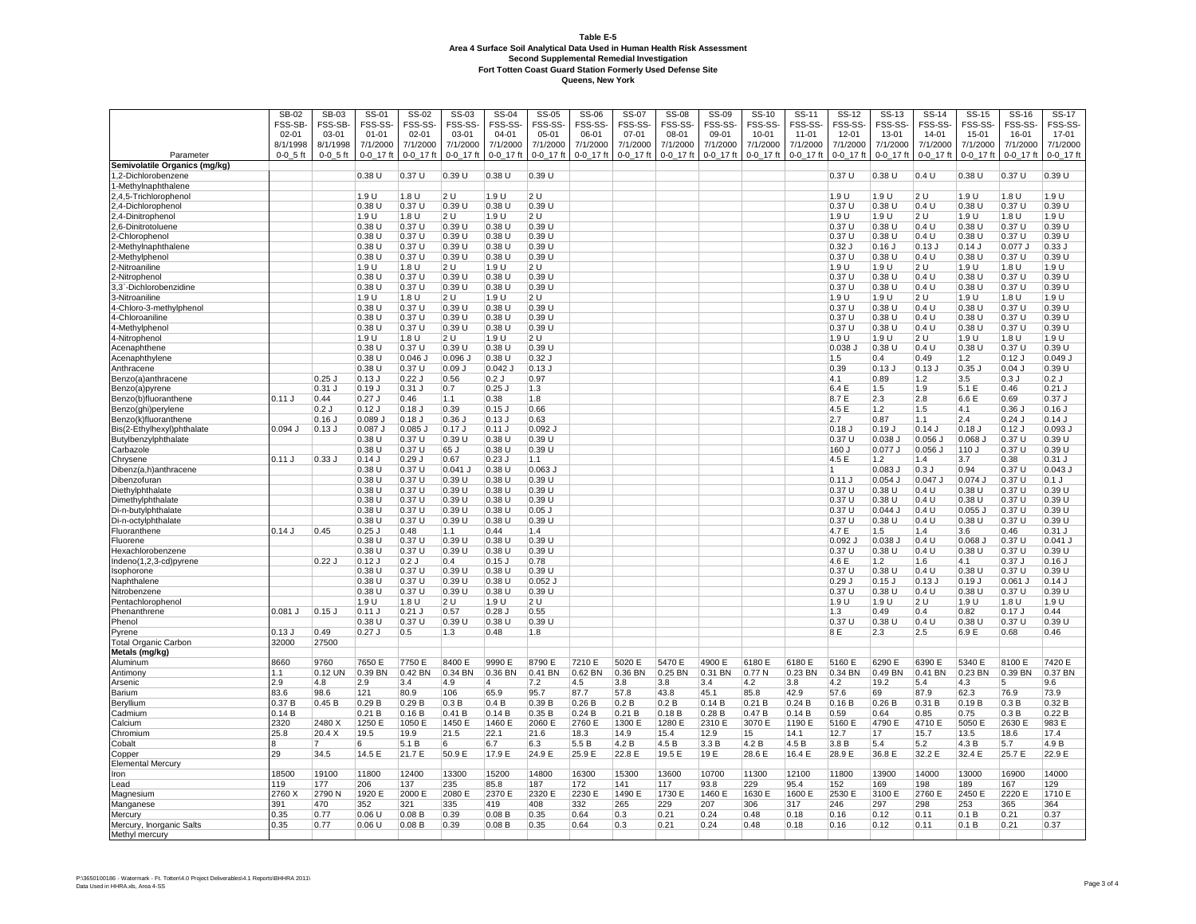**Table E-5**
**Area 4 Surface Soil Analytical Data Used in Human Health Risk Assessment**
**Second Supplemental Remedial Investigation**
**Fort Totten Coast Guard Station Formerly Used Defense Site**
**Queens, New York**

| Parameter | SB-02 | SB-03 | SS-01 | SS-02 | SS-03 | SS-04 | SS-05 | SS-06 | SS-07 | SS-08 | SS-09 | SS-10 | SS-11 | SS-12 | SS-13 | SS-14 | SS-15 | SS-16 | SS-17 |
|---|---|---|---|---|---|---|---|---|---|---|---|---|---|---|---|---|---|---|---|
| | FSS-SB-02-01 | FSS-SB-03-01 | FSS-SS-01-01 | FSS-SS-02-01 | FSS-SS-03-01 | FSS-SS-04-01 | FSS-SS-05-01 | FSS-SS-06-01 | FSS-SS-07-01 | FSS-SS-08-01 | FSS-SS-09-01 | FSS-SS-10-01 | FSS-SS-11-01 | FSS-SS-12-01 | FSS-SS-13-01 | FSS-SS-14-01 | FSS-SS-15-01 | FSS-SS-16-01 | FSS-SS-17-01 |
| | 8/1/1998 | 8/1/1998 | 7/1/2000 | 7/1/2000 | 7/1/2000 | 7/1/2000 | 7/1/2000 | 7/1/2000 | 7/1/2000 | 7/1/2000 | 7/1/2000 | 7/1/2000 | 7/1/2000 | 7/1/2000 | 7/1/2000 | 7/1/2000 | 7/1/2000 | 7/1/2000 | 7/1/2000 |
| | 0-0_5 ft | 0-0_5 ft | 0-0_17 ft | 0-0_17 ft | 0-0_17 ft | 0-0_17 ft | 0-0_17 ft | 0-0_17 ft | 0-0_17 ft | 0-0_17 ft | 0-0_17 ft | 0-0_17 ft | 0-0_17 ft | 0-0_17 ft | 0-0_17 ft | 0-0_17 ft | 0-0_17 ft | 0-0_17 ft | 0-0_17 ft |
| **Semivolatile Organics (mg/kg)** | | | | | | | | | | | | | | | | | | | |
| 1,2-Dichlorobenzene | | | 0.38 U | 0.37 U | 0.39 U | 0.38 U | 0.39 U | | | | | | | 0.37 U | 0.38 U | 0.4 U | 0.38 U | 0.37 U | 0.39 U |
| 1-Methylnaphthalene | | | | | | | | | | | | | | | | | | | |
| 2,4,5-Trichlorophenol | | | 1.9 U | 1.8 U | 2 U | 1.9 U | 2 U | | | | | | | 1.9 U | 1.9 U | 2 U | 1.9 U | 1.8 U | 1.9 U |
| 2,4-Dichlorophenol | | | 0.38 U | 0.37 U | 0.39 U | 0.38 U | 0.39 U | | | | | | | 0.37 U | 0.38 U | 0.4 U | 0.38 U | 0.37 U | 0.39 U |
| 2,4-Dinitrophenol | | | 1.9 U | 1.8 U | 2 U | 1.9 U | 2 U | | | | | | | 1.9 U | 1.9 U | 2 U | 1.9 U | 1.8 U | 1.9 U |
| 2,6-Dinitrotoluene | | | 0.38 U | 0.37 U | 0.39 U | 0.38 U | 0.39 U | | | | | | | 0.37 U | 0.38 U | 0.4 U | 0.38 U | 0.37 U | 0.39 U |
| 2-Chlorophenol | | | 0.38 U | 0.37 U | 0.39 U | 0.38 U | 0.39 U | | | | | | | 0.37 U | 0.38 U | 0.4 U | 0.38 U | 0.37 U | 0.39 U |
| 2-Methylnaphthalene | | | 0.38 U | 0.37 U | 0.39 U | 0.38 U | 0.39 U | | | | | | | 0.32 J | 0.16 J | 0.13 J | 0.14 J | 0.077 J | 0.33 J |
| 2-Methylphenol | | | 0.38 U | 0.37 U | 0.39 U | 0.38 U | 0.39 U | | | | | | | 0.37 U | 0.38 U | 0.4 U | 0.38 U | 0.37 U | 0.39 U |
| 2-Nitroaniline | | | 1.9 U | 1.8 U | 2 U | 1.9 U | 2 U | | | | | | | 1.9 U | 1.9 U | 2 U | 1.9 U | 1.8 U | 1.9 U |
| 2-Nitrophenol | | | 0.38 U | 0.37 U | 0.39 U | 0.38 U | 0.39 U | | | | | | | 0.37 U | 0.38 U | 0.4 U | 0.38 U | 0.37 U | 0.39 U |
| 3,3`-Dichlorobenzidine | | | 0.38 U | 0.37 U | 0.39 U | 0.38 U | 0.39 U | | | | | | | 0.37 U | 0.38 U | 0.4 U | 0.38 U | 0.37 U | 0.39 U |
| 3-Nitroaniline | | | 1.9 U | 1.8 U | 2 U | 1.9 U | 2 U | | | | | | | 1.9 U | 1.9 U | 2 U | 1.9 U | 1.8 U | 1.9 U |
| 4-Chloro-3-methylphenol | | | 0.38 U | 0.37 U | 0.39 U | 0.38 U | 0.39 U | | | | | | | 0.37 U | 0.38 U | 0.4 U | 0.38 U | 0.37 U | 0.39 U |
| 4-Chloroaniline | | | 0.38 U | 0.37 U | 0.39 U | 0.38 U | 0.39 U | | | | | | | 0.37 U | 0.38 U | 0.4 U | 0.38 U | 0.37 U | 0.39 U |
| 4-Methylphenol | | | 0.38 U | 0.37 U | 0.39 U | 0.38 U | 0.39 U | | | | | | | 0.37 U | 0.38 U | 0.4 U | 0.38 U | 0.37 U | 0.39 U |
| 4-Nitrophenol | | | 1.9 U | 1.8 U | 2 U | 1.9 U | 2 U | | | | | | | 1.9 U | 1.9 U | 2 U | 1.9 U | 1.8 U | 1.9 U |
| Acenaphthene | | | 0.38 U | 0.37 U | 0.39 U | 0.38 U | 0.39 U | | | | | | | 0.038 J | 0.38 U | 0.4 U | 0.38 U | 0.37 U | 0.39 U |
| Acenaphthylene | | | 0.38 U | 0.046 J | 0.096 J | 0.38 U | 0.32 J | | | | | | | 1.5 | 0.4 | 0.49 | 1.2 | 0.12 J | 0.049 J |
| Anthracene | | | 0.38 U | 0.37 U | 0.09 J | 0.042 J | 0.13 J | | | | | | | 0.39 | 0.13 J | 0.13 J | 0.35 J | 0.04 J | 0.39 U |
| Benzo(a)anthracene | | 0.25 J | 0.13 J | 0.22 J | 0.56 | 0.2 J | 0.97 | | | | | | | 4.1 | 0.89 | 1.2 | 3.5 | 0.3 J | 0.2 J |
| Benzo(a)pyrene | | 0.31 J | 0.19 J | 0.31 J | 0.7 | 0.25 J | 1.3 | | | | | | | 6.4 E | 1.5 | 1.9 | 5.1 E | 0.46 | 0.21 J |
| Benzo(b)fluoranthene | 0.11 J | 0.44 | 0.27 J | 0.46 | 1.1 | 0.38 | 1.8 | | | | | | | 8.7 E | 2.3 | 2.8 | 6.6 E | 0.69 | 0.37 J |
| Benzo(ghi)perylene | | 0.2 J | 0.12 J | 0.18 J | 0.39 | 0.15 J | 0.66 | | | | | | | 4.5 E | 1.2 | 1.5 | 4.1 | 0.36 J | 0.16 J |
| Benzo(k)fluoranthene | | 0.16 J | 0.089 J | 0.18 J | 0.36 J | 0.13 J | 0.63 | | | | | | | 2.7 | 0.87 | 1.1 | 2.4 | 0.24 J | 0.14 J |
| Bis(2-Ethylhexyl)phthalate | 0.094 J | 0.13 J | 0.087 J | 0.085 J | 0.17 J | 0.11 J | 0.092 J | | | | | | | 0.18 J | 0.19 J | 0.14 J | 0.18 J | 0.12 J | 0.093 J |
| Butylbenzylphthalate | | | 0.38 U | 0.37 U | 0.39 U | 0.38 U | 0.39 U | | | | | | | 0.37 U | 0.038 J | 0.056 J | 0.068 J | 0.37 U | 0.39 U |
| Carbazole | | | 0.38 U | 0.37 U | 65 J | 0.38 U | 0.39 U | | | | | | | 160 J | 0.077 J | 0.056 J | 110 J | 0.37 U | 0.39 U |
| Chrysene | 0.11 J | 0.33 J | 0.14 J | 0.29 J | 0.67 | 0.23 J | 1.1 | | | | | | | 4.5 E | 1.2 | 1.4 | 3.7 | 0.38 | 0.31 J |
| Dibenz(a,h)anthracene | | | 0.38 U | 0.37 U | 0.041 J | 0.38 U | 0.063 J | | | | | | | 1 | 0.083 J | 0.3 J | 0.94 | 0.37 U | 0.043 J |
| Dibenzofuran | | | 0.38 U | 0.37 U | 0.39 U | 0.38 U | 0.39 U | | | | | | | 0.11 J | 0.054 J | 0.047 J | 0.074 J | 0.37 U | 0.1 J |
| Diethylphthalate | | | 0.38 U | 0.37 U | 0.39 U | 0.38 U | 0.39 U | | | | | | | 0.37 U | 0.38 U | 0.4 U | 0.38 U | 0.37 U | 0.39 U |
| Dimethylphthalate | | | 0.38 U | 0.37 U | 0.39 U | 0.38 U | 0.39 U | | | | | | | 0.37 U | 0.38 U | 0.4 U | 0.38 U | 0.37 U | 0.39 U |
| Di-n-butylphthalate | | | 0.38 U | 0.37 U | 0.39 U | 0.38 U | 0.05 J | | | | | | | 0.37 U | 0.044 J | 0.4 U | 0.055 J | 0.37 U | 0.39 U |
| Di-n-octylphthalate | | | 0.38 U | 0.37 U | 0.39 U | 0.38 U | 0.39 U | | | | | | | 0.37 U | 0.38 U | 0.4 U | 0.38 U | 0.37 U | 0.39 U |
| Fluoranthene | 0.14 J | 0.45 | 0.25 J | 0.48 | 1.1 | 0.44 | 1.4 | | | | | | | 4.7 E | 1.5 | 1.4 | 3.6 | 0.46 | 0.31 J |
| Fluorene | | | 0.38 U | 0.37 U | 0.39 U | 0.38 U | 0.39 U | | | | | | | 0.092 J | 0.038 J | 0.4 U | 0.068 J | 0.37 U | 0.041 J |
| Hexachlorobenzene | | | 0.38 U | 0.37 U | 0.39 U | 0.38 U | 0.39 U | | | | | | | 0.37 U | 0.38 U | 0.4 U | 0.38 U | 0.37 U | 0.39 U |
| Indeno(1,2,3-cd)pyrene | | 0.22 J | 0.12 J | 0.2 J | 0.4 | 0.15 J | 0.78 | | | | | | | 4.6 E | 1.2 | 1.6 | 4.1 | 0.37 J | 0.16 J |
| Isophorone | | | 0.38 U | 0.37 U | 0.39 U | 0.38 U | 0.39 U | | | | | | | 0.37 U | 0.38 U | 0.4 U | 0.38 U | 0.37 U | 0.39 U |
| Naphthalene | | | 0.38 U | 0.37 U | 0.39 U | 0.38 U | 0.052 J | | | | | | | 0.29 J | 0.15 J | 0.13 J | 0.19 J | 0.061 J | 0.14 J |
| Nitrobenzene | | | 0.38 U | 0.37 U | 0.39 U | 0.38 U | 0.39 U | | | | | | | 0.37 U | 0.38 U | 0.4 U | 0.38 U | 0.37 U | 0.39 U |
| Pentachlorophenol | | | 1.9 U | 1.8 U | 2 U | 1.9 U | 2 U | | | | | | | 1.9 U | 1.9 U | 2 U | 1.9 U | 1.8 U | 1.9 U |
| Phenanthrene | 0.081 J | 0.15 J | 0.11 J | 0.21 J | 0.57 | 0.28 J | 0.55 | | | | | | | 1.3 | 0.49 | 0.4 | 0.82 | 0.17 J | 0.44 |
| Phenol | | | 0.38 U | 0.37 U | 0.39 U | 0.38 U | 0.39 U | | | | | | | 0.37 U | 0.38 U | 0.4 U | 0.38 U | 0.37 U | 0.39 U |
| Pyrene | 0.13 J | 0.49 | 0.27 J | 0.5 | 1.3 | 0.48 | 1.8 | | | | | | | 8 E | 2.3 | 2.5 | 6.9 E | 0.68 | 0.46 |
| Total Organic Carbon | 32000 | 27500 | | | | | | | | | | | | | | | | | |
| **Metals (mg/kg)** | | | | | | | | | | | | | | | | | | | |
| Aluminum | 8660 | 9760 | 7650 E | 7750 E | 8400 E | 9990 E | 8790 E | 7210 E | 5020 E | 5470 E | 4900 E | 6180 E | 6180 E | 5160 E | 6290 E | 6390 E | 5340 E | 8100 E | 7420 E |
| Antimony | 1.1 | 0.12 UN | 0.39 BN | 0.42 BN | 0.34 BN | 0.36 BN | 0.41 BN | 0.62 BN | 0.36 BN | 0.25 BN | 0.31 BN | 0.77 N | 0.23 BN | 0.34 BN | 0.49 BN | 0.41 BN | 0.23 BN | 0.39 BN | 0.37 BN |
| Arsenic | 2.9 | 4.8 | 2.9 | 3.4 | 4.9 | 4 | 7.2 | 4.5 | 3.8 | 3.8 | 3.4 | 4.2 | 3.8 | 4.2 | 19.2 | 5.4 | 4.3 | 5 | 9.6 |
| Barium | 83.6 | 98.6 | 121 | 80.9 | 106 | 65.9 | 95.7 | 87.7 | 57.8 | 43.8 | 45.1 | 85.8 | 42.9 | 57.6 | 69 | 87.9 | 62.3 | 76.9 | 73.9 |
| Beryllium | 0.37 B | 0.45 B | 0.29 B | 0.29 B | 0.3 B | 0.4 B | 0.39 B | 0.26 B | 0.2 B | 0.2 B | 0.14 B | 0.21 B | 0.24 B | 0.16 B | 0.26 B | 0.31 B | 0.19 B | 0.3 B | 0.32 B |
| Cadmium | 0.14 B | | 0.21 B | 0.16 B | 0.41 B | 0.14 B | 0.35 B | 0.24 B | 0.21 B | 0.18 B | 0.28 B | 0.47 B | 0.14 B | 0.59 | 0.64 | 0.85 | 0.75 | 0.3 B | 0.22 B |
| Calcium | 2320 | 2480 X | 1250 E | 1050 E | 1450 E | 1460 E | 2060 E | 2760 E | 1300 E | 1280 E | 2310 E | 3070 E | 1190 E | 5160 E | 4790 E | 4710 E | 5050 E | 2630 E | 983 E |
| Chromium | 25.8 | 20.4 X | 19.5 | 19.9 | 21.5 | 22.1 | 21.6 | 18.3 | 14.9 | 15.4 | 12.9 | 15 | 14.1 | 12.7 | 17 | 15.7 | 13.5 | 18.6 | 17.4 |
| Cobalt | 8 | 7 | 6 | 5.1 B | 6 | 6.7 | 6.3 | 5.5 B | 4.2 B | 4.5 B | 3.3 B | 4.2 B | 4.5 B | 3.8 B | 5.4 | 5.2 | 4.3 B | 5.7 | 4.9 B |
| Copper | 29 | 34.5 | 14.5 E | 21.7 E | 50.9 E | 17.9 E | 24.9 E | 25.9 E | 22.8 E | 19.5 E | 19 E | 28.6 E | 16.4 E | 28.9 E | 36.8 E | 32.2 E | 32.4 E | 25.7 E | 22.9 E |
| Elemental Mercury | | | | | | | | | | | | | | | | | | | |
| Iron | 18500 | 19100 | 11800 | 12400 | 13300 | 15200 | 14800 | 16300 | 15300 | 13600 | 10700 | 11300 | 12100 | 11800 | 13900 | 14000 | 13000 | 16900 | 14000 |
| Lead | 119 | 177 | 206 | 137 | 235 | 85.8 | 187 | 172 | 141 | 117 | 93.8 | 229 | 95.4 | 152 | 169 | 198 | 189 | 167 | 129 |
| Magnesium | 2760 X | 2790 N | 1920 E | 2000 E | 2080 E | 2370 E | 2320 E | 2230 E | 1490 E | 1730 E | 1460 E | 1630 E | 1600 E | 2530 E | 3100 E | 2760 E | 2450 E | 2220 E | 1710 E |
| Manganese | 391 | 470 | 352 | 321 | 335 | 419 | 408 | 332 | 265 | 229 | 207 | 306 | 317 | 246 | 297 | 298 | 253 | 365 | 364 |
| Mercury | 0.35 | 0.77 | 0.06 U | 0.08 B | 0.39 | 0.08 B | 0.35 | 0.64 | 0.3 | 0.21 | 0.24 | 0.48 | 0.18 | 0.16 | 0.12 | 0.11 | 0.1 B | 0.21 | 0.37 |
| Mercury, Inorganic Salts | 0.35 | 0.77 | 0.06 U | 0.08 B | 0.39 | 0.08 B | 0.35 | 0.64 | 0.3 | 0.21 | 0.24 | 0.48 | 0.18 | 0.16 | 0.12 | 0.11 | 0.1 B | 0.21 | 0.37 |
| Methyl mercury | | | | | | | | | | | | | | | | | | | |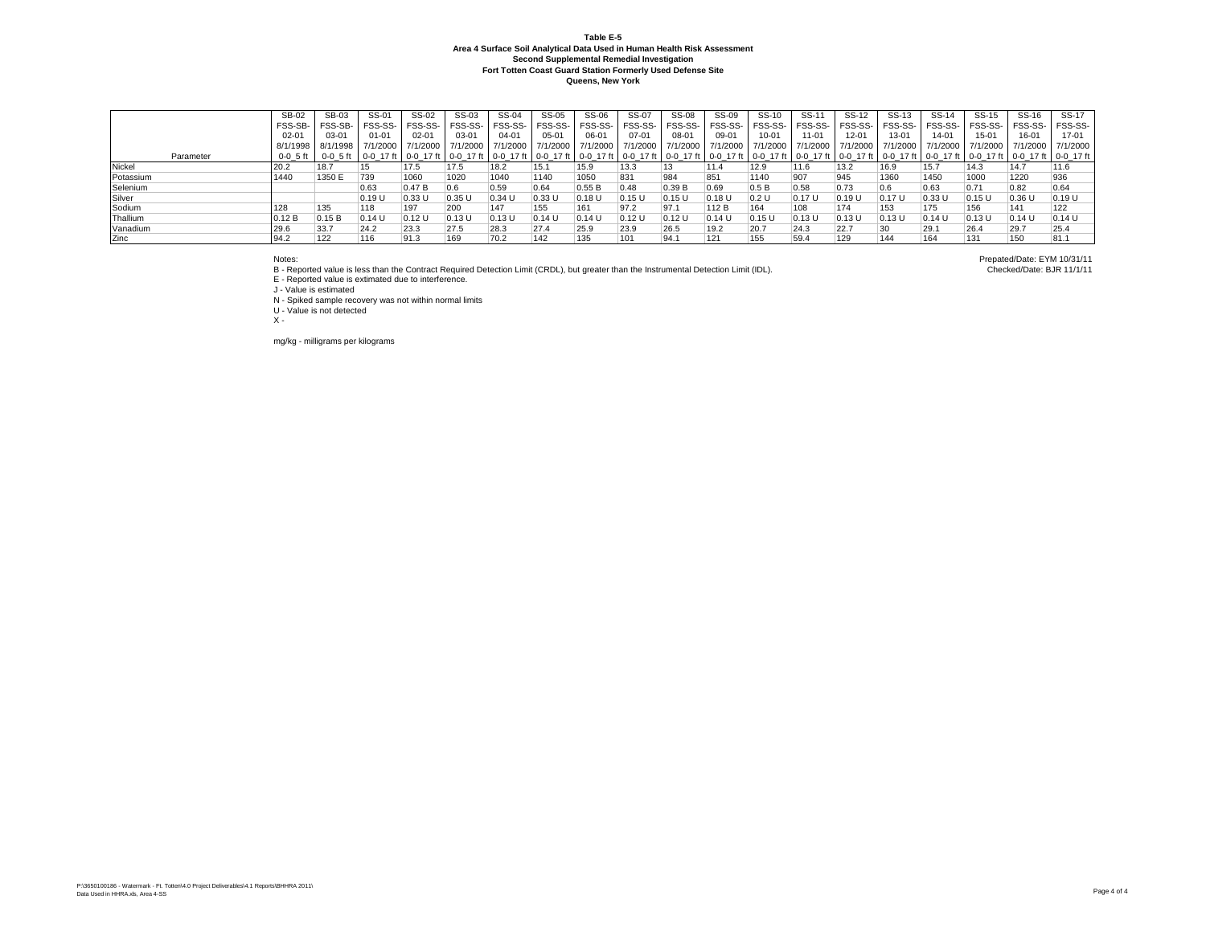**Table E-5**
**Area 4 Surface Soil Analytical Data Used in Human Health Risk Assessment**
**Second Supplemental Remedial Investigation**
**Fort Totten Coast Guard Station Formerly Used Defense Site**
**Queens, New York**

| Parameter | SB-02<br>FSS-SB-02-01<br>8/1/1998<br>0-0_5 ft | SB-03<br>FSS-SB-03-01<br>8/1/1998<br>0-0_5 ft | SS-01<br>FSS-SS-01-01<br>7/1/2000<br>0-0_17 ft | SS-02<br>FSS-SS-02-01<br>7/1/2000<br>0-0_17 ft | SS-03<br>FSS-SS-03-01<br>7/1/2000<br>0-0_17 ft | SS-04<br>FSS-SS-04-01<br>7/1/2000<br>0-0_17 ft | SS-05<br>FSS-SS-05-01<br>7/1/2000<br>0-0_17 ft | SS-06<br>FSS-SS-06-01<br>7/1/2000<br>0-0_17 ft | SS-07<br>FSS-SS-07-01<br>7/1/2000<br>0-0_17 ft | SS-08<br>FSS-SS-08-01<br>7/1/2000<br>0-0_17 ft | SS-09<br>FSS-SS-09-01<br>7/1/2000<br>0-0_17 ft | SS-10<br>FSS-SS-10-01<br>7/1/2000<br>0-0_17 ft | SS-11<br>FSS-SS-11-01<br>7/1/2000<br>0-0_17 ft | SS-12<br>FSS-SS-12-01<br>7/1/2000<br>0-0_17 ft | SS-13<br>FSS-SS-13-01<br>7/1/2000<br>0-0_17 ft | SS-14<br>FSS-SS-14-01<br>7/1/2000<br>0-0_17 ft | SS-15<br>FSS-SS-15-01<br>7/1/2000<br>0-0_17 ft | SS-16<br>FSS-SS-16-01<br>7/1/2000<br>0-0_17 ft | SS-17<br>FSS-SS-17-01<br>7/1/2000<br>0-0_17 ft |
|---|---|---|---|---|---|---|---|---|---|---|---|---|---|---|---|---|---|---|---|
| Nickel | 20.2 | 18.7 | 15 | 17.5 | 17.5 | 18.2 | 15.1 | 15.9 | 13.3 | 13 | 11.4 | 12.9 | 11.6 | 13.2 | 16.9 | 15.7 | 14.3 | 14.7 | 11.6 |
| Potassium | 1440 | 1350 E | 739 | 1060 | 1020 | 1040 | 1140 | 1050 | 831 | 984 | 851 | 1140 | 907 | 945 | 1360 | 1450 | 1000 | 1220 | 936 |
| Selenium | | | 0.63 | 0.47 B | 0.6 | 0.59 | 0.64 | 0.55 B | 0.48 | 0.39 B | 0.69 | 0.5 B | 0.58 | 0.73 | 0.6 | 0.63 | 0.71 | 0.82 | 0.64 |
| Silver | | | 0.19 U | 0.33 U | 0.35 U | 0.34 U | 0.33 U | 0.18 U | 0.15 U | 0.15 U | 0.18 U | 0.2 U | 0.17 U | 0.19 U | 0.17 U | 0.33 U | 0.15 U | 0.36 U | 0.19 U |
| Sodium | 128 | 135 | 118 | 197 | 200 | 147 | 155 | 161 | 97.2 | 97.1 | 112 B | 164 | 108 | 174 | 153 | 175 | 156 | 141 | 122 |
| Thallium | 0.12 B | 0.15 B | 0.14 U | 0.12 U | 0.13 U | 0.13 U | 0.14 U | 0.14 U | 0.12 U | 0.12 U | 0.14 U | 0.15 U | 0.13 U | 0.13 U | 0.13 U | 0.14 U | 0.13 U | 0.14 U | 0.14 U |
| Vanadium | 29.6 | 33.7 | 24.2 | 23.3 | 27.5 | 28.3 | 27.4 | 25.9 | 23.9 | 26.5 | 19.2 | 20.7 | 24.3 | 22.7 | 30 | 29.1 | 26.4 | 29.7 | 25.4 |
| Zinc | 94.2 | 122 | 116 | 91.3 | 169 | 70.2 | 142 | 135 | 101 | 94.1 | 121 | 155 | 59.4 | 129 | 144 | 164 | 131 | 150 | 81.1 |

Notes:
B - Reported value is less than the Contract Required Detection Limit (CRDL), but greater than the Instrumental Detection Limit (IDL).
E - Reported value is extimated due to interference.
J - Value is estimated
N - Spiked sample recovery was not within normal limits
U - Value is not detected
X -

mg/kg - milligrams per kilograms

Prepated/Date: EYM 10/31/11
Checked/Date: BJR 11/1/11

P:\3650100186 - Watermark - Ft. Totten\4.0 Project Deliverables\4.1 Reports\BHHRA 2011\
Data Used in HHRA.xls, Area 4-SS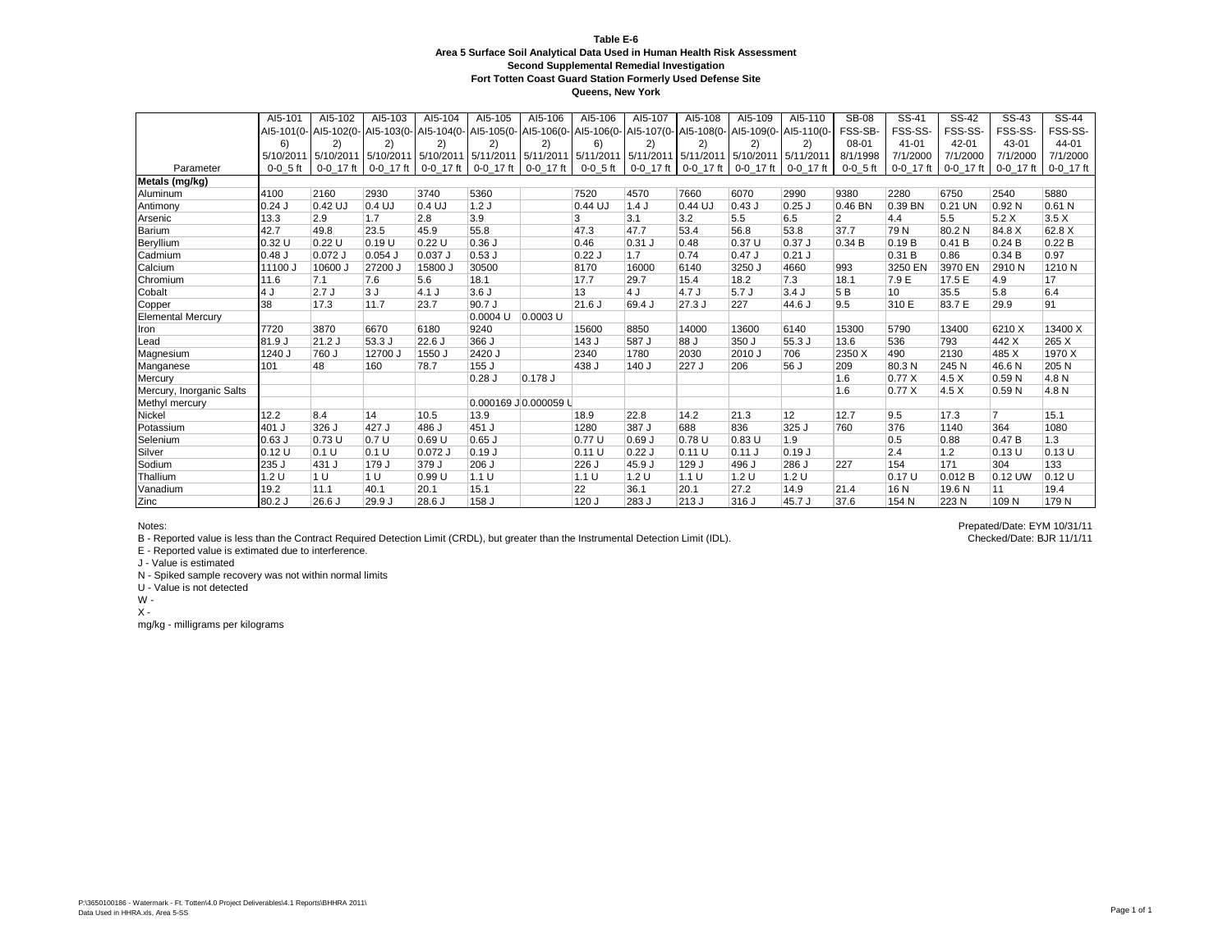**Table E-6**
**Area 5 Surface Soil Analytical Data Used in Human Health Risk Assessment**
**Second Supplemental Remedial Investigation**
**Fort Totten Coast Guard Station Formerly Used Defense Site**
**Queens, New York**

| Parameter | AI5-101 AI5-101(0-6) 5/10/2011 0-0_5 ft | AI5-102 AI5-102(0-2) 5/10/2011 0-0_17 ft | AI5-103 AI5-103(0-2) 5/10/2011 0-0_17 ft | AI5-104 AI5-104(0-2) 5/10/2011 0-0_17 ft | AI5-105 AI5-105(0-2) 5/11/2011 0-0_17 ft | AI5-106 AI5-106(0-2) 5/11/2011 0-0_17 ft | AI5-106 AI5-106(0-6) 5/11/2011 0-0_5 ft | AI5-107 AI5-107(0-2) 5/11/2011 0-0_17 ft | AI5-108 AI5-108(0-2) 5/11/2011 0-0_17 ft | AI5-109 AI5-109(0-2) 5/10/2011 0-0_17 ft | AI5-110 AI5-110(0-2) 5/11/2011 0-0_17 ft | SB-08 FSS-SB-08-01 8/1/1998 0-0_5 ft | SS-41 FSS-SS-41-01 7/1/2000 0-0_17 ft | SS-42 FSS-SS-42-01 7/1/2000 0-0_17 ft | SS-43 FSS-SS-43-01 7/1/2000 0-0_17 ft | SS-44 FSS-SS-44-01 7/1/2000 0-0_17 ft |
|---|---|---|---|---|---|---|---|---|---|---|---|---|---|---|---|---|
| **Metals (mg/kg)** | | | | | | | | | | | | | | | | |
| Aluminum | 4100 | 2160 | 2930 | 3740 | 5360 | | 7520 | 4570 | 7660 | 6070 | 2990 | 9380 | 2280 | 6750 | 2540 | 5880 |
| Antimony | 0.24 J | 0.42 UJ | 0.4 UJ | 0.4 UJ | 1.2 J | | 0.44 UJ | 1.4 J | 0.44 UJ | 0.43 J | 0.25 J | 0.46 BN | 0.39 BN | 0.21 UN | 0.92 N | 0.61 N |
| Arsenic | 13.3 | 2.9 | 1.7 | 2.8 | 3.9 | | 3 | 3.1 | 3.2 | 5.5 | 6.5 | 2 | 4.4 | 5.5 | 5.2 X | 3.5 X |
| Barium | 42.7 | 49.8 | 23.5 | 45.9 | 55.8 | | 47.3 | 47.7 | 53.4 | 56.8 | 53.8 | 37.7 | 79 N | 80.2 N | 84.8 X | 62.8 X |
| Beryllium | 0.32 U | 0.22 U | 0.19 U | 0.22 U | 0.36 J | | 0.46 | 0.31 J | 0.48 | 0.37 U | 0.37 J | 0.34 B | 0.19 B | 0.41 B | 0.24 B | 0.22 B |
| Cadmium | 0.48 J | 0.072 J | 0.054 J | 0.037 J | 0.53 J | | 0.22 J | 1.7 | 0.74 | 0.47 J | 0.21 J | | 0.31 B | 0.86 | 0.34 B | 0.97 |
| Calcium | 11100 J | 10600 J | 27200 J | 15800 J | 30500 | | 8170 | 16000 | 6140 | 3250 J | 4660 | 993 | 3250 EN | 3970 EN | 2910 N | 1210 N |
| Chromium | 11.6 | 7.1 | 7.6 | 5.6 | 18.1 | | 17.7 | 29.7 | 15.4 | 18.2 | 7.3 | 18.1 | 7.9 E | 17.5 E | 4.9 | 17 |
| Cobalt | 4 J | 2.7 J | 3 J | 4.1 J | 3.6 J | | 13 | 4 J | 4.7 J | 5.7 J | 3.4 J | 5 B | 10 | 35.5 | 5.8 | 6.4 |
| Copper | 38 | 17.3 | 11.7 | 23.7 | 90.7 J | | 21.6 J | 69.4 J | 27.3 J | 227 | 44.6 J | 9.5 | 310 E | 83.7 E | 29.9 | 91 |
| Elemental Mercury | | | | | 0.0004 U | 0.0003 U | | | | | | | | | | |
| Iron | 7720 | 3870 | 6670 | 6180 | 9240 | | 15600 | 8850 | 14000 | 13600 | 6140 | 15300 | 5790 | 13400 | 6210 X | 13400 X |
| Lead | 81.9 J | 21.2 J | 53.3 J | 22.6 J | 366 J | | 143 J | 587 J | 88 J | 350 J | 55.3 J | 13.6 | 536 | 793 | 442 X | 265 X |
| Magnesium | 1240 J | 760 J | 12700 J | 1550 J | 2420 J | | 2340 | 1780 | 2030 | 2010 J | 706 | 2350 X | 490 | 2130 | 485 X | 1970 X |
| Manganese | 101 | 48 | 160 | 78.7 | 155 J | | 438 J | 140 J | 227 J | 206 | 56 J | 209 | 80.3 N | 245 N | 46.6 N | 205 N |
| Mercury | | | | | 0.28 J | 0.178 J | | | | | | 1.6 | 0.77 X | 4.5 X | 0.59 N | 4.8 N |
| Mercury, Inorganic Salts | | | | | | | | | | | | 1.6 | 0.77 X | 4.5 X | 0.59 N | 4.8 N |
| Methyl mercury | | | | | 0.000169 J | 0.000059 U | | | | | | | | | | |
| Nickel | 12.2 | 8.4 | 14 | 10.5 | 13.9 | | 18.9 | 22.8 | 14.2 | 21.3 | 12 | 12.7 | 9.5 | 17.3 | 7 | 15.1 |
| Potassium | 401 J | 326 J | 427 J | 486 J | 451 J | | 1280 | 387 J | 688 | 836 | 325 J | 760 | 376 | 1140 | 364 | 1080 |
| Selenium | 0.63 J | 0.73 U | 0.7 U | 0.69 U | 0.65 J | | 0.77 U | 0.69 J | 0.78 U | 0.83 U | 1.9 | | 0.5 | 0.88 | 0.47 B | 1.3 |
| Silver | 0.12 U | 0.1 U | 0.1 U | 0.072 J | 0.19 J | | 0.11 U | 0.22 J | 0.11 U | 0.11 J | 0.19 J | | 2.4 | 1.2 | 0.13 U | 0.13 U |
| Sodium | 235 J | 431 J | 179 J | 379 J | 206 J | | 226 J | 45.9 J | 129 J | 496 J | 286 J | 227 | 154 | 171 | 304 | 133 |
| Thallium | 1.2 U | 1 U | 1 U | 0.99 U | 1.1 U | | 1.1 U | 1.2 U | 1.1 U | 1.2 U | 1.2 U | | 0.17 U | 0.012 B | 0.12 UW | 0.12 U |
| Vanadium | 19.2 | 11.1 | 40.1 | 20.1 | 15.1 | | 22 | 36.1 | 20.1 | 27.2 | 14.9 | 21.4 | 16 N | 19.6 N | 11 | 19.4 |
| Zinc | 80.2 J | 26.6 J | 29.9 J | 28.6 J | 158 J | | 120 J | 283 J | 213 J | 316 J | 45.7 J | 37.6 | 154 N | 223 N | 109 N | 179 N |

Notes:
B - Reported value is less than the Contract Required Detection Limit (CRDL), but greater than the Instrumental Detection Limit (IDL).
E - Reported value is extimated due to interference.
J - Value is estimated
N - Spiked sample recovery was not within normal limits
U - Value is not detected
W -
X -
mg/kg - milligrams per kilograms

Prepated/Date: EYM 10/31/11
Checked/Date: BJR 11/1/11

P:\3650100186 - Watermark - Ft. Totten\4.0 Project Deliverables\4.1 Reports\BHHRA 2011\
Data Used in HHRA.xls, Area 5-SS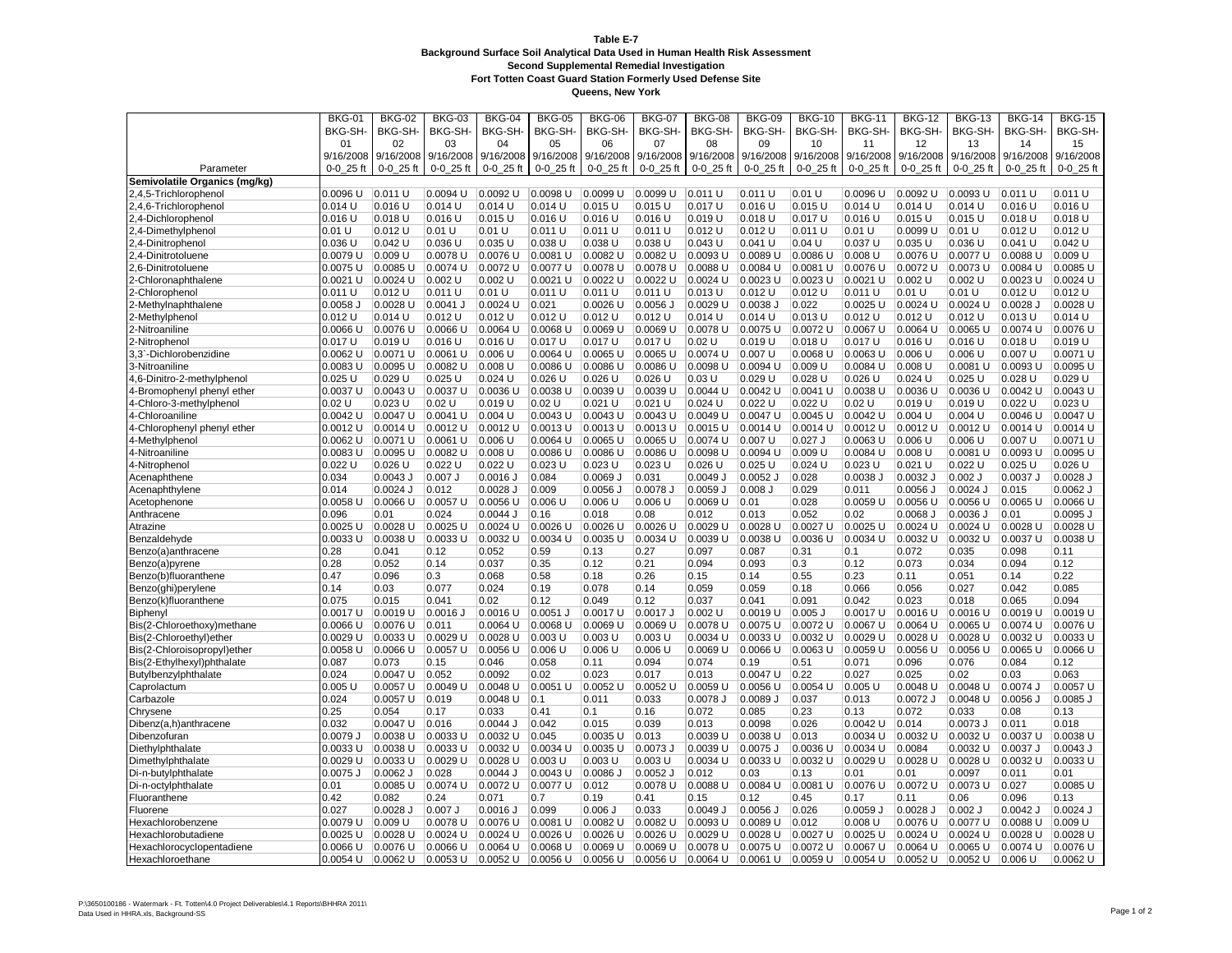**Table E-7**
**Background Surface Soil Analytical Data Used in Human Health Risk Assessment**
**Second Supplemental Remedial Investigation**
**Fort Totten Coast Guard Station Formerly Used Defense Site**
**Queens, New York**

| Parameter | BKG-01 BKG-SH-01 9/16/2008 0-0_25 ft | BKG-02 BKG-SH-02 9/16/2008 0-0_25 ft | BKG-03 BKG-SH-03 9/16/2008 0-0_25 ft | BKG-04 BKG-SH-04 9/16/2008 0-0_25 ft | BKG-05 BKG-SH-05 9/16/2008 0-0_25 ft | BKG-06 BKG-SH-06 9/16/2008 0-0_25 ft | BKG-07 BKG-SH-07 9/16/2008 0-0_25 ft | BKG-08 BKG-SH-08 9/16/2008 0-0_25 ft | BKG-09 BKG-SH-09 9/16/2008 0-0_25 ft | BKG-10 BKG-SH-10 9/16/2008 0-0_25 ft | BKG-11 BKG-SH-11 9/16/2008 0-0_25 ft | BKG-12 BKG-SH-12 9/16/2008 0-0_25 ft | BKG-13 BKG-SH-13 9/16/2008 0-0_25 ft | BKG-14 BKG-SH-14 9/16/2008 0-0_25 ft | BKG-15 BKG-SH-15 9/16/2008 0-0_25 ft |
|---|---|---|---|---|---|---|---|---|---|---|---|---|---|---|---|
| **Semivolatile Organics (mg/kg)** | | | | | | | | | | | | | | | |
| 2,4,5-Trichlorophenol | 0.0096 U | 0.011 U | 0.0094 U | 0.0092 U | 0.0098 U | 0.0099 U | 0.0099 U | 0.011 U | 0.011 U | 0.01 U | 0.0096 U | 0.0092 U | 0.0093 U | 0.011 U | 0.011 U |
| 2,4,6-Trichlorophenol | 0.014 U | 0.016 U | 0.014 U | 0.014 U | 0.014 U | 0.015 U | 0.015 U | 0.017 U | 0.016 U | 0.015 U | 0.014 U | 0.014 U | 0.014 U | 0.016 U | 0.016 U |
| 2,4-Dichlorophenol | 0.016 U | 0.018 U | 0.016 U | 0.015 U | 0.016 U | 0.016 U | 0.016 U | 0.019 U | 0.018 U | 0.017 U | 0.016 U | 0.015 U | 0.015 U | 0.018 U | 0.018 U |
| 2,4-Dimethylphenol | 0.01 U | 0.012 U | 0.01 U | 0.01 U | 0.011 U | 0.011 U | 0.011 U | 0.012 U | 0.012 U | 0.011 U | 0.01 U | 0.0099 U | 0.01 U | 0.012 U | 0.012 U |
| 2,4-Dinitrophenol | 0.036 U | 0.042 U | 0.036 U | 0.035 U | 0.038 U | 0.038 U | 0.038 U | 0.043 U | 0.041 U | 0.04 U | 0.037 U | 0.035 U | 0.036 U | 0.041 U | 0.042 U |
| 2,4-Dinitrotoluene | 0.0079 U | 0.009 U | 0.0078 U | 0.0076 U | 0.0081 U | 0.0082 U | 0.0082 U | 0.0093 U | 0.0089 U | 0.0086 U | 0.008 U | 0.0076 U | 0.0077 U | 0.0088 U | 0.009 U |
| 2,6-Dinitrotoluene | 0.0075 U | 0.0085 U | 0.0074 U | 0.0072 U | 0.0077 U | 0.0078 U | 0.0078 U | 0.0088 U | 0.0084 U | 0.0081 U | 0.0076 U | 0.0072 U | 0.0073 U | 0.0084 U | 0.0085 U |
| 2-Chloronaphthalene | 0.0021 U | 0.0024 U | 0.002 U | 0.002 U | 0.0021 U | 0.0022 U | 0.0022 U | 0.0024 U | 0.0023 U | 0.0023 U | 0.0021 U | 0.002 U | 0.002 U | 0.0023 U | 0.0024 U |
| 2-Chlorophenol | 0.011 U | 0.012 U | 0.011 U | 0.01 U | 0.011 U | 0.011 U | 0.011 U | 0.013 U | 0.012 U | 0.012 U | 0.011 U | 0.01 U | 0.01 U | 0.012 U | 0.012 U |
| 2-Methylnaphthalene | 0.0058 J | 0.0028 U | 0.0041 J | 0.0024 U | 0.021 | 0.0026 U | 0.0056 J | 0.0029 U | 0.0038 J | 0.022 | 0.0025 U | 0.0024 U | 0.0024 U | 0.0028 J | 0.0028 U |
| 2-Methylphenol | 0.012 U | 0.014 U | 0.012 U | 0.012 U | 0.012 U | 0.012 U | 0.012 U | 0.014 U | 0.014 U | 0.013 U | 0.012 U | 0.012 U | 0.012 U | 0.013 U | 0.014 U |
| 2-Nitroaniline | 0.0066 U | 0.0076 U | 0.0066 U | 0.0064 U | 0.0068 U | 0.0069 U | 0.0069 U | 0.0078 U | 0.0075 U | 0.0072 U | 0.0067 U | 0.0064 U | 0.0065 U | 0.0074 U | 0.0076 U |
| 2-Nitrophenol | 0.017 U | 0.019 U | 0.016 U | 0.016 U | 0.017 U | 0.017 U | 0.017 U | 0.02 U | 0.019 U | 0.018 U | 0.017 U | 0.016 U | 0.016 U | 0.018 U | 0.019 U |
| 3,3`-Dichlorobenzidine | 0.0062 U | 0.0071 U | 0.0061 U | 0.006 U | 0.0064 U | 0.0065 U | 0.0065 U | 0.0074 U | 0.007 U | 0.0068 U | 0.0063 U | 0.006 U | 0.006 U | 0.007 U | 0.0071 U |
| 3-Nitroaniline | 0.0083 U | 0.0095 U | 0.0082 U | 0.008 U | 0.0086 U | 0.0086 U | 0.0086 U | 0.0098 U | 0.0094 U | 0.009 U | 0.0084 U | 0.008 U | 0.0081 U | 0.0093 U | 0.0095 U |
| 4,6-Dinitro-2-methylphenol | 0.025 U | 0.029 U | 0.025 U | 0.024 U | 0.026 U | 0.026 U | 0.026 U | 0.03 U | 0.029 U | 0.028 U | 0.026 U | 0.024 U | 0.025 U | 0.028 U | 0.029 U |
| 4-Bromophenyl phenyl ether | 0.0037 U | 0.0043 U | 0.0037 U | 0.0036 U | 0.0038 U | 0.0039 U | 0.0039 U | 0.0044 U | 0.0042 U | 0.0041 U | 0.0038 U | 0.0036 U | 0.0036 U | 0.0042 U | 0.0043 U |
| 4-Chloro-3-methylphenol | 0.02 U | 0.023 U | 0.02 U | 0.019 U | 0.02 U | 0.021 U | 0.021 U | 0.024 U | 0.022 U | 0.022 U | 0.02 U | 0.019 U | 0.019 U | 0.022 U | 0.023 U |
| 4-Chloroaniline | 0.0042 U | 0.0047 U | 0.0041 U | 0.004 U | 0.0043 U | 0.0043 U | 0.0043 U | 0.0049 U | 0.0047 U | 0.0045 U | 0.0042 U | 0.004 U | 0.004 U | 0.0046 U | 0.0047 U |
| 4-Chlorophenyl phenyl ether | 0.0012 U | 0.0014 U | 0.0012 U | 0.0012 U | 0.0013 U | 0.0013 U | 0.0013 U | 0.0015 U | 0.0014 U | 0.0014 U | 0.0012 U | 0.0012 U | 0.0012 U | 0.0014 U | 0.0014 U |
| 4-Methylphenol | 0.0062 U | 0.0071 U | 0.0061 U | 0.006 U | 0.0064 U | 0.0065 U | 0.0065 U | 0.0074 U | 0.007 U | 0.027 J | 0.0063 U | 0.006 U | 0.006 U | 0.007 U | 0.0071 U |
| 4-Nitroaniline | 0.0083 U | 0.0095 U | 0.0082 U | 0.008 U | 0.0086 U | 0.0086 U | 0.0086 U | 0.0098 U | 0.0094 U | 0.009 U | 0.0084 U | 0.008 U | 0.0081 U | 0.0093 U | 0.0095 U |
| 4-Nitrophenol | 0.022 U | 0.026 U | 0.022 U | 0.022 U | 0.023 U | 0.023 U | 0.023 U | 0.026 U | 0.025 U | 0.024 U | 0.023 U | 0.021 U | 0.022 U | 0.025 U | 0.026 U |
| Acenaphthene | 0.034 | 0.0043 J | 0.007 J | 0.0016 J | 0.084 | 0.0069 J | 0.031 | 0.0049 J | 0.0052 J | 0.028 | 0.0038 J | 0.0032 J | 0.002 J | 0.0037 J | 0.0028 J |
| Acenaphthylene | 0.014 | 0.0024 J | 0.012 | 0.0028 J | 0.009 | 0.0056 J | 0.0078 J | 0.0059 J | 0.008 J | 0.029 | 0.011 | 0.0056 J | 0.0024 J | 0.015 | 0.0062 J |
| Acetophenone | 0.0058 U | 0.0066 U | 0.0057 U | 0.0056 U | 0.006 U | 0.006 U | 0.006 U | 0.0069 U | 0.01 | 0.028 | 0.0059 U | 0.0056 U | 0.0056 U | 0.0065 U | 0.0066 U |
| Anthracene | 0.096 | 0.01 | 0.024 | 0.0044 J | 0.16 | 0.018 | 0.08 | 0.012 | 0.013 | 0.052 | 0.02 | 0.0068 J | 0.0036 J | 0.01 | 0.0095 J |
| Atrazine | 0.0025 U | 0.0028 U | 0.0025 U | 0.0024 U | 0.0026 U | 0.0026 U | 0.0026 U | 0.0029 U | 0.0028 U | 0.0027 U | 0.0025 U | 0.0024 U | 0.0024 U | 0.0028 U | 0.0028 U |
| Benzaldehyde | 0.0033 U | 0.0038 U | 0.0033 U | 0.0032 U | 0.0034 U | 0.0035 U | 0.0034 U | 0.0039 U | 0.0038 U | 0.0036 U | 0.0034 U | 0.0032 U | 0.0032 U | 0.0037 U | 0.0038 U |
| Benzo(a)anthracene | 0.28 | 0.041 | 0.12 | 0.052 | 0.59 | 0.13 | 0.27 | 0.097 | 0.087 | 0.31 | 0.1 | 0.072 | 0.035 | 0.098 | 0.11 |
| Benzo(a)pyrene | 0.28 | 0.052 | 0.14 | 0.037 | 0.35 | 0.12 | 0.21 | 0.094 | 0.093 | 0.3 | 0.12 | 0.073 | 0.034 | 0.094 | 0.12 |
| Benzo(b)fluoranthene | 0.47 | 0.096 | 0.3 | 0.068 | 0.58 | 0.18 | 0.26 | 0.15 | 0.14 | 0.55 | 0.23 | 0.11 | 0.051 | 0.14 | 0.22 |
| Benzo(ghi)perylene | 0.14 | 0.03 | 0.077 | 0.024 | 0.19 | 0.078 | 0.14 | 0.059 | 0.059 | 0.18 | 0.066 | 0.056 | 0.027 | 0.042 | 0.085 |
| Benzo(k)fluoranthene | 0.075 | 0.015 | 0.041 | 0.02 | 0.12 | 0.049 | 0.12 | 0.037 | 0.041 | 0.091 | 0.042 | 0.023 | 0.018 | 0.065 | 0.094 |
| Biphenyl | 0.0017 U | 0.0019 U | 0.0016 J | 0.0016 U | 0.0051 J | 0.0017 U | 0.0017 J | 0.002 U | 0.0019 U | 0.005 J | 0.0017 U | 0.0016 U | 0.0016 U | 0.0019 U | 0.0019 U |
| Bis(2-Chloroethoxy)methane | 0.0066 U | 0.0076 U | 0.011 | 0.0064 U | 0.0068 U | 0.0069 U | 0.0069 U | 0.0078 U | 0.0075 U | 0.0072 U | 0.0067 U | 0.0064 U | 0.0065 U | 0.0074 U | 0.0076 U |
| Bis(2-Chloroethyl)ether | 0.0029 U | 0.0033 U | 0.0029 U | 0.0028 U | 0.003 U | 0.003 U | 0.003 U | 0.0034 U | 0.0033 U | 0.0032 U | 0.0029 U | 0.0028 U | 0.0028 U | 0.0032 U | 0.0033 U |
| Bis(2-Chloroisopropyl)ether | 0.0058 U | 0.0066 U | 0.0057 U | 0.0056 U | 0.006 U | 0.006 U | 0.006 U | 0.0069 U | 0.0066 U | 0.0063 U | 0.0059 U | 0.0056 U | 0.0056 U | 0.0065 U | 0.0066 U |
| Bis(2-Ethylhexyl)phthalate | 0.087 | 0.073 | 0.15 | 0.046 | 0.058 | 0.11 | 0.094 | 0.074 | 0.19 | 0.51 | 0.071 | 0.096 | 0.076 | 0.084 | 0.12 |
| Butylbenzylphthalate | 0.024 | 0.0047 U | 0.052 | 0.0092 | 0.02 | 0.023 | 0.017 | 0.013 | 0.0047 U | 0.22 | 0.027 | 0.025 | 0.02 | 0.03 | 0.063 |
| Caprolactum | 0.005 U | 0.0057 U | 0.0049 U | 0.0048 U | 0.0051 U | 0.0052 U | 0.0052 U | 0.0059 U | 0.0056 U | 0.0054 U | 0.005 U | 0.0048 U | 0.0048 U | 0.0074 J | 0.0057 U |
| Carbazole | 0.024 | 0.0057 U | 0.019 | 0.0048 U | 0.1 | 0.011 | 0.033 | 0.0078 J | 0.0089 J | 0.037 | 0.013 | 0.0072 J | 0.0048 U | 0.0056 J | 0.0085 J |
| Chrysene | 0.25 | 0.054 | 0.17 | 0.033 | 0.41 | 0.1 | 0.16 | 0.072 | 0.085 | 0.23 | 0.13 | 0.072 | 0.033 | 0.08 | 0.13 |
| Dibenz(a,h)anthracene | 0.032 | 0.0047 U | 0.016 | 0.0044 J | 0.042 | 0.015 | 0.039 | 0.013 | 0.0098 | 0.026 | 0.0042 U | 0.014 | 0.0073 J | 0.011 | 0.018 |
| Dibenzofuran | 0.0079 J | 0.0038 U | 0.0033 U | 0.0032 U | 0.045 | 0.0035 U | 0.013 | 0.0039 U | 0.0038 U | 0.013 | 0.0034 U | 0.0032 U | 0.0032 U | 0.0037 U | 0.0038 U |
| Diethylphthalate | 0.0033 U | 0.0038 U | 0.0033 U | 0.0032 U | 0.0034 U | 0.0035 U | 0.0073 J | 0.0039 U | 0.0075 J | 0.0036 U | 0.0034 U | 0.0084 | 0.0032 U | 0.0037 J | 0.0043 J |
| Dimethylphthalate | 0.0029 U | 0.0033 U | 0.0029 U | 0.0028 U | 0.003 U | 0.003 U | 0.003 U | 0.0034 U | 0.0033 U | 0.0032 U | 0.0029 U | 0.0028 U | 0.0028 U | 0.0032 U | 0.0033 U |
| Di-n-butylphthalate | 0.0075 J | 0.0062 J | 0.028 | 0.0044 J | 0.0043 U | 0.0086 J | 0.0052 J | 0.012 | 0.03 | 0.13 | 0.01 | 0.01 | 0.0097 | 0.011 | 0.01 |
| Di-n-octylphthalate | 0.01 | 0.0085 U | 0.0074 U | 0.0072 U | 0.0077 U | 0.012 | 0.0078 U | 0.0088 U | 0.0084 U | 0.0081 U | 0.0076 U | 0.0072 U | 0.0073 U | 0.027 | 0.0085 U |
| Fluoranthene | 0.42 | 0.082 | 0.24 | 0.071 | 0.7 | 0.19 | 0.41 | 0.15 | 0.12 | 0.45 | 0.17 | 0.11 | 0.06 | 0.096 | 0.13 |
| Fluorene | 0.027 | 0.0028 J | 0.007 J | 0.0016 J | 0.099 | 0.006 J | 0.033 | 0.0049 J | 0.0056 J | 0.026 | 0.0059 J | 0.0028 J | 0.002 J | 0.0042 J | 0.0024 J |
| Hexachlorobenzene | 0.0079 U | 0.009 U | 0.0078 U | 0.0076 U | 0.0081 U | 0.0082 U | 0.0082 U | 0.0093 U | 0.0089 U | 0.012 | 0.008 U | 0.0076 U | 0.0077 U | 0.0088 U | 0.009 U |
| Hexachlorobutadiene | 0.0025 U | 0.0028 U | 0.0024 U | 0.0024 U | 0.0026 U | 0.0026 U | 0.0026 U | 0.0029 U | 0.0028 U | 0.0027 U | 0.0025 U | 0.0024 U | 0.0024 U | 0.0028 U | 0.0028 U |
| Hexachlorocyclopentadiene | 0.0066 U | 0.0076 U | 0.0066 U | 0.0064 U | 0.0068 U | 0.0069 U | 0.0069 U | 0.0078 U | 0.0075 U | 0.0072 U | 0.0067 U | 0.0064 U | 0.0065 U | 0.0074 U | 0.0076 U |
| Hexachloroethane | 0.0054 U | 0.0062 U | 0.0053 U | 0.0052 U | 0.0056 U | 0.0056 U | 0.0056 U | 0.0064 U | 0.0061 U | 0.0059 U | 0.0054 U | 0.0052 U | 0.0052 U | 0.006 U | 0.0062 U |

P:\3650100186 - Watermark - Ft. Totten\4.0 Project Deliverables\4.1 Reports\BHHRA 2011\
Data Used in HHRA.xls, Background-SS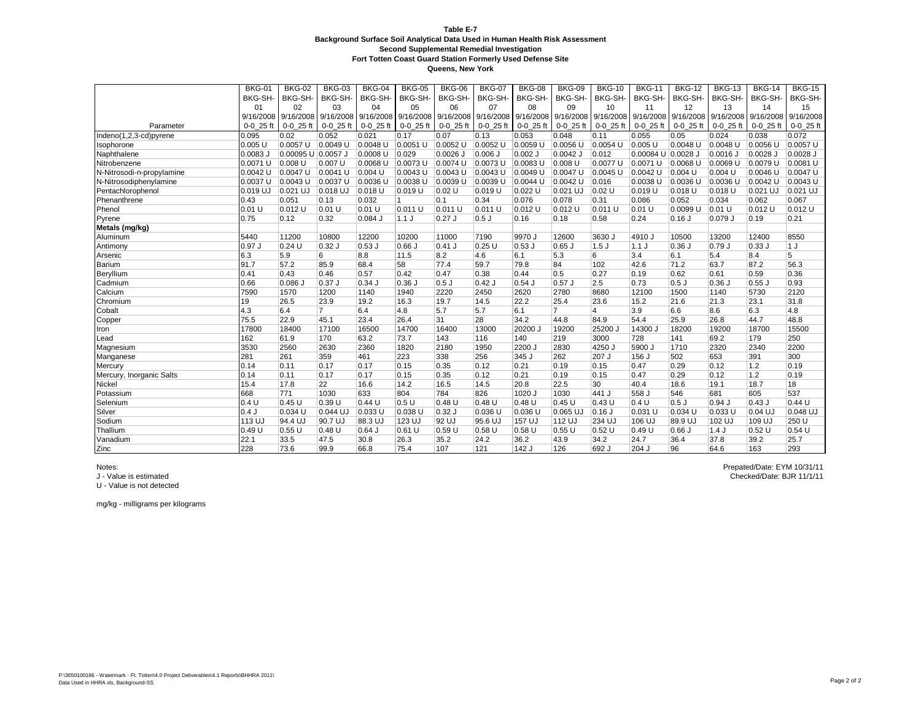**Table E-7**
**Background Surface Soil Analytical Data Used in Human Health Risk Assessment**
**Second Supplemental Remedial Investigation**
**Fort Totten Coast Guard Station Formerly Used Defense Site**
**Queens, New York**

| Parameter | BKG-01 BKG-SH-01 9/16/2008 0-0_25 ft | BKG-02 BKG-SH-02 9/16/2008 0-0_25 ft | BKG-03 BKG-SH-03 9/16/2008 0-0_25 ft | BKG-04 BKG-SH-04 9/16/2008 0-0_25 ft | BKG-05 BKG-SH-05 9/16/2008 0-0_25 ft | BKG-06 BKG-SH-06 9/16/2008 0-0_25 ft | BKG-07 BKG-SH-07 9/16/2008 0-0_25 ft | BKG-08 BKG-SH-08 9/16/2008 0-0_25 ft | BKG-09 BKG-SH-09 9/16/2008 0-0_25 ft | BKG-10 BKG-SH-10 9/16/2008 0-0_25 ft | BKG-11 BKG-SH-11 9/16/2008 0-0_25 ft | BKG-12 BKG-SH-12 9/16/2008 0-0_25 ft | BKG-13 BKG-SH-13 9/16/2008 0-0_25 ft | BKG-14 BKG-SH-14 9/16/2008 0-0_25 ft | BKG-15 BKG-SH-15 9/16/2008 0-0_25 ft |
|---|---|---|---|---|---|---|---|---|---|---|---|---|---|---|---|
| Indeno(1,2,3-cd)pyrene | 0.095 | 0.02 | 0.052 | 0.021 | 0.17 | 0.07 | 0.13 | 0.053 | 0.048 | 0.11 | 0.055 | 0.05 | 0.024 | 0.038 | 0.072 |
| Isophorone | 0.005 U | 0.0057 U | 0.0049 U | 0.0048 U | 0.0051 U | 0.0052 U | 0.0052 U | 0.0059 U | 0.0056 U | 0.0054 U | 0.005 U | 0.0048 U | 0.0048 U | 0.0056 U | 0.0057 U |
| Naphthalene | 0.0083 J | 0.00095 U | 0.0057 J | 0.0008 U | 0.029 | 0.0026 J | 0.006 J | 0.002 J | 0.0042 J | 0.012 | 0.00084 U | 0.0028 J | 0.0016 J | 0.0028 J | 0.0028 J |
| Nitrobenzene | 0.0071 U | 0.008 U | 0.007 U | 0.0068 U | 0.0073 U | 0.0074 U | 0.0073 U | 0.0083 U | 0.008 U | 0.0077 U | 0.0071 U | 0.0068 U | 0.0069 U | 0.0079 U | 0.0081 U |
| N-Nitrosodi-n-propylamine | 0.0042 U | 0.0047 U | 0.0041 U | 0.004 U | 0.0043 U | 0.0043 U | 0.0043 U | 0.0049 U | 0.0047 U | 0.0045 U | 0.0042 U | 0.004 U | 0.004 U | 0.0046 U | 0.0047 U |
| N-Nitrosodiphenylamine | 0.0037 U | 0.0043 U | 0.0037 U | 0.0036 U | 0.0038 U | 0.0039 U | 0.0039 U | 0.0044 U | 0.0042 U | 0.016 | 0.0038 U | 0.0036 U | 0.0036 U | 0.0042 U | 0.0043 U |
| Pentachlorophenol | 0.019 UJ | 0.021 UJ | 0.018 UJ | 0.018 U | 0.019 U | 0.02 U | 0.019 U | 0.022 U | 0.021 UJ | 0.02 U | 0.019 U | 0.018 U | 0.018 U | 0.021 UJ | 0.021 UJ |
| Phenanthrene | 0.43 | 0.051 | 0.13 | 0.032 | 1 | 0.1 | 0.34 | 0.076 | 0.078 | 0.31 | 0.086 | 0.052 | 0.034 | 0.062 | 0.067 |
| Phenol | 0.01 U | 0.012 U | 0.01 U | 0.01 U | 0.011 U | 0.011 U | 0.011 U | 0.012 U | 0.012 U | 0.011 U | 0.01 U | 0.0099 U | 0.01 U | 0.012 U | 0.012 U |
| Pyrene | 0.75 | 0.12 | 0.32 | 0.084 J | 1.1 J | 0.27 J | 0.5 J | 0.16 | 0.18 | 0.58 | 0.24 | 0.16 J | 0.079 J | 0.19 | 0.21 |
| **Metals (mg/kg)** | | | | | | | | | | | | | | | |
| Aluminum | 5440 | 11200 | 10800 | 12200 | 10200 | 11000 | 7190 | 9970 J | 12600 | 3630 J | 4910 J | 10500 | 13200 | 12400 | 8550 |
| Antimony | 0.97 J | 0.24 U | 0.32 J | 0.53 J | 0.66 J | 0.41 J | 0.25 U | 0.53 J | 0.65 J | 1.5 J | 1.1 J | 0.36 J | 0.79 J | 0.33 J | 1 J |
| Arsenic | 6.3 | 5.9 | 6 | 8.8 | 11.5 | 8.2 | 4.6 | 6.1 | 5.3 | 6 | 3.4 | 6.1 | 5.4 | 8.4 | 5 |
| Barium | 91.7 | 57.2 | 85.9 | 68.4 | 58 | 77.4 | 59.7 | 79.8 | 84 | 102 | 42.6 | 71.2 | 63.7 | 87.2 | 56.3 |
| Beryllium | 0.41 | 0.43 | 0.46 | 0.57 | 0.42 | 0.47 | 0.38 | 0.44 | 0.5 | 0.27 | 0.19 | 0.62 | 0.61 | 0.59 | 0.36 |
| Cadmium | 0.66 | 0.086 J | 0.37 J | 0.34 J | 0.36 J | 0.5 J | 0.42 J | 0.54 J | 0.57 J | 2.5 | 0.73 | 0.5 J | 0.36 J | 0.55 J | 0.93 |
| Calcium | 7590 | 1570 | 1200 | 1140 | 1940 | 2220 | 2450 | 2620 | 2780 | 8680 | 12100 | 1500 | 1140 | 5730 | 2120 |
| Chromium | 19 | 26.5 | 23.9 | 19.2 | 16.3 | 19.7 | 14.5 | 22.2 | 25.4 | 23.6 | 15.2 | 21.6 | 21.3 | 23.1 | 31.8 |
| Cobalt | 4.3 | 6.4 | 7 | 6.4 | 4.8 | 5.7 | 5.7 | 6.1 | 7 | 4 | 3.9 | 6.6 | 8.6 | 6.3 | 4.8 |
| Copper | 75.5 | 22.9 | 45.1 | 23.4 | 26.4 | 31 | 28 | 34.2 | 44.8 | 84.9 | 54.4 | 25.9 | 26.8 | 44.7 | 48.8 |
| Iron | 17800 | 18400 | 17100 | 16500 | 14700 | 16400 | 13000 | 20200 J | 19200 | 25200 J | 14300 J | 18200 | 19200 | 18700 | 15500 |
| Lead | 162 | 61.9 | 170 | 63.2 | 73.7 | 143 | 116 | 140 | 219 | 3000 | 728 | 141 | 69.2 | 179 | 250 |
| Magnesium | 3530 | 2560 | 2630 | 2360 | 1820 | 2180 | 1950 | 2200 J | 2830 | 4250 J | 5900 J | 1710 | 2320 | 2340 | 2200 |
| Manganese | 281 | 261 | 359 | 461 | 223 | 338 | 256 | 345 J | 262 | 207 J | 156 J | 502 | 653 | 391 | 300 |
| Mercury | 0.14 | 0.11 | 0.17 | 0.17 | 0.15 | 0.35 | 0.12 | 0.21 | 0.19 | 0.15 | 0.47 | 0.29 | 0.12 | 1.2 | 0.19 |
| Mercury, Inorganic Salts | 0.14 | 0.11 | 0.17 | 0.17 | 0.15 | 0.35 | 0.12 | 0.21 | 0.19 | 0.15 | 0.47 | 0.29 | 0.12 | 1.2 | 0.19 |
| Nickel | 15.4 | 17.8 | 22 | 16.6 | 14.2 | 16.5 | 14.5 | 20.8 | 22.5 | 30 | 40.4 | 18.6 | 19.1 | 18.7 | 18 |
| Potassium | 668 | 771 | 1030 | 633 | 804 | 784 | 826 | 1020 J | 1030 | 441 J | 558 J | 546 | 681 | 605 | 537 |
| Selenium | 0.4 U | 0.45 U | 0.39 U | 0.44 U | 0.5 U | 0.48 U | 0.48 U | 0.48 U | 0.45 U | 0.43 U | 0.4 U | 0.5 J | 0.94 J | 0.43 J | 0.44 U |
| Silver | 0.4 J | 0.034 U | 0.044 UJ | 0.033 U | 0.038 U | 0.32 J | 0.036 U | 0.036 U | 0.065 UJ | 0.16 J | 0.031 U | 0.034 U | 0.033 U | 0.04 UJ | 0.048 UJ |
| Sodium | 113 UJ | 94.4 UJ | 90.7 UJ | 88.3 UJ | 123 UJ | 92 UJ | 95.6 UJ | 157 UJ | 112 UJ | 234 UJ | 106 UJ | 89.9 UJ | 102 UJ | 109 UJ | 250 U |
| Thallium | 0.49 U | 0.55 U | 0.48 U | 0.64 J | 0.61 U | 0.59 U | 0.58 U | 0.58 U | 0.55 U | 0.52 U | 0.49 U | 0.66 J | 1.4 J | 0.52 U | 0.54 U |
| Vanadium | 22.1 | 33.5 | 47.5 | 30.8 | 26.3 | 35.2 | 24.2 | 36.2 | 43.9 | 34.2 | 24.7 | 36.4 | 37.8 | 39.2 | 25.7 |
| Zinc | 228 | 73.6 | 99.9 | 66.8 | 75.4 | 107 | 121 | 142 J | 126 | 692 J | 204 J | 96 | 64.6 | 163 | 293 |

Notes:
J - Value is estimated
U - Value is not detected

mg/kg - milligrams per kilograms

Prepated/Date: EYM 10/31/11
Checked/Date: BJR 11/1/11

P:\3650100186 - Watermark - Ft. Totten\4.0 Project Deliverables\4.1 Reports\BHHRA 2011\
Data Used in HHRA.xls, Background-SS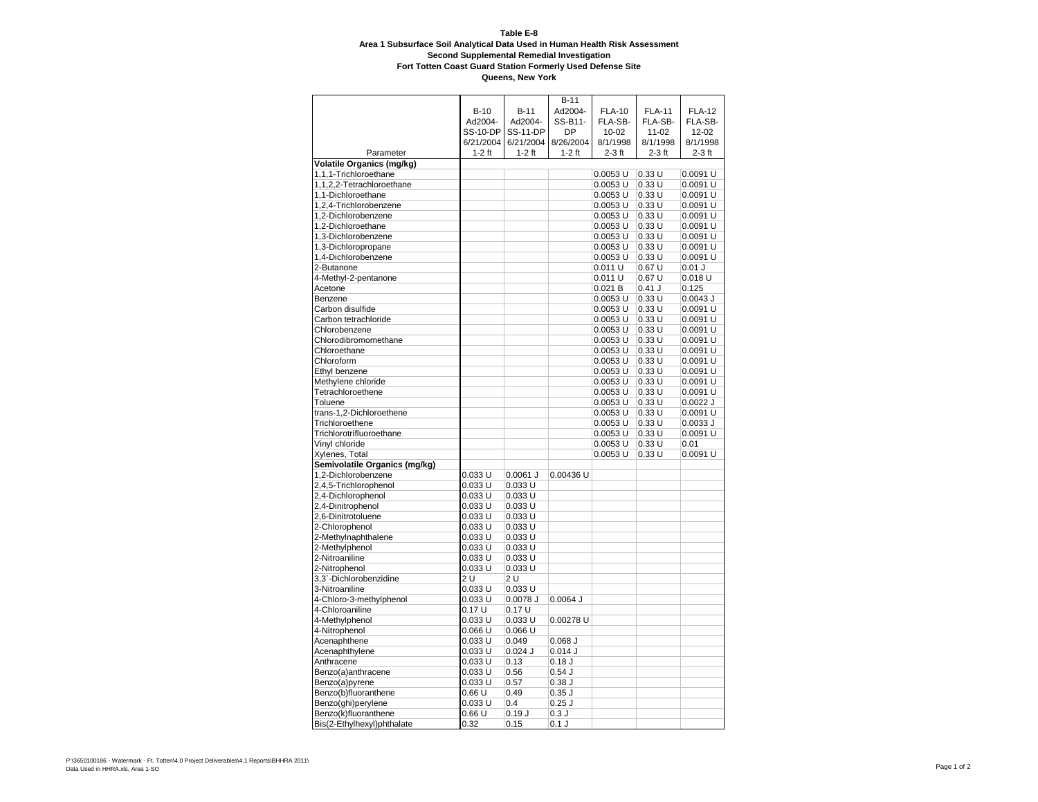**Table E-8**
**Area 1 Subsurface Soil Analytical Data Used in Human Health Risk Assessment**
**Second Supplemental Remedial Investigation**
**Fort Totten Coast Guard Station Formerly Used Defense Site**
**Queens, New York**

| Parameter | B-10 Ad2004-SS-10-DP 6/21/2004 1-2 ft | B-11 Ad2004-SS-11-DP 6/21/2004 1-2 ft | B-11 Ad2004-SS-B11-DP 8/26/2004 1-2 ft | FLA-10 FLA-SB-10-02 8/1/1998 2-3 ft | FLA-11 FLA-SB-11-02 8/1/1998 2-3 ft | FLA-12 FLA-SB-12-02 8/1/1998 2-3 ft |
|---|---|---|---|---|---|---|
| **Volatile Organics (mg/kg)** | | | | | | |
| 1,1,1-Trichloroethane | | | | 0.0053 U | 0.33 U | 0.0091 U |
| 1,1,2,2-Tetrachloroethane | | | | 0.0053 U | 0.33 U | 0.0091 U |
| 1,1-Dichloroethane | | | | 0.0053 U | 0.33 U | 0.0091 U |
| 1,2,4-Trichlorobenzene | | | | 0.0053 U | 0.33 U | 0.0091 U |
| 1,2-Dichlorobenzene | | | | 0.0053 U | 0.33 U | 0.0091 U |
| 1,2-Dichloroethane | | | | 0.0053 U | 0.33 U | 0.0091 U |
| 1,3-Dichlorobenzene | | | | 0.0053 U | 0.33 U | 0.0091 U |
| 1,3-Dichloropropane | | | | 0.0053 U | 0.33 U | 0.0091 U |
| 1,4-Dichlorobenzene | | | | 0.0053 U | 0.33 U | 0.0091 U |
| 2-Butanone | | | | 0.011 U | 0.67 U | 0.01 J |
| 4-Methyl-2-pentanone | | | | 0.011 U | 0.67 U | 0.018 U |
| Acetone | | | | 0.021 B | 0.41 J | 0.125 |
| Benzene | | | | 0.0053 U | 0.33 U | 0.0043 J |
| Carbon disulfide | | | | 0.0053 U | 0.33 U | 0.0091 U |
| Carbon tetrachloride | | | | 0.0053 U | 0.33 U | 0.0091 U |
| Chlorobenzene | | | | 0.0053 U | 0.33 U | 0.0091 U |
| Chlorodibromomethane | | | | 0.0053 U | 0.33 U | 0.0091 U |
| Chloroethane | | | | 0.0053 U | 0.33 U | 0.0091 U |
| Chloroform | | | | 0.0053 U | 0.33 U | 0.0091 U |
| Ethyl benzene | | | | 0.0053 U | 0.33 U | 0.0091 U |
| Methylene chloride | | | | 0.0053 U | 0.33 U | 0.0091 U |
| Tetrachloroethene | | | | 0.0053 U | 0.33 U | 0.0091 U |
| Toluene | | | | 0.0053 U | 0.33 U | 0.0022 J |
| trans-1,2-Dichloroethene | | | | 0.0053 U | 0.33 U | 0.0091 U |
| Trichloroethene | | | | 0.0053 U | 0.33 U | 0.0033 J |
| Trichlorotrifluoroethane | | | | 0.0053 U | 0.33 U | 0.0091 U |
| Vinyl chloride | | | | 0.0053 U | 0.33 U | 0.01 |
| Xylenes, Total | | | | 0.0053 U | 0.33 U | 0.0091 U |
| **Semivolatile Organics (mg/kg)** | | | | | | |
| 1,2-Dichlorobenzene | 0.033 U | 0.0061 J | 0.00436 U | | | |
| 2,4,5-Trichlorophenol | 0.033 U | 0.033 U | | | | |
| 2,4-Dichlorophenol | 0.033 U | 0.033 U | | | | |
| 2,4-Dinitrophenol | 0.033 U | 0.033 U | | | | |
| 2,6-Dinitrotoluene | 0.033 U | 0.033 U | | | | |
| 2-Chlorophenol | 0.033 U | 0.033 U | | | | |
| 2-Methylnaphthalene | 0.033 U | 0.033 U | | | | |
| 2-Methylphenol | 0.033 U | 0.033 U | | | | |
| 2-Nitroaniline | 0.033 U | 0.033 U | | | | |
| 2-Nitrophenol | 0.033 U | 0.033 U | | | | |
| 3,3`-Dichlorobenzidine | 2 U | 2 U | | | | |
| 3-Nitroaniline | 0.033 U | 0.033 U | | | | |
| 4-Chloro-3-methylphenol | 0.033 U | 0.0078 J | 0.0064 J | | | |
| 4-Chloroaniline | 0.17 U | 0.17 U | | | | |
| 4-Methylphenol | 0.033 U | 0.033 U | 0.00278 U | | | |
| 4-Nitrophenol | 0.066 U | 0.066 U | | | | |
| Acenaphthene | 0.033 U | 0.049 | 0.068 J | | | |
| Acenaphthylene | 0.033 U | 0.024 J | 0.014 J | | | |
| Anthracene | 0.033 U | 0.13 | 0.18 J | | | |
| Benzo(a)anthracene | 0.033 U | 0.56 | 0.54 J | | | |
| Benzo(a)pyrene | 0.033 U | 0.57 | 0.38 J | | | |
| Benzo(b)fluoranthene | 0.66 U | 0.49 | 0.35 J | | | |
| Benzo(ghi)perylene | 0.033 U | 0.4 | 0.25 J | | | |
| Benzo(k)fluoranthene | 0.66 U | 0.19 J | 0.3 J | | | |
| Bis(2-Ethylhexyl)phthalate | 0.32 | 0.15 | 0.1 J | | | |

P:\3650100186 - Watermark - Ft. Totten\4.0 Project Deliverables\4.1 Reports\BHHRA 2011\
Data Used in HHRA.xls, Area 1-SO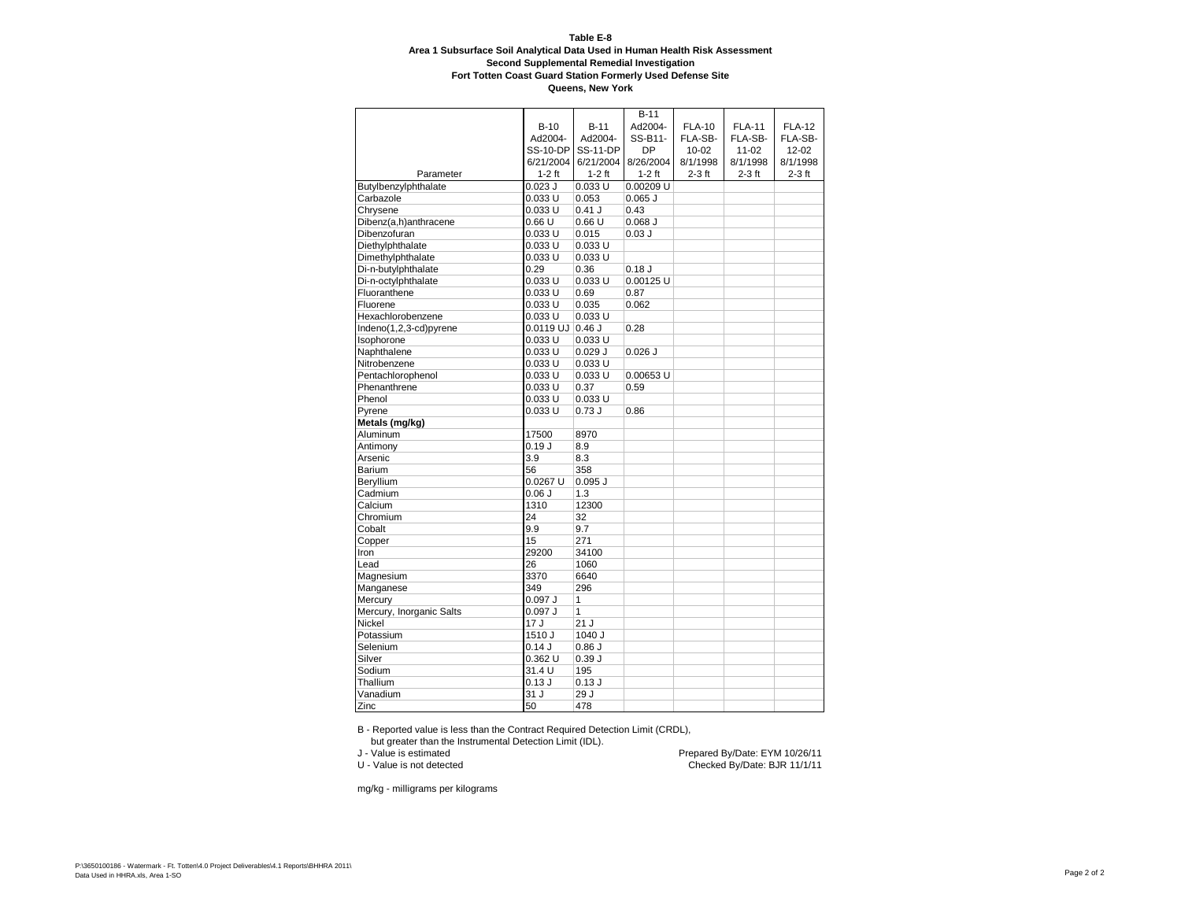**Table E-8**
**Area 1 Subsurface Soil Analytical Data Used in Human Health Risk Assessment**
**Second Supplemental Remedial Investigation**
**Fort Totten Coast Guard Station Formerly Used Defense Site**
**Queens, New York**

| Parameter | B-10 Ad2004-SS-10-DP 6/21/2004 1-2 ft | B-11 Ad2004-SS-11-DP 6/21/2004 1-2 ft | B-11 Ad2004-SS-B11-DP 8/26/2004 1-2 ft | FLA-10 FLA-SB-10-02 8/1/1998 2-3 ft | FLA-11 FLA-SB-11-02 8/1/1998 2-3 ft | FLA-12 FLA-SB-12-02 8/1/1998 2-3 ft |
|---|---|---|---|---|---|---|
| Butylbenzylphthalate | 0.023 J | 0.033 U | 0.00209 U | | | |
| Carbazole | 0.033 U | 0.053 | 0.065 J | | | |
| Chrysene | 0.033 U | 0.41 J | 0.43 | | | |
| Dibenz(a,h)anthracene | 0.66 U | 0.66 U | 0.068 J | | | |
| Dibenzofuran | 0.033 U | 0.015 | 0.03 J | | | |
| Diethylphthalate | 0.033 U | 0.033 U | | | | |
| Dimethylphthalate | 0.033 U | 0.033 U | | | | |
| Di-n-butylphthalate | 0.29 | 0.36 | 0.18 J | | | |
| Di-n-octylphthalate | 0.033 U | 0.033 U | 0.00125 U | | | |
| Fluoranthene | 0.033 U | 0.69 | 0.87 | | | |
| Fluorene | 0.033 U | 0.035 | 0.062 | | | |
| Hexachlorobenzene | 0.033 U | 0.033 U | | | | |
| Indeno(1,2,3-cd)pyrene | 0.0119 UJ | 0.46 J | 0.28 | | | |
| Isophorone | 0.033 U | 0.033 U | | | | |
| Naphthalene | 0.033 U | 0.029 J | 0.026 J | | | |
| Nitrobenzene | 0.033 U | 0.033 U | | | | |
| Pentachlorophenol | 0.033 U | 0.033 U | 0.00653 U | | | |
| Phenanthrene | 0.033 U | 0.37 | 0.59 | | | |
| Phenol | 0.033 U | 0.033 U | | | | |
| Pyrene | 0.033 U | 0.73 J | 0.86 | | | |
| **Metals (mg/kg)** | | | | | | |
| Aluminum | 17500 | 8970 | | | | |
| Antimony | 0.19 J | 8.9 | | | | |
| Arsenic | 3.9 | 8.3 | | | | |
| Barium | 56 | 358 | | | | |
| Beryllium | 0.0267 U | 0.095 J | | | | |
| Cadmium | 0.06 J | 1.3 | | | | |
| Calcium | 1310 | 12300 | | | | |
| Chromium | 24 | 32 | | | | |
| Cobalt | 9.9 | 9.7 | | | | |
| Copper | 15 | 271 | | | | |
| Iron | 29200 | 34100 | | | | |
| Lead | 26 | 1060 | | | | |
| Magnesium | 3370 | 6640 | | | | |
| Manganese | 349 | 296 | | | | |
| Mercury | 0.097 J | 1 | | | | |
| Mercury, Inorganic Salts | 0.097 J | 1 | | | | |
| Nickel | 17 J | 21 J | | | | |
| Potassium | 1510 J | 1040 J | | | | |
| Selenium | 0.14 J | 0.86 J | | | | |
| Silver | 0.362 U | 0.39 J | | | | |
| Sodium | 31.4 U | 195 | | | | |
| Thallium | 0.13 J | 0.13 J | | | | |
| Vanadium | 31 J | 29 J | | | | |
| Zinc | 50 | 478 | | | | |

B - Reported value is less than the Contract Required Detection Limit (CRDL), but greater than the Instrumental Detection Limit (IDL).
J - Value is estimated
U - Value is not detected

Prepared By/Date: EYM 10/26/11
Checked By/Date: BJR 11/1/11

mg/kg - milligrams per kilograms

P:\3650100186 - Watermark - Ft. Totten\4.0 Project Deliverables\4.1 Reports\BHHRA 2011\Data Used in HHRA.xls, Area 1-SO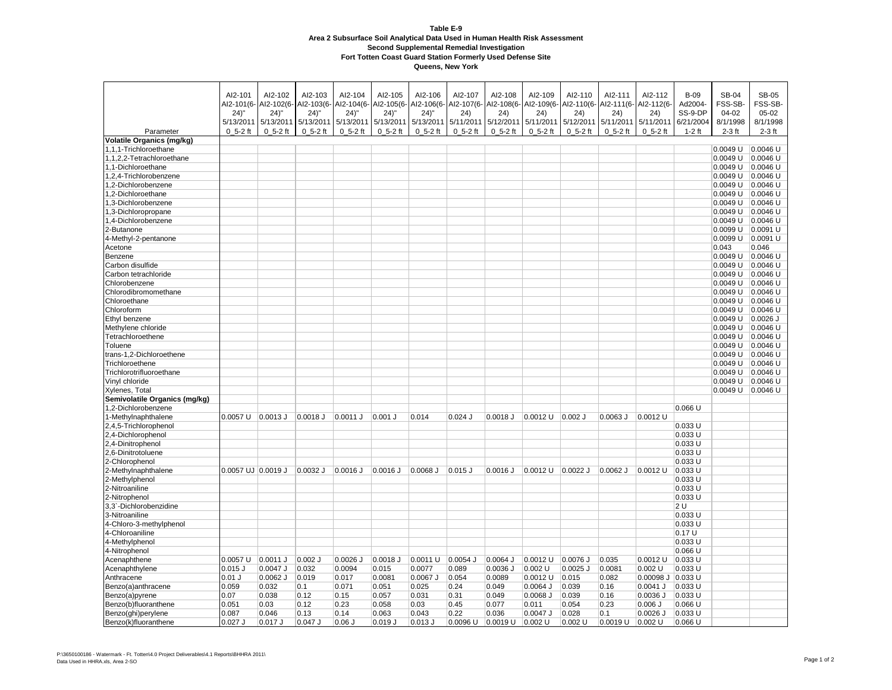**Table E-9**
**Area 2 Subsurface Soil Analytical Data Used in Human Health Risk Assessment**
**Second Supplemental Remedial Investigation**
**Fort Totten Coast Guard Station Formerly Used Defense Site**
**Queens, New York**

| Parameter | AI2-101 AI2-101(6-24)" 5/13/2011 0_5-2 ft | AI2-102 AI2-102(6-24)" 5/13/2011 0_5-2 ft | AI2-103 AI2-103(6-24)" 5/13/2011 0_5-2 ft | AI2-104 AI2-104(6-24)" 5/13/2011 0_5-2 ft | AI2-105 AI2-105(6-24)" 5/13/2011 0_5-2 ft | AI2-106 AI2-106(6-24)" 5/13/2011 0_5-2 ft | AI2-107 AI2-107(6-24) 5/11/2011 0_5-2 ft | AI2-108 AI2-108(6-24) 5/12/2011 0_5-2 ft | AI2-109 AI2-109(6-24) 5/11/2011 0_5-2 ft | AI2-110 AI2-110(6-24) 5/12/2011 0_5-2 ft | AI2-111 AI2-111(6-24) 5/11/2011 0_5-2 ft | AI2-112 AI2-112(6-24) 5/11/2011 0_5-2 ft | B-09 Ad2004-SS-9-DP 6/21/2004 1-2 ft | SB-04 FSS-SB-04-02 8/1/1998 2-3 ft | SB-05 FSS-SB-05-02 8/1/1998 2-3 ft |
|---|---|---|---|---|---|---|---|---|---|---|---|---|---|---|---|
| **Volatile Organics (mg/kg)** | | | | | | | | | | | | | | | |
| 1,1,1-Trichloroethane | | | | | | | | | | | | | | 0.0049 U | 0.0046 U |
| 1,1,2,2-Tetrachloroethane | | | | | | | | | | | | | | 0.0049 U | 0.0046 U |
| 1,1-Dichloroethane | | | | | | | | | | | | | | 0.0049 U | 0.0046 U |
| 1,2,4-Trichlorobenzene | | | | | | | | | | | | | | 0.0049 U | 0.0046 U |
| 1,2-Dichlorobenzene | | | | | | | | | | | | | | 0.0049 U | 0.0046 U |
| 1,2-Dichloroethane | | | | | | | | | | | | | | 0.0049 U | 0.0046 U |
| 1,3-Dichlorobenzene | | | | | | | | | | | | | | 0.0049 U | 0.0046 U |
| 1,3-Dichloropropane | | | | | | | | | | | | | | 0.0049 U | 0.0046 U |
| 1,4-Dichlorobenzene | | | | | | | | | | | | | | 0.0049 U | 0.0046 U |
| 2-Butanone | | | | | | | | | | | | | | 0.0099 U | 0.0091 U |
| 4-Methyl-2-pentanone | | | | | | | | | | | | | | 0.0099 U | 0.0091 U |
| Acetone | | | | | | | | | | | | | | 0.043 | 0.046 |
| Benzene | | | | | | | | | | | | | | 0.0049 U | 0.0046 U |
| Carbon disulfide | | | | | | | | | | | | | | 0.0049 U | 0.0046 U |
| Carbon tetrachloride | | | | | | | | | | | | | | 0.0049 U | 0.0046 U |
| Chlorobenzene | | | | | | | | | | | | | | 0.0049 U | 0.0046 U |
| Chlorodibromomethane | | | | | | | | | | | | | | 0.0049 U | 0.0046 U |
| Chloroethane | | | | | | | | | | | | | | 0.0049 U | 0.0046 U |
| Chloroform | | | | | | | | | | | | | | 0.0049 U | 0.0046 U |
| Ethyl benzene | | | | | | | | | | | | | | 0.0049 U | 0.0026 J |
| Methylene chloride | | | | | | | | | | | | | | 0.0049 U | 0.0046 U |
| Tetrachloroethene | | | | | | | | | | | | | | 0.0049 U | 0.0046 U |
| Toluene | | | | | | | | | | | | | | 0.0049 U | 0.0046 U |
| trans-1,2-Dichloroethene | | | | | | | | | | | | | | 0.0049 U | 0.0046 U |
| Trichloroethene | | | | | | | | | | | | | | 0.0049 U | 0.0046 U |
| Trichlorotrifluoroethane | | | | | | | | | | | | | | 0.0049 U | 0.0046 U |
| Vinyl chloride | | | | | | | | | | | | | | 0.0049 U | 0.0046 U |
| Xylenes, Total | | | | | | | | | | | | | | 0.0049 U | 0.0046 U |
| **Semivolatile Organics (mg/kg)** | | | | | | | | | | | | | | | |
| 1,2-Dichlorobenzene | | | | | | | | | | | | | 0.066 U | | |
| 1-Methylnaphthalene | 0.0057 U | 0.0013 J | 0.0018 J | 0.0011 J | 0.001 J | 0.014 | 0.024 J | 0.0018 J | 0.0012 U | 0.002 J | 0.0063 J | 0.0012 U | | | |
| 2,4,5-Trichlorophenol | | | | | | | | | | | | | 0.033 U | | |
| 2,4-Dichlorophenol | | | | | | | | | | | | | 0.033 U | | |
| 2,4-Dinitrophenol | | | | | | | | | | | | | 0.033 U | | |
| 2,6-Dinitrotoluene | | | | | | | | | | | | | 0.033 U | | |
| 2-Chlorophenol | | | | | | | | | | | | | 0.033 U | | |
| 2-Methylnaphthalene | 0.0057 UJ | 0.0019 J | 0.0032 J | 0.0016 J | 0.0016 J | 0.0068 J | 0.015 J | 0.0016 J | 0.0012 U | 0.0022 J | 0.0062 J | 0.0012 U | 0.033 U | | |
| 2-Methylphenol | | | | | | | | | | | | | 0.033 U | | |
| 2-Nitroaniline | | | | | | | | | | | | | 0.033 U | | |
| 2-Nitrophenol | | | | | | | | | | | | | 0.033 U | | |
| 3,3`-Dichlorobenzidine | | | | | | | | | | | | | 2 U | | |
| 3-Nitroaniline | | | | | | | | | | | | | 0.033 U | | |
| 4-Chloro-3-methylphenol | | | | | | | | | | | | | 0.033 U | | |
| 4-Chloroaniline | | | | | | | | | | | | | 0.17 U | | |
| 4-Methylphenol | | | | | | | | | | | | | 0.033 U | | |
| 4-Nitrophenol | | | | | | | | | | | | | 0.066 U | | |
| Acenaphthene | 0.0057 U | 0.0011 J | 0.002 J | 0.0026 J | 0.0018 J | 0.0011 U | 0.0054 J | 0.0064 J | 0.0012 U | 0.0076 J | 0.035 | 0.0012 U | 0.033 U | | |
| Acenaphthylene | 0.015 J | 0.0047 J | 0.032 | 0.0094 | 0.015 | 0.0077 | 0.089 | 0.0036 J | 0.002 U | 0.0025 J | 0.0081 | 0.002 U | 0.033 U | | |
| Anthracene | 0.01 J | 0.0062 J | 0.019 | 0.017 | 0.0081 | 0.0067 J | 0.054 | 0.0089 | 0.0012 U | 0.015 | 0.082 | 0.00098 J | 0.033 U | | |
| Benzo(a)anthracene | 0.059 | 0.032 | 0.1 | 0.071 | 0.051 | 0.025 | 0.24 | 0.049 | 0.0064 J | 0.039 | 0.16 | 0.0041 J | 0.033 U | | |
| Benzo(a)pyrene | 0.07 | 0.038 | 0.12 | 0.15 | 0.057 | 0.031 | 0.31 | 0.049 | 0.0068 J | 0.039 | 0.16 | 0.0036 J | 0.033 U | | |
| Benzo(b)fluoranthene | 0.051 | 0.03 | 0.12 | 0.23 | 0.058 | 0.03 | 0.45 | 0.077 | 0.011 | 0.054 | 0.23 | 0.006 J | 0.066 U | | |
| Benzo(ghi)perylene | 0.087 | 0.046 | 0.13 | 0.14 | 0.063 | 0.043 | 0.22 | 0.036 | 0.0047 J | 0.028 | 0.1 | 0.0026 J | 0.033 U | | |
| Benzo(k)fluoranthene | 0.027 J | 0.017 J | 0.047 J | 0.06 J | 0.019 J | 0.013 J | 0.0096 U | 0.0019 U | 0.002 U | 0.002 U | 0.0019 U | 0.002 U | 0.066 U | | |

P:\3650100186 - Watermark - Ft. Totten\4.0 Project Deliverables\4.1 Reports\BHHRA 2011\
Data Used in HHRA.xls, Area 2-SO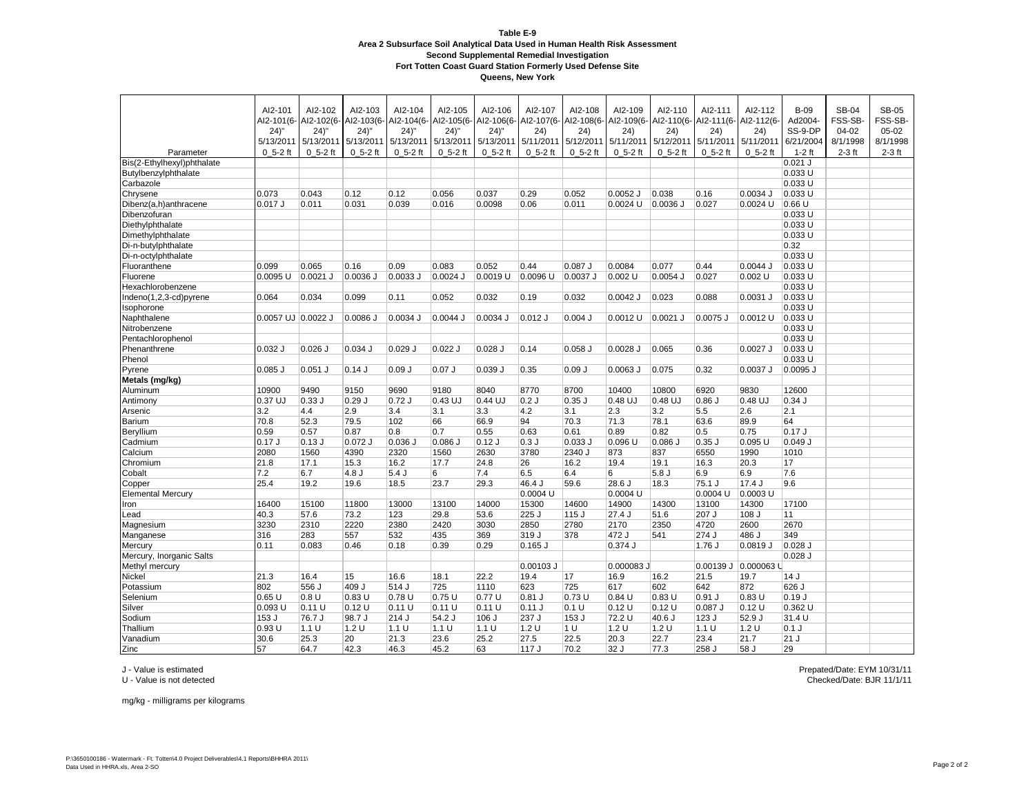**Table E-9**
**Area 2 Subsurface Soil Analytical Data Used in Human Health Risk Assessment**
**Second Supplemental Remedial Investigation**
**Fort Totten Coast Guard Station Formerly Used Defense Site**
**Queens, New York**

| Parameter | AI2-101 AI2-101(6-24)" 5/13/2011 0_5-2 ft | AI2-102 AI2-102(6-24)" 5/13/2011 0_5-2 ft | AI2-103 AI2-103(6-24)" 5/13/2011 0_5-2 ft | AI2-104 AI2-104(6-24)" 5/13/2011 0_5-2 ft | AI2-105 AI2-105(6-24)" 5/13/2011 0_5-2 ft | AI2-106 AI2-106(6-24)" 5/13/2011 0_5-2 ft | AI2-107 AI2-107(6-24) 5/11/2011 0_5-2 ft | AI2-108 AI2-108(6-24) 5/12/2011 0_5-2 ft | AI2-109 AI2-109(6-24) 5/11/2011 0_5-2 ft | AI2-110 AI2-110(6-24) 5/12/2011 0_5-2 ft | AI2-111 AI2-111(6-24) 5/11/2011 0_5-2 ft | AI2-112 AI2-112(6-24) 5/11/2011 0_5-2 ft | B-09 Ad2004-SS-9-DP 6/21/2004 1-2 ft | SB-04 FSS-SB-04-02 8/1/1998 2-3 ft | SB-05 FSS-SB-05-02 8/1/1998 2-3 ft |
|---|---|---|---|---|---|---|---|---|---|---|---|---|---|---|---|
| Bis(2-Ethylhexyl)phthalate | | | | | | | | | | | | | 0.021 J | | |
| Butylbenzylphthalate | | | | | | | | | | | | | 0.033 U | | |
| Carbazole | | | | | | | | | | | | | 0.033 U | | |
| Chrysene | 0.073 | 0.043 | 0.12 | 0.12 | 0.056 | 0.037 | 0.29 | 0.052 | 0.0052 J | 0.038 | 0.16 | 0.0034 J | 0.033 U | | |
| Dibenz(a,h)anthracene | 0.017 J | 0.011 | 0.031 | 0.039 | 0.016 | 0.0098 | 0.06 | 0.011 | 0.0024 U | 0.0036 J | 0.027 | 0.0024 U | 0.66 U | | |
| Dibenzofuran | | | | | | | | | | | | | 0.033 U | | |
| Diethylphthalate | | | | | | | | | | | | | 0.033 U | | |
| Dimethylphthalate | | | | | | | | | | | | | 0.033 U | | |
| Di-n-butylphthalate | | | | | | | | | | | | | 0.32 | | |
| Di-n-octylphthalate | | | | | | | | | | | | | 0.033 U | | |
| Fluoranthene | 0.099 | 0.065 | 0.16 | 0.09 | 0.083 | 0.052 | 0.44 | 0.087 J | 0.0084 | 0.077 | 0.44 | 0.0044 J | 0.033 U | | |
| Fluorene | 0.0095 U | 0.0021 J | 0.0036 J | 0.0033 J | 0.0024 J | 0.0019 U | 0.0096 U | 0.0037 J | 0.002 U | 0.0054 J | 0.027 | 0.002 U | 0.033 U | | |
| Hexachlorobenzene | | | | | | | | | | | | | 0.033 U | | |
| Indeno(1,2,3-cd)pyrene | 0.064 | 0.034 | 0.099 | 0.11 | 0.052 | 0.032 | 0.19 | 0.032 | 0.0042 J | 0.023 | 0.088 | 0.0031 J | 0.033 U | | |
| Isophorone | | | | | | | | | | | | | 0.033 U | | |
| Naphthalene | 0.0057 UJ | 0.0022 J | 0.0086 J | 0.0034 J | 0.0044 J | 0.0034 J | 0.012 J | 0.004 J | 0.0012 U | 0.0021 J | 0.0075 J | 0.0012 U | 0.033 U | | |
| Nitrobenzene | | | | | | | | | | | | | 0.033 U | | |
| Pentachlorophenol | | | | | | | | | | | | | 0.033 U | | |
| Phenanthrene | 0.032 J | 0.026 J | 0.034 J | 0.029 J | 0.022 J | 0.028 J | 0.14 | 0.058 J | 0.0028 J | 0.065 | 0.36 | 0.0027 J | 0.033 U | | |
| Phenol | | | | | | | | | | | | | 0.033 U | | |
| Pyrene | 0.085 J | 0.051 J | 0.14 J | 0.09 J | 0.07 J | 0.039 J | 0.35 | 0.09 J | 0.0063 J | 0.075 | 0.32 | 0.0037 J | 0.0095 J | | |
| **Metals (mg/kg)** | | | | | | | | | | | | | | | |
| Aluminum | 10900 | 9490 | 9150 | 9690 | 9180 | 8040 | 8770 | 8700 | 10400 | 10800 | 6920 | 9830 | 12600 | | |
| Antimony | 0.37 UJ | 0.33 J | 0.29 J | 0.72 J | 0.43 UJ | 0.44 UJ | 0.2 J | 0.35 J | 0.48 UJ | 0.48 UJ | 0.86 J | 0.48 UJ | 0.34 J | | |
| Arsenic | 3.2 | 4.4 | 2.9 | 3.4 | 3.1 | 3.3 | 4.2 | 3.1 | 2.3 | 3.2 | 5.5 | 2.6 | 2.1 | | |
| Barium | 70.8 | 52.3 | 79.5 | 102 | 66 | 66.9 | 94 | 70.3 | 71.3 | 78.1 | 63.6 | 89.9 | 64 | | |
| Beryllium | 0.59 | 0.57 | 0.87 | 0.8 | 0.7 | 0.55 | 0.63 | 0.61 | 0.89 | 0.82 | 0.5 | 0.75 | 0.17 J | | |
| Cadmium | 0.17 J | 0.13 J | 0.072 J | 0.036 J | 0.086 J | 0.12 J | 0.3 J | 0.033 J | 0.096 U | 0.086 J | 0.35 J | 0.095 U | 0.049 J | | |
| Calcium | 2080 | 1560 | 4390 | 2320 | 1560 | 2630 | 3780 | 2340 J | 873 | 837 | 6550 | 1990 | 1010 | | |
| Chromium | 21.8 | 17.1 | 15.3 | 16.2 | 17.7 | 24.8 | 26 | 16.2 | 19.4 | 19.1 | 16.3 | 20.3 | 17 | | |
| Cobalt | 7.2 | 6.7 | 4.8 J | 5.4 J | 6 | 7.4 | 6.5 | 6.4 | 6 | 5.8 J | 6.9 | 6.9 | 7.6 | | |
| Copper | 25.4 | 19.2 | 19.6 | 18.5 | 23.7 | 29.3 | 46.4 J | 59.6 | 28.6 J | 18.3 | 75.1 J | 17.4 J | 9.6 | | |
| Elemental Mercury | | | | | | | 0.0004 U | | 0.0004 U | | 0.0004 U | 0.0003 U | | | |
| Iron | 16400 | 15100 | 11800 | 13000 | 13100 | 14000 | 15300 | 14600 | 14900 | 14300 | 13100 | 14300 | 17100 | | |
| Lead | 40.3 | 57.6 | 73.2 | 123 | 29.8 | 53.6 | 225 J | 115 J | 27.4 J | 51.6 | 207 J | 108 J | 11 | | |
| Magnesium | 3230 | 2310 | 2220 | 2380 | 2420 | 3030 | 2850 | 2780 | 2170 | 2350 | 4720 | 2600 | 2670 | | |
| Manganese | 316 | 283 | 557 | 532 | 435 | 369 | 319 J | 378 | 472 J | 541 | 274 J | 486 J | 349 | | |
| Mercury | 0.11 | 0.083 | 0.46 | 0.18 | 0.39 | 0.29 | 0.165 J | | 0.374 J | | 1.76 J | 0.0819 J | 0.028 J | | |
| Mercury, Inorganic Salts | | | | | | | | | | | | | 0.028 J | | |
| Methyl mercury | | | | | | | 0.00103 J | | 0.000083 J | | 0.00139 J | 0.000063 U | | | |
| Nickel | 21.3 | 16.4 | 15 | 16.6 | 18.1 | 22.2 | 19.4 | 17 | 16.9 | 16.2 | 21.5 | 19.7 | 14 J | | |
| Potassium | 802 | 556 J | 409 J | 514 J | 725 | 1110 | 623 | 725 | 617 | 602 | 642 | 872 | 626 J | | |
| Selenium | 0.65 U | 0.8 U | 0.83 U | 0.78 U | 0.75 U | 0.77 U | 0.81 J | 0.73 U | 0.84 U | 0.83 U | 0.91 J | 0.83 U | 0.19 J | | |
| Silver | 0.093 U | 0.11 U | 0.12 U | 0.11 U | 0.11 U | 0.11 U | 0.11 J | 0.1 U | 0.12 U | 0.12 U | 0.087 J | 0.12 U | 0.362 U | | |
| Sodium | 153 J | 76.7 J | 98.7 J | 214 J | 54.2 J | 106 J | 237 J | 153 J | 72.2 U | 40.6 J | 123 J | 52.9 J | 31.4 U | | |
| Thallium | 0.93 U | 1.1 U | 1.2 U | 1.1 U | 1.1 U | 1.1 U | 1.2 U | 1 U | 1.2 U | 1.2 U | 1.1 U | 1.2 U | 0.1 J | | |
| Vanadium | 30.6 | 25.3 | 20 | 21.3 | 23.6 | 25.2 | 27.5 | 22.5 | 20.3 | 22.7 | 23.4 | 21.7 | 21 J | | |
| Zinc | 57 | 64.7 | 42.3 | 46.3 | 45.2 | 63 | 117 J | 70.2 | 32 J | 77.3 | 258 J | 58 J | 29 | | |

J - Value is estimated
U - Value is not detected

mg/kg - milligrams per kilograms

Prepated/Date: EYM 10/31/11
Checked/Date: BJR 11/1/11

P:\3650100186 - Watermark - Ft. Totten\4.0 Project Deliverables\4.1 Reports\BHHRA 2011\
Data Used in HHRA.xls, Area 2-SO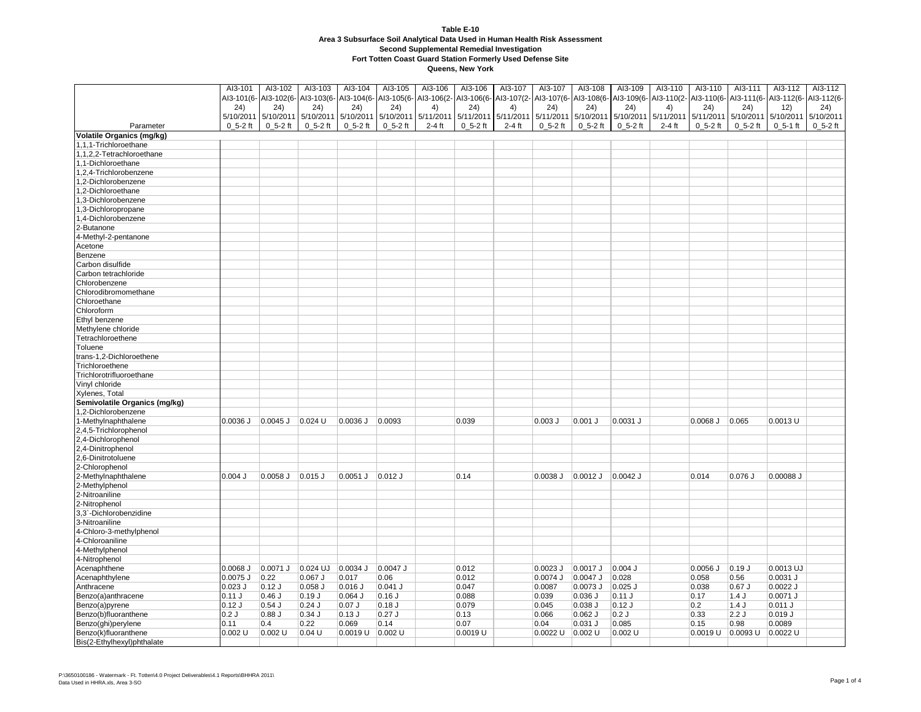**Table E-10**
**Area 3 Subsurface Soil Analytical Data Used in Human Health Risk Assessment**
**Second Supplemental Remedial Investigation**
**Fort Totten Coast Guard Station Formerly Used Defense Site**
**Queens, New York**

| Parameter | AI3-101<br>AI3-101(6-24)<br>5/10/2011<br>0_5-2 ft | AI3-102<br>AI3-102(6-24)<br>5/10/2011<br>0_5-2 ft | AI3-103<br>AI3-103(6-24)<br>5/10/2011<br>0_5-2 ft | AI3-104<br>AI3-104(6-24)<br>5/10/2011<br>0_5-2 ft | AI3-105<br>AI3-105(6-24)<br>5/10/2011<br>0_5-2 ft | AI3-106<br>AI3-106(2-4)<br>5/11/2011<br>2-4 ft | AI3-106<br>AI3-106(6-24)<br>5/11/2011<br>0_5-2 ft | AI3-107<br>AI3-107(2-4)<br>5/11/2011<br>2-4 ft | AI3-107<br>AI3-107(6-24)<br>5/11/2011<br>0_5-2 ft | AI3-108<br>AI3-108(6-24)<br>5/10/2011<br>0_5-2 ft | AI3-109<br>AI3-109(6-24)<br>5/10/2011<br>0_5-2 ft | AI3-110<br>AI3-110(2-4)<br>5/11/2011<br>2-4 ft | AI3-110<br>AI3-110(6-24)<br>5/11/2011<br>0_5-2 ft | AI3-111<br>AI3-111(6-24)<br>5/10/2011<br>0_5-2 ft | AI3-112<br>AI3-112(6-12)<br>5/10/2011<br>0_5-1 ft | AI3-112<br>AI3-112(6-24)<br>5/10/2011<br>0_5-2 ft |
|---|---|---|---|---|---|---|---|---|---|---|---|---|---|---|---|---|
| **Volatile Organics (mg/kg)** | | | | | | | | | | | | | | | | |
| 1,1,1-Trichloroethane | | | | | | | | | | | | | | | | |
| 1,1,2,2-Tetrachloroethane | | | | | | | | | | | | | | | | |
| 1,1-Dichloroethane | | | | | | | | | | | | | | | | |
| 1,2,4-Trichlorobenzene | | | | | | | | | | | | | | | | |
| 1,2-Dichlorobenzene | | | | | | | | | | | | | | | | |
| 1,2-Dichloroethane | | | | | | | | | | | | | | | | |
| 1,3-Dichlorobenzene | | | | | | | | | | | | | | | | |
| 1,3-Dichloropropane | | | | | | | | | | | | | | | | |
| 1,4-Dichlorobenzene | | | | | | | | | | | | | | | | |
| 2-Butanone | | | | | | | | | | | | | | | | |
| 4-Methyl-2-pentanone | | | | | | | | | | | | | | | | |
| Acetone | | | | | | | | | | | | | | | | |
| Benzene | | | | | | | | | | | | | | | | |
| Carbon disulfide | | | | | | | | | | | | | | | | |
| Carbon tetrachloride | | | | | | | | | | | | | | | | |
| Chlorobenzene | | | | | | | | | | | | | | | | |
| Chlorodibromomethane | | | | | | | | | | | | | | | | |
| Chloroethane | | | | | | | | | | | | | | | | |
| Chloroform | | | | | | | | | | | | | | | | |
| Ethyl benzene | | | | | | | | | | | | | | | | |
| Methylene chloride | | | | | | | | | | | | | | | | |
| Tetrachloroethene | | | | | | | | | | | | | | | | |
| Toluene | | | | | | | | | | | | | | | | |
| trans-1,2-Dichloroethene | | | | | | | | | | | | | | | | |
| Trichloroethene | | | | | | | | | | | | | | | | |
| Trichlorotrifluoroethane | | | | | | | | | | | | | | | | |
| Vinyl chloride | | | | | | | | | | | | | | | | |
| Xylenes, Total | | | | | | | | | | | | | | | | |
| **Semivolatile Organics (mg/kg)** | | | | | | | | | | | | | | | | |
| 1,2-Dichlorobenzene | | | | | | | | | | | | | | | | |
| 1-Methylnaphthalene | 0.0036 J | 0.0045 J | 0.024 U | 0.0036 J | 0.0093 | | 0.039 | | 0.003 J | 0.001 J | 0.0031 J | | 0.0068 J | 0.065 | 0.0013 U | |
| 2,4,5-Trichlorophenol | | | | | | | | | | | | | | | | |
| 2,4-Dichlorophenol | | | | | | | | | | | | | | | | |
| 2,4-Dinitrophenol | | | | | | | | | | | | | | | | |
| 2,6-Dinitrotoluene | | | | | | | | | | | | | | | | |
| 2-Chlorophenol | | | | | | | | | | | | | | | | |
| 2-Methylnaphthalene | 0.004 J | 0.0058 J | 0.015 J | 0.0051 J | 0.012 J | | 0.14 | | 0.0038 J | 0.0012 J | 0.0042 J | | 0.014 | 0.076 J | 0.00088 J | |
| 2-Methylphenol | | | | | | | | | | | | | | | | |
| 2-Nitroaniline | | | | | | | | | | | | | | | | |
| 2-Nitrophenol | | | | | | | | | | | | | | | | |
| 3,3`-Dichlorobenzidine | | | | | | | | | | | | | | | | |
| 3-Nitroaniline | | | | | | | | | | | | | | | | |
| 4-Chloro-3-methylphenol | | | | | | | | | | | | | | | | |
| 4-Chloroaniline | | | | | | | | | | | | | | | | |
| 4-Methylphenol | | | | | | | | | | | | | | | | |
| 4-Nitrophenol | | | | | | | | | | | | | | | | |
| Acenaphthene | 0.0068 J | 0.0071 J | 0.024 UJ | 0.0034 J | 0.0047 J | | 0.012 | | 0.0023 J | 0.0017 J | 0.004 J | | 0.0056 J | 0.19 J | 0.0013 UJ | |
| Acenaphthylene | 0.0075 J | 0.22 | 0.067 J | 0.017 | 0.06 | | 0.012 | | 0.0074 J | 0.0047 J | 0.028 | | 0.058 | 0.56 | 0.0031 J | |
| Anthracene | 0.023 J | 0.12 J | 0.058 J | 0.016 J | 0.041 J | | 0.047 | | 0.0087 | 0.0073 J | 0.025 J | | 0.038 | 0.67 J | 0.0022 J | |
| Benzo(a)anthracene | 0.11 J | 0.46 J | 0.19 J | 0.064 J | 0.16 J | | 0.088 | | 0.039 | 0.036 J | 0.11 J | | 0.17 | 1.4 J | 0.0071 J | |
| Benzo(a)pyrene | 0.12 J | 0.54 J | 0.24 J | 0.07 J | 0.18 J | | 0.079 | | 0.045 | 0.038 J | 0.12 J | | 0.2 | 1.4 J | 0.011 J | |
| Benzo(b)fluoranthene | 0.2 J | 0.88 J | 0.34 J | 0.13 J | 0.27 J | | 0.13 | | 0.066 | 0.062 J | 0.2 J | | 0.33 | 2.2 J | 0.019 J | |
| Benzo(ghi)perylene | 0.11 | 0.4 | 0.22 | 0.069 | 0.14 | | 0.07 | | 0.04 | 0.031 J | 0.085 | | 0.15 | 0.98 | 0.0089 | |
| Benzo(k)fluoranthene | 0.002 U | 0.002 U | 0.04 U | 0.0019 U | 0.002 U | | 0.0019 U | | 0.0022 U | 0.002 U | 0.002 U | | 0.0019 U | 0.0093 U | 0.0022 U | |
| Bis(2-Ethylhexyl)phthalate | | | | | | | | | | | | | | | | |

P:\3650100186 - Watermark - Ft. Totten\4.0 Project Deliverables\4.1 Reports\BHHRA 2011\
Data Used in HHRA.xls, Area 3-SO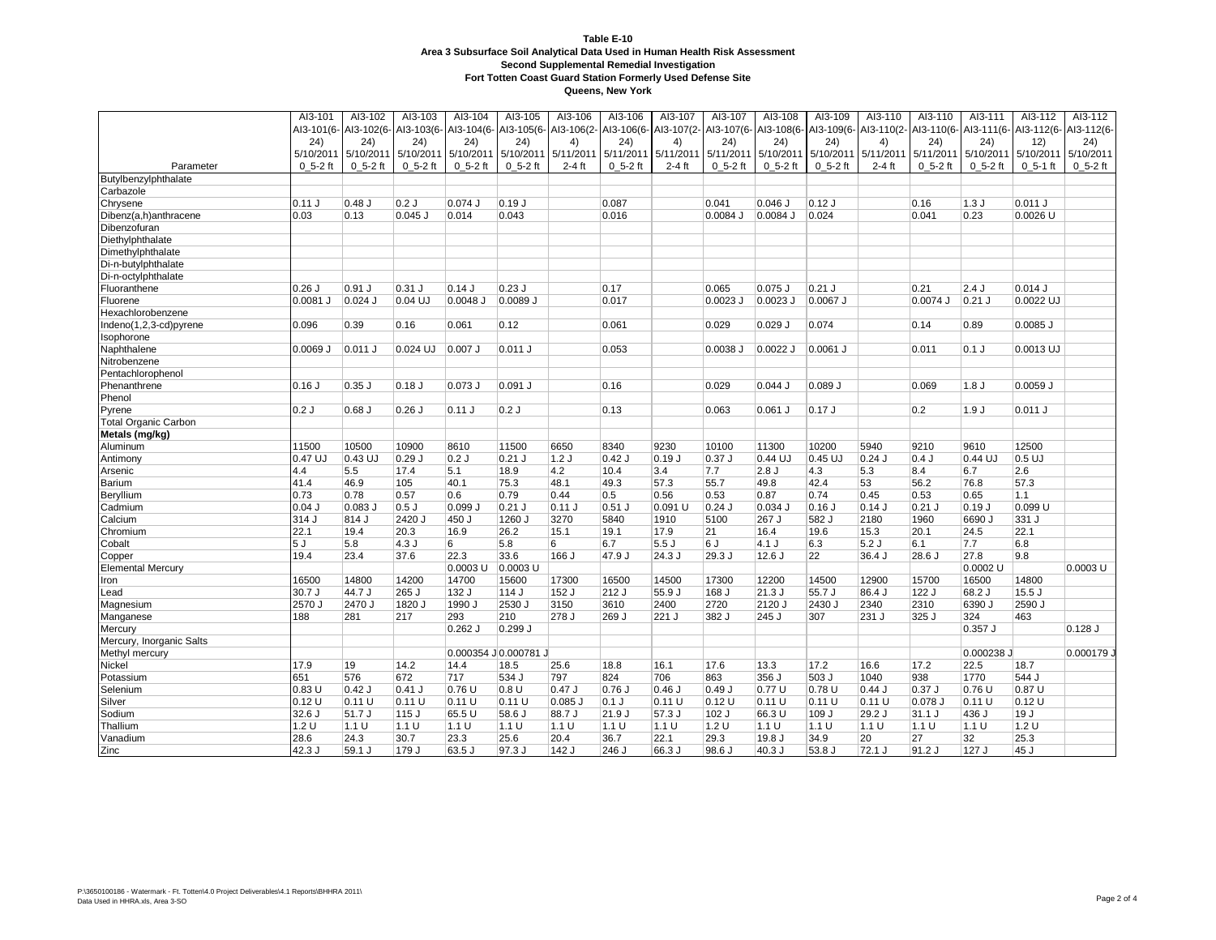**Table E-10**
**Area 3 Subsurface Soil Analytical Data Used in Human Health Risk Assessment**
**Second Supplemental Remedial Investigation**
**Fort Totten Coast Guard Station Formerly Used Defense Site**
**Queens, New York**

| Parameter | AI3-101<br>AI3-101(6-24)<br>5/10/2011<br>0_5-2 ft | AI3-102<br>AI3-102(6-24)<br>5/10/2011<br>0_5-2 ft | AI3-103<br>AI3-103(6-24)<br>5/10/2011<br>0_5-2 ft | AI3-104<br>AI3-104(6-24)<br>5/10/2011<br>0_5-2 ft | AI3-105<br>AI3-105(6-24)<br>5/10/2011<br>0_5-2 ft | AI3-106<br>AI3-106(2-4)<br>5/11/2011<br>2-4 ft | AI3-106<br>AI3-106(6-24)<br>5/11/2011<br>0_5-2 ft | AI3-107<br>AI3-107(2-4)<br>5/11/2011<br>2-4 ft | AI3-107<br>AI3-107(6-24)<br>5/11/2011<br>0_5-2 ft | AI3-108<br>AI3-108(6-24)<br>5/10/2011<br>0_5-2 ft | AI3-109<br>AI3-109(6-24)<br>5/10/2011<br>0_5-2 ft | AI3-110<br>AI3-110(2-4)<br>5/11/2011<br>2-4 ft | AI3-110<br>AI3-110(6-24)<br>5/11/2011<br>0_5-2 ft | AI3-111<br>AI3-111(6-24)<br>5/10/2011<br>0_5-2 ft | AI3-112<br>AI3-112(6-12)<br>5/10/2011<br>0_5-1 ft | AI3-112<br>AI3-112(6-24)<br>5/10/2011<br>0_5-2 ft |
|---|---|---|---|---|---|---|---|---|---|---|---|---|---|---|---|---|
| Butylbenzylphthalate | | | | | | | | | | | | | | | | |
| Carbazole | | | | | | | | | | | | | | | | |
| Chrysene | 0.11 J | 0.48 J | 0.2 J | 0.074 J | 0.19 J | | 0.087 | | 0.041 | 0.046 J | 0.12 J | | 0.16 | 1.3 J | 0.011 J | |
| Dibenz(a,h)anthracene | 0.03 | 0.13 | 0.045 J | 0.014 | 0.043 | | 0.016 | | 0.0084 J | 0.0084 J | 0.024 | | 0.041 | 0.23 | 0.0026 U | |
| Dibenzofuran | | | | | | | | | | | | | | | | |
| Diethylphthalate | | | | | | | | | | | | | | | | |
| Dimethylphthalate | | | | | | | | | | | | | | | | |
| Di-n-butylphthalate | | | | | | | | | | | | | | | | |
| Di-n-octylphthalate | | | | | | | | | | | | | | | | |
| Fluoranthene | 0.26 J | 0.91 J | 0.31 J | 0.14 J | 0.23 J | | 0.17 | | 0.065 | 0.075 J | 0.21 J | | 0.21 | 2.4 J | 0.014 J | |
| Fluorene | 0.0081 J | 0.024 J | 0.04 UJ | 0.0048 J | 0.0089 J | | 0.017 | | 0.0023 J | 0.0023 J | 0.0067 J | | 0.0074 J | 0.21 J | 0.0022 UJ | |
| Hexachlorobenzene | | | | | | | | | | | | | | | | |
| Indeno(1,2,3-cd)pyrene | 0.096 | 0.39 | 0.16 | 0.061 | 0.12 | | 0.061 | | 0.029 | 0.029 J | 0.074 | | 0.14 | 0.89 | 0.0085 J | |
| Isophorone | | | | | | | | | | | | | | | | |
| Naphthalene | 0.0069 J | 0.011 J | 0.024 UJ | 0.007 J | 0.011 J | | 0.053 | | 0.0038 J | 0.0022 J | 0.0061 J | | 0.011 | 0.1 J | 0.0013 UJ | |
| Nitrobenzene | | | | | | | | | | | | | | | | |
| Pentachlorophenol | | | | | | | | | | | | | | | | |
| Phenanthrene | 0.16 J | 0.35 J | 0.18 J | 0.073 J | 0.091 J | | 0.16 | | 0.029 | 0.044 J | 0.089 J | | 0.069 | 1.8 J | 0.0059 J | |
| Phenol | | | | | | | | | | | | | | | | |
| Pyrene | 0.2 J | 0.68 J | 0.26 J | 0.11 J | 0.2 J | | 0.13 | | 0.063 | 0.061 J | 0.17 J | | 0.2 | 1.9 J | 0.011 J | |
| Total Organic Carbon | | | | | | | | | | | | | | | | |
| **Metals (mg/kg)** | | | | | | | | | | | | | | | | |
| Aluminum | 11500 | 10500 | 10900 | 8610 | 11500 | 6650 | 8340 | 9230 | 10100 | 11300 | 10200 | 5940 | 9210 | 9610 | 12500 | |
| Antimony | 0.47 UJ | 0.43 UJ | 0.29 J | 0.2 J | 0.21 J | 1.2 J | 0.42 J | 0.19 J | 0.37 J | 0.44 UJ | 0.45 UJ | 0.24 J | 0.4 J | 0.44 UJ | 0.5 UJ | |
| Arsenic | 4.4 | 5.5 | 17.4 | 5.1 | 18.9 | 4.2 | 10.4 | 3.4 | 7.7 | 2.8 J | 4.3 | 5.3 | 8.4 | 6.7 | 2.6 | |
| Barium | 41.4 | 46.9 | 105 | 40.1 | 75.3 | 48.1 | 49.3 | 57.3 | 55.7 | 49.8 | 42.4 | 53 | 56.2 | 76.8 | 57.3 | |
| Beryllium | 0.73 | 0.78 | 0.57 | 0.6 | 0.79 | 0.44 | 0.5 | 0.56 | 0.53 | 0.87 | 0.74 | 0.45 | 0.53 | 0.65 | 1.1 | |
| Cadmium | 0.04 J | 0.083 J | 0.5 J | 0.099 J | 0.21 J | 0.11 J | 0.51 J | 0.091 U | 0.24 J | 0.034 J | 0.16 J | 0.14 J | 0.21 J | 0.19 J | 0.099 U | |
| Calcium | 314 J | 814 J | 2420 J | 450 J | 1260 J | 3270 | 5840 | 1910 | 5100 | 267 J | 582 J | 2180 | 1960 | 6690 J | 331 J | |
| Chromium | 22.1 | 19.4 | 20.3 | 16.9 | 26.2 | 15.1 | 19.1 | 17.9 | 21 | 16.4 | 19.6 | 15.3 | 20.1 | 24.5 | 22.1 | |
| Cobalt | 5 J | 5.8 | 4.3 J | 6 | 5.8 | 6 | 6.7 | 5.5 J | 6 J | 4.1 J | 6.3 | 5.2 J | 6.1 | 7.7 | 6.8 | |
| Copper | 19.4 | 23.4 | 37.6 | 22.3 | 33.6 | 166 J | 47.9 J | 24.3 J | 29.3 J | 12.6 J | 22 | 36.4 J | 28.6 J | 27.8 | 9.8 | |
| Elemental Mercury | | | | 0.0003 U | 0.0003 U | | | | | | | | | 0.0002 U | | 0.0003 U |
| Iron | 16500 | 14800 | 14200 | 14700 | 15600 | 17300 | 16500 | 14500 | 17300 | 12200 | 14500 | 12900 | 15700 | 16500 | 14800 | |
| Lead | 30.7 J | 44.7 J | 265 J | 132 J | 114 J | 152 J | 212 J | 55.9 J | 168 J | 21.3 J | 55.7 J | 86.4 J | 122 J | 68.2 J | 15.5 J | |
| Magnesium | 2570 J | 2470 J | 1820 J | 1990 J | 2530 J | 3150 | 3610 | 2400 | 2720 | 2120 J | 2430 J | 2340 | 2310 | 6390 J | 2590 J | |
| Manganese | 188 | 281 | 217 | 293 | 210 | 278 J | 269 J | 221 J | 382 J | 245 J | 307 | 231 J | 325 J | 324 | 463 | |
| Mercury | | | | 0.262 J | 0.299 J | | | | | | | | | 0.357 J | | 0.128 J |
| Mercury, Inorganic Salts | | | | | | | | | | | | | | | | |
| Methyl mercury | | | | 0.000354 J | 0.000781 J | | | | | | | | | 0.000238 J | | 0.000179 J |
| Nickel | 17.9 | 19 | 14.2 | 14.4 | 18.5 | 25.6 | 18.8 | 16.1 | 17.6 | 13.3 | 17.2 | 16.6 | 17.2 | 22.5 | 18.7 | |
| Potassium | 651 | 576 | 672 | 717 | 534 J | 797 | 824 | 706 | 863 | 356 J | 503 J | 1040 | 938 | 1770 | 544 J | |
| Selenium | 0.83 U | 0.42 J | 0.41 J | 0.76 U | 0.8 U | 0.47 J | 0.76 J | 0.46 J | 0.49 J | 0.77 U | 0.78 U | 0.44 J | 0.37 J | 0.76 U | 0.87 U | |
| Silver | 0.12 U | 0.11 U | 0.11 U | 0.11 U | 0.11 U | 0.085 J | 0.1 J | 0.11 U | 0.12 U | 0.11 U | 0.11 U | 0.11 U | 0.078 J | 0.11 U | 0.12 U | |
| Sodium | 32.6 J | 51.7 J | 115 J | 65.5 U | 58.6 J | 88.7 J | 21.9 J | 57.3 J | 102 J | 66.3 U | 109 J | 29.2 J | 31.1 J | 436 J | 19 J | |
| Thallium | 1.2 U | 1.1 U | 1.1 U | 1.1 U | 1.1 U | 1.1 U | 1.1 U | 1.1 U | 1.2 U | 1.1 U | 1.1 U | 1.1 U | 1.1 U | 1.1 U | 1.2 U | |
| Vanadium | 28.6 | 24.3 | 30.7 | 23.3 | 25.6 | 20.4 | 36.7 | 22.1 | 29.3 | 19.8 J | 34.9 | 20 | 27 | 32 | 25.3 | |
| Zinc | 42.3 J | 59.1 J | 179 J | 63.5 J | 97.3 J | 142 J | 246 J | 66.3 J | 98.6 J | 40.3 J | 53.8 J | 72.1 J | 91.2 J | 127 J | 45 J | |

P:\3650100186 - Watermark - Ft. Totten\4.0 Project Deliverables\4.1 Reports\BHHRA 2011\
Data Used in HHRA.xls, Area 3-SO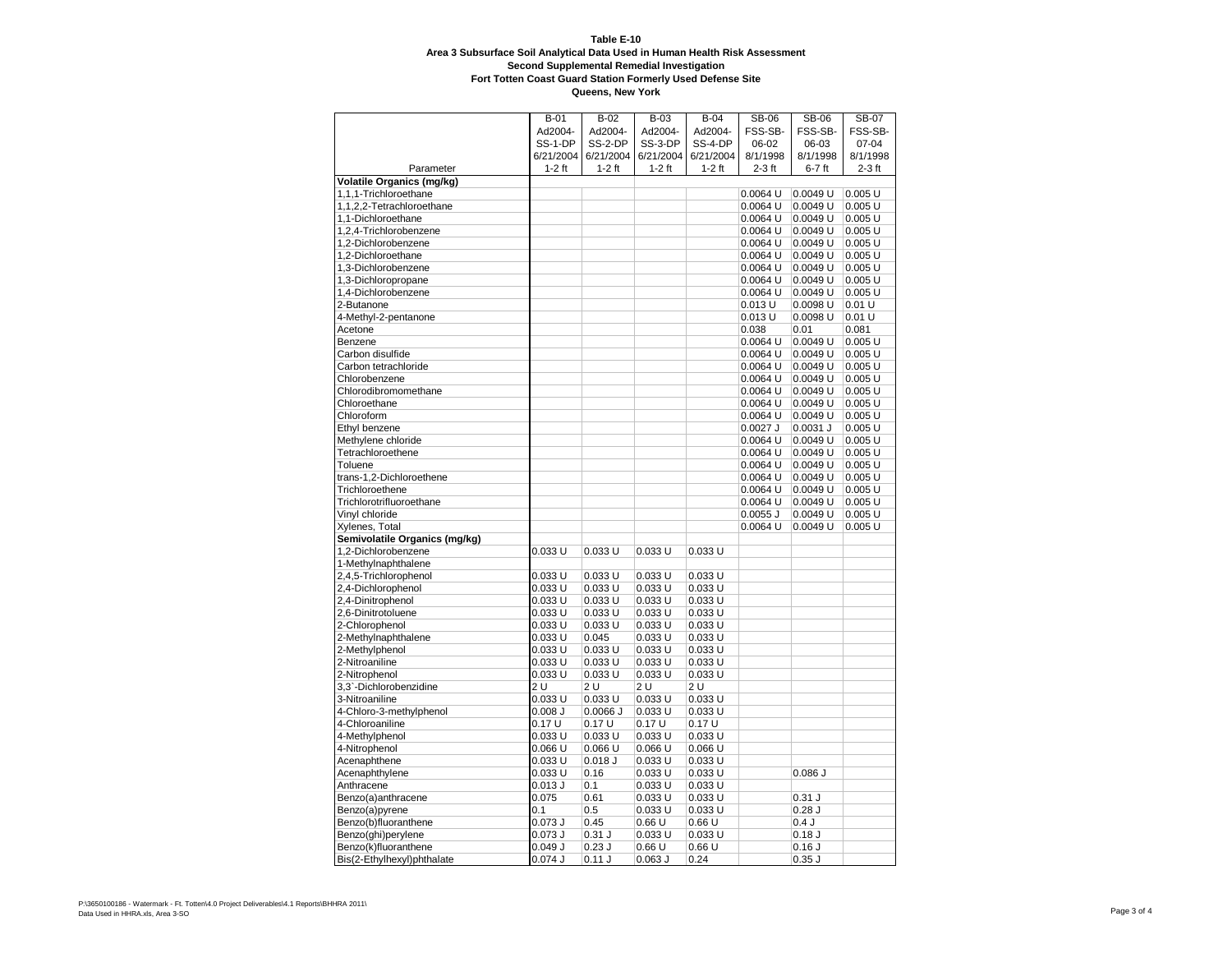**Table E-10**
**Area 3 Subsurface Soil Analytical Data Used in Human Health Risk Assessment**
**Second Supplemental Remedial Investigation**
**Fort Totten Coast Guard Station Formerly Used Defense Site**
**Queens, New York**

| Parameter | B-01 Ad2004-SS-1-DP 6/21/2004 1-2 ft | B-02 Ad2004-SS-2-DP 6/21/2004 1-2 ft | B-03 Ad2004-SS-3-DP 6/21/2004 1-2 ft | B-04 Ad2004-SS-4-DP 6/21/2004 1-2 ft | SB-06 FSS-SB-06-02 8/1/1998 2-3 ft | SB-06 FSS-SB-06-03 8/1/1998 6-7 ft | SB-07 FSS-SB-07-04 8/1/1998 2-3 ft |
|---|---|---|---|---|---|---|---|
| **Volatile Organics (mg/kg)** | | | | | | | |
| 1,1,1-Trichloroethane | | | | | 0.0064 U | 0.0049 U | 0.005 U |
| 1,1,2,2-Tetrachloroethane | | | | | 0.0064 U | 0.0049 U | 0.005 U |
| 1,1-Dichloroethane | | | | | 0.0064 U | 0.0049 U | 0.005 U |
| 1,2,4-Trichlorobenzene | | | | | 0.0064 U | 0.0049 U | 0.005 U |
| 1,2-Dichlorobenzene | | | | | 0.0064 U | 0.0049 U | 0.005 U |
| 1,2-Dichloroethane | | | | | 0.0064 U | 0.0049 U | 0.005 U |
| 1,3-Dichlorobenzene | | | | | 0.0064 U | 0.0049 U | 0.005 U |
| 1,3-Dichloropropane | | | | | 0.0064 U | 0.0049 U | 0.005 U |
| 1,4-Dichlorobenzene | | | | | 0.0064 U | 0.0049 U | 0.005 U |
| 2-Butanone | | | | | 0.013 U | 0.0098 U | 0.01 U |
| 4-Methyl-2-pentanone | | | | | 0.013 U | 0.0098 U | 0.01 U |
| Acetone | | | | | 0.038 | 0.01 | 0.081 |
| Benzene | | | | | 0.0064 U | 0.0049 U | 0.005 U |
| Carbon disulfide | | | | | 0.0064 U | 0.0049 U | 0.005 U |
| Carbon tetrachloride | | | | | 0.0064 U | 0.0049 U | 0.005 U |
| Chlorobenzene | | | | | 0.0064 U | 0.0049 U | 0.005 U |
| Chlorodibromomethane | | | | | 0.0064 U | 0.0049 U | 0.005 U |
| Chloroethane | | | | | 0.0064 U | 0.0049 U | 0.005 U |
| Chloroform | | | | | 0.0064 U | 0.0049 U | 0.005 U |
| Ethyl benzene | | | | | 0.0027 J | 0.0031 J | 0.005 U |
| Methylene chloride | | | | | 0.0064 U | 0.0049 U | 0.005 U |
| Tetrachloroethene | | | | | 0.0064 U | 0.0049 U | 0.005 U |
| Toluene | | | | | 0.0064 U | 0.0049 U | 0.005 U |
| trans-1,2-Dichloroethene | | | | | 0.0064 U | 0.0049 U | 0.005 U |
| Trichloroethene | | | | | 0.0064 U | 0.0049 U | 0.005 U |
| Trichlorotrifluoroethane | | | | | 0.0064 U | 0.0049 U | 0.005 U |
| Vinyl chloride | | | | | 0.0055 J | 0.0049 U | 0.005 U |
| Xylenes, Total | | | | | 0.0064 U | 0.0049 U | 0.005 U |
| **Semivolatile Organics (mg/kg)** | | | | | | | |
| 1,2-Dichlorobenzene | 0.033 U | 0.033 U | 0.033 U | 0.033 U | | | |
| 1-Methylnaphthalene | | | | | | | |
| 2,4,5-Trichlorophenol | 0.033 U | 0.033 U | 0.033 U | 0.033 U | | | |
| 2,4-Dichlorophenol | 0.033 U | 0.033 U | 0.033 U | 0.033 U | | | |
| 2,4-Dinitrophenol | 0.033 U | 0.033 U | 0.033 U | 0.033 U | | | |
| 2,6-Dinitrotoluene | 0.033 U | 0.033 U | 0.033 U | 0.033 U | | | |
| 2-Chlorophenol | 0.033 U | 0.033 U | 0.033 U | 0.033 U | | | |
| 2-Methylnaphthalene | 0.033 U | 0.045 | 0.033 U | 0.033 U | | | |
| 2-Methylphenol | 0.033 U | 0.033 U | 0.033 U | 0.033 U | | | |
| 2-Nitroaniline | 0.033 U | 0.033 U | 0.033 U | 0.033 U | | | |
| 2-Nitrophenol | 0.033 U | 0.033 U | 0.033 U | 0.033 U | | | |
| 3,3`-Dichlorobenzidine | 2 U | 2 U | 2 U | 2 U | | | |
| 3-Nitroaniline | 0.033 U | 0.033 U | 0.033 U | 0.033 U | | | |
| 4-Chloro-3-methylphenol | 0.008 J | 0.0066 J | 0.033 U | 0.033 U | | | |
| 4-Chloroaniline | 0.17 U | 0.17 U | 0.17 U | 0.17 U | | | |
| 4-Methylphenol | 0.033 U | 0.033 U | 0.033 U | 0.033 U | | | |
| 4-Nitrophenol | 0.066 U | 0.066 U | 0.066 U | 0.066 U | | | |
| Acenaphthene | 0.033 U | 0.018 J | 0.033 U | 0.033 U | | | |
| Acenaphthylene | 0.033 U | 0.16 | 0.033 U | 0.033 U | | 0.086 J | |
| Anthracene | 0.013 J | 0.1 | 0.033 U | 0.033 U | | | |
| Benzo(a)anthracene | 0.075 | 0.61 | 0.033 U | 0.033 U | | 0.31 J | |
| Benzo(a)pyrene | 0.1 | 0.5 | 0.033 U | 0.033 U | | 0.28 J | |
| Benzo(b)fluoranthene | 0.073 J | 0.45 | 0.66 U | 0.66 U | | 0.4 J | |
| Benzo(ghi)perylene | 0.073 J | 0.31 J | 0.033 U | 0.033 U | | 0.18 J | |
| Benzo(k)fluoranthene | 0.049 J | 0.23 J | 0.66 U | 0.66 U | | 0.16 J | |
| Bis(2-Ethylhexyl)phthalate | 0.074 J | 0.11 J | 0.063 J | 0.24 | | 0.35 J | |

P:\3650100186 - Watermark - Ft. Totten\4.0 Project Deliverables\4.1 Reports\BHHRA 2011\
Data Used in HHRA.xls, Area 3-SO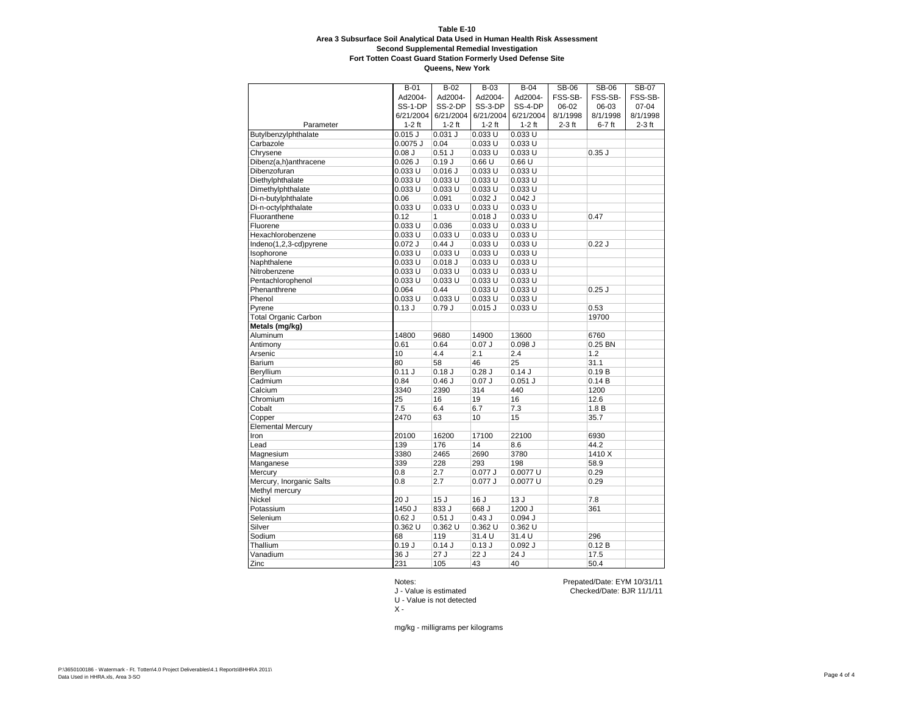**Table E-10**
**Area 3 Subsurface Soil Analytical Data Used in Human Health Risk Assessment**
**Second Supplemental Remedial Investigation**
**Fort Totten Coast Guard Station Formerly Used Defense Site**
**Queens, New York**

| Parameter | B-01 Ad2004-SS-1-DP 6/21/2004 1-2 ft | B-02 Ad2004-SS-2-DP 6/21/2004 1-2 ft | B-03 Ad2004-SS-3-DP 6/21/2004 1-2 ft | B-04 Ad2004-SS-4-DP 6/21/2004 1-2 ft | SB-06 FSS-SB-06-02 8/1/1998 2-3 ft | SB-06 FSS-SB-06-03 8/1/1998 6-7 ft | SB-07 FSS-SB-07-04 8/1/1998 2-3 ft |
|---|---|---|---|---|---|---|---|
| Butylbenzylphthalate | 0.015 J | 0.031 J | 0.033 U | 0.033 U | | | |
| Carbazole | 0.0075 J | 0.04 | 0.033 U | 0.033 U | | | |
| Chrysene | 0.08 J | 0.51 J | 0.033 U | 0.033 U | | 0.35 J | |
| Dibenz(a,h)anthracene | 0.026 J | 0.19 J | 0.66 U | 0.66 U | | | |
| Dibenzofuran | 0.033 U | 0.016 J | 0.033 U | 0.033 U | | | |
| Diethylphthalate | 0.033 U | 0.033 U | 0.033 U | 0.033 U | | | |
| Dimethylphthalate | 0.033 U | 0.033 U | 0.033 U | 0.033 U | | | |
| Di-n-butylphthalate | 0.06 | 0.091 | 0.032 J | 0.042 J | | | |
| Di-n-octylphthalate | 0.033 U | 0.033 U | 0.033 U | 0.033 U | | | |
| Fluoranthene | 0.12 | 1 | 0.018 J | 0.033 U | | 0.47 | |
| Fluorene | 0.033 U | 0.036 | 0.033 U | 0.033 U | | | |
| Hexachlorobenzene | 0.033 U | 0.033 U | 0.033 U | 0.033 U | | | |
| Indeno(1,2,3-cd)pyrene | 0.072 J | 0.44 J | 0.033 U | 0.033 U | | 0.22 J | |
| Isophorone | 0.033 U | 0.033 U | 0.033 U | 0.033 U | | | |
| Naphthalene | 0.033 U | 0.018 J | 0.033 U | 0.033 U | | | |
| Nitrobenzene | 0.033 U | 0.033 U | 0.033 U | 0.033 U | | | |
| Pentachlorophenol | 0.033 U | 0.033 U | 0.033 U | 0.033 U | | | |
| Phenanthrene | 0.064 | 0.44 | 0.033 U | 0.033 U | | 0.25 J | |
| Phenol | 0.033 U | 0.033 U | 0.033 U | 0.033 U | | | |
| Pyrene | 0.13 J | 0.79 J | 0.015 J | 0.033 U | | 0.53 | |
| Total Organic Carbon | | | | | | 19700 | |
| **Metals (mg/kg)** | | | | | | | |
| Aluminum | 14800 | 9680 | 14900 | 13600 | | 6760 | |
| Antimony | 0.61 | 0.64 | 0.07 J | 0.098 J | | 0.25 BN | |
| Arsenic | 10 | 4.4 | 2.1 | 2.4 | | 1.2 | |
| Barium | 80 | 58 | 46 | 25 | | 31.1 | |
| Beryllium | 0.11 J | 0.18 J | 0.28 J | 0.14 J | | 0.19 B | |
| Cadmium | 0.84 | 0.46 J | 0.07 J | 0.051 J | | 0.14 B | |
| Calcium | 3340 | 2390 | 314 | 440 | | 1200 | |
| Chromium | 25 | 16 | 19 | 16 | | 12.6 | |
| Cobalt | 7.5 | 6.4 | 6.7 | 7.3 | | 1.8 B | |
| Copper | 2470 | 63 | 10 | 15 | | 35.7 | |
| Elemental Mercury | | | | | | | |
| Iron | 20100 | 16200 | 17100 | 22100 | | 6930 | |
| Lead | 139 | 176 | 14 | 8.6 | | 44.2 | |
| Magnesium | 3380 | 2465 | 2690 | 3780 | | 1410 X | |
| Manganese | 339 | 228 | 293 | 198 | | 58.9 | |
| Mercury | 0.8 | 2.7 | 0.077 J | 0.0077 U | | 0.29 | |
| Mercury, Inorganic Salts | 0.8 | 2.7 | 0.077 J | 0.0077 U | | 0.29 | |
| Methyl mercury | | | | | | | |
| Nickel | 20 J | 15 J | 16 J | 13 J | | 7.8 | |
| Potassium | 1450 J | 833 J | 668 J | 1200 J | | 361 | |
| Selenium | 0.62 J | 0.51 J | 0.43 J | 0.094 J | | | |
| Silver | 0.362 U | 0.362 U | 0.362 U | 0.362 U | | | |
| Sodium | 68 | 119 | 31.4 U | 31.4 U | | 296 | |
| Thallium | 0.19 J | 0.14 J | 0.13 J | 0.092 J | | 0.12 B | |
| Vanadium | 36 J | 27 J | 22 J | 24 J | | 17.5 | |
| Zinc | 231 | 105 | 43 | 40 | | 50.4 | |

Notes:
J - Value is estimated
U - Value is not detected
X -

mg/kg - milligrams per kilograms

Prepated/Date: EYM 10/31/11
Checked/Date: BJR 11/1/11

P:\3650100186 - Watermark - Ft. Totten\4.0 Project Deliverables\4.1 Reports\BHHRA 2011\
Data Used in HHRA.xls, Area 3-SO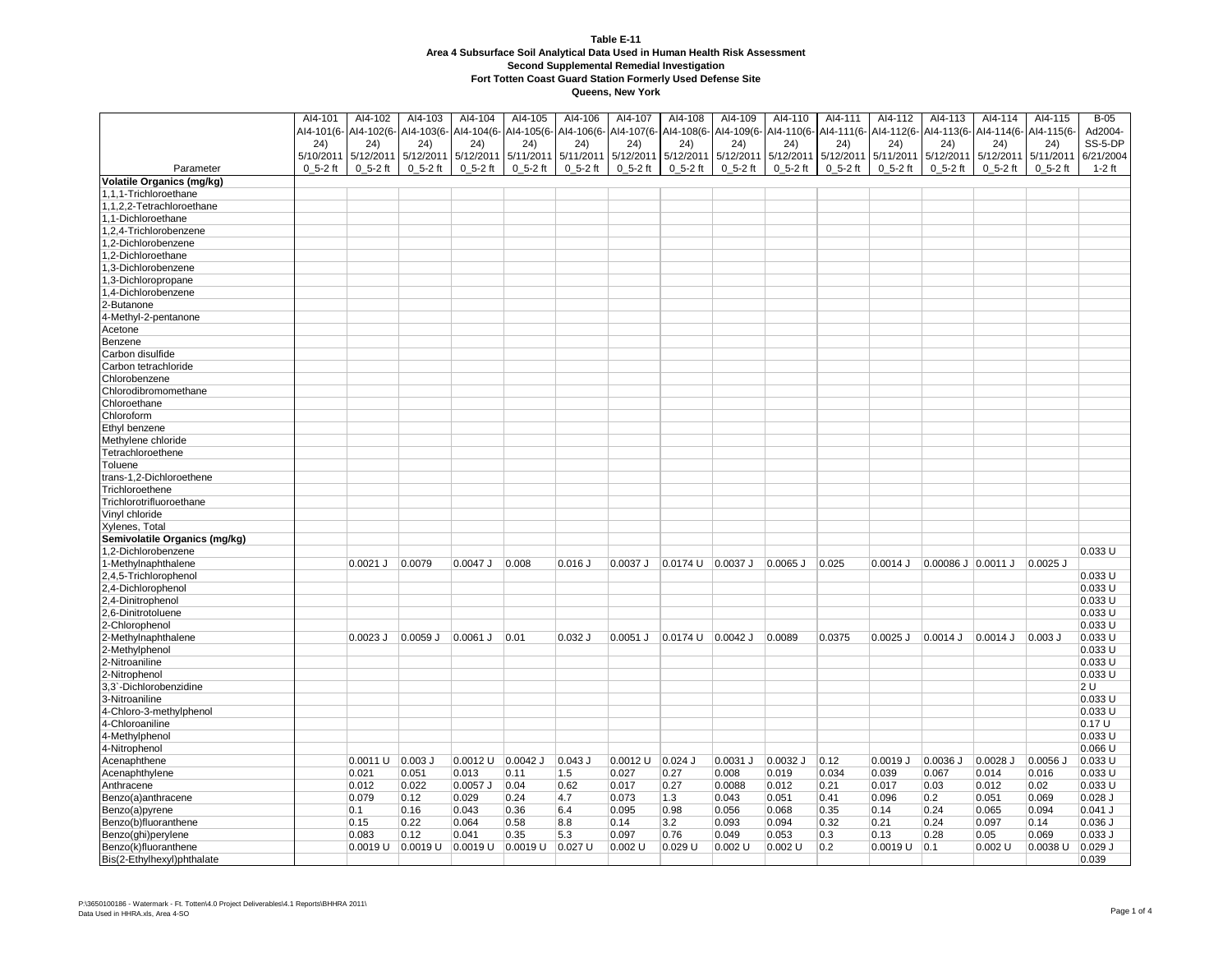**Table E-11**
**Area 4 Subsurface Soil Analytical Data Used in Human Health Risk Assessment**
**Second Supplemental Remedial Investigation**
**Fort Totten Coast Guard Station Formerly Used Defense Site**
**Queens, New York**

| Parameter | AI4-101 AI4-101(6-24) 5/10/2011 0_5-2 ft | AI4-102 AI4-102(6-24) 5/12/2011 0_5-2 ft | AI4-103 AI4-103(6-24) 5/12/2011 0_5-2 ft | AI4-104 AI4-104(6-24) 5/12/2011 0_5-2 ft | AI4-105 AI4-105(6-24) 5/11/2011 0_5-2 ft | AI4-106 AI4-106(6-24) 5/11/2011 0_5-2 ft | AI4-107 AI4-107(6-24) 5/12/2011 0_5-2 ft | AI4-108 AI4-108(6-24) 5/12/2011 0_5-2 ft | AI4-109 AI4-109(6-24) 5/12/2011 0_5-2 ft | AI4-110 AI4-110(6-24) 5/12/2011 0_5-2 ft | AI4-111 AI4-111(6-24) 5/12/2011 0_5-2 ft | AI4-112 AI4-112(6-24) 5/11/2011 0_5-2 ft | AI4-113 AI4-113(6-24) 5/12/2011 0_5-2 ft | AI4-114 AI4-114(6-24) 5/12/2011 0_5-2 ft | AI4-115 AI4-115(6-24) 5/11/2011 0_5-2 ft | B-05 Ad2004-SS-5-DP 6/21/2004 1-2 ft |
|---|---|---|---|---|---|---|---|---|---|---|---|---|---|---|---|---|
| **Volatile Organics (mg/kg)** | | | | | | | | | | | | | | | | |
| 1,1,1-Trichloroethane | | | | | | | | | | | | | | | | |
| 1,1,2,2-Tetrachloroethane | | | | | | | | | | | | | | | | |
| 1,1-Dichloroethane | | | | | | | | | | | | | | | | |
| 1,2,4-Trichlorobenzene | | | | | | | | | | | | | | | | |
| 1,2-Dichlorobenzene | | | | | | | | | | | | | | | | |
| 1,2-Dichloroethane | | | | | | | | | | | | | | | | |
| 1,3-Dichlorobenzene | | | | | | | | | | | | | | | | |
| 1,3-Dichloropropane | | | | | | | | | | | | | | | | |
| 1,4-Dichlorobenzene | | | | | | | | | | | | | | | | |
| 2-Butanone | | | | | | | | | | | | | | | | |
| 4-Methyl-2-pentanone | | | | | | | | | | | | | | | | |
| Acetone | | | | | | | | | | | | | | | | |
| Benzene | | | | | | | | | | | | | | | | |
| Carbon disulfide | | | | | | | | | | | | | | | | |
| Carbon tetrachloride | | | | | | | | | | | | | | | | |
| Chlorobenzene | | | | | | | | | | | | | | | | |
| Chlorodibromomethane | | | | | | | | | | | | | | | | |
| Chloroethane | | | | | | | | | | | | | | | | |
| Chloroform | | | | | | | | | | | | | | | | |
| Ethyl benzene | | | | | | | | | | | | | | | | |
| Methylene chloride | | | | | | | | | | | | | | | | |
| Tetrachloroethene | | | | | | | | | | | | | | | | |
| Toluene | | | | | | | | | | | | | | | | |
| trans-1,2-Dichloroethene | | | | | | | | | | | | | | | | |
| Trichloroethene | | | | | | | | | | | | | | | | |
| Trichlorotrifluoroethane | | | | | | | | | | | | | | | | |
| Vinyl chloride | | | | | | | | | | | | | | | | |
| Xylenes, Total | | | | | | | | | | | | | | | | |
| **Semivolatile Organics (mg/kg)** | | | | | | | | | | | | | | | | |
| 1,2-Dichlorobenzene | | | | | | | | | | | | | | | | 0.033 U |
| 1-Methylnaphthalene | | 0.0021 J | 0.0079 | 0.0047 J | 0.008 | 0.016 J | 0.0037 J | 0.0174 U | 0.0037 J | 0.0065 J | 0.025 | 0.0014 J | 0.00086 J | 0.0011 J | 0.0025 J | |
| 2,4,5-Trichlorophenol | | | | | | | | | | | | | | | | 0.033 U |
| 2,4-Dichlorophenol | | | | | | | | | | | | | | | | 0.033 U |
| 2,4-Dinitrophenol | | | | | | | | | | | | | | | | 0.033 U |
| 2,6-Dinitrotoluene | | | | | | | | | | | | | | | | 0.033 U |
| 2-Chlorophenol | | | | | | | | | | | | | | | | 0.033 U |
| 2-Methylnaphthalene | | 0.0023 J | 0.0059 J | 0.0061 J | 0.01 | 0.032 J | 0.0051 J | 0.0174 U | 0.0042 J | 0.0089 | 0.0375 | 0.0025 J | 0.0014 J | 0.0014 J | 0.003 J | 0.033 U |
| 2-Methylphenol | | | | | | | | | | | | | | | | 0.033 U |
| 2-Nitroaniline | | | | | | | | | | | | | | | | 0.033 U |
| 2-Nitrophenol | | | | | | | | | | | | | | | | 0.033 U |
| 3,3`-Dichlorobenzidine | | | | | | | | | | | | | | | | 2 U |
| 3-Nitroaniline | | | | | | | | | | | | | | | | 0.033 U |
| 4-Chloro-3-methylphenol | | | | | | | | | | | | | | | | 0.033 U |
| 4-Chloroaniline | | | | | | | | | | | | | | | | 0.17 U |
| 4-Methylphenol | | | | | | | | | | | | | | | | 0.033 U |
| 4-Nitrophenol | | | | | | | | | | | | | | | | 0.066 U |
| Acenaphthene | | 0.0011 U | 0.003 J | 0.0012 U | 0.0042 J | 0.043 J | 0.0012 U | 0.024 J | 0.0031 J | 0.0032 J | 0.12 | 0.0019 J | 0.0036 J | 0.0028 J | 0.0056 J | 0.033 U |
| Acenaphthylene | | 0.021 | 0.051 | 0.013 | 0.11 | 1.5 | 0.027 | 0.27 | 0.008 | 0.019 | 0.034 | 0.039 | 0.067 | 0.014 | 0.016 | 0.033 U |
| Anthracene | | 0.012 | 0.022 | 0.0057 J | 0.04 | 0.62 | 0.017 | 0.27 | 0.0088 | 0.012 | 0.21 | 0.017 | 0.03 | 0.012 | 0.02 | 0.033 U |
| Benzo(a)anthracene | | 0.079 | 0.12 | 0.029 | 0.24 | 4.7 | 0.073 | 1.3 | 0.043 | 0.051 | 0.41 | 0.096 | 0.2 | 0.051 | 0.069 | 0.028 J |
| Benzo(a)pyrene | | 0.1 | 0.16 | 0.043 | 0.36 | 6.4 | 0.095 | 0.98 | 0.056 | 0.068 | 0.35 | 0.14 | 0.24 | 0.065 | 0.094 | 0.041 J |
| Benzo(b)fluoranthene | | 0.15 | 0.22 | 0.064 | 0.58 | 8.8 | 0.14 | 3.2 | 0.093 | 0.094 | 0.32 | 0.21 | 0.24 | 0.097 | 0.14 | 0.036 J |
| Benzo(ghi)perylene | | 0.083 | 0.12 | 0.041 | 0.35 | 5.3 | 0.097 | 0.76 | 0.049 | 0.053 | 0.3 | 0.13 | 0.28 | 0.05 | 0.069 | 0.033 J |
| Benzo(k)fluoranthene | | 0.0019 U | 0.0019 U | 0.0019 U | 0.0019 U | 0.027 U | 0.002 U | 0.029 U | 0.002 U | 0.002 U | 0.2 | 0.0019 U | 0.1 | 0.002 U | 0.0038 U | 0.029 J |
| Bis(2-Ethylhexyl)phthalate | | | | | | | | | | | | | | | | 0.039 |

P:\3650100186 - Watermark - Ft. Totten\4.0 Project Deliverables\4.1 Reports\BHHRA 2011\
Data Used in HHRA.xls, Area 4-SO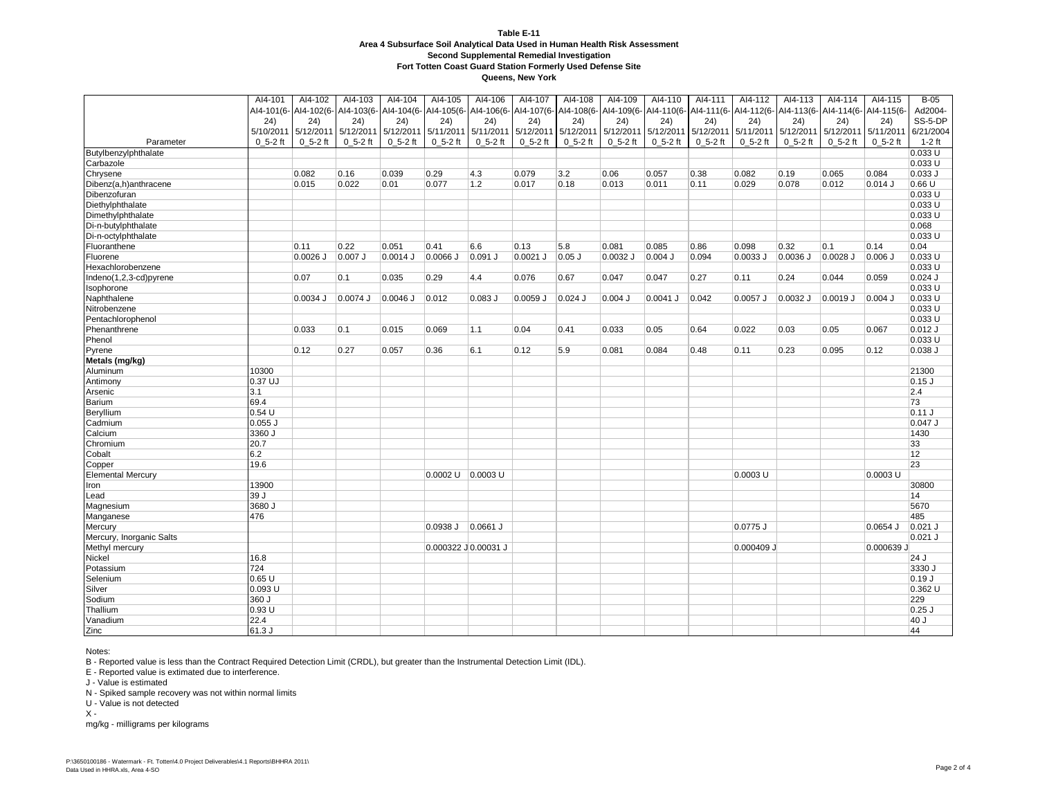**Table E-11**
**Area 4 Subsurface Soil Analytical Data Used in Human Health Risk Assessment**
**Second Supplemental Remedial Investigation**
**Fort Totten Coast Guard Station Formerly Used Defense Site**
**Queens, New York**

| Parameter | AI4-101<br>AI4-101(6-24)<br>5/10/2011<br>0_5-2 ft | AI4-102<br>AI4-102(6-24)<br>5/12/2011<br>0_5-2 ft | AI4-103<br>AI4-103(6-24)<br>5/12/2011<br>0_5-2 ft | AI4-104<br>AI4-104(6-24)<br>5/12/2011<br>0_5-2 ft | AI4-105<br>AI4-105(6-24)<br>5/11/2011<br>0_5-2 ft | AI4-106<br>AI4-106(6-24)<br>5/11/2011<br>0_5-2 ft | AI4-107<br>AI4-107(6-24)<br>5/12/2011<br>0_5-2 ft | AI4-108<br>AI4-108(6-24)<br>5/12/2011<br>0_5-2 ft | AI4-109<br>AI4-109(6-24)<br>5/12/2011<br>0_5-2 ft | AI4-110<br>AI4-110(6-24)<br>5/12/2011<br>0_5-2 ft | AI4-111<br>AI4-111(6-24)<br>5/12/2011<br>0_5-2 ft | AI4-112<br>AI4-112(6-24)<br>5/11/2011<br>0_5-2 ft | AI4-113<br>AI4-113(6-24)<br>5/12/2011<br>0_5-2 ft | AI4-114<br>AI4-114(6-24)<br>5/12/2011<br>0_5-2 ft | AI4-115<br>AI4-115(6-24)<br>5/11/2011<br>0_5-2 ft | B-05<br>Ad2004-SS-5-DP<br>6/21/2004<br>1-2 ft |
|---|---|---|---|---|---|---|---|---|---|---|---|---|---|---|---|---|
| Butylbenzylphthalate | | | | | | | | | | | | | | | | 0.033 U |
| Carbazole | | | | | | | | | | | | | | | | 0.033 U |
| Chrysene | | 0.082 | 0.16 | 0.039 | 0.29 | 4.3 | 0.079 | 3.2 | 0.06 | 0.057 | 0.38 | 0.082 | 0.19 | 0.065 | 0.084 | 0.033 J |
| Dibenz(a,h)anthracene | | 0.015 | 0.022 | 0.01 | 0.077 | 1.2 | 0.017 | 0.18 | 0.013 | 0.011 | 0.11 | 0.029 | 0.078 | 0.012 | 0.014 J | 0.66 U |
| Dibenzofuran | | | | | | | | | | | | | | | | 0.033 U |
| Diethylphthalate | | | | | | | | | | | | | | | | 0.033 U |
| Dimethylphthalate | | | | | | | | | | | | | | | | 0.033 U |
| Di-n-butylphthalate | | | | | | | | | | | | | | | | 0.068 |
| Di-n-octylphthalate | | | | | | | | | | | | | | | | 0.033 U |
| Fluoranthene | | 0.11 | 0.22 | 0.051 | 0.41 | 6.6 | 0.13 | 5.8 | 0.081 | 0.085 | 0.86 | 0.098 | 0.32 | 0.1 | 0.14 | 0.04 |
| Fluorene | | 0.0026 J | 0.007 J | 0.0014 J | 0.0066 J | 0.091 J | 0.0021 J | 0.05 J | 0.0032 J | 0.004 J | 0.094 | 0.0033 J | 0.0036 J | 0.0028 J | 0.006 J | 0.033 U |
| Hexachlorobenzene | | | | | | | | | | | | | | | | 0.033 U |
| Indeno(1,2,3-cd)pyrene | | 0.07 | 0.1 | 0.035 | 0.29 | 4.4 | 0.076 | 0.67 | 0.047 | 0.047 | 0.27 | 0.11 | 0.24 | 0.044 | 0.059 | 0.024 J |
| Isophorone | | | | | | | | | | | | | | | | 0.033 U |
| Naphthalene | | 0.0034 J | 0.0074 J | 0.0046 J | 0.012 | 0.083 J | 0.0059 J | 0.024 J | 0.004 J | 0.0041 J | 0.042 | 0.0057 J | 0.0032 J | 0.0019 J | 0.004 J | 0.033 U |
| Nitrobenzene | | | | | | | | | | | | | | | | 0.033 U |
| Pentachlorophenol | | | | | | | | | | | | | | | | 0.033 U |
| Phenanthrene | | 0.033 | 0.1 | 0.015 | 0.069 | 1.1 | 0.04 | 0.41 | 0.033 | 0.05 | 0.64 | 0.022 | 0.03 | 0.05 | 0.067 | 0.012 J |
| Phenol | | | | | | | | | | | | | | | | 0.033 U |
| Pyrene | | 0.12 | 0.27 | 0.057 | 0.36 | 6.1 | 0.12 | 5.9 | 0.081 | 0.084 | 0.48 | 0.11 | 0.23 | 0.095 | 0.12 | 0.038 J |
| **Metals (mg/kg)** | | | | | | | | | | | | | | | | |
| Aluminum | 10300 | | | | | | | | | | | | | | | 21300 |
| Antimony | 0.37 UJ | | | | | | | | | | | | | | | 0.15 J |
| Arsenic | 3.1 | | | | | | | | | | | | | | | 2.4 |
| Barium | 69.4 | | | | | | | | | | | | | | | 73 |
| Beryllium | 0.54 U | | | | | | | | | | | | | | | 0.11 J |
| Cadmium | 0.055 J | | | | | | | | | | | | | | | 0.047 J |
| Calcium | 3360 J | | | | | | | | | | | | | | | 1430 |
| Chromium | 20.7 | | | | | | | | | | | | | | | 33 |
| Cobalt | 6.2 | | | | | | | | | | | | | | | 12 |
| Copper | 19.6 | | | | | | | | | | | | | | | 23 |
| Elemental Mercury | | | | | 0.0002 U | 0.0003 U | | | | | | 0.0003 U | | | 0.0003 U | |
| Iron | 13900 | | | | | | | | | | | | | | | 30800 |
| Lead | 39 J | | | | | | | | | | | | | | | 14 |
| Magnesium | 3680 J | | | | | | | | | | | | | | | 5670 |
| Manganese | 476 | | | | | | | | | | | | | | | 485 |
| Mercury | | | | | 0.0938 J | 0.0661 J | | | | | | 0.0775 J | | | 0.0654 J | 0.021 J |
| Mercury, Inorganic Salts | | | | | | | | | | | | | | | | 0.021 J |
| Methyl mercury | | | | | 0.000322 J | 0.00031 J | | | | | | 0.000409 J | | | 0.000639 J | |
| Nickel | 16.8 | | | | | | | | | | | | | | | 24 J |
| Potassium | 724 | | | | | | | | | | | | | | | 3330 J |
| Selenium | 0.65 U | | | | | | | | | | | | | | | 0.19 J |
| Silver | 0.093 U | | | | | | | | | | | | | | | 0.362 U |
| Sodium | 360 J | | | | | | | | | | | | | | | 229 |
| Thallium | 0.93 U | | | | | | | | | | | | | | | 0.25 J |
| Vanadium | 22.4 | | | | | | | | | | | | | | | 40 J |
| Zinc | 61.3 J | | | | | | | | | | | | | | | 44 |

Notes:

B - Reported value is less than the Contract Required Detection Limit (CRDL), but greater than the Instrumental Detection Limit (IDL).

E - Reported value is extimated due to interference.

J - Value is estimated

N - Spiked sample recovery was not within normal limits

U - Value is not detected

X -

mg/kg - milligrams per kilograms

P:\3650100186 - Watermark - Ft. Totten\4.0 Project Deliverables\4.1 Reports\BHHRA 2011\
Data Used in HHRA.xls, Area 4-SO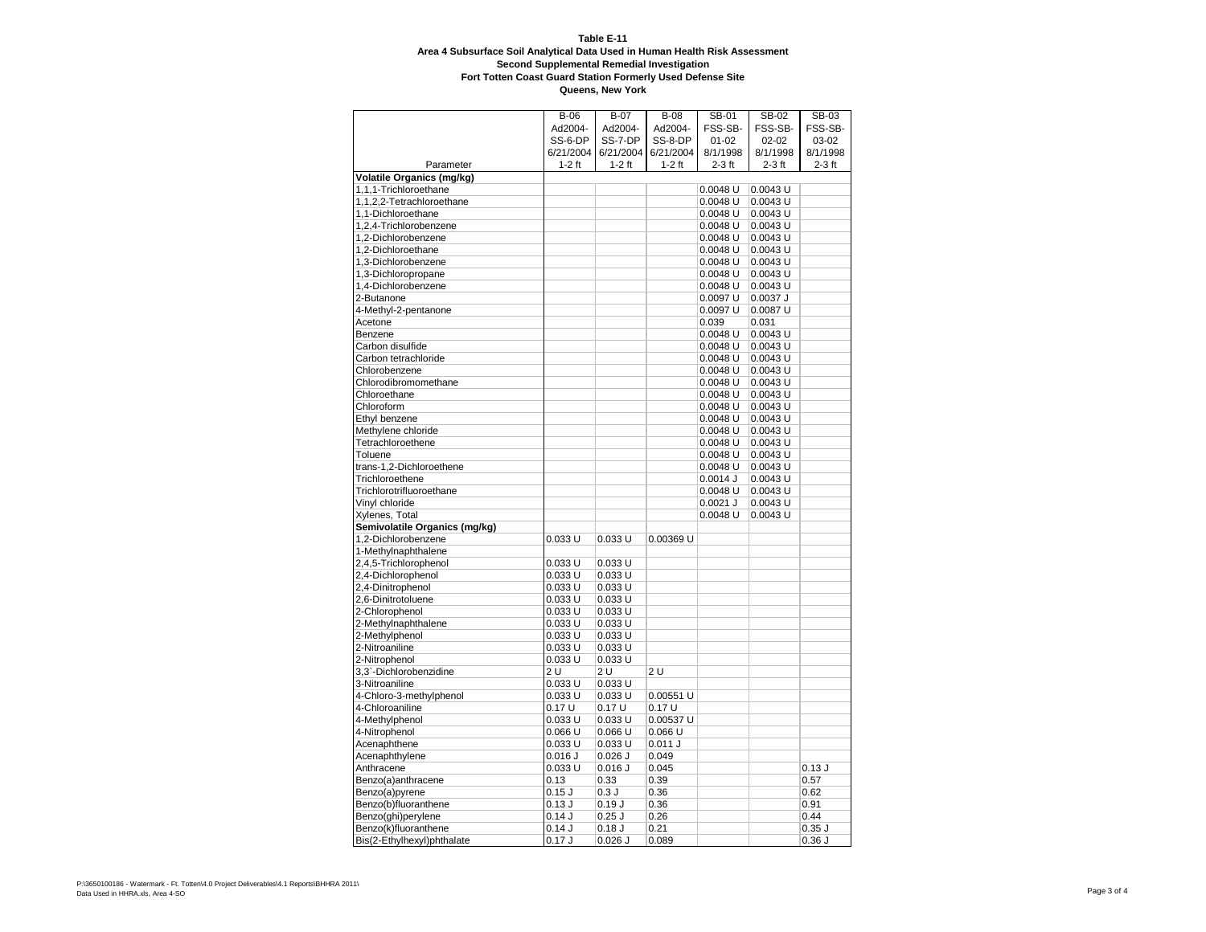**Table E-11**
**Area 4 Subsurface Soil Analytical Data Used in Human Health Risk Assessment**
**Second Supplemental Remedial Investigation**
**Fort Totten Coast Guard Station Formerly Used Defense Site**
**Queens, New York**

| Parameter | B-06 Ad2004-SS-6-DP 6/21/2004 1-2 ft | B-07 Ad2004-SS-7-DP 6/21/2004 1-2 ft | B-08 Ad2004-SS-8-DP 6/21/2004 1-2 ft | SB-01 FSS-SB-01-02 8/1/1998 2-3 ft | SB-02 FSS-SB-02-02 8/1/1998 2-3 ft | SB-03 FSS-SB-03-02 8/1/1998 2-3 ft |
|---|---|---|---|---|---|---|
| **Volatile Organics (mg/kg)** | | | | | | |
| 1,1,1-Trichloroethane | | | | 0.0048 U | 0.0043 U | |
| 1,1,2,2-Tetrachloroethane | | | | 0.0048 U | 0.0043 U | |
| 1,1-Dichloroethane | | | | 0.0048 U | 0.0043 U | |
| 1,2,4-Trichlorobenzene | | | | 0.0048 U | 0.0043 U | |
| 1,2-Dichlorobenzene | | | | 0.0048 U | 0.0043 U | |
| 1,2-Dichloroethane | | | | 0.0048 U | 0.0043 U | |
| 1,3-Dichlorobenzene | | | | 0.0048 U | 0.0043 U | |
| 1,3-Dichloropropane | | | | 0.0048 U | 0.0043 U | |
| 1,4-Dichlorobenzene | | | | 0.0048 U | 0.0043 U | |
| 2-Butanone | | | | 0.0097 U | 0.0037 J | |
| 4-Methyl-2-pentanone | | | | 0.0097 U | 0.0087 U | |
| Acetone | | | | 0.039 | 0.031 | |
| Benzene | | | | 0.0048 U | 0.0043 U | |
| Carbon disulfide | | | | 0.0048 U | 0.0043 U | |
| Carbon tetrachloride | | | | 0.0048 U | 0.0043 U | |
| Chlorobenzene | | | | 0.0048 U | 0.0043 U | |
| Chlorodibromomethane | | | | 0.0048 U | 0.0043 U | |
| Chloroethane | | | | 0.0048 U | 0.0043 U | |
| Chloroform | | | | 0.0048 U | 0.0043 U | |
| Ethyl benzene | | | | 0.0048 U | 0.0043 U | |
| Methylene chloride | | | | 0.0048 U | 0.0043 U | |
| Tetrachloroethene | | | | 0.0048 U | 0.0043 U | |
| Toluene | | | | 0.0048 U | 0.0043 U | |
| trans-1,2-Dichloroethene | | | | 0.0048 U | 0.0043 U | |
| Trichloroethene | | | | 0.0014 J | 0.0043 U | |
| Trichlorotrifluoroethane | | | | 0.0048 U | 0.0043 U | |
| Vinyl chloride | | | | 0.0021 J | 0.0043 U | |
| Xylenes, Total | | | | 0.0048 U | 0.0043 U | |
| **Semivolatile Organics (mg/kg)** | | | | | | |
| 1,2-Dichlorobenzene | 0.033 U | 0.033 U | 0.00369 U | | | |
| 1-Methylnaphthalene | | | | | | |
| 2,4,5-Trichlorophenol | 0.033 U | 0.033 U | | | | |
| 2,4-Dichlorophenol | 0.033 U | 0.033 U | | | | |
| 2,4-Dinitrophenol | 0.033 U | 0.033 U | | | | |
| 2,6-Dinitrotoluene | 0.033 U | 0.033 U | | | | |
| 2-Chlorophenol | 0.033 U | 0.033 U | | | | |
| 2-Methylnaphthalene | 0.033 U | 0.033 U | | | | |
| 2-Methylphenol | 0.033 U | 0.033 U | | | | |
| 2-Nitroaniline | 0.033 U | 0.033 U | | | | |
| 2-Nitrophenol | 0.033 U | 0.033 U | | | | |
| 3,3`-Dichlorobenzidine | 2 U | 2 U | 2 U | | | |
| 3-Nitroaniline | 0.033 U | 0.033 U | | | | |
| 4-Chloro-3-methylphenol | 0.033 U | 0.033 U | 0.00551 U | | | |
| 4-Chloroaniline | 0.17 U | 0.17 U | 0.17 U | | | |
| 4-Methylphenol | 0.033 U | 0.033 U | 0.00537 U | | | |
| 4-Nitrophenol | 0.066 U | 0.066 U | 0.066 U | | | |
| Acenaphthene | 0.033 U | 0.033 U | 0.011 J | | | |
| Acenaphthylene | 0.016 J | 0.026 J | 0.049 | | | |
| Anthracene | 0.033 U | 0.016 J | 0.045 | | | 0.13 J |
| Benzo(a)anthracene | 0.13 | 0.33 | 0.39 | | | 0.57 |
| Benzo(a)pyrene | 0.15 J | 0.3 J | 0.36 | | | 0.62 |
| Benzo(b)fluoranthene | 0.13 J | 0.19 J | 0.36 | | | 0.91 |
| Benzo(ghi)perylene | 0.14 J | 0.25 J | 0.26 | | | 0.44 |
| Benzo(k)fluoranthene | 0.14 J | 0.18 J | 0.21 | | | 0.35 J |
| Bis(2-Ethylhexyl)phthalate | 0.17 J | 0.026 J | 0.089 | | | 0.36 J |

P:\3650100186 - Watermark - Ft. Totten\4.0 Project Deliverables\4.1 Reports\BHHRA 2011\
Data Used in HHRA.xls, Area 4-SO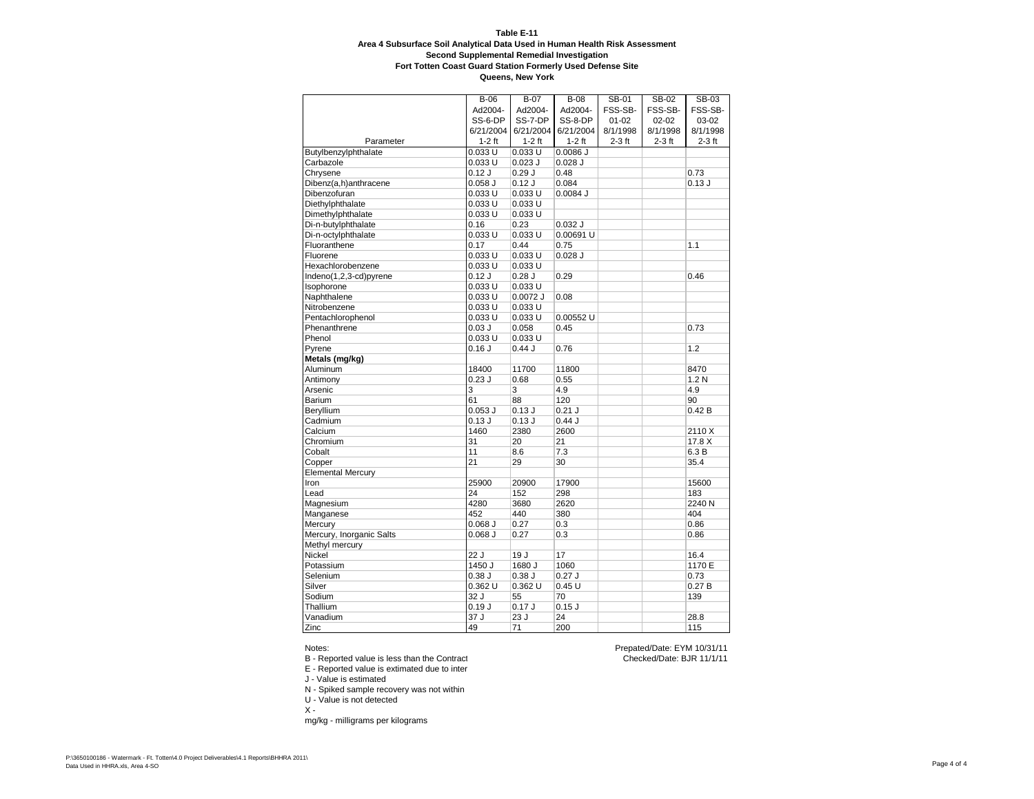**Table E-11**
**Area 4 Subsurface Soil Analytical Data Used in Human Health Risk Assessment**
**Second Supplemental Remedial Investigation**
**Fort Totten Coast Guard Station Formerly Used Defense Site**
**Queens, New York**

| Parameter | B-06 Ad2004- SS-6-DP 6/21/2004 1-2 ft | B-07 Ad2004- SS-7-DP 6/21/2004 1-2 ft | B-08 Ad2004- SS-8-DP 6/21/2004 1-2 ft | SB-01 FSS-SB- 01-02 8/1/1998 2-3 ft | SB-02 FSS-SB- 02-02 8/1/1998 2-3 ft | SB-03 FSS-SB- 03-02 8/1/1998 2-3 ft |
|---|---|---|---|---|---|---|
| Butylbenzylphthalate | 0.033 U | 0.033 U | 0.0086 J | | | |
| Carbazole | 0.033 U | 0.023 J | 0.028 J | | | |
| Chrysene | 0.12 J | 0.29 J | 0.48 | | | 0.73 |
| Dibenz(a,h)anthracene | 0.058 J | 0.12 J | 0.084 | | | 0.13 J |
| Dibenzofuran | 0.033 U | 0.033 U | 0.0084 J | | | |
| Diethylphthalate | 0.033 U | 0.033 U | | | | |
| Dimethylphthalate | 0.033 U | 0.033 U | | | | |
| Di-n-butylphthalate | 0.16 | 0.23 | 0.032 J | | | |
| Di-n-octylphthalate | 0.033 U | 0.033 U | 0.00691 U | | | |
| Fluoranthene | 0.17 | 0.44 | 0.75 | | | 1.1 |
| Fluorene | 0.033 U | 0.033 U | 0.028 J | | | |
| Hexachlorobenzene | 0.033 U | 0.033 U | | | | |
| Indeno(1,2,3-cd)pyrene | 0.12 J | 0.28 J | 0.29 | | | 0.46 |
| Isophorone | 0.033 U | 0.033 U | | | | |
| Naphthalene | 0.033 U | 0.0072 J | 0.08 | | | |
| Nitrobenzene | 0.033 U | 0.033 U | | | | |
| Pentachlorophenol | 0.033 U | 0.033 U | 0.00552 U | | | |
| Phenanthrene | 0.03 J | 0.058 | 0.45 | | | 0.73 |
| Phenol | 0.033 U | 0.033 U | | | | |
| Pyrene | 0.16 J | 0.44 J | 0.76 | | | 1.2 |
| **Metals (mg/kg)** | | | | | | |
| Aluminum | 18400 | 11700 | 11800 | | | 8470 |
| Antimony | 0.23 J | 0.68 | 0.55 | | | 1.2 N |
| Arsenic | 3 | 3 | 4.9 | | | 4.9 |
| Barium | 61 | 88 | 120 | | | 90 |
| Beryllium | 0.053 J | 0.13 J | 0.21 J | | | 0.42 B |
| Cadmium | 0.13 J | 0.13 J | 0.44 J | | | |
| Calcium | 1460 | 2380 | 2600 | | | 2110 X |
| Chromium | 31 | 20 | 21 | | | 17.8 X |
| Cobalt | 11 | 8.6 | 7.3 | | | 6.3 B |
| Copper | 21 | 29 | 30 | | | 35.4 |
| Elemental Mercury | | | | | | |
| Iron | 25900 | 20900 | 17900 | | | 15600 |
| Lead | 24 | 152 | 298 | | | 183 |
| Magnesium | 4280 | 3680 | 2620 | | | 2240 N |
| Manganese | 452 | 440 | 380 | | | 404 |
| Mercury | 0.068 J | 0.27 | 0.3 | | | 0.86 |
| Mercury, Inorganic Salts | 0.068 J | 0.27 | 0.3 | | | 0.86 |
| Methyl mercury | | | | | | |
| Nickel | 22 J | 19 J | 17 | | | 16.4 |
| Potassium | 1450 J | 1680 J | 1060 | | | 1170 E |
| Selenium | 0.38 J | 0.38 J | 0.27 J | | | 0.73 |
| Silver | 0.362 U | 0.362 U | 0.45 U | | | 0.27 B |
| Sodium | 32 J | 55 | 70 | | | 139 |
| Thallium | 0.19 J | 0.17 J | 0.15 J | | | |
| Vanadium | 37 J | 23 J | 24 | | | 28.8 |
| Zinc | 49 | 71 | 200 | | | 115 |

Notes:
B - Reported value is less than the Contract
E - Reported value is extimated due to inter
J - Value is estimated
N - Spiked sample recovery was not within
U - Value is not detected
X -
mg/kg - milligrams per kilograms

Prepated/Date: EYM 10/31/11
Checked/Date: BJR 11/1/11

P:\3650100186 - Watermark - Ft. Totten\4.0 Project Deliverables\4.1 Reports\BHHRA 2011\
Data Used in HHRA.xls, Area 4-SO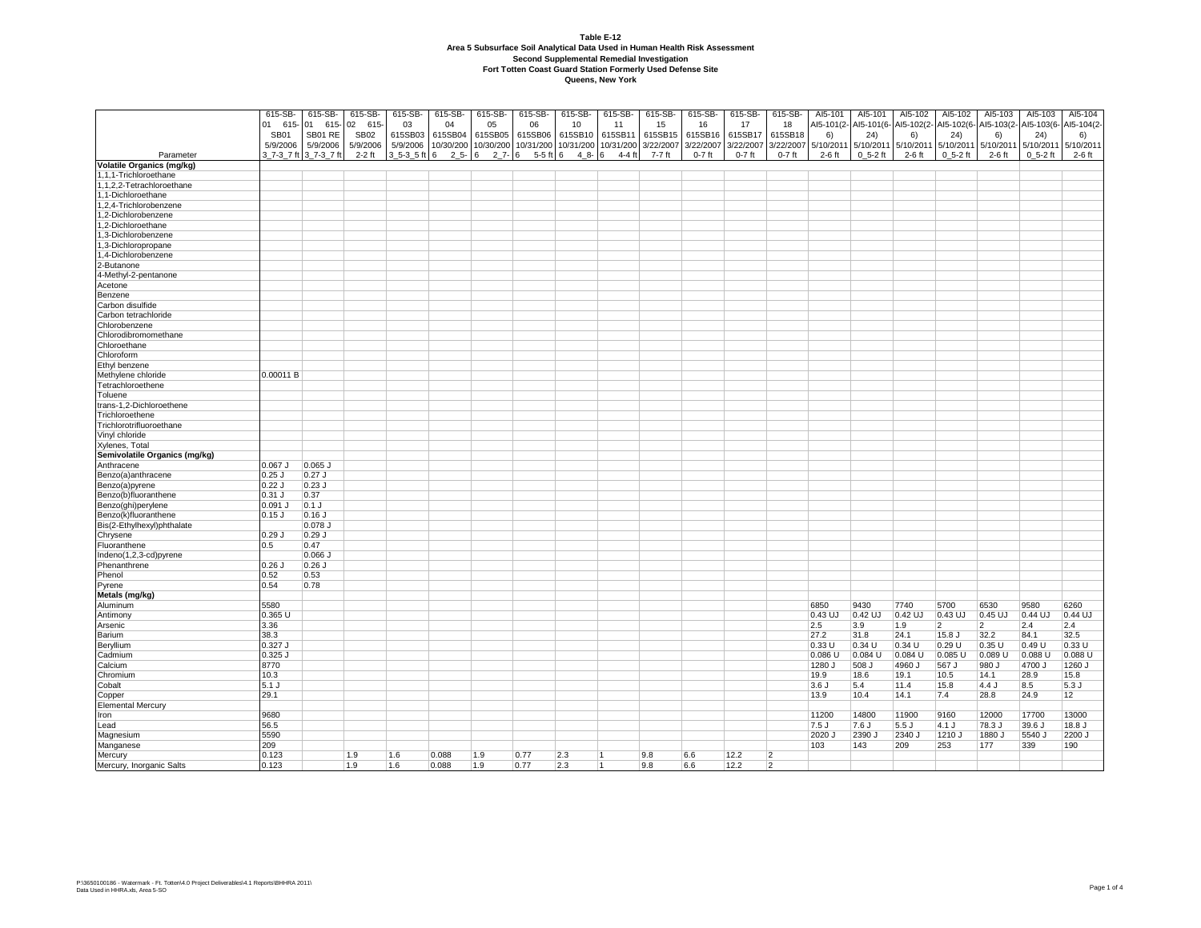**Table E-12**
**Area 5 Subsurface Soil Analytical Data Used in Human Health Risk Assessment**
**Second Supplemental Remedial Investigation**
**Fort Totten Coast Guard Station Formerly Used Defense Site**
**Queens, New York**

| Parameter | 615-SB-01 615-SB01 5/9/2006 3_7-3_7 ft | 615-SB-01 615-SB01 RE 5/9/2006 3_7-3_7 ft | 615-SB-02 615-SB02 5/9/2006 2-2 ft | 615-SB-03 615SB03 5/9/2006 3_5-3_5 ft | 615-SB-04 615SB04 10/30/2006 2_5- | 615-SB-05 615SB05 10/30/2006 2_7- | 615-SB-06 615SB06 10/31/2006 5-5 ft | 615-SB-10 615SB10 10/31/2006 4_8- | 615-SB-11 615SB11 10/31/2006 4-4 ft | 615-SB-15 615SB15 3/22/2007 7-7 ft | 615-SB-16 615SB16 3/22/2007 0-7 ft | 615-SB-17 615SB17 3/22/2007 0-7 ft | 615-SB-18 615SB18 3/22/2007 0-7 ft | AI5-101 AI5-101(2-6) 5/10/2011 2-6 ft | AI5-101 AI5-101(6-24) 5/10/2011 0_5-2 ft | AI5-102 AI5-102(2-6) 5/10/2011 2-6 ft | AI5-102 AI5-102(6-24) 5/10/2011 0_5-2 ft | AI5-103 AI5-103(2-6) 5/10/2011 2-6 ft | AI5-103 AI5-103(6-24) 5/10/2011 0_5-2 ft | AI5-104 AI5-104(2-6) 5/10/2011 2-6 ft |
|---|---|---|---|---|---|---|---|---|---|---|---|---|---|---|---|---|---|---|---|---|
| **Volatile Organics (mg/kg)** | | | | | | | | | | | | | | | | | | | | |
| 1,1,1-Trichloroethane | | | | | | | | | | | | | | | | | | | | |
| 1,1,2,2-Tetrachloroethane | | | | | | | | | | | | | | | | | | | | |
| 1,1-Dichloroethane | | | | | | | | | | | | | | | | | | | | |
| 1,2,4-Trichlorobenzene | | | | | | | | | | | | | | | | | | | | |
| 1,2-Dichlorobenzene | | | | | | | | | | | | | | | | | | | | |
| 1,2-Dichloroethane | | | | | | | | | | | | | | | | | | | | |
| 1,3-Dichlorobenzene | | | | | | | | | | | | | | | | | | | | |
| 1,3-Dichloropropane | | | | | | | | | | | | | | | | | | | | |
| 1,4-Dichlorobenzene | | | | | | | | | | | | | | | | | | | | |
| 2-Butanone | | | | | | | | | | | | | | | | | | | | |
| 4-Methyl-2-pentanone | | | | | | | | | | | | | | | | | | | | |
| Acetone | | | | | | | | | | | | | | | | | | | | |
| Benzene | | | | | | | | | | | | | | | | | | | | |
| Carbon disulfide | | | | | | | | | | | | | | | | | | | | |
| Carbon tetrachloride | | | | | | | | | | | | | | | | | | | | |
| Chlorobenzene | | | | | | | | | | | | | | | | | | | | |
| Chlorodibromomethane | | | | | | | | | | | | | | | | | | | | |
| Chloroethane | | | | | | | | | | | | | | | | | | | | |
| Chloroform | | | | | | | | | | | | | | | | | | | | |
| Ethyl benzene | | | | | | | | | | | | | | | | | | | | |
| Methylene chloride | 0.00011 B | | | | | | | | | | | | | | | | | | | |
| Tetrachloroethene | | | | | | | | | | | | | | | | | | | | |
| Toluene | | | | | | | | | | | | | | | | | | | | |
| trans-1,2-Dichloroethene | | | | | | | | | | | | | | | | | | | | |
| Trichloroethene | | | | | | | | | | | | | | | | | | | | |
| Trichlorotrifluoroethane | | | | | | | | | | | | | | | | | | | | |
| Vinyl chloride | | | | | | | | | | | | | | | | | | | | |
| Xylenes, Total | | | | | | | | | | | | | | | | | | | | |
| **Semivolatile Organics (mg/kg)** | | | | | | | | | | | | | | | | | | | | |
| Anthracene | 0.067 J | 0.065 J | | | | | | | | | | | | | | | | | | |
| Benzo(a)anthracene | 0.25 J | 0.27 J | | | | | | | | | | | | | | | | | | |
| Benzo(a)pyrene | 0.22 J | 0.23 J | | | | | | | | | | | | | | | | | | |
| Benzo(b)fluoranthene | 0.31 J | 0.37 | | | | | | | | | | | | | | | | | | |
| Benzo(ghi)perylene | 0.091 J | 0.1 J | | | | | | | | | | | | | | | | | | |
| Benzo(k)fluoranthene | 0.15 J | 0.16 J | | | | | | | | | | | | | | | | | | |
| Bis(2-Ethylhexyl)phthalate | | 0.078 J | | | | | | | | | | | | | | | | | | |
| Chrysene | 0.29 J | 0.29 J | | | | | | | | | | | | | | | | | | |
| Fluoranthene | 0.5 | 0.47 | | | | | | | | | | | | | | | | | | |
| Indeno(1,2,3-cd)pyrene | | 0.066 J | | | | | | | | | | | | | | | | | | |
| Phenanthrene | 0.26 J | 0.26 J | | | | | | | | | | | | | | | | | | |
| Phenol | 0.52 | 0.53 | | | | | | | | | | | | | | | | | | |
| Pyrene | 0.54 | 0.78 | | | | | | | | | | | | | | | | | | |
| **Metals (mg/kg)** | | | | | | | | | | | | | | | | | | | | |
| Aluminum | 5580 | | | | | | | | | | | | | 6850 | 9430 | 7740 | 5700 | 6530 | 9580 | 6260 |
| Antimony | 0.365 U | | | | | | | | | | | | | 0.43 UJ | 0.42 UJ | 0.42 UJ | 0.43 UJ | 0.45 UJ | 0.44 UJ | 0.44 UJ |
| Arsenic | 3.36 | | | | | | | | | | | | | 2.5 | 3.9 | 1.9 | 2 | 2 | 2.4 | 2.4 |
| Barium | 38.3 | | | | | | | | | | | | | 27.2 | 31.8 | 24.1 | 15.8 J | 32.2 | 84.1 | 32.5 |
| Beryllium | 0.327 J | | | | | | | | | | | | | 0.33 U | 0.34 U | 0.34 U | 0.29 U | 0.35 U | 0.49 U | 0.33 U |
| Cadmium | 0.325 J | | | | | | | | | | | | | 0.086 U | 0.084 U | 0.084 U | 0.085 U | 0.089 U | 0.088 U | 0.088 U |
| Calcium | 8770 | | | | | | | | | | | | | 1280 J | 508 J | 4960 J | 567 J | 980 J | 4700 J | 1260 J |
| Chromium | 10.3 | | | | | | | | | | | | | 19.9 | 18.6 | 19.1 | 10.5 | 14.1 | 28.9 | 15.8 |
| Cobalt | 5.1 J | | | | | | | | | | | | | 3.6 J | 5.4 | 11.4 | 15.8 | 4.4 J | 8.5 | 5.3 J |
| Copper | 29.1 | | | | | | | | | | | | | 13.9 | 10.4 | 14.1 | 7.4 | 28.8 | 24.9 | 12 |
| Elemental Mercury | | | | | | | | | | | | | | | | | | | | |
| Iron | 9680 | | | | | | | | | | | | | 11200 | 14800 | 11900 | 9160 | 12000 | 17700 | 13000 |
| Lead | 56.5 | | | | | | | | | | | | | 7.5 J | 7.6 J | 5.5 J | 4.1 J | 78.3 J | 39.6 J | 18.8 J |
| Magnesium | 5590 | | | | | | | | | | | | | 2020 J | 2390 J | 2340 J | 1210 J | 1880 J | 5540 J | 2200 J |
| Manganese | 209 | | | | | | | | | | | | | 103 | 143 | 209 | 253 | 177 | 339 | 190 |
| Mercury | 0.123 | | 1.9 | 1.6 | 0.088 | 1.9 | 0.77 | 2.3 | 1 | 9.8 | 6.6 | 12.2 | 2 | | | | | | | |
| Mercury, Inorganic Salts | 0.123 | | 1.9 | 1.6 | 0.088 | 1.9 | 0.77 | 2.3 | 1 | 9.8 | 6.6 | 12.2 | 2 | | | | | | | |

P:\3650100186 - Watermark - Ft. Totten\4.0 Project Deliverables\4.1 Reports\BHHRA 2011\
Data Used in HHRA.xls, Area 5-SO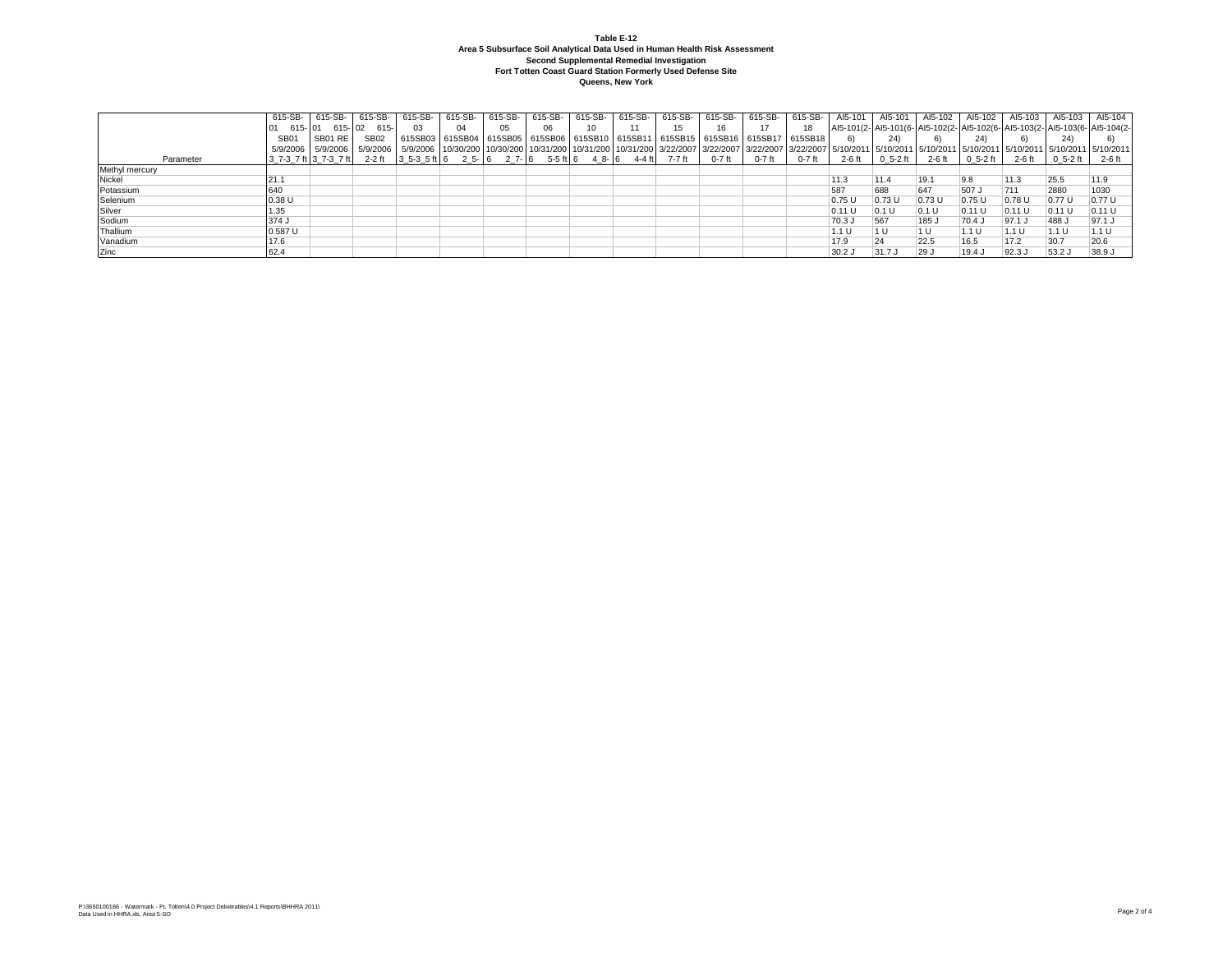**Table E-12**
**Area 5 Subsurface Soil Analytical Data Used in Human Health Risk Assessment**
**Second Supplemental Remedial Investigation**
**Fort Totten Coast Guard Station Formerly Used Defense Site**
**Queens, New York**

| Parameter | 615-SB-01 615-SB01 5/9/2006 3_7-3_7 ft | 615-SB-01 615-SB01 RE 5/9/2006 3_7-3_7 ft | 615-SB-02 615-SB02 5/9/2006 2-2 ft | 615-SB-03 615SB03 5/9/2006 3_5-3_5 ft | 615-SB-04 615SB04 10/30/2006 2_5- | 615-SB-05 615SB05 10/30/2006 2_7- | 615-SB-06 615SB06 10/31/2006 5-5 ft | 615-SB-10 615SB10 10/31/2006 4_8- | 615-SB-11 615SB11 10/31/2006 4-4 ft | 615-SB-15 615SB15 3/22/2007 7-7 ft | 615-SB-16 615SB16 3/22/2007 0-7 ft | 615-SB-17 615SB17 3/22/2007 0-7 ft | 615-SB-18 615SB18 3/22/2007 0-7 ft | AI5-101 AI5-101(2-6) 5/10/2011 2-6 ft | AI5-101 AI5-101(6-24) 5/10/2011 0_5-2 ft | AI5-102 AI5-102(2-6) 5/10/2011 2-6 ft | AI5-102 AI5-102(6-24) 5/10/2011 0_5-2 ft | AI5-103 AI5-103(2-6) 5/10/2011 2-6 ft | AI5-103 AI5-103(6-24) 5/10/2011 0_5-2 ft | AI5-104 AI5-104(2-6) 5/10/2011 2-6 ft |
|---|---|---|---|---|---|---|---|---|---|---|---|---|---|---|---|---|---|---|---|---|
| Methyl mercury | | | | | | | | | | | | | | | | | | | | |
| Nickel | 21.1 | | | | | | | | | | | | | 11.3 | 11.4 | 19.1 | 9.8 | 11.3 | 25.5 | 11.9 |
| Potassium | 640 | | | | | | | | | | | | | 587 | 688 | 647 | 507 J | 711 | 2880 | 1030 |
| Selenium | 0.38 U | | | | | | | | | | | | | 0.75 U | 0.73 U | 0.73 U | 0.75 U | 0.78 U | 0.77 U | 0.77 U |
| Silver | 1.35 | | | | | | | | | | | | | 0.11 U | 0.1 U | 0.1 U | 0.11 U | 0.11 U | 0.11 U | 0.11 U |
| Sodium | 374 J | | | | | | | | | | | | | 70.3 J | 567 | 185 J | 70.4 J | 97.1 J | 488 J | 97.1 J |
| Thallium | 0.587 U | | | | | | | | | | | | | 1.1 U | 1 U | 1 U | 1.1 U | 1.1 U | 1.1 U | 1.1 U |
| Vanadium | 17.6 | | | | | | | | | | | | | 17.9 | 24 | 22.5 | 16.5 | 17.2 | 30.7 | 20.6 |
| Zinc | 62.4 | | | | | | | | | | | | | 30.2 J | 31.7 J | 29 J | 19.4 J | 92.3 J | 53.2 J | 38.9 J |

P:\3650100186 - Watermark - Ft. Totten\4.0 Project Deliverables\4.1 Reports\BHHRA 2011\
Data Used in HHRA.xls, Area 5-SO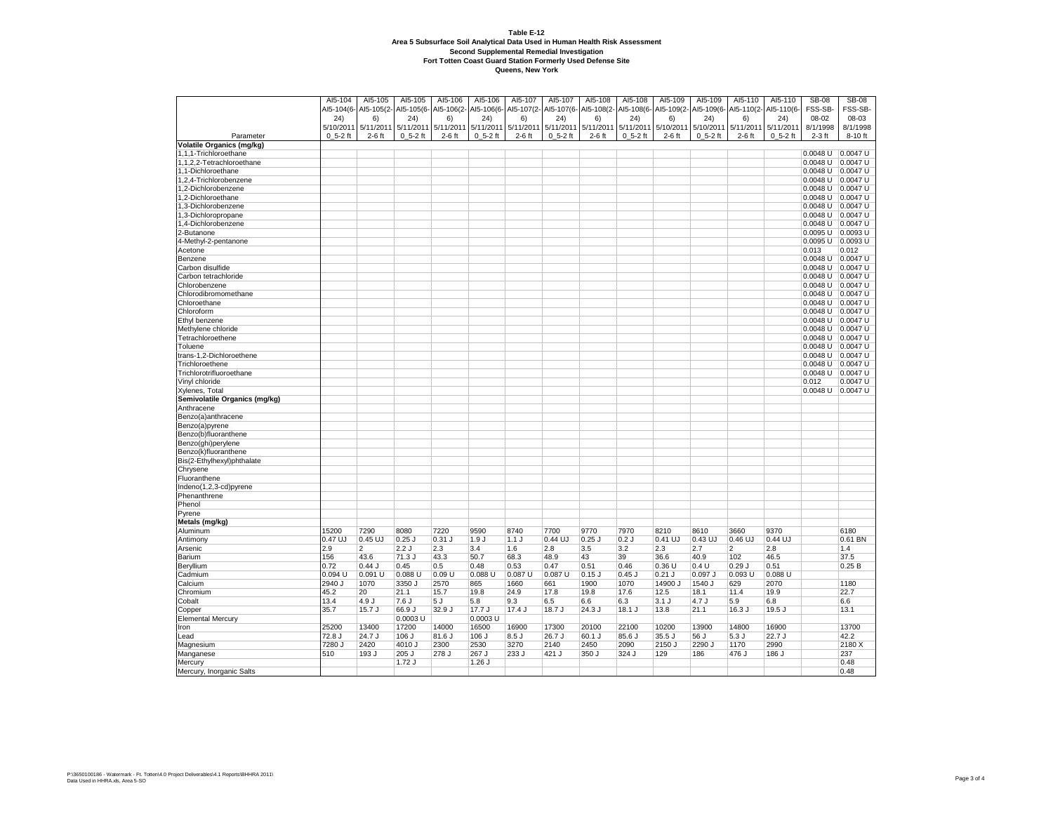**Table E-12**
**Area 5 Subsurface Soil Analytical Data Used in Human Health Risk Assessment**
**Second Supplemental Remedial Investigation**
**Fort Totten Coast Guard Station Formerly Used Defense Site**
**Queens, New York**

| | AI5-104 | AI5-105 | AI5-105 | AI5-106 | AI5-106 | AI5-107 | AI5-107 | AI5-108 | AI5-108 | AI5-109 | AI5-109 | AI5-110 | AI5-110 | SB-08 | SB-08 |
|---|---|---|---|---|---|---|---|---|---|---|---|---|---|---|---|
| | AI5-104(6-24) | AI5-105(2-6) | AI5-105(6-24) | AI5-106(2-6) | AI5-106(6-24) | AI5-107(2-6) | AI5-107(6-24) | AI5-108(2-6) | AI5-108(6-24) | AI5-109(2-6) | AI5-109(6-24) | AI5-110(2-6) | AI5-110(6-24) | FSS-SB-08-02 | FSS-SB-08-03 |
| | 5/10/2011 | 5/11/2011 | 5/11/2011 | 5/11/2011 | 5/11/2011 | 5/11/2011 | 5/11/2011 | 5/11/2011 | 5/11/2011 | 5/10/2011 | 5/10/2011 | 5/11/2011 | 5/11/2011 | 8/1/1998 | 8/1/1998 |
| Parameter | 0_5-2 ft | 2-6 ft | 0_5-2 ft | 2-6 ft | 0_5-2 ft | 2-6 ft | 0_5-2 ft | 2-6 ft | 0_5-2 ft | 2-6 ft | 0_5-2 ft | 2-6 ft | 0_5-2 ft | 2-3 ft | 8-10 ft |
| **Volatile Organics (mg/kg)** | | | | | | | | | | | | | | | |
| 1,1,1-Trichloroethane | | | | | | | | | | | | | | 0.0048 U | 0.0047 U |
| 1,1,2,2-Tetrachloroethane | | | | | | | | | | | | | | 0.0048 U | 0.0047 U |
| 1,1-Dichloroethane | | | | | | | | | | | | | | 0.0048 U | 0.0047 U |
| 1,2,4-Trichlorobenzene | | | | | | | | | | | | | | 0.0048 U | 0.0047 U |
| 1,2-Dichlorobenzene | | | | | | | | | | | | | | 0.0048 U | 0.0047 U |
| 1,2-Dichloroethane | | | | | | | | | | | | | | 0.0048 U | 0.0047 U |
| 1,3-Dichlorobenzene | | | | | | | | | | | | | | 0.0048 U | 0.0047 U |
| 1,3-Dichloropropane | | | | | | | | | | | | | | 0.0048 U | 0.0047 U |
| 1,4-Dichlorobenzene | | | | | | | | | | | | | | 0.0048 U | 0.0047 U |
| 2-Butanone | | | | | | | | | | | | | | 0.0095 U | 0.0093 U |
| 4-Methyl-2-pentanone | | | | | | | | | | | | | | 0.0095 U | 0.0093 U |
| Acetone | | | | | | | | | | | | | | 0.013 | 0.012 |
| Benzene | | | | | | | | | | | | | | 0.0048 U | 0.0047 U |
| Carbon disulfide | | | | | | | | | | | | | | 0.0048 U | 0.0047 U |
| Carbon tetrachloride | | | | | | | | | | | | | | 0.0048 U | 0.0047 U |
| Chlorobenzene | | | | | | | | | | | | | | 0.0048 U | 0.0047 U |
| Chlorodibromomethane | | | | | | | | | | | | | | 0.0048 U | 0.0047 U |
| Chloroethane | | | | | | | | | | | | | | 0.0048 U | 0.0047 U |
| Chloroform | | | | | | | | | | | | | | 0.0048 U | 0.0047 U |
| Ethyl benzene | | | | | | | | | | | | | | 0.0048 U | 0.0047 U |
| Methylene chloride | | | | | | | | | | | | | | 0.0048 U | 0.0047 U |
| Tetrachloroethene | | | | | | | | | | | | | | 0.0048 U | 0.0047 U |
| Toluene | | | | | | | | | | | | | | 0.0048 U | 0.0047 U |
| trans-1,2-Dichloroethene | | | | | | | | | | | | | | 0.0048 U | 0.0047 U |
| Trichloroethene | | | | | | | | | | | | | | 0.0048 U | 0.0047 U |
| Trichlorotrifluoroethane | | | | | | | | | | | | | | 0.0048 U | 0.0047 U |
| Vinyl chloride | | | | | | | | | | | | | | 0.012 | 0.0047 U |
| Xylenes, Total | | | | | | | | | | | | | | 0.0048 U | 0.0047 U |
| **Semivolatile Organics (mg/kg)** | | | | | | | | | | | | | | | |
| Anthracene | | | | | | | | | | | | | | | |
| Benzo(a)anthracene | | | | | | | | | | | | | | | |
| Benzo(a)pyrene | | | | | | | | | | | | | | | |
| Benzo(b)fluoranthene | | | | | | | | | | | | | | | |
| Benzo(ghi)perylene | | | | | | | | | | | | | | | |
| Benzo(k)fluoranthene | | | | | | | | | | | | | | | |
| Bis(2-Ethylhexyl)phthalate | | | | | | | | | | | | | | | |
| Chrysene | | | | | | | | | | | | | | | |
| Fluoranthene | | | | | | | | | | | | | | | |
| Indeno(1,2,3-cd)pyrene | | | | | | | | | | | | | | | |
| Phenanthrene | | | | | | | | | | | | | | | |
| Phenol | | | | | | | | | | | | | | | |
| Pyrene | | | | | | | | | | | | | | | |
| **Metals (mg/kg)** | | | | | | | | | | | | | | | |
| Aluminum | 15200 | 7290 | 8080 | 7220 | 9590 | 8740 | 7700 | 9770 | 7970 | 8210 | 8610 | 3660 | 9370 | | 6180 |
| Antimony | 0.47 UJ | 0.45 UJ | 0.25 J | 0.31 J | 1.9 J | 1.1 J | 0.44 UJ | 0.25 J | 0.2 J | 0.41 UJ | 0.43 UJ | 0.46 UJ | 0.44 UJ | | 0.61 BN |
| Arsenic | 2.9 | 2 | 2.2 J | 2.3 | 3.4 | 1.6 | 2.8 | 3.5 | 3.2 | 2.3 | 2.7 | 2 | 2.8 | | 1.4 |
| Barium | 156 | 43.6 | 71.3 J | 43.3 | 50.7 | 68.3 | 48.9 | 43 | 39 | 36.6 | 40.9 | 102 | 46.5 | | 37.5 |
| Beryllium | 0.72 | 0.44 J | 0.45 | 0.5 | 0.48 | 0.53 | 0.47 | 0.51 | 0.46 | 0.36 U | 0.4 U | 0.29 J | 0.51 | | 0.25 B |
| Cadmium | 0.094 U | 0.091 U | 0.088 U | 0.09 U | 0.088 U | 0.087 U | 0.087 U | 0.15 J | 0.45 J | 0.21 J | 0.097 J | 0.093 U | 0.088 U | | |
| Calcium | 2940 J | 1070 | 3350 J | 2570 | 865 | 1660 | 661 | 1900 | 1070 | 14900 J | 1540 J | 629 | 2070 | | 1180 |
| Chromium | 45.2 | 20 | 21.1 | 15.7 | 19.8 | 24.9 | 17.8 | 19.8 | 17.6 | 12.5 | 18.1 | 11.4 | 19.9 | | 22.7 |
| Cobalt | 13.4 | 4.9 J | 7.6 J | 5 J | 5.8 | 9.3 | 6.5 | 6.6 | 6.3 | 3.1 J | 4.7 J | 5.9 | 6.8 | | 6.6 |
| Copper | 35.7 | 15.7 J | 66.9 J | 32.9 J | 17.7 J | 17.4 J | 18.7 J | 24.3 J | 18.1 J | 13.8 | 21.1 | 16.3 J | 19.5 J | | 13.1 |
| Elemental Mercury | | | 0.0003 U | | 0.0003 U | | | | | | | | | | |
| Iron | 25200 | 13400 | 17200 | 14000 | 16500 | 16900 | 17300 | 20100 | 22100 | 10200 | 13900 | 14800 | 16900 | | 13700 |
| Lead | 72.8 J | 24.7 J | 106 J | 81.6 J | 106 J | 8.5 J | 26.7 J | 60.1 J | 85.6 J | 35.5 J | 56 J | 5.3 J | 22.7 J | | 42.2 |
| Magnesium | 7280 J | 2420 | 4010 J | 2300 | 2530 | 3270 | 2140 | 2450 | 2090 | 2150 J | 2290 J | 1170 | 2990 | | 2180 X |
| Manganese | 510 | 193 J | 205 J | 278 J | 267 J | 233 J | 421 J | 350 J | 324 J | 129 | 186 | 476 J | 186 J | | 237 |
| Mercury | | | 1.72 J | | 1.26 J | | | | | | | | | | 0.48 |
| Mercury, Inorganic Salts | | | | | | | | | | | | | | | 0.48 |

P:\3650100186 - Watermark - Ft. Totten\4.0 Project Deliverables\4.1 Reports\BHHRA 2011\
Data Used in HHRA.xls, Area 5-SO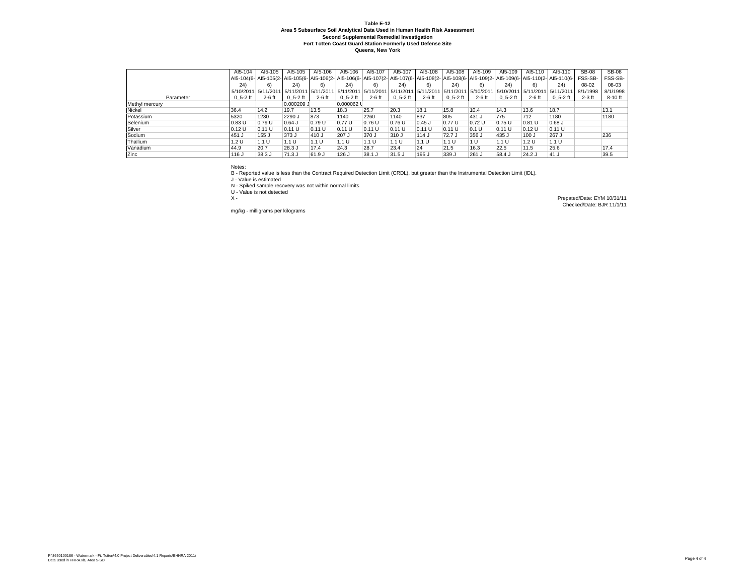**Table E-12**
**Area 5 Subsurface Soil Analytical Data Used in Human Health Risk Assessment**
**Second Supplemental Remedial Investigation**
**Fort Totten Coast Guard Station Formerly Used Defense Site**
**Queens, New York**

| Parameter | AI5-104 | AI5-105 | AI5-105 | AI5-106 | AI5-106 | AI5-107 | AI5-107 | AI5-108 | AI5-108 | AI5-109 | AI5-109 | AI5-110 | AI5-110 | SB-08 | SB-08 |
|---|---|---|---|---|---|---|---|---|---|---|---|---|---|---|---|
| | AI5-104(6-24) | AI5-105(2-6) | AI5-105(6-24) | AI5-106(2-6) | AI5-106(6-24) | AI5-107(2-6) | AI5-107(6-24) | AI5-108(2-6) | AI5-108(6-24) | AI5-109(2-6) | AI5-109(6-24) | AI5-110(2-6) | AI5-110(6-24) | FSS-SB-08-02 | FSS-SB-08-03 |
| | 5/10/2011 | 5/11/2011 | 5/11/2011 | 5/11/2011 | 5/11/2011 | 5/11/2011 | 5/11/2011 | 5/11/2011 | 5/11/2011 | 5/10/2011 | 5/10/2011 | 5/11/2011 | 5/11/2011 | 8/1/1998 | 8/1/1998 |
| | 0_5-2 ft | 2-6 ft | 0_5-2 ft | 2-6 ft | 0_5-2 ft | 2-6 ft | 0_5-2 ft | 2-6 ft | 0_5-2 ft | 2-6 ft | 0_5-2 ft | 2-6 ft | 0_5-2 ft | 2-3 ft | 8-10 ft |
| Methyl mercury | | | 0.000209 J | | 0.000062 U | | | | | | | | | | |
| Nickel | 36.4 | 14.2 | 19.7 | 13.5 | 18.3 | 25.7 | 20.3 | 18.1 | 15.8 | 10.4 | 14.3 | 13.6 | 18.7 | | 13.1 |
| Potassium | 5320 | 1230 | 2290 J | 873 | 1140 | 2260 | 1140 | 837 | 805 | 431 J | 775 | 712 | 1180 | | 1180 |
| Selenium | 0.83 U | 0.79 U | 0.64 J | 0.79 U | 0.77 U | 0.76 U | 0.76 U | 0.45 J | 0.77 U | 0.72 U | 0.75 U | 0.81 U | 0.68 J | | |
| Silver | 0.12 U | 0.11 U | 0.11 U | 0.11 U | 0.11 U | 0.11 U | 0.11 U | 0.11 U | 0.11 U | 0.1 U | 0.11 U | 0.12 U | 0.11 U | | |
| Sodium | 451 J | 155 J | 373 J | 410 J | 207 J | 370 J | 310 J | 114 J | 72.7 J | 356 J | 435 J | 100 J | 267 J | | 236 |
| Thallium | 1.2 U | 1.1 U | 1.1 U | 1.1 U | 1.1 U | 1.1 U | 1.1 U | 1.1 U | 1.1 U | 1 U | 1.1 U | 1.2 U | 1.1 U | | |
| Vanadium | 44.9 | 20.7 | 28.3 J | 17.4 | 24.3 | 28.7 | 23.4 | 24 | 21.5 | 16.3 | 22.5 | 11.5 | 25.6 | | 17.4 |
| Zinc | 116 J | 38.3 J | 71.3 J | 61.9 J | 126 J | 38.1 J | 31.5 J | 195 J | 339 J | 261 J | 58.4 J | 24.2 J | 41 J | | 39.5 |

Notes:
B - Reported value is less than the Contract Required Detection Limit (CRDL), but greater than the Instrumental Detection Limit (IDL).
J - Value is estimated
N - Spiked sample recovery was not within normal limits
U - Value is not detected
X -

mg/kg - milligrams per kilograms

Prepated/Date: EYM 10/31/11
Checked/Date: BJR 11/1/11

P:\3650100186 - Watermark - Ft. Totten\4.0 Project Deliverables\4.1 Reports\BHHRA 2011\
Data Used in HHRA.xls, Area 5-SO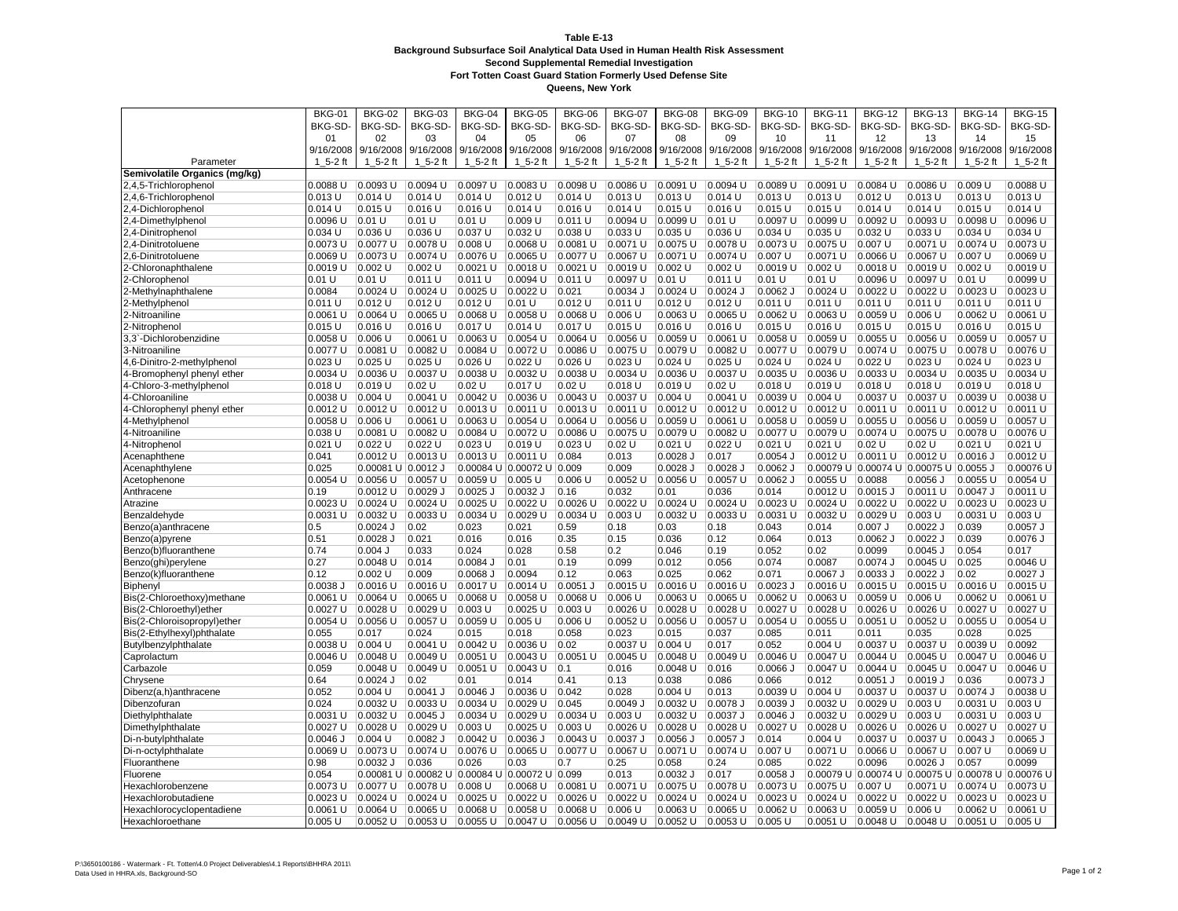**Table E-13**
**Background Subsurface Soil Analytical Data Used in Human Health Risk Assessment**
**Second Supplemental Remedial Investigation**
**Fort Totten Coast Guard Station Formerly Used Defense Site**
**Queens, New York**

| Parameter | BKG-01 BKG-SD-01 9/16/2008 1_5-2 ft | BKG-02 BKG-SD-02 9/16/2008 1_5-2 ft | BKG-03 BKG-SD-03 9/16/2008 1_5-2 ft | BKG-04 BKG-SD-04 9/16/2008 1_5-2 ft | BKG-05 BKG-SD-05 9/16/2008 1_5-2 ft | BKG-06 BKG-SD-06 9/16/2008 1_5-2 ft | BKG-07 BKG-SD-07 9/16/2008 1_5-2 ft | BKG-08 BKG-SD-08 9/16/2008 1_5-2 ft | BKG-09 BKG-SD-09 9/16/2008 1_5-2 ft | BKG-10 BKG-SD-10 9/16/2008 1_5-2 ft | BKG-11 BKG-SD-11 9/16/2008 1_5-2 ft | BKG-12 BKG-SD-12 9/16/2008 1_5-2 ft | BKG-13 BKG-SD-13 9/16/2008 1_5-2 ft | BKG-14 BKG-SD-14 9/16/2008 1_5-2 ft | BKG-15 BKG-SD-15 9/16/2008 1_5-2 ft |
|---|---|---|---|---|---|---|---|---|---|---|---|---|---|---|---|
| **Semivolatile Organics (mg/kg)** | | | | | | | | | | | | | | | |
| 2,4,5-Trichlorophenol | 0.0088 U | 0.0093 U | 0.0094 U | 0.0097 U | 0.0083 U | 0.0098 U | 0.0086 U | 0.0091 U | 0.0094 U | 0.0089 U | 0.0091 U | 0.0084 U | 0.0086 U | 0.009 U | 0.0088 U |
| 2,4,6-Trichlorophenol | 0.013 U | 0.014 U | 0.014 U | 0.014 U | 0.012 U | 0.014 U | 0.013 U | 0.013 U | 0.014 U | 0.013 U | 0.013 U | 0.012 U | 0.013 U | 0.013 U | 0.013 U |
| 2,4-Dichlorophenol | 0.014 U | 0.015 U | 0.016 U | 0.016 U | 0.014 U | 0.016 U | 0.014 U | 0.015 U | 0.016 U | 0.015 U | 0.015 U | 0.014 U | 0.014 U | 0.015 U | 0.014 U |
| 2,4-Dimethylphenol | 0.0096 U | 0.01 U | 0.01 U | 0.01 U | 0.009 U | 0.011 U | 0.0094 U | 0.0099 U | 0.01 U | 0.0097 U | 0.0099 U | 0.0092 U | 0.0093 U | 0.0098 U | 0.0096 U |
| 2,4-Dinitrophenol | 0.034 U | 0.036 U | 0.036 U | 0.037 U | 0.032 U | 0.038 U | 0.033 U | 0.035 U | 0.036 U | 0.034 U | 0.035 U | 0.032 U | 0.033 U | 0.034 U | 0.034 U |
| 2,4-Dinitrotoluene | 0.0073 U | 0.0077 U | 0.0078 U | 0.008 U | 0.0068 U | 0.0081 U | 0.0071 U | 0.0075 U | 0.0078 U | 0.0073 U | 0.0075 U | 0.007 U | 0.0071 U | 0.0074 U | 0.0073 U |
| 2,6-Dinitrotoluene | 0.0069 U | 0.0073 U | 0.0074 U | 0.0076 U | 0.0065 U | 0.0077 U | 0.0067 U | 0.0071 U | 0.0074 U | 0.007 U | 0.0071 U | 0.0066 U | 0.0067 U | 0.007 U | 0.0069 U |
| 2-Chloronaphthalene | 0.0019 U | 0.002 U | 0.002 U | 0.0021 U | 0.0018 U | 0.0021 U | 0.0019 U | 0.002 U | 0.002 U | 0.0019 U | 0.002 U | 0.0018 U | 0.0019 U | 0.002 U | 0.0019 U |
| 2-Chlorophenol | 0.01 U | 0.01 U | 0.011 U | 0.011 U | 0.0094 U | 0.011 U | 0.0097 U | 0.01 U | 0.011 U | 0.01 U | 0.01 U | 0.0096 U | 0.0097 U | 0.01 U | 0.0099 U |
| 2-Methylnaphthalene | 0.0084 | 0.0024 U | 0.0024 U | 0.0025 U | 0.0022 U | 0.021 | 0.0034 J | 0.0024 U | 0.0024 J | 0.0062 J | 0.0024 U | 0.0022 U | 0.0022 U | 0.0023 U | 0.0023 U |
| 2-Methylphenol | 0.011 U | 0.012 U | 0.012 U | 0.012 U | 0.01 U | 0.012 U | 0.011 U | 0.012 U | 0.012 U | 0.011 U | 0.011 U | 0.011 U | 0.011 U | 0.011 U | 0.011 U |
| 2-Nitroaniline | 0.0061 U | 0.0064 U | 0.0065 U | 0.0068 U | 0.0058 U | 0.0068 U | 0.006 U | 0.0063 U | 0.0065 U | 0.0062 U | 0.0063 U | 0.0059 U | 0.006 U | 0.0062 U | 0.0061 U |
| 2-Nitrophenol | 0.015 U | 0.016 U | 0.016 U | 0.017 U | 0.014 U | 0.017 U | 0.015 U | 0.016 U | 0.016 U | 0.015 U | 0.016 U | 0.015 U | 0.015 U | 0.016 U | 0.015 U |
| 3,3`-Dichlorobenzidine | 0.0058 U | 0.006 U | 0.0061 U | 0.0063 U | 0.0054 U | 0.0064 U | 0.0056 U | 0.0059 U | 0.0061 U | 0.0058 U | 0.0059 U | 0.0055 U | 0.0056 U | 0.0059 U | 0.0057 U |
| 3-Nitroaniline | 0.0077 U | 0.0081 U | 0.0082 U | 0.0084 U | 0.0072 U | 0.0086 U | 0.0075 U | 0.0079 U | 0.0082 U | 0.0077 U | 0.0079 U | 0.0074 U | 0.0075 U | 0.0078 U | 0.0076 U |
| 4,6-Dinitro-2-methylphenol | 0.023 U | 0.025 U | 0.025 U | 0.026 U | 0.022 U | 0.026 U | 0.023 U | 0.024 U | 0.025 U | 0.024 U | 0.024 U | 0.022 U | 0.023 U | 0.024 U | 0.023 U |
| 4-Bromophenyl phenyl ether | 0.0034 U | 0.0036 U | 0.0037 U | 0.0038 U | 0.0032 U | 0.0038 U | 0.0034 U | 0.0036 U | 0.0037 U | 0.0035 U | 0.0036 U | 0.0033 U | 0.0034 U | 0.0035 U | 0.0034 U |
| 4-Chloro-3-methylphenol | 0.018 U | 0.019 U | 0.02 U | 0.02 U | 0.017 U | 0.02 U | 0.018 U | 0.019 U | 0.02 U | 0.018 U | 0.019 U | 0.018 U | 0.018 U | 0.019 U | 0.018 U |
| 4-Chloroaniline | 0.0038 U | 0.004 U | 0.0041 U | 0.0042 U | 0.0036 U | 0.0043 U | 0.0037 U | 0.004 U | 0.0041 U | 0.0039 U | 0.004 U | 0.0037 U | 0.0037 U | 0.0039 U | 0.0038 U |
| 4-Chlorophenyl phenyl ether | 0.0012 U | 0.0012 U | 0.0012 U | 0.0013 U | 0.0011 U | 0.0013 U | 0.0011 U | 0.0012 U | 0.0012 U | 0.0012 U | 0.0012 U | 0.0011 U | 0.0011 U | 0.0012 U | 0.0011 U |
| 4-Methylphenol | 0.0058 U | 0.006 U | 0.0061 U | 0.0063 U | 0.0054 U | 0.0064 U | 0.0056 U | 0.0059 U | 0.0061 U | 0.0058 U | 0.0059 U | 0.0055 U | 0.0056 U | 0.0059 U | 0.0057 U |
| 4-Nitroaniline | 0.038 U | 0.0081 U | 0.0082 U | 0.0084 U | 0.0072 U | 0.0086 U | 0.0075 U | 0.0079 U | 0.0082 U | 0.0077 U | 0.0079 U | 0.0074 U | 0.0075 U | 0.0078 U | 0.0076 U |
| 4-Nitrophenol | 0.021 U | 0.022 U | 0.022 U | 0.023 U | 0.019 U | 0.023 U | 0.02 U | 0.021 U | 0.022 U | 0.021 U | 0.021 U | 0.02 U | 0.02 U | 0.021 U | 0.021 U |
| Acenaphthene | 0.041 | 0.0012 U | 0.0013 U | 0.0013 U | 0.0011 U | 0.084 | 0.013 | 0.0028 J | 0.017 | 0.0054 J | 0.0012 U | 0.0011 U | 0.0012 U | 0.0016 J | 0.0012 U |
| Acenaphthylene | 0.025 | 0.00081 U | 0.0012 J | 0.00084 U | 0.00072 U | 0.009 | 0.009 | 0.0028 J | 0.0028 J | 0.0062 J | 0.00079 U | 0.00074 U | 0.00075 U | 0.0055 J | 0.00076 U |
| Acetophenone | 0.0054 U | 0.0056 U | 0.0057 U | 0.0059 U | 0.005 U | 0.006 U | 0.0052 U | 0.0056 U | 0.0057 U | 0.0062 J | 0.0055 U | 0.0088 | 0.0056 J | 0.0055 U | 0.0054 U |
| Anthracene | 0.19 | 0.0012 U | 0.0029 J | 0.0025 J | 0.0032 J | 0.16 | 0.032 | 0.01 | 0.036 | 0.014 | 0.0012 U | 0.0015 J | 0.0011 U | 0.0047 J | 0.0011 U |
| Atrazine | 0.0023 U | 0.0024 U | 0.0024 U | 0.0025 U | 0.0022 U | 0.0026 U | 0.0022 U | 0.0024 U | 0.0024 U | 0.0023 U | 0.0024 U | 0.0022 U | 0.0022 U | 0.0023 U | 0.0023 U |
| Benzaldehyde | 0.0031 U | 0.0032 U | 0.0033 U | 0.0034 U | 0.0029 U | 0.0034 U | 0.003 U | 0.0032 U | 0.0033 U | 0.0031 U | 0.0032 U | 0.0029 U | 0.003 U | 0.0031 U | 0.003 U |
| Benzo(a)anthracene | 0.5 | 0.0024 J | 0.02 | 0.023 | 0.021 | 0.59 | 0.18 | 0.03 | 0.18 | 0.043 | 0.014 | 0.007 J | 0.0022 J | 0.039 | 0.0057 J |
| Benzo(a)pyrene | 0.51 | 0.0028 J | 0.021 | 0.016 | 0.016 | 0.35 | 0.15 | 0.036 | 0.12 | 0.064 | 0.013 | 0.0062 J | 0.0022 J | 0.039 | 0.0076 J |
| Benzo(b)fluoranthene | 0.74 | 0.004 J | 0.033 | 0.024 | 0.028 | 0.58 | 0.2 | 0.046 | 0.19 | 0.052 | 0.02 | 0.0099 | 0.0045 J | 0.054 | 0.017 |
| Benzo(ghi)perylene | 0.27 | 0.0048 U | 0.014 | 0.0084 J | 0.01 | 0.19 | 0.099 | 0.012 | 0.056 | 0.074 | 0.0087 | 0.0074 J | 0.0045 U | 0.025 | 0.0046 U |
| Benzo(k)fluoranthene | 0.12 | 0.002 U | 0.009 | 0.0068 J | 0.0094 | 0.12 | 0.063 | 0.025 | 0.062 | 0.071 | 0.0067 J | 0.0033 J | 0.0022 J | 0.02 | 0.0027 J |
| Biphenyl | 0.0038 J | 0.0016 U | 0.0016 U | 0.0017 U | 0.0014 U | 0.0051 J | 0.0015 U | 0.0016 U | 0.0016 U | 0.0023 J | 0.0016 U | 0.0015 U | 0.0015 U | 0.0016 U | 0.0015 U |
| Bis(2-Chloroethoxy)methane | 0.0061 U | 0.0064 U | 0.0065 U | 0.0068 U | 0.0058 U | 0.0068 U | 0.006 U | 0.0063 U | 0.0065 U | 0.0062 U | 0.0063 U | 0.0059 U | 0.006 U | 0.0062 U | 0.0061 U |
| Bis(2-Chloroethyl)ether | 0.0027 U | 0.0028 U | 0.0029 U | 0.003 U | 0.0025 U | 0.003 U | 0.0026 U | 0.0028 U | 0.0028 U | 0.0027 U | 0.0028 U | 0.0026 U | 0.0026 U | 0.0027 U | 0.0027 U |
| Bis(2-Chloroisopropyl)ether | 0.0054 U | 0.0056 U | 0.0057 U | 0.0059 U | 0.005 U | 0.006 U | 0.0052 U | 0.0056 U | 0.0057 U | 0.0054 U | 0.0055 U | 0.0051 U | 0.0052 U | 0.0055 U | 0.0054 U |
| Bis(2-Ethylhexyl)phthalate | 0.055 | 0.017 | 0.024 | 0.015 | 0.018 | 0.058 | 0.023 | 0.015 | 0.037 | 0.085 | 0.011 | 0.011 | 0.035 | 0.028 | 0.025 |
| Butylbenzylphthalate | 0.0038 U | 0.004 U | 0.0041 U | 0.0042 U | 0.0036 U | 0.02 | 0.0037 U | 0.004 U | 0.017 | 0.052 | 0.004 U | 0.0037 U | 0.0037 U | 0.0039 U | 0.0092 |
| Caprolactum | 0.0046 U | 0.0048 U | 0.0049 U | 0.0051 U | 0.0043 U | 0.0051 U | 0.0045 U | 0.0048 U | 0.0049 U | 0.0046 U | 0.0047 U | 0.0044 U | 0.0045 U | 0.0047 U | 0.0046 U |
| Carbazole | 0.059 | 0.0048 U | 0.0049 U | 0.0051 U | 0.0043 U | 0.1 | 0.016 | 0.0048 U | 0.016 | 0.0066 J | 0.0047 U | 0.0044 U | 0.0045 U | 0.0047 U | 0.0046 U |
| Chrysene | 0.64 | 0.0024 J | 0.02 | 0.01 | 0.014 | 0.41 | 0.13 | 0.038 | 0.086 | 0.066 | 0.012 | 0.0051 J | 0.0019 J | 0.036 | 0.0073 J |
| Dibenz(a,h)anthracene | 0.052 | 0.004 U | 0.0041 J | 0.0046 J | 0.0036 U | 0.042 | 0.028 | 0.004 U | 0.013 | 0.0039 U | 0.004 U | 0.0037 U | 0.0037 U | 0.0074 J | 0.0038 U |
| Dibenzofuran | 0.024 | 0.0032 U | 0.0033 U | 0.0034 U | 0.0029 U | 0.045 | 0.0049 J | 0.0032 U | 0.0078 J | 0.0039 J | 0.0032 U | 0.0029 U | 0.003 U | 0.0031 U | 0.003 U |
| Diethylphthalate | 0.0031 U | 0.0032 U | 0.0045 J | 0.0034 U | 0.0029 U | 0.0034 U | 0.003 U | 0.0032 U | 0.0037 J | 0.0046 J | 0.0032 U | 0.0029 U | 0.003 U | 0.0031 U | 0.003 U |
| Dimethylphthalate | 0.0027 U | 0.0028 U | 0.0029 U | 0.003 U | 0.0025 U | 0.003 U | 0.0026 U | 0.0028 U | 0.0028 U | 0.0027 U | 0.0028 U | 0.0026 U | 0.0026 U | 0.0027 U | 0.0027 U |
| Di-n-butylphthalate | 0.0046 J | 0.004 U | 0.0082 J | 0.0042 U | 0.0036 J | 0.0043 U | 0.0037 J | 0.0056 J | 0.0057 J | 0.014 | 0.004 U | 0.0037 U | 0.0037 U | 0.0043 J | 0.0065 J |
| Di-n-octylphthalate | 0.0069 U | 0.0073 U | 0.0074 U | 0.0076 U | 0.0065 U | 0.0077 U | 0.0067 U | 0.0071 U | 0.0074 U | 0.007 U | 0.0071 U | 0.0066 U | 0.0067 U | 0.007 U | 0.0069 U |
| Fluoranthene | 0.98 | 0.0032 J | 0.036 | 0.026 | 0.03 | 0.7 | 0.25 | 0.058 | 0.24 | 0.085 | 0.022 | 0.0096 | 0.0026 J | 0.057 | 0.0099 |
| Fluorene | 0.054 | 0.00081 U | 0.00082 U | 0.00084 U | 0.00072 U | 0.099 | 0.013 | 0.0032 J | 0.017 | 0.0058 J | 0.00079 U | 0.00074 U | 0.00075 U | 0.00078 U | 0.00076 U |
| Hexachlorobenzene | 0.0073 U | 0.0077 U | 0.0078 U | 0.008 U | 0.0068 U | 0.0081 U | 0.0071 U | 0.0075 U | 0.0078 U | 0.0073 U | 0.0075 U | 0.007 U | 0.0071 U | 0.0074 U | 0.0073 U |
| Hexachlorobutadiene | 0.0023 U | 0.0024 U | 0.0024 U | 0.0025 U | 0.0022 U | 0.0026 U | 0.0022 U | 0.0024 U | 0.0024 U | 0.0023 U | 0.0024 U | 0.0022 U | 0.0022 U | 0.0023 U | 0.0023 U |
| Hexachlorocyclopentadiene | 0.0061 U | 0.0064 U | 0.0065 U | 0.0068 U | 0.0058 U | 0.0068 U | 0.006 U | 0.0063 U | 0.0065 U | 0.0062 U | 0.0063 U | 0.0059 U | 0.006 U | 0.0062 U | 0.0061 U |
| Hexachloroethane | 0.005 U | 0.0052 U | 0.0053 U | 0.0055 U | 0.0047 U | 0.0056 U | 0.0049 U | 0.0052 U | 0.0053 U | 0.005 U | 0.0051 U | 0.0048 U | 0.0048 U | 0.0051 U | 0.005 U |

P:\3650100186 - Watermark - Ft. Totten\4.0 Project Deliverables\4.1 Reports\BHHRA 2011\
Data Used in HHRA.xls, Background-SO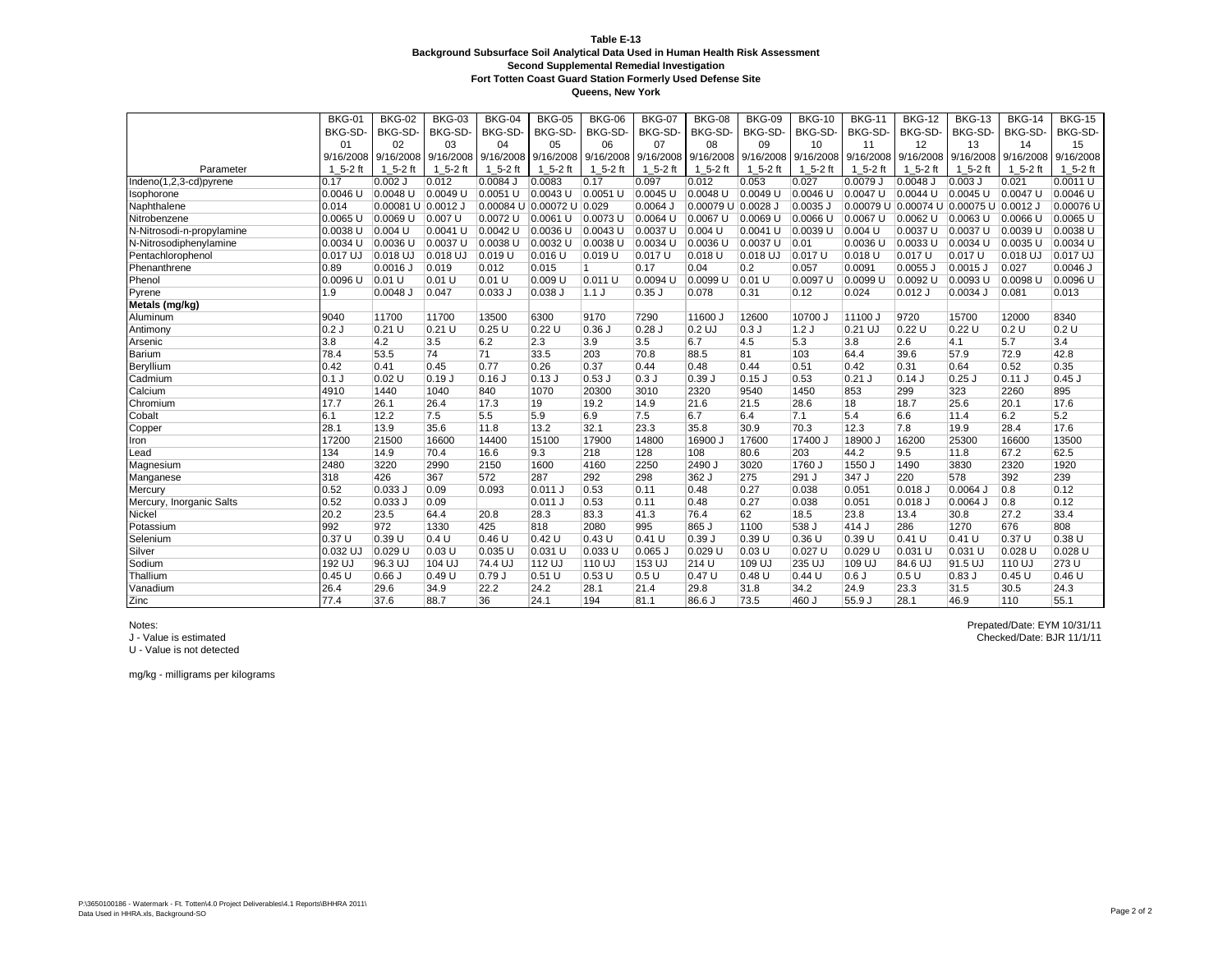**Table E-13**
**Background Subsurface Soil Analytical Data Used in Human Health Risk Assessment**
**Second Supplemental Remedial Investigation**
**Fort Totten Coast Guard Station Formerly Used Defense Site**
**Queens, New York**

| Parameter | BKG-01 BKG-SD-01 9/16/2008 1_5-2 ft | BKG-02 BKG-SD-02 9/16/2008 1_5-2 ft | BKG-03 BKG-SD-03 9/16/2008 1_5-2 ft | BKG-04 BKG-SD-04 9/16/2008 1_5-2 ft | BKG-05 BKG-SD-05 9/16/2008 1_5-2 ft | BKG-06 BKG-SD-06 9/16/2008 1_5-2 ft | BKG-07 BKG-SD-07 9/16/2008 1_5-2 ft | BKG-08 BKG-SD-08 9/16/2008 1_5-2 ft | BKG-09 BKG-SD-09 9/16/2008 1_5-2 ft | BKG-10 BKG-SD-10 9/16/2008 1_5-2 ft | BKG-11 BKG-SD-11 9/16/2008 1_5-2 ft | BKG-12 BKG-SD-12 9/16/2008 1_5-2 ft | BKG-13 BKG-SD-13 9/16/2008 1_5-2 ft | BKG-14 BKG-SD-14 9/16/2008 1_5-2 ft | BKG-15 BKG-SD-15 9/16/2008 1_5-2 ft |
|---|---|---|---|---|---|---|---|---|---|---|---|---|---|---|---|
| Indeno(1,2,3-cd)pyrene | 0.17 | 0.002 J | 0.012 | 0.0084 J | 0.0083 | 0.17 | 0.097 | 0.012 | 0.053 | 0.027 | 0.0079 J | 0.0048 J | 0.003 J | 0.021 | 0.0011 U |
| Isophorone | 0.0046 U | 0.0048 U | 0.0049 U | 0.0051 U | 0.0043 U | 0.0051 U | 0.0045 U | 0.0048 U | 0.0049 U | 0.0046 U | 0.0047 U | 0.0044 U | 0.0045 U | 0.0047 U | 0.0046 U |
| Naphthalene | 0.014 | 0.00081 U | 0.0012 J | 0.00084 U | 0.00072 U | 0.029 | 0.0064 J | 0.00079 U | 0.0028 J | 0.0035 J | 0.00079 U | 0.00074 U | 0.00075 U | 0.0012 J | 0.00076 U |
| Nitrobenzene | 0.0065 U | 0.0069 U | 0.007 U | 0.0072 U | 0.0061 U | 0.0073 U | 0.0064 U | 0.0067 U | 0.0069 U | 0.0066 U | 0.0067 U | 0.0062 U | 0.0063 U | 0.0066 U | 0.0065 U |
| N-Nitrosodi-n-propylamine | 0.0038 U | 0.004 U | 0.0041 U | 0.0042 U | 0.0036 U | 0.0043 U | 0.0037 U | 0.004 U | 0.0041 U | 0.0039 U | 0.004 U | 0.0037 U | 0.0037 U | 0.0039 U | 0.0038 U |
| N-Nitrosodiphenylamine | 0.0034 U | 0.0036 U | 0.0037 U | 0.0038 U | 0.0032 U | 0.0038 U | 0.0034 U | 0.0036 U | 0.0037 U | 0.01 | 0.0036 U | 0.0033 U | 0.0034 U | 0.0035 U | 0.0034 U |
| Pentachlorophenol | 0.017 UJ | 0.018 UJ | 0.018 UJ | 0.019 U | 0.016 U | 0.019 U | 0.017 U | 0.018 U | 0.018 UJ | 0.017 U | 0.018 U | 0.017 U | 0.017 U | 0.018 UJ | 0.017 UJ |
| Phenanthrene | 0.89 | 0.0016 J | 0.019 | 0.012 | 0.015 | 1 | 0.17 | 0.04 | 0.2 | 0.057 | 0.0091 | 0.0055 J | 0.0015 J | 0.027 | 0.0046 J |
| Phenol | 0.0096 U | 0.01 U | 0.01 U | 0.01 U | 0.009 U | 0.011 U | 0.0094 U | 0.0099 U | 0.01 U | 0.0097 U | 0.0099 U | 0.0092 U | 0.0093 U | 0.0098 U | 0.0096 U |
| Pyrene | 1.9 | 0.0048 J | 0.047 | 0.033 J | 0.038 J | 1.1 J | 0.35 J | 0.078 | 0.31 | 0.12 | 0.024 | 0.012 J | 0.0034 J | 0.081 | 0.013 |
| **Metals (mg/kg)** | | | | | | | | | | | | | | | |
| Aluminum | 9040 | 11700 | 11700 | 13500 | 6300 | 9170 | 7290 | 11600 J | 12600 | 10700 J | 11100 J | 9720 | 15700 | 12000 | 8340 |
| Antimony | 0.2 J | 0.21 U | 0.21 U | 0.25 U | 0.22 U | 0.36 J | 0.28 J | 0.2 UJ | 0.3 J | 1.2 J | 0.21 UJ | 0.22 U | 0.22 U | 0.2 U | 0.2 U |
| Arsenic | 3.8 | 4.2 | 3.5 | 6.2 | 2.3 | 3.9 | 3.5 | 6.7 | 4.5 | 5.3 | 3.8 | 2.6 | 4.1 | 5.7 | 3.4 |
| Barium | 78.4 | 53.5 | 74 | 71 | 33.5 | 203 | 70.8 | 88.5 | 81 | 103 | 64.4 | 39.6 | 57.9 | 72.9 | 42.8 |
| Beryllium | 0.42 | 0.41 | 0.45 | 0.77 | 0.26 | 0.37 | 0.44 | 0.48 | 0.44 | 0.51 | 0.42 | 0.31 | 0.64 | 0.52 | 0.35 |
| Cadmium | 0.1 J | 0.02 U | 0.19 J | 0.16 J | 0.13 J | 0.53 J | 0.3 J | 0.39 J | 0.15 J | 0.53 | 0.21 J | 0.14 J | 0.25 J | 0.11 J | 0.45 J |
| Calcium | 4910 | 1440 | 1040 | 840 | 1070 | 20300 | 3010 | 2320 | 9540 | 1450 | 853 | 299 | 323 | 2260 | 895 |
| Chromium | 17.7 | 26.1 | 26.4 | 17.3 | 19 | 19.2 | 14.9 | 21.6 | 21.5 | 28.6 | 18 | 18.7 | 25.6 | 20.1 | 17.6 |
| Cobalt | 6.1 | 12.2 | 7.5 | 5.5 | 5.9 | 6.9 | 7.5 | 6.7 | 6.4 | 7.1 | 5.4 | 6.6 | 11.4 | 6.2 | 5.2 |
| Copper | 28.1 | 13.9 | 35.6 | 11.8 | 13.2 | 32.1 | 23.3 | 35.8 | 30.9 | 70.3 | 12.3 | 7.8 | 19.9 | 28.4 | 17.6 |
| Iron | 17200 | 21500 | 16600 | 14400 | 15100 | 17900 | 14800 | 16900 J | 17600 | 17400 J | 18900 J | 16200 | 25300 | 16600 | 13500 |
| Lead | 134 | 14.9 | 70.4 | 16.6 | 9.3 | 218 | 128 | 108 | 80.6 | 203 | 44.2 | 9.5 | 11.8 | 67.2 | 62.5 |
| Magnesium | 2480 | 3220 | 2990 | 2150 | 1600 | 4160 | 2250 | 2490 J | 3020 | 1760 J | 1550 J | 1490 | 3830 | 2320 | 1920 |
| Manganese | 318 | 426 | 367 | 572 | 287 | 292 | 298 | 362 J | 275 | 291 J | 347 J | 220 | 578 | 392 | 239 |
| Mercury | 0.52 | 0.033 J | 0.09 | 0.093 | 0.011 J | 0.53 | 0.11 | 0.48 | 0.27 | 0.038 | 0.051 | 0.018 J | 0.0064 J | 0.8 | 0.12 |
| Mercury, Inorganic Salts | 0.52 | 0.033 J | 0.09 | | 0.011 J | 0.53 | 0.11 | 0.48 | 0.27 | 0.038 | 0.051 | 0.018 J | 0.0064 J | 0.8 | 0.12 |
| Nickel | 20.2 | 23.5 | 64.4 | 20.8 | 28.3 | 83.3 | 41.3 | 76.4 | 62 | 18.5 | 23.8 | 13.4 | 30.8 | 27.2 | 33.4 |
| Potassium | 992 | 972 | 1330 | 425 | 818 | 2080 | 995 | 865 J | 1100 | 538 J | 414 J | 286 | 1270 | 676 | 808 |
| Selenium | 0.37 U | 0.39 U | 0.4 U | 0.46 U | 0.42 U | 0.43 U | 0.41 U | 0.39 J | 0.39 U | 0.36 U | 0.39 U | 0.41 U | 0.41 U | 0.37 U | 0.38 U |
| Silver | 0.032 UJ | 0.029 U | 0.03 U | 0.035 U | 0.031 U | 0.033 U | 0.065 J | 0.029 U | 0.03 U | 0.027 U | 0.029 U | 0.031 U | 0.031 U | 0.028 U | 0.028 U |
| Sodium | 192 UJ | 96.3 UJ | 104 UJ | 74.4 UJ | 112 UJ | 110 UJ | 153 UJ | 214 U | 109 UJ | 235 UJ | 109 UJ | 84.6 UJ | 91.5 UJ | 110 UJ | 273 U |
| Thallium | 0.45 U | 0.66 J | 0.49 U | 0.79 J | 0.51 U | 0.53 U | 0.5 U | 0.47 U | 0.48 U | 0.44 U | 0.6 J | 0.5 U | 0.83 J | 0.45 U | 0.46 U |
| Vanadium | 26.4 | 29.6 | 34.9 | 22.2 | 24.2 | 28.1 | 21.4 | 29.8 | 31.8 | 34.2 | 24.9 | 23.3 | 31.5 | 30.5 | 24.3 |
| Zinc | 77.4 | 37.6 | 88.7 | 36 | 24.1 | 194 | 81.1 | 86.6 J | 73.5 | 460 J | 55.9 J | 28.1 | 46.9 | 110 | 55.1 |

Notes:
J - Value is estimated
U - Value is not detected

mg/kg - milligrams per kilograms

Prepated/Date: EYM 10/31/11
Checked/Date: BJR 11/1/11

P:\3650100186 - Watermark - Ft. Totten\4.0 Project Deliverables\4.1 Reports\BHHRA 2011\
Data Used in HHRA.xls, Background-SO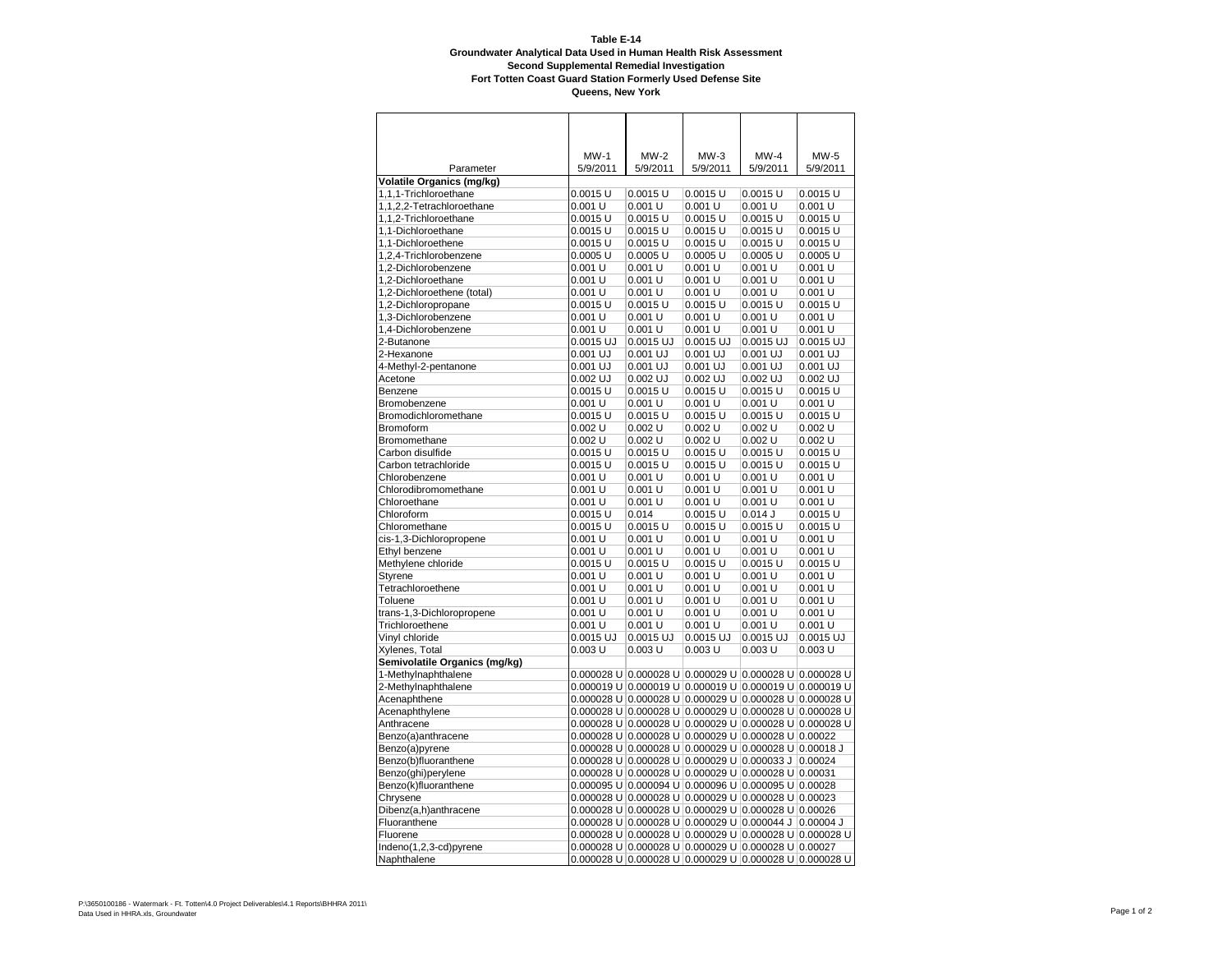**Table E-14**
**Groundwater Analytical Data Used in Human Health Risk Assessment**
**Second Supplemental Remedial Investigation**
**Fort Totten Coast Guard Station Formerly Used Defense Site**
**Queens, New York**

| Parameter | MW-1 5/9/2011 | MW-2 5/9/2011 | MW-3 5/9/2011 | MW-4 5/9/2011 | MW-5 5/9/2011 |
|---|---|---|---|---|---|
| **Volatile Organics (mg/kg)** | | | | | |
| 1,1,1-Trichloroethane | 0.0015 U | 0.0015 U | 0.0015 U | 0.0015 U | 0.0015 U |
| 1,1,2,2-Tetrachloroethane | 0.001 U | 0.001 U | 0.001 U | 0.001 U | 0.001 U |
| 1,1,2-Trichloroethane | 0.0015 U | 0.0015 U | 0.0015 U | 0.0015 U | 0.0015 U |
| 1,1-Dichloroethane | 0.0015 U | 0.0015 U | 0.0015 U | 0.0015 U | 0.0015 U |
| 1,1-Dichloroethene | 0.0015 U | 0.0015 U | 0.0015 U | 0.0015 U | 0.0015 U |
| 1,2,4-Trichlorobenzene | 0.0005 U | 0.0005 U | 0.0005 U | 0.0005 U | 0.0005 U |
| 1,2-Dichlorobenzene | 0.001 U | 0.001 U | 0.001 U | 0.001 U | 0.001 U |
| 1,2-Dichloroethane | 0.001 U | 0.001 U | 0.001 U | 0.001 U | 0.001 U |
| 1,2-Dichloroethene (total) | 0.001 U | 0.001 U | 0.001 U | 0.001 U | 0.001 U |
| 1,2-Dichloropropane | 0.0015 U | 0.0015 U | 0.0015 U | 0.0015 U | 0.0015 U |
| 1,3-Dichlorobenzene | 0.001 U | 0.001 U | 0.001 U | 0.001 U | 0.001 U |
| 1,4-Dichlorobenzene | 0.001 U | 0.001 U | 0.001 U | 0.001 U | 0.001 U |
| 2-Butanone | 0.0015 UJ | 0.0015 UJ | 0.0015 UJ | 0.0015 UJ | 0.0015 UJ |
| 2-Hexanone | 0.001 UJ | 0.001 UJ | 0.001 UJ | 0.001 UJ | 0.001 UJ |
| 4-Methyl-2-pentanone | 0.001 UJ | 0.001 UJ | 0.001 UJ | 0.001 UJ | 0.001 UJ |
| Acetone | 0.002 UJ | 0.002 UJ | 0.002 UJ | 0.002 UJ | 0.002 UJ |
| Benzene | 0.0015 U | 0.0015 U | 0.0015 U | 0.0015 U | 0.0015 U |
| Bromobenzene | 0.001 U | 0.001 U | 0.001 U | 0.001 U | 0.001 U |
| Bromodichloromethane | 0.0015 U | 0.0015 U | 0.0015 U | 0.0015 U | 0.0015 U |
| Bromoform | 0.002 U | 0.002 U | 0.002 U | 0.002 U | 0.002 U |
| Bromomethane | 0.002 U | 0.002 U | 0.002 U | 0.002 U | 0.002 U |
| Carbon disulfide | 0.0015 U | 0.0015 U | 0.0015 U | 0.0015 U | 0.0015 U |
| Carbon tetrachloride | 0.0015 U | 0.0015 U | 0.0015 U | 0.0015 U | 0.0015 U |
| Chlorobenzene | 0.001 U | 0.001 U | 0.001 U | 0.001 U | 0.001 U |
| Chlorodibromomethane | 0.001 U | 0.001 U | 0.001 U | 0.001 U | 0.001 U |
| Chloroethane | 0.001 U | 0.001 U | 0.001 U | 0.001 U | 0.001 U |
| Chloroform | 0.0015 U | 0.014 | 0.0015 U | 0.014 J | 0.0015 U |
| Chloromethane | 0.0015 U | 0.0015 U | 0.0015 U | 0.0015 U | 0.0015 U |
| cis-1,3-Dichloropropene | 0.001 U | 0.001 U | 0.001 U | 0.001 U | 0.001 U |
| Ethyl benzene | 0.001 U | 0.001 U | 0.001 U | 0.001 U | 0.001 U |
| Methylene chloride | 0.0015 U | 0.0015 U | 0.0015 U | 0.0015 U | 0.0015 U |
| Styrene | 0.001 U | 0.001 U | 0.001 U | 0.001 U | 0.001 U |
| Tetrachloroethene | 0.001 U | 0.001 U | 0.001 U | 0.001 U | 0.001 U |
| Toluene | 0.001 U | 0.001 U | 0.001 U | 0.001 U | 0.001 U |
| trans-1,3-Dichloropropene | 0.001 U | 0.001 U | 0.001 U | 0.001 U | 0.001 U |
| Trichloroethene | 0.001 U | 0.001 U | 0.001 U | 0.001 U | 0.001 U |
| Vinyl chloride | 0.0015 UJ | 0.0015 UJ | 0.0015 UJ | 0.0015 UJ | 0.0015 UJ |
| Xylenes, Total | 0.003 U | 0.003 U | 0.003 U | 0.003 U | 0.003 U |
| **Semivolatile Organics (mg/kg)** | | | | | |
| 1-Methylnaphthalene | 0.000028 U | 0.000028 U | 0.000029 U | 0.000028 U | 0.000028 U |
| 2-Methylnaphthalene | 0.000019 U | 0.000019 U | 0.000019 U | 0.000019 U | 0.000019 U |
| Acenaphthene | 0.000028 U | 0.000028 U | 0.000029 U | 0.000028 U | 0.000028 U |
| Acenaphthylene | 0.000028 U | 0.000028 U | 0.000029 U | 0.000028 U | 0.000028 U |
| Anthracene | 0.000028 U | 0.000028 U | 0.000029 U | 0.000028 U | 0.000028 U |
| Benzo(a)anthracene | 0.000028 U | 0.000028 U | 0.000029 U | 0.000028 U | 0.00022 |
| Benzo(a)pyrene | 0.000028 U | 0.000028 U | 0.000029 U | 0.000028 U | 0.00018 J |
| Benzo(b)fluoranthene | 0.000028 U | 0.000028 U | 0.000029 U | 0.000033 J | 0.00024 |
| Benzo(ghi)perylene | 0.000028 U | 0.000028 U | 0.000029 U | 0.000028 U | 0.00031 |
| Benzo(k)fluoranthene | 0.000095 U | 0.000094 U | 0.000096 U | 0.000095 U | 0.00028 |
| Chrysene | 0.000028 U | 0.000028 U | 0.000029 U | 0.000028 U | 0.00023 |
| Dibenz(a,h)anthracene | 0.000028 U | 0.000028 U | 0.000029 U | 0.000028 U | 0.00026 |
| Fluoranthene | 0.000028 U | 0.000028 U | 0.000029 U | 0.000044 J | 0.00004 J |
| Fluorene | 0.000028 U | 0.000028 U | 0.000029 U | 0.000028 U | 0.000028 U |
| Indeno(1,2,3-cd)pyrene | 0.000028 U | 0.000028 U | 0.000029 U | 0.000028 U | 0.00027 |
| Naphthalene | 0.000028 U | 0.000028 U | 0.000029 U | 0.000028 U | 0.000028 U |

P:\3650100186 - Watermark - Ft. Totten\4.0 Project Deliverables\4.1 Reports\BHHRA 2011\
Data Used in HHRA.xls, Groundwater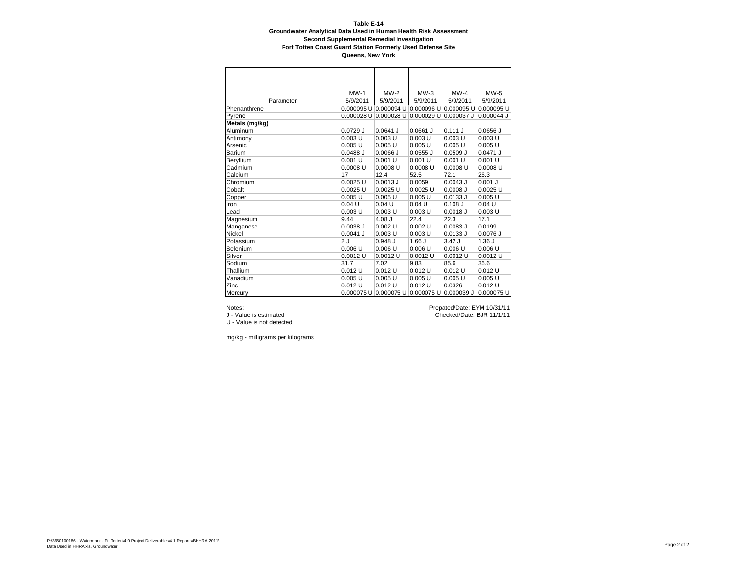**Table E-14**
**Groundwater Analytical Data Used in Human Health Risk Assessment**
**Second Supplemental Remedial Investigation**
**Fort Totten Coast Guard Station Formerly Used Defense Site**
**Queens, New York**

| Parameter | MW-1 5/9/2011 | MW-2 5/9/2011 | MW-3 5/9/2011 | MW-4 5/9/2011 | MW-5 5/9/2011 |
|---|---|---|---|---|---|
| Phenanthrene | 0.000095 U | 0.000094 U | 0.000096 U | 0.000095 U | 0.000095 U |
| Pyrene | 0.000028 U | 0.000028 U | 0.000029 U | 0.000037 J | 0.000044 J |
| **Metals (mg/kg)** | | | | | |
| Aluminum | 0.0729 J | 0.0641 J | 0.0661 J | 0.111 J | 0.0656 J |
| Antimony | 0.003 U | 0.003 U | 0.003 U | 0.003 U | 0.003 U |
| Arsenic | 0.005 U | 0.005 U | 0.005 U | 0.005 U | 0.005 U |
| Barium | 0.0488 J | 0.0066 J | 0.0555 J | 0.0509 J | 0.0471 J |
| Beryllium | 0.001 U | 0.001 U | 0.001 U | 0.001 U | 0.001 U |
| Cadmium | 0.0008 U | 0.0008 U | 0.0008 U | 0.0008 U | 0.0008 U |
| Calcium | 17 | 12.4 | 52.5 | 72.1 | 26.3 |
| Chromium | 0.0025 U | 0.0013 J | 0.0059 | 0.0043 J | 0.001 J |
| Cobalt | 0.0025 U | 0.0025 U | 0.0025 U | 0.0008 J | 0.0025 U |
| Copper | 0.005 U | 0.005 U | 0.005 U | 0.0133 J | 0.005 U |
| Iron | 0.04 U | 0.04 U | 0.04 U | 0.108 J | 0.04 U |
| Lead | 0.003 U | 0.003 U | 0.003 U | 0.0018 J | 0.003 U |
| Magnesium | 9.44 | 4.08 J | 22.4 | 22.3 | 17.1 |
| Manganese | 0.0038 J | 0.002 U | 0.002 U | 0.0083 J | 0.0199 |
| Nickel | 0.0041 J | 0.003 U | 0.003 U | 0.0133 J | 0.0076 J |
| Potassium | 2 J | 0.948 J | 1.66 J | 3.42 J | 1.36 J |
| Selenium | 0.006 U | 0.006 U | 0.006 U | 0.006 U | 0.006 U |
| Silver | 0.0012 U | 0.0012 U | 0.0012 U | 0.0012 U | 0.0012 U |
| Sodium | 31.7 | 7.02 | 9.83 | 85.6 | 36.6 |
| Thallium | 0.012 U | 0.012 U | 0.012 U | 0.012 U | 0.012 U |
| Vanadium | 0.005 U | 0.005 U | 0.005 U | 0.005 U | 0.005 U |
| Zinc | 0.012 U | 0.012 U | 0.012 U | 0.0326 | 0.012 U |
| Mercury | 0.000075 U | 0.000075 U | 0.000075 U | 0.000039 J | 0.000075 U |

Notes:
J - Value is estimated
U - Value is not detected

mg/kg - milligrams per kilograms

Prepated/Date: EYM 10/31/11
Checked/Date: BJR 11/1/11

P:\3650100186 - Watermark - Ft. Totten\4.0 Project Deliverables\4.1 Reports\BHHRA 2011\
Data Used in HHRA.xls, Groundwater